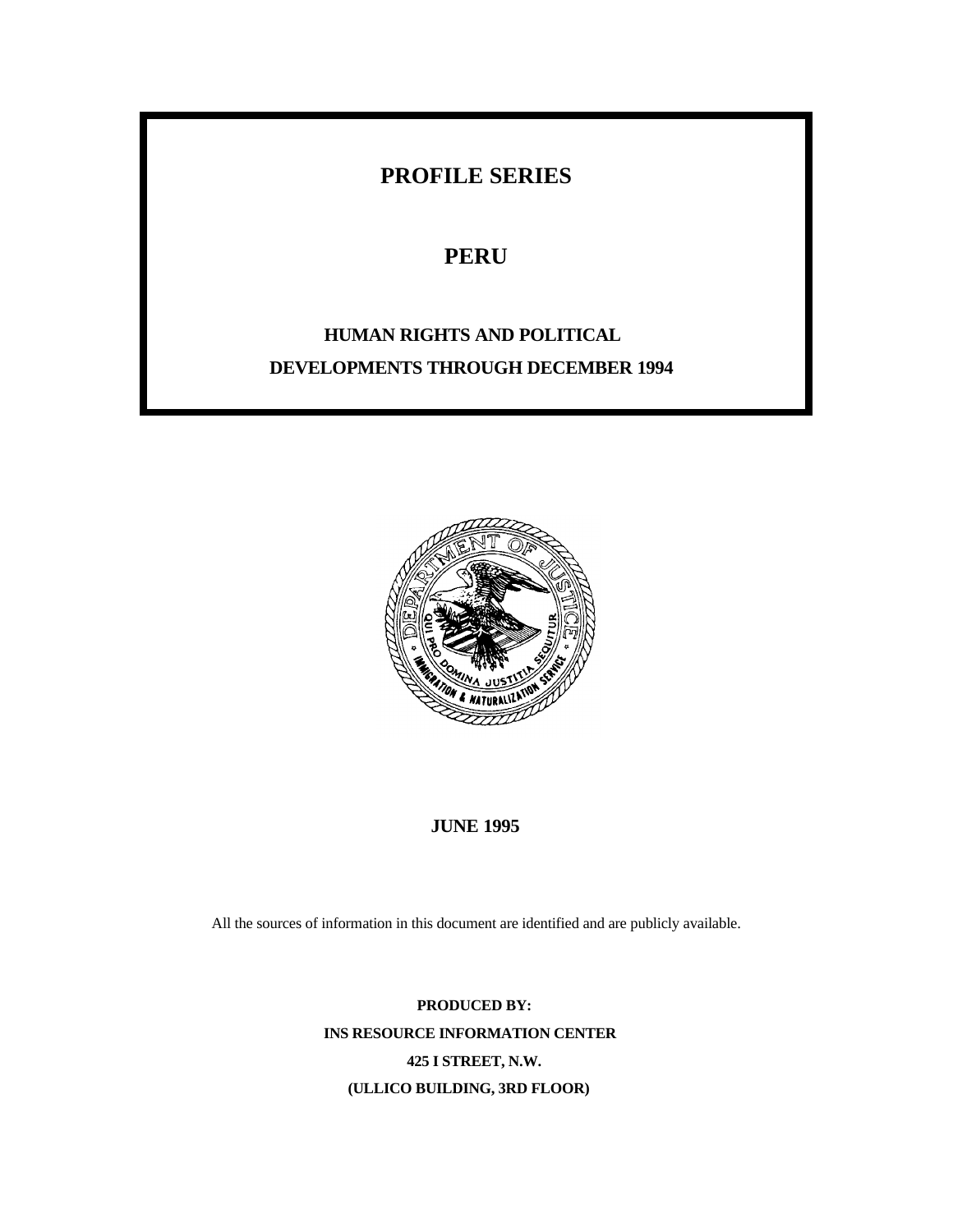# PROFILE SERIES

# PERU

## HUMAN RIGHTS AND POLITICAL DEVELOPMENTS THROUGH DECEMBER 1994

**JUNE 1995**

All the sources of information in this document are identified and are publicly available.

**PRODUCED BY:**
**INS RESOURCE INFORMATION CENTER**
**425 I STREET, N.W.**
**(ULLICO BUILDING, 3RD FLOOR)**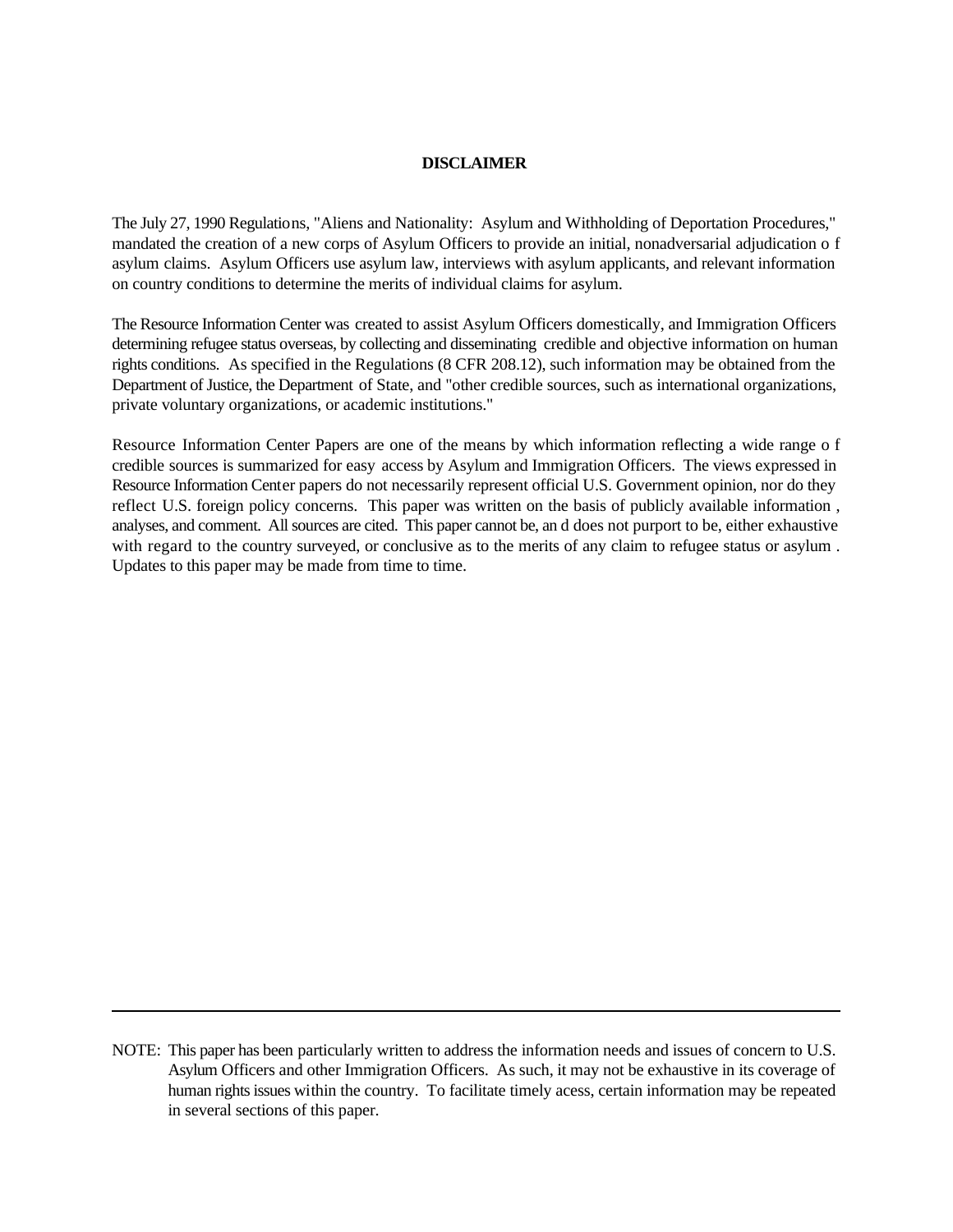**DISCLAIMER**

The July 27, 1990 Regulations, "Aliens and Nationality: Asylum and Withholding of Deportation Procedures," mandated the creation of a new corps of Asylum Officers to provide an initial, nonadversarial adjudication of asylum claims. Asylum Officers use asylum law, interviews with asylum applicants, and relevant information on country conditions to determine the merits of individual claims for asylum.

The Resource Information Center was created to assist Asylum Officers domestically, and Immigration Officers determining refugee status overseas, by collecting and disseminating credible and objective information on human rights conditions. As specified in the Regulations (8 CFR 208.12), such information may be obtained from the Department of Justice, the Department of State, and "other credible sources, such as international organizations, private voluntary organizations, or academic institutions."

Resource Information Center Papers are one of the means by which information reflecting a wide range of credible sources is summarized for easy access by Asylum and Immigration Officers. The views expressed in Resource Information Center papers do not necessarily represent official U.S. Government opinion, nor do they reflect U.S. foreign policy concerns. This paper was written on the basis of publicly available information, analyses, and comment. All sources are cited. This paper cannot be, and does not purport to be, either exhaustive with regard to the country surveyed, or conclusive as to the merits of any claim to refugee status or asylum. Updates to this paper may be made from time to time.

---

NOTE: This paper has been particularly written to address the information needs and issues of concern to U.S. Asylum Officers and other Immigration Officers. As such, it may not be exhaustive in its coverage of human rights issues within the country. To facilitate timely acess, certain information may be repeated in several sections of this paper.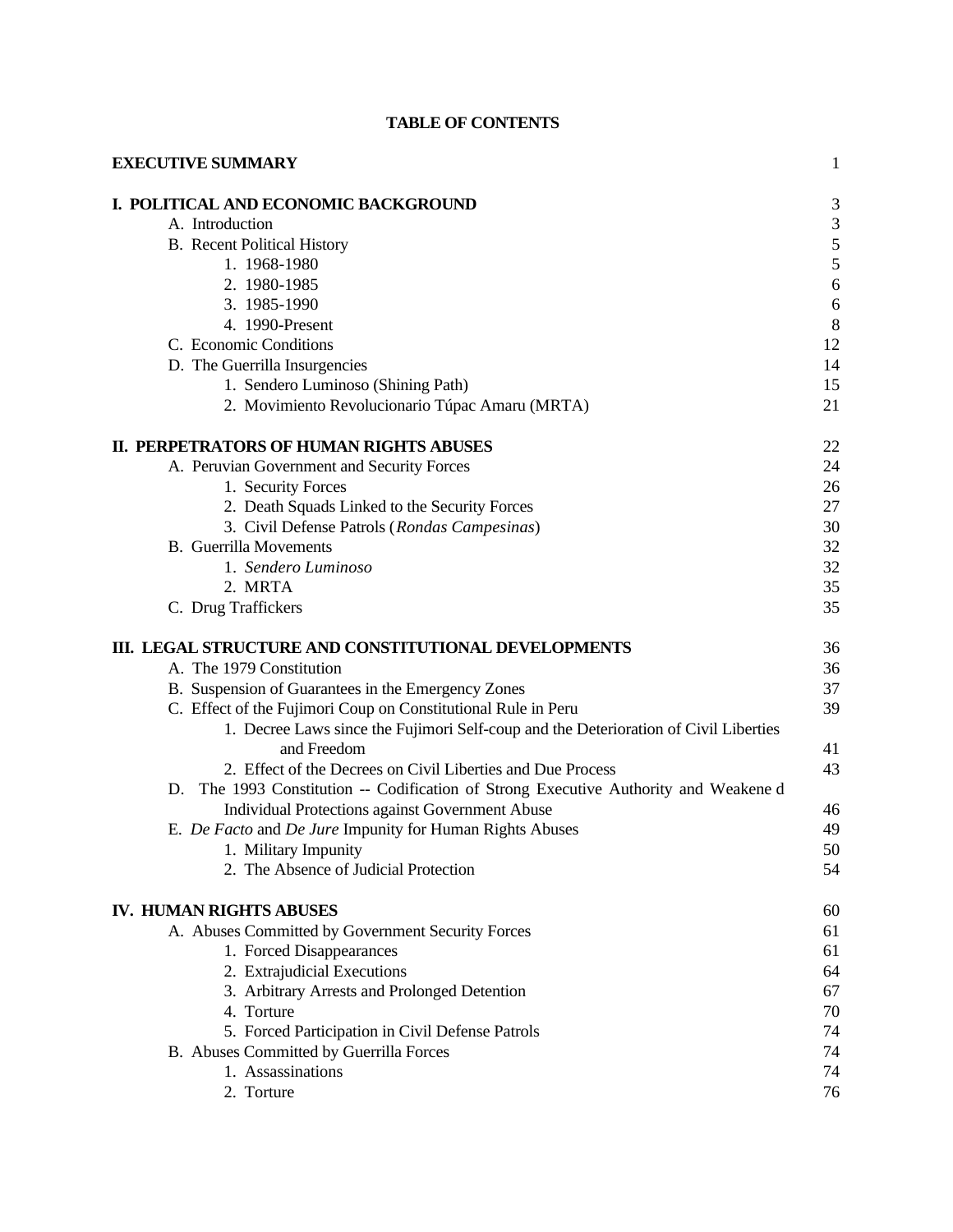# TABLE OF CONTENTS

| | |
|---|---|
| **EXECUTIVE SUMMARY** | 1 |
| | |
| **I. POLITICAL AND ECONOMIC BACKGROUND** | 3 |
| A. Introduction | 3 |
| B. Recent Political History | 5 |
| 1. 1968-1980 | 5 |
| 2. 1980-1985 | 6 |
| 3. 1985-1990 | 6 |
| 4. 1990-Present | 8 |
| C. Economic Conditions | 12 |
| D. The Guerrilla Insurgencies | 14 |
| 1. Sendero Luminoso (Shining Path) | 15 |
| 2. Movimiento Revolucionario Túpac Amaru (MRTA) | 21 |
| | |
| **II. PERPETRATORS OF HUMAN RIGHTS ABUSES** | 22 |
| A. Peruvian Government and Security Forces | 24 |
| 1. Security Forces | 26 |
| 2. Death Squads Linked to the Security Forces | 27 |
| 3. Civil Defense Patrols (*Rondas Campesinas*) | 30 |
| B. Guerrilla Movements | 32 |
| 1. *Sendero Luminoso* | 32 |
| 2. MRTA | 35 |
| C. Drug Traffickers | 35 |
| | |
| **III. LEGAL STRUCTURE AND CONSTITUTIONAL DEVELOPMENTS** | 36 |
| A. The 1979 Constitution | 36 |
| B. Suspension of Guarantees in the Emergency Zones | 37 |
| C. Effect of the Fujimori Coup on Constitutional Rule in Peru | 39 |
| 1. Decree Laws since the Fujimori Self-coup and the Deterioration of Civil Liberties and Freedom | 41 |
| 2. Effect of the Decrees on Civil Liberties and Due Process | 43 |
| D. The 1993 Constitution -- Codification of Strong Executive Authority and Weakened Individual Protections against Government Abuse | 46 |
| E. *De Facto* and *De Jure* Impunity for Human Rights Abuses | 49 |
| 1. Military Impunity | 50 |
| 2. The Absence of Judicial Protection | 54 |
| | |
| **IV. HUMAN RIGHTS ABUSES** | 60 |
| A. Abuses Committed by Government Security Forces | 61 |
| 1. Forced Disappearances | 61 |
| 2. Extrajudicial Executions | 64 |
| 3. Arbitrary Arrests and Prolonged Detention | 67 |
| 4. Torture | 70 |
| 5. Forced Participation in Civil Defense Patrols | 74 |
| B. Abuses Committed by Guerrilla Forces | 74 |
| 1. Assassinations | 74 |
| 2. Torture | 76 |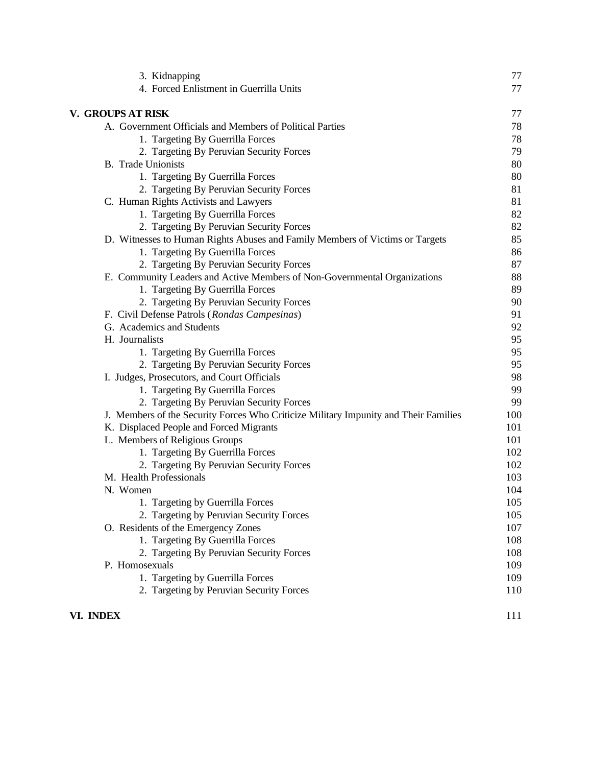3. Kidnapping 77
4. Forced Enlistment in Guerrilla Units 77

**V. GROUPS AT RISK** 77

A. Government Officials and Members of Political Parties 78
1. Targeting By Guerrilla Forces 78
2. Targeting By Peruvian Security Forces 79

B. Trade Unionists 80
1. Targeting By Guerrilla Forces 80
2. Targeting By Peruvian Security Forces 81

C. Human Rights Activists and Lawyers 81
1. Targeting By Guerrilla Forces 82
2. Targeting By Peruvian Security Forces 82

D. Witnesses to Human Rights Abuses and Family Members of Victims or Targets 85
1. Targeting By Guerrilla Forces 86
2. Targeting By Peruvian Security Forces 87

E. Community Leaders and Active Members of Non-Governmental Organizations 88
1. Targeting By Guerrilla Forces 89
2. Targeting By Peruvian Security Forces 90

F. Civil Defense Patrols (*Rondas Campesinas*) 91

G. Academics and Students 92

H. Journalists 95
1. Targeting By Guerrilla Forces 95
2. Targeting By Peruvian Security Forces 95

I. Judges, Prosecutors, and Court Officials 98
1. Targeting By Guerrilla Forces 99
2. Targeting By Peruvian Security Forces 99

J. Members of the Security Forces Who Criticize Military Impunity and Their Families 100

K. Displaced People and Forced Migrants 101

L. Members of Religious Groups 101
1. Targeting By Guerrilla Forces 102
2. Targeting By Peruvian Security Forces 102

M. Health Professionals 103

N. Women 104
1. Targeting by Guerrilla Forces 105
2. Targeting by Peruvian Security Forces 105

O. Residents of the Emergency Zones 107
1. Targeting By Guerrilla Forces 108
2. Targeting By Peruvian Security Forces 108

P. Homosexuals 109
1. Targeting by Guerrilla Forces 109
2. Targeting by Peruvian Security Forces 110

**VI. INDEX** 111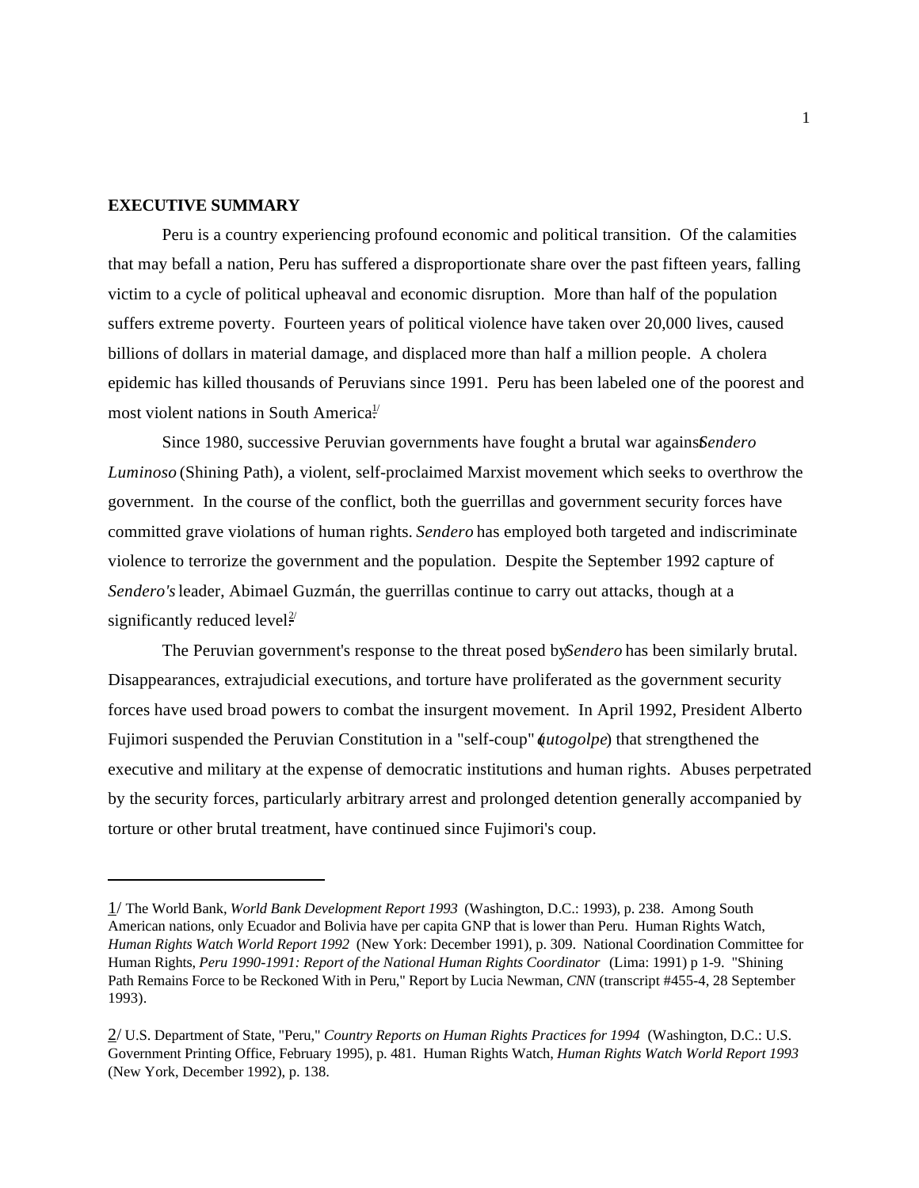**EXECUTIVE SUMMARY**

Peru is a country experiencing profound economic and political transition. Of the calamities that may befall a nation, Peru has suffered a disproportionate share over the past fifteen years, falling victim to a cycle of political upheaval and economic disruption. More than half of the population suffers extreme poverty. Fourteen years of political violence have taken over 20,000 lives, caused billions of dollars in material damage, and displaced more than half a million people. A cholera epidemic has killed thousands of Peruvians since 1991. Peru has been labeled one of the poorest and most violent nations in South America.[1/]

Since 1980, successive Peruvian governments have fought a brutal war against *Sendero Luminoso* (Shining Path), a violent, self-proclaimed Marxist movement which seeks to overthrow the government. In the course of the conflict, both the guerrillas and government security forces have committed grave violations of human rights. *Sendero* has employed both targeted and indiscriminate violence to terrorize the government and the population. Despite the September 1992 capture of *Sendero's* leader, Abimael Guzmán, the guerrillas continue to carry out attacks, though at a significantly reduced level.[2/]

The Peruvian government's response to the threat posed by *Sendero* has been similarly brutal. Disappearances, extrajudicial executions, and torture have proliferated as the government security forces have used broad powers to combat the insurgent movement. In April 1992, President Alberto Fujimori suspended the Peruvian Constitution in a "self-coup" (*autogolpe*) that strengthened the executive and military at the expense of democratic institutions and human rights. Abuses perpetrated by the security forces, particularly arbitrary arrest and prolonged detention generally accompanied by torture or other brutal treatment, have continued since Fujimori's coup.

---

1/ The World Bank, *World Bank Development Report 1993* (Washington, D.C.: 1993), p. 238. Among South American nations, only Ecuador and Bolivia have per capita GNP that is lower than Peru. Human Rights Watch, *Human Rights Watch World Report 1992* (New York: December 1991), p. 309. National Coordination Committee for Human Rights, *Peru 1990-1991: Report of the National Human Rights Coordinator* (Lima: 1991) p 1-9. "Shining Path Remains Force to be Reckoned With in Peru," Report by Lucia Newman, *CNN* (transcript #455-4, 28 September 1993).

2/ U.S. Department of State, "Peru," *Country Reports on Human Rights Practices for 1994* (Washington, D.C.: U.S. Government Printing Office, February 1995), p. 481. Human Rights Watch, *Human Rights Watch World Report 1993* (New York, December 1992), p. 138.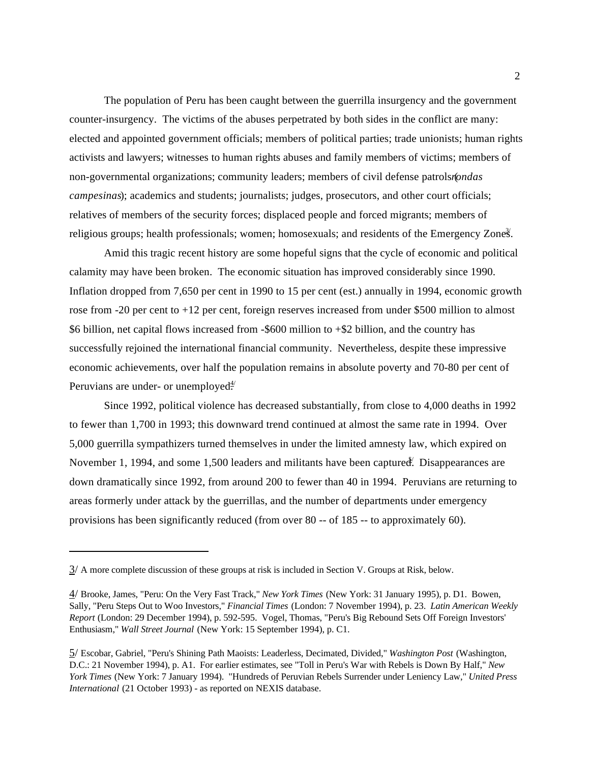The population of Peru has been caught between the guerrilla insurgency and the government counter-insurgency. The victims of the abuses perpetrated by both sides in the conflict are many: elected and appointed government officials; members of political parties; trade unionists; human rights activists and lawyers; witnesses to human rights abuses and family members of victims; members of non-governmental organizations; community leaders; members of civil defense patrols (*rondas campesinas*); academics and students; journalists; judges, prosecutors, and other court officials; relatives of members of the security forces; displaced people and forced migrants; members of religious groups; health professionals; women; homosexuals; and residents of the Emergency Zones.[3/]

Amid this tragic recent history are some hopeful signs that the cycle of economic and political calamity may have been broken. The economic situation has improved considerably since 1990. Inflation dropped from 7,650 per cent in 1990 to 15 per cent (est.) annually in 1994, economic growth rose from -20 per cent to +12 per cent, foreign reserves increased from under $500 million to almost $6 billion, net capital flows increased from -$600 million to +$2 billion, and the country has successfully rejoined the international financial community. Nevertheless, despite these impressive economic achievements, over half the population remains in absolute poverty and 70-80 per cent of Peruvians are under- or unemployed.[4/]

Since 1992, political violence has decreased substantially, from close to 4,000 deaths in 1992 to fewer than 1,700 in 1993; this downward trend continued at almost the same rate in 1994. Over 5,000 guerrilla sympathizers turned themselves in under the limited amnesty law, which expired on November 1, 1994, and some 1,500 leaders and militants have been captured.[5/] Disappearances are down dramatically since 1992, from around 200 to fewer than 40 in 1994. Peruvians are returning to areas formerly under attack by the guerrillas, and the number of departments under emergency provisions has been significantly reduced (from over 80 -- of 185 -- to approximately 60).

---

3/ A more complete discussion of these groups at risk is included in Section V. Groups at Risk, below.

4/ Brooke, James, "Peru: On the Very Fast Track," *New York Times* (New York: 31 January 1995), p. D1. Bowen, Sally, "Peru Steps Out to Woo Investors," *Financial Times* (London: 7 November 1994), p. 23. *Latin American Weekly Report* (London: 29 December 1994), p. 592-595. Vogel, Thomas, "Peru's Big Rebound Sets Off Foreign Investors' Enthusiasm," *Wall Street Journal* (New York: 15 September 1994), p. C1.

5/ Escobar, Gabriel, "Peru's Shining Path Maoists: Leaderless, Decimated, Divided," *Washington Post* (Washington, D.C.: 21 November 1994), p. A1. For earlier estimates, see "Toll in Peru's War with Rebels is Down By Half," *New York Times* (New York: 7 January 1994). "Hundreds of Peruvian Rebels Surrender under Leniency Law," *United Press International* (21 October 1993) - as reported on NEXIS database.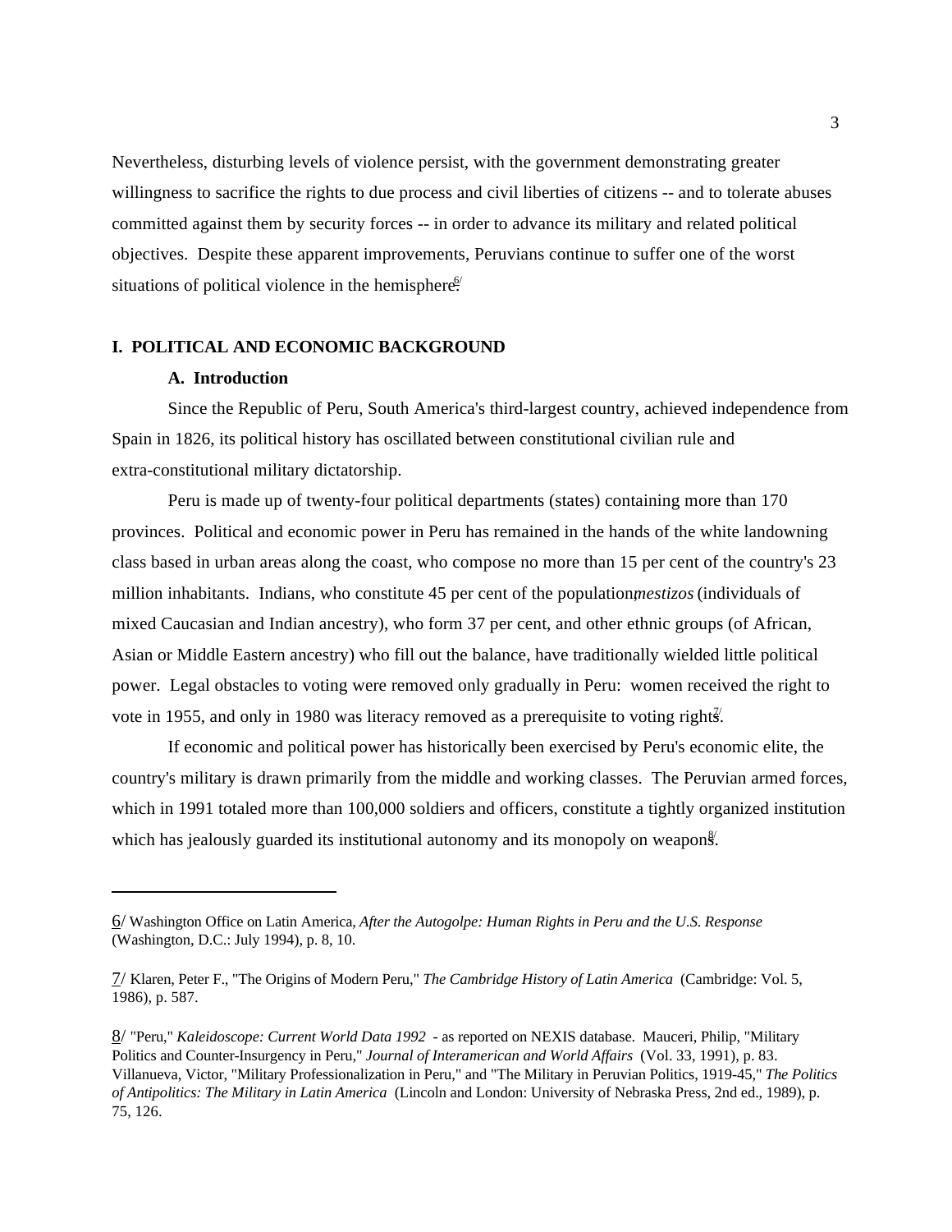Nevertheless, disturbing levels of violence persist, with the government demonstrating greater willingness to sacrifice the rights to due process and civil liberties of citizens -- and to tolerate abuses committed against them by security forces -- in order to advance its military and related political objectives. Despite these apparent improvements, Peruvians continue to suffer one of the worst situations of political violence in the hemisphere.[6/]

## I. POLITICAL AND ECONOMIC BACKGROUND

### A. Introduction

Since the Republic of Peru, South America's third-largest country, achieved independence from Spain in 1826, its political history has oscillated between constitutional civilian rule and extra-constitutional military dictatorship.

Peru is made up of twenty-four political departments (states) containing more than 170 provinces. Political and economic power in Peru has remained in the hands of the white landowning class based in urban areas along the coast, who compose no more than 15 per cent of the country's 23 million inhabitants. Indians, who constitute 45 per cent of the population, *mestizos* (individuals of mixed Caucasian and Indian ancestry), who form 37 per cent, and other ethnic groups (of African, Asian or Middle Eastern ancestry) who fill out the balance, have traditionally wielded little political power. Legal obstacles to voting were removed only gradually in Peru: women received the right to vote in 1955, and only in 1980 was literacy removed as a prerequisite to voting rights.[7/]

If economic and political power has historically been exercised by Peru's economic elite, the country's military is drawn primarily from the middle and working classes. The Peruvian armed forces, which in 1991 totaled more than 100,000 soldiers and officers, constitute a tightly organized institution which has jealously guarded its institutional autonomy and its monopoly on weapons.[8/]

---

6/ Washington Office on Latin America, *After the Autogolpe: Human Rights in Peru and the U.S. Response* (Washington, D.C.: July 1994), p. 8, 10.

7/ Klaren, Peter F., "The Origins of Modern Peru," *The Cambridge History of Latin America* (Cambridge: Vol. 5, 1986), p. 587.

8/ "Peru," *Kaleidoscope: Current World Data 1992* - as reported on NEXIS database. Mauceri, Philip, "Military Politics and Counter-Insurgency in Peru," *Journal of Interamerican and World Affairs* (Vol. 33, 1991), p. 83. Villanueva, Victor, "Military Professionalization in Peru," and "The Military in Peruvian Politics, 1919-45," *The Politics of Antipolitics: The Military in Latin America* (Lincoln and London: University of Nebraska Press, 2nd ed., 1989), p. 75, 126.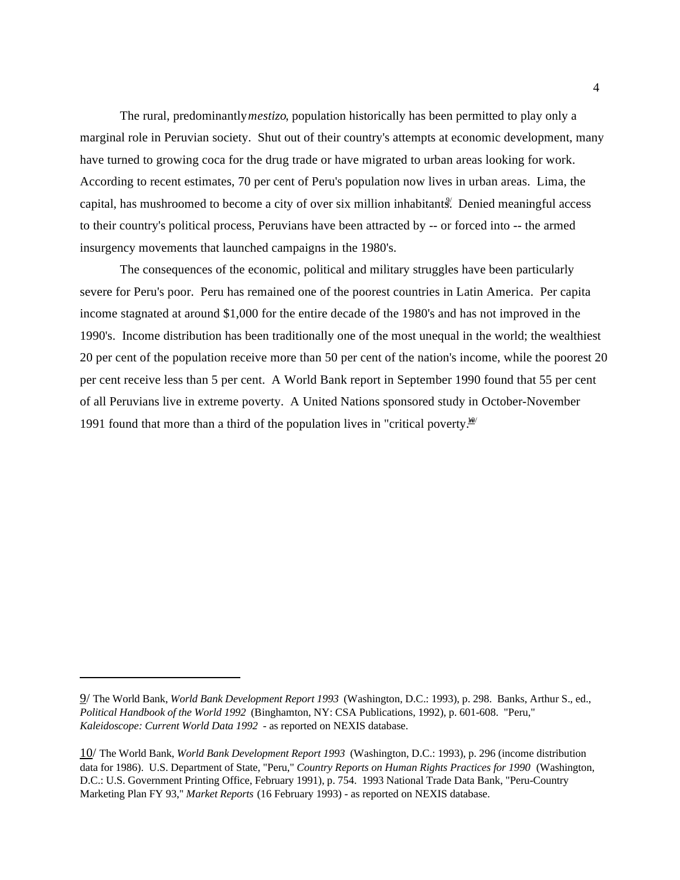The rural, predominantly *mestizo*, population historically has been permitted to play only a marginal role in Peruvian society. Shut out of their country's attempts at economic development, many have turned to growing coca for the drug trade or have migrated to urban areas looking for work. According to recent estimates, 70 per cent of Peru's population now lives in urban areas. Lima, the capital, has mushroomed to become a city of over six million inhabitants.[9/] Denied meaningful access to their country's political process, Peruvians have been attracted by -- or forced into -- the armed insurgency movements that launched campaigns in the 1980's.

The consequences of the economic, political and military struggles have been particularly severe for Peru's poor. Peru has remained one of the poorest countries in Latin America. Per capita income stagnated at around $1,000 for the entire decade of the 1980's and has not improved in the 1990's. Income distribution has been traditionally one of the most unequal in the world; the wealthiest 20 per cent of the population receive more than 50 per cent of the nation's income, while the poorest 20 per cent receive less than 5 per cent. A World Bank report in September 1990 found that 55 per cent of all Peruvians live in extreme poverty. A United Nations sponsored study in October-November 1991 found that more than a third of the population lives in "critical poverty."[10/]

---

9/ The World Bank, *World Bank Development Report 1993* (Washington, D.C.: 1993), p. 298. Banks, Arthur S., ed., *Political Handbook of the World 1992* (Binghamton, NY: CSA Publications, 1992), p. 601-608. "Peru," *Kaleidoscope: Current World Data 1992* - as reported on NEXIS database.

10/ The World Bank, *World Bank Development Report 1993* (Washington, D.C.: 1993), p. 296 (income distribution data for 1986). U.S. Department of State, "Peru," *Country Reports on Human Rights Practices for 1990* (Washington, D.C.: U.S. Government Printing Office, February 1991), p. 754. 1993 National Trade Data Bank, "Peru-Country Marketing Plan FY 93," *Market Reports* (16 February 1993) - as reported on NEXIS database.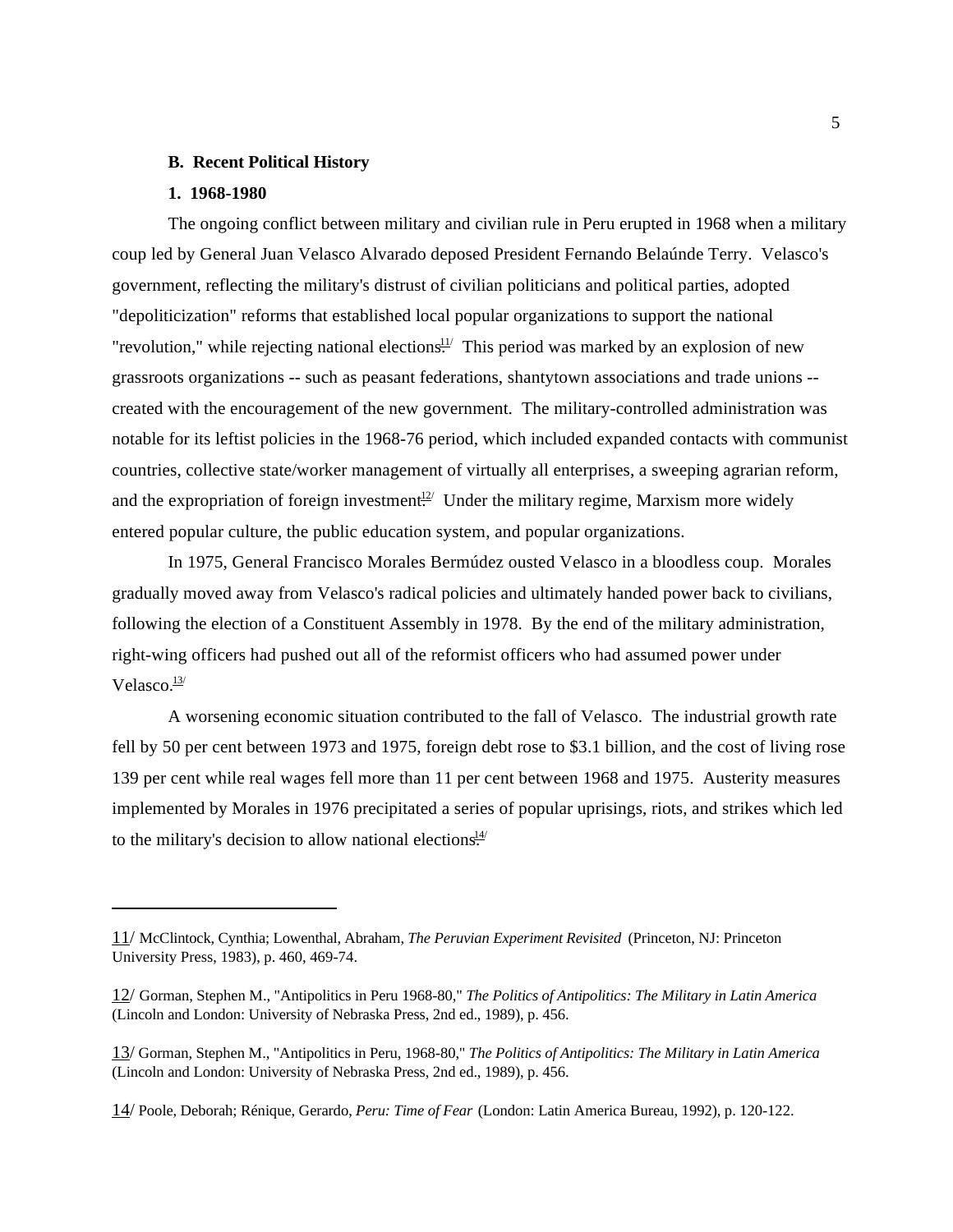### B. Recent Political History

#### 1. 1968-1980

The ongoing conflict between military and civilian rule in Peru erupted in 1968 when a military coup led by General Juan Velasco Alvarado deposed President Fernando Belaúnde Terry. Velasco's government, reflecting the military's distrust of civilian politicians and political parties, adopted "depoliticization" reforms that established local popular organizations to support the national "revolution," while rejecting national elections.[11/] This period was marked by an explosion of new grassroots organizations -- such as peasant federations, shantytown associations and trade unions -- created with the encouragement of the new government. The military-controlled administration was notable for its leftist policies in the 1968-76 period, which included expanded contacts with communist countries, collective state/worker management of virtually all enterprises, a sweeping agrarian reform, and the expropriation of foreign investment.[12/] Under the military regime, Marxism more widely entered popular culture, the public education system, and popular organizations.

In 1975, General Francisco Morales Bermúdez ousted Velasco in a bloodless coup. Morales gradually moved away from Velasco's radical policies and ultimately handed power back to civilians, following the election of a Constituent Assembly in 1978. By the end of the military administration, right-wing officers had pushed out all of the reformist officers who had assumed power under Velasco.[13/]

A worsening economic situation contributed to the fall of Velasco. The industrial growth rate fell by 50 per cent between 1973 and 1975, foreign debt rose to $3.1 billion, and the cost of living rose 139 per cent while real wages fell more than 11 per cent between 1968 and 1975. Austerity measures implemented by Morales in 1976 precipitated a series of popular uprisings, riots, and strikes which led to the military's decision to allow national elections.[14/]

---

11/ McClintock, Cynthia; Lowenthal, Abraham, *The Peruvian Experiment Revisited* (Princeton, NJ: Princeton University Press, 1983), p. 460, 469-74.

12/ Gorman, Stephen M., "Antipolitics in Peru 1968-80," *The Politics of Antipolitics: The Military in Latin America* (Lincoln and London: University of Nebraska Press, 2nd ed., 1989), p. 456.

13/ Gorman, Stephen M., "Antipolitics in Peru, 1968-80," *The Politics of Antipolitics: The Military in Latin America* (Lincoln and London: University of Nebraska Press, 2nd ed., 1989), p. 456.

14/ Poole, Deborah; Rénique, Gerardo, *Peru: Time of Fear* (London: Latin America Bureau, 1992), p. 120-122.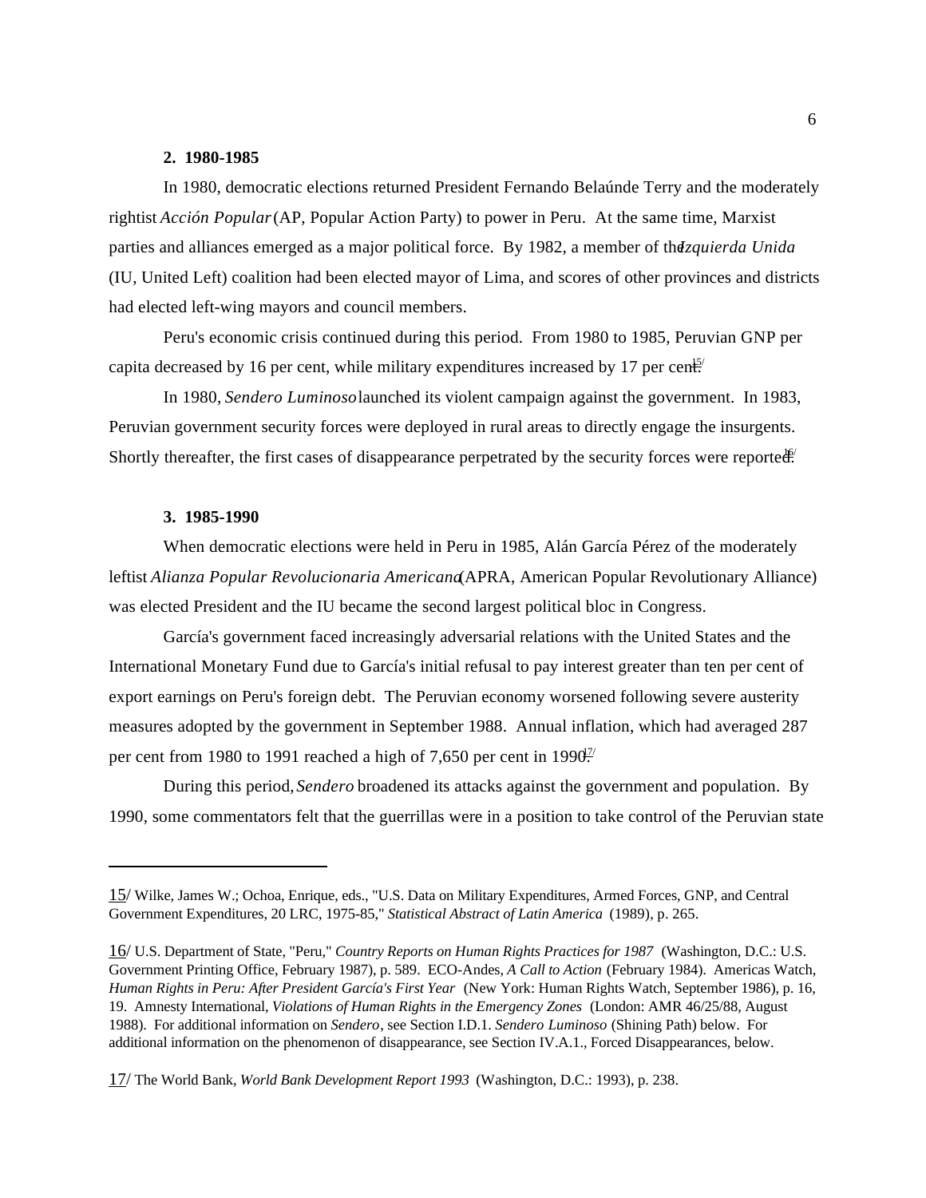### 2. 1980-1985

In 1980, democratic elections returned President Fernando Belaúnde Terry and the moderately rightist *Acción Popular* (AP, Popular Action Party) to power in Peru. At the same time, Marxist parties and alliances emerged as a major political force. By 1982, a member of the *Izquierda Unida* (IU, United Left) coalition had been elected mayor of Lima, and scores of other provinces and districts had elected left-wing mayors and council members.

Peru's economic crisis continued during this period. From 1980 to 1985, Peruvian GNP per capita decreased by 16 per cent, while military expenditures increased by 17 per cent.[15/]

In 1980, *Sendero Luminoso* launched its violent campaign against the government. In 1983, Peruvian government security forces were deployed in rural areas to directly engage the insurgents. Shortly thereafter, the first cases of disappearance perpetrated by the security forces were reported.[16/]

### 3. 1985-1990

When democratic elections were held in Peru in 1985, Alán García Pérez of the moderately leftist *Alianza Popular Revolucionaria Americana* (APRA, American Popular Revolutionary Alliance) was elected President and the IU became the second largest political bloc in Congress.

García's government faced increasingly adversarial relations with the United States and the International Monetary Fund due to García's initial refusal to pay interest greater than ten per cent of export earnings on Peru's foreign debt. The Peruvian economy worsened following severe austerity measures adopted by the government in September 1988. Annual inflation, which had averaged 287 per cent from 1980 to 1991 reached a high of 7,650 per cent in 1990.[17/]

During this period, *Sendero* broadened its attacks against the government and population. By 1990, some commentators felt that the guerrillas were in a position to take control of the Peruvian state

---

15/ Wilke, James W.; Ochoa, Enrique, eds., "U.S. Data on Military Expenditures, Armed Forces, GNP, and Central Government Expenditures, 20 LRC, 1975-85," *Statistical Abstract of Latin America* (1989), p. 265.

16/ U.S. Department of State, "Peru," *Country Reports on Human Rights Practices for 1987* (Washington, D.C.: U.S. Government Printing Office, February 1987), p. 589. ECO-Andes, *A Call to Action* (February 1984). Americas Watch, *Human Rights in Peru: After President García's First Year* (New York: Human Rights Watch, September 1986), p. 16, 19. Amnesty International, *Violations of Human Rights in the Emergency Zones* (London: AMR 46/25/88, August 1988). For additional information on *Sendero*, see Section I.D.1. *Sendero Luminoso* (Shining Path) below. For additional information on the phenomenon of disappearance, see Section IV.A.1., Forced Disappearances, below.

17/ The World Bank, *World Bank Development Report 1993* (Washington, D.C.: 1993), p. 238.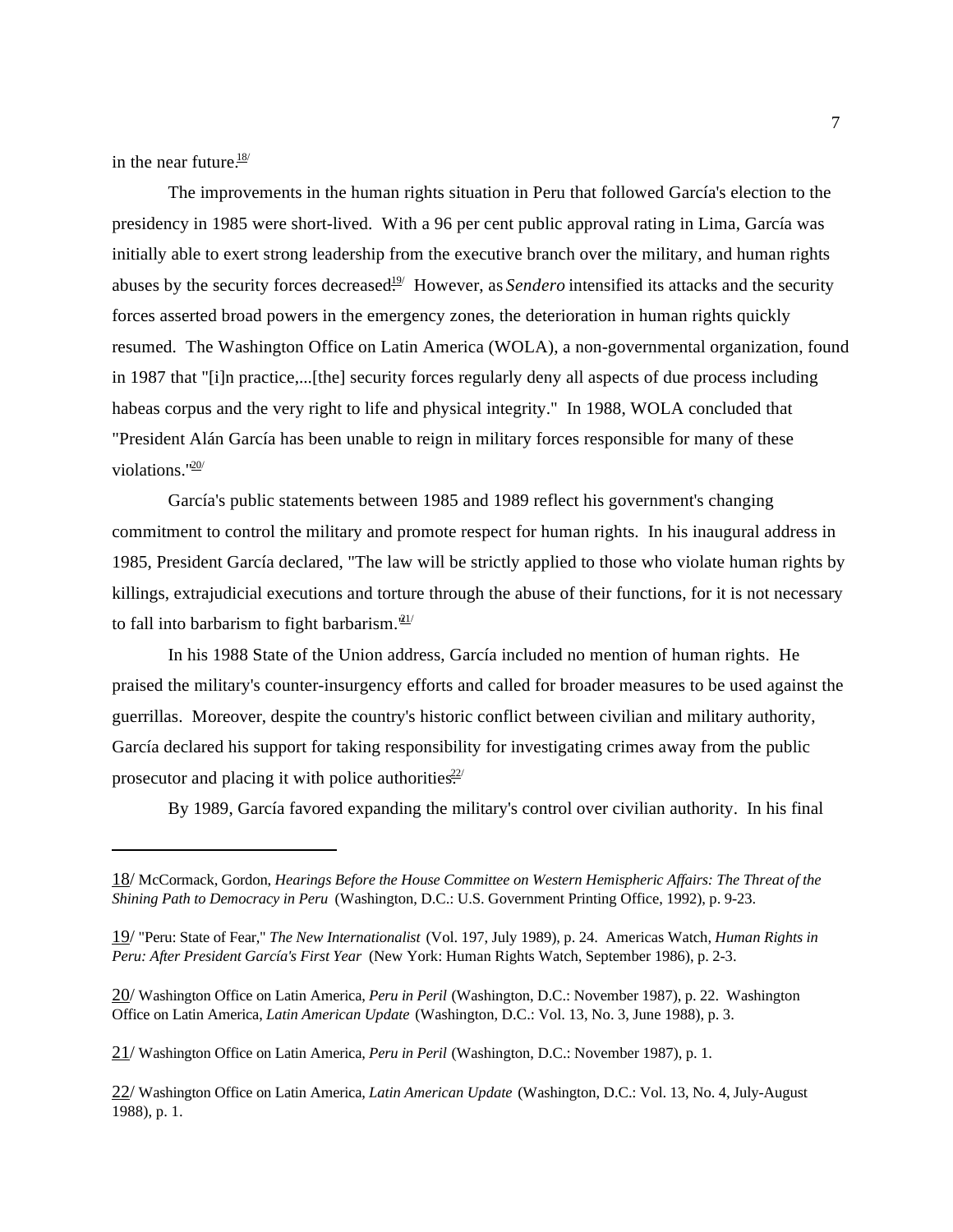in the near future.[18]

The improvements in the human rights situation in Peru that followed García's election to the presidency in 1985 were short-lived. With a 96 per cent public approval rating in Lima, García was initially able to exert strong leadership from the executive branch over the military, and human rights abuses by the security forces decreased.[19] However, as *Sendero* intensified its attacks and the security forces asserted broad powers in the emergency zones, the deterioration in human rights quickly resumed. The Washington Office on Latin America (WOLA), a non-governmental organization, found in 1987 that "[i]n practice,...[the] security forces regularly deny all aspects of due process including habeas corpus and the very right to life and physical integrity." In 1988, WOLA concluded that "President Alán García has been unable to reign in military forces responsible for many of these violations."[20]

García's public statements between 1985 and 1989 reflect his government's changing commitment to control the military and promote respect for human rights. In his inaugural address in 1985, President García declared, "The law will be strictly applied to those who violate human rights by killings, extrajudicial executions and torture through the abuse of their functions, for it is not necessary to fall into barbarism to fight barbarism."[21]

In his 1988 State of the Union address, García included no mention of human rights. He praised the military's counter-insurgency efforts and called for broader measures to be used against the guerrillas. Moreover, despite the country's historic conflict between civilian and military authority, García declared his support for taking responsibility for investigating crimes away from the public prosecutor and placing it with police authorities.[22]

By 1989, García favored expanding the military's control over civilian authority. In his final

---

18/ McCormack, Gordon, *Hearings Before the House Committee on Western Hemispheric Affairs: The Threat of the Shining Path to Democracy in Peru* (Washington, D.C.: U.S. Government Printing Office, 1992), p. 9-23.

19/ "Peru: State of Fear," *The New Internationalist* (Vol. 197, July 1989), p. 24. Americas Watch, *Human Rights in Peru: After President García's First Year* (New York: Human Rights Watch, September 1986), p. 2-3.

20/ Washington Office on Latin America, *Peru in Peril* (Washington, D.C.: November 1987), p. 22. Washington Office on Latin America, *Latin American Update* (Washington, D.C.: Vol. 13, No. 3, June 1988), p. 3.

21/ Washington Office on Latin America, *Peru in Peril* (Washington, D.C.: November 1987), p. 1.

22/ Washington Office on Latin America, *Latin American Update* (Washington, D.C.: Vol. 13, No. 4, July-August 1988), p. 1.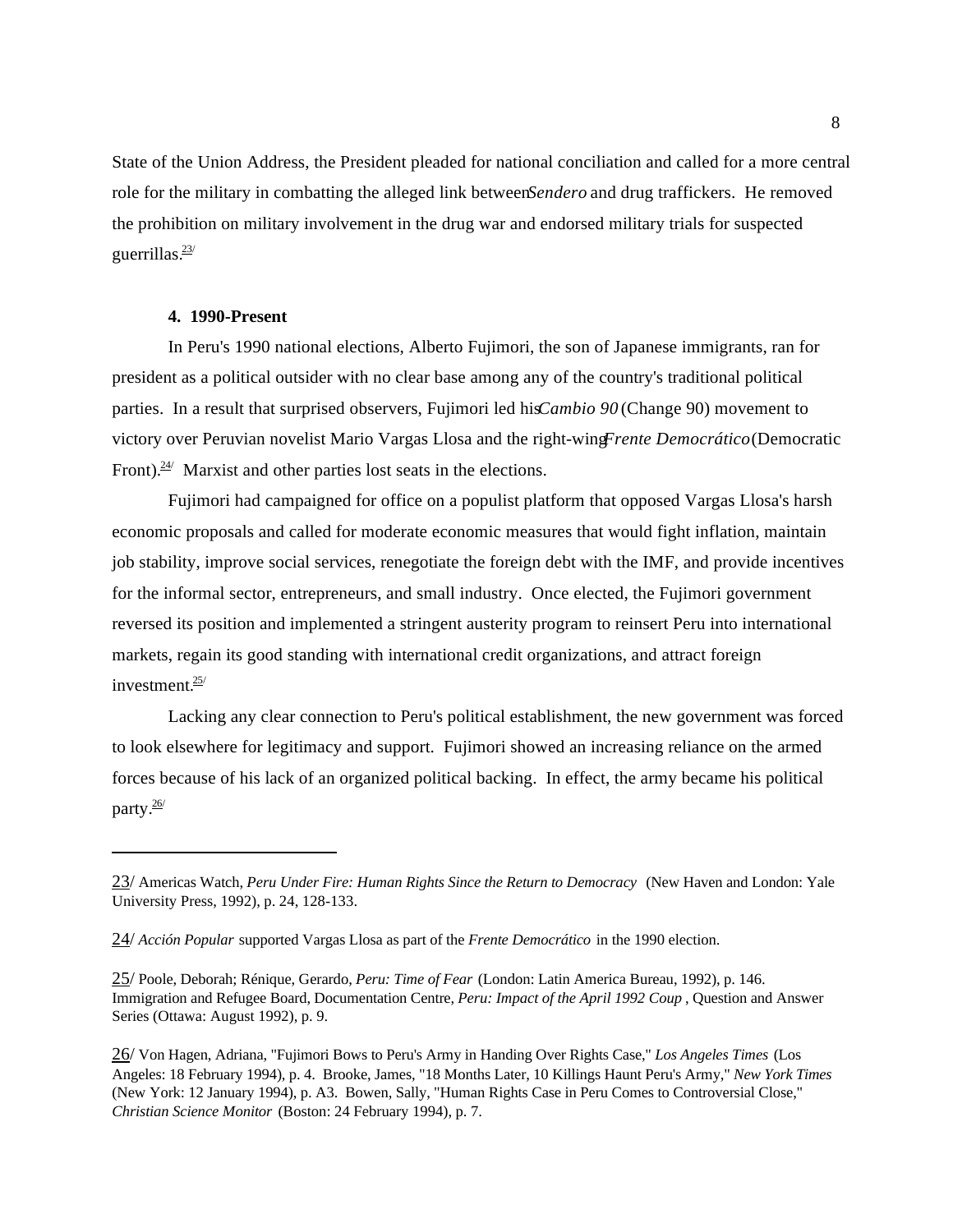State of the Union Address, the President pleaded for national conciliation and called for a more central role for the military in combatting the alleged link between *Sendero* and drug traffickers. He removed the prohibition on military involvement in the drug war and endorsed military trials for suspected guerrillas.[23/]

#### 4. 1990-Present

In Peru's 1990 national elections, Alberto Fujimori, the son of Japanese immigrants, ran for president as a political outsider with no clear base among any of the country's traditional political parties. In a result that surprised observers, Fujimori led his *Cambio 90* (Change 90) movement to victory over Peruvian novelist Mario Vargas Llosa and the right-wing *Frente Democrático* (Democratic Front).[24/] Marxist and other parties lost seats in the elections.

Fujimori had campaigned for office on a populist platform that opposed Vargas Llosa's harsh economic proposals and called for moderate economic measures that would fight inflation, maintain job stability, improve social services, renegotiate the foreign debt with the IMF, and provide incentives for the informal sector, entrepreneurs, and small industry. Once elected, the Fujimori government reversed its position and implemented a stringent austerity program to reinsert Peru into international markets, regain its good standing with international credit organizations, and attract foreign investment.[25/]

Lacking any clear connection to Peru's political establishment, the new government was forced to look elsewhere for legitimacy and support. Fujimori showed an increasing reliance on the armed forces because of his lack of an organized political backing. In effect, the army became his political party.[26/]

---

23/ Americas Watch, *Peru Under Fire: Human Rights Since the Return to Democracy* (New Haven and London: Yale University Press, 1992), p. 24, 128-133.

24/ *Acción Popular* supported Vargas Llosa as part of the *Frente Democrático* in the 1990 election.

25/ Poole, Deborah; Rénique, Gerardo, *Peru: Time of Fear* (London: Latin America Bureau, 1992), p. 146. Immigration and Refugee Board, Documentation Centre, *Peru: Impact of the April 1992 Coup*, Question and Answer Series (Ottawa: August 1992), p. 9.

26/ Von Hagen, Adriana, "Fujimori Bows to Peru's Army in Handing Over Rights Case," *Los Angeles Times* (Los Angeles: 18 February 1994), p. 4. Brooke, James, "18 Months Later, 10 Killings Haunt Peru's Army," *New York Times* (New York: 12 January 1994), p. A3. Bowen, Sally, "Human Rights Case in Peru Comes to Controversial Close," *Christian Science Monitor* (Boston: 24 February 1994), p. 7.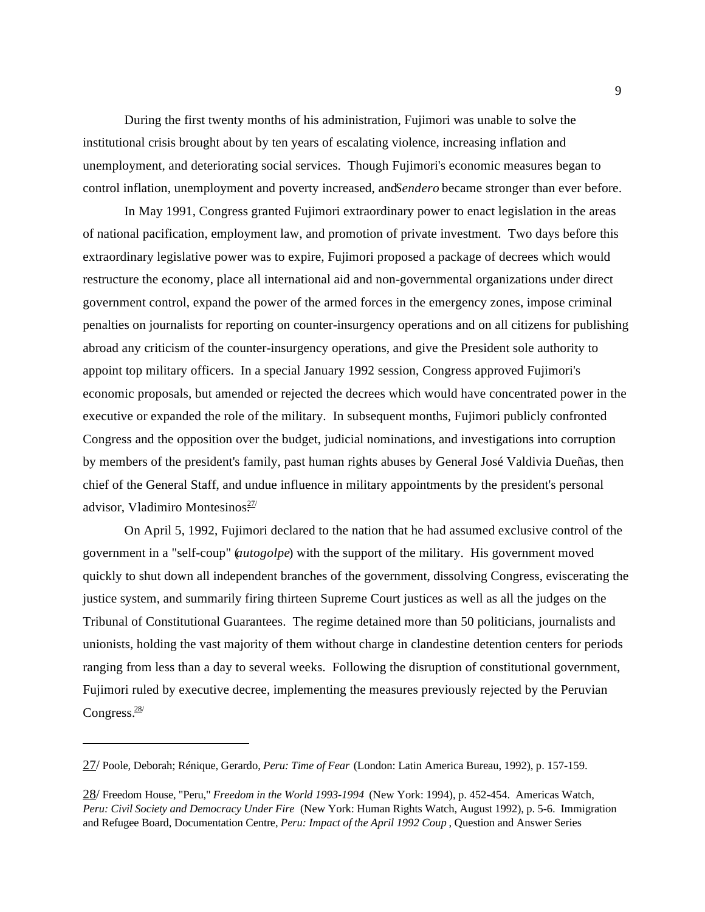During the first twenty months of his administration, Fujimori was unable to solve the institutional crisis brought about by ten years of escalating violence, increasing inflation and unemployment, and deteriorating social services. Though Fujimori's economic measures began to control inflation, unemployment and poverty increased, and *Sendero* became stronger than ever before.

In May 1991, Congress granted Fujimori extraordinary power to enact legislation in the areas of national pacification, employment law, and promotion of private investment. Two days before this extraordinary legislative power was to expire, Fujimori proposed a package of decrees which would restructure the economy, place all international aid and non-governmental organizations under direct government control, expand the power of the armed forces in the emergency zones, impose criminal penalties on journalists for reporting on counter-insurgency operations and on all citizens for publishing abroad any criticism of the counter-insurgency operations, and give the President sole authority to appoint top military officers. In a special January 1992 session, Congress approved Fujimori's economic proposals, but amended or rejected the decrees which would have concentrated power in the executive or expanded the role of the military. In subsequent months, Fujimori publicly confronted Congress and the opposition over the budget, judicial nominations, and investigations into corruption by members of the president's family, past human rights abuses by General José Valdivia Dueñas, then chief of the General Staff, and undue influence in military appointments by the president's personal advisor, Vladimiro Montesinos.[27]

On April 5, 1992, Fujimori declared to the nation that he had assumed exclusive control of the government in a "self-coup" (*autogolpe*) with the support of the military. His government moved quickly to shut down all independent branches of the government, dissolving Congress, eviscerating the justice system, and summarily firing thirteen Supreme Court justices as well as all the judges on the Tribunal of Constitutional Guarantees. The regime detained more than 50 politicians, journalists and unionists, holding the vast majority of them without charge in clandestine detention centers for periods ranging from less than a day to several weeks. Following the disruption of constitutional government, Fujimori ruled by executive decree, implementing the measures previously rejected by the Peruvian Congress.[28]

---

27/ Poole, Deborah; Rénique, Gerardo, *Peru: Time of Fear* (London: Latin America Bureau, 1992), p. 157-159.

28/ Freedom House, "Peru," *Freedom in the World 1993-1994* (New York: 1994), p. 452-454. Americas Watch, *Peru: Civil Society and Democracy Under Fire* (New York: Human Rights Watch, August 1992), p. 5-6. Immigration and Refugee Board, Documentation Centre, *Peru: Impact of the April 1992 Coup*, Question and Answer Series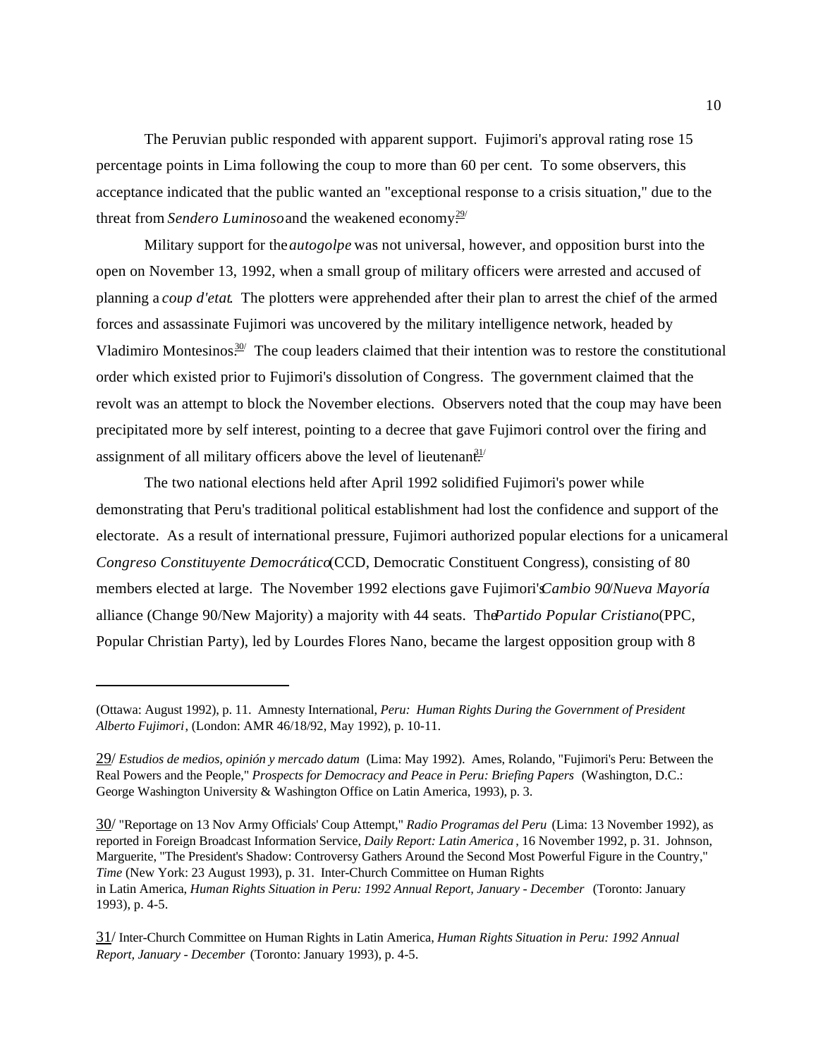The Peruvian public responded with apparent support. Fujimori's approval rating rose 15 percentage points in Lima following the coup to more than 60 per cent. To some observers, this acceptance indicated that the public wanted an "exceptional response to a crisis situation," due to the threat from *Sendero Luminoso* and the weakened economy.[29/]

Military support for the *autogolpe* was not universal, however, and opposition burst into the open on November 13, 1992, when a small group of military officers were arrested and accused of planning a *coup d'etat*. The plotters were apprehended after their plan to arrest the chief of the armed forces and assassinate Fujimori was uncovered by the military intelligence network, headed by Vladimiro Montesinos.[30/] The coup leaders claimed that their intention was to restore the constitutional order which existed prior to Fujimori's dissolution of Congress. The government claimed that the revolt was an attempt to block the November elections. Observers noted that the coup may have been precipitated more by self interest, pointing to a decree that gave Fujimori control over the firing and assignment of all military officers above the level of lieutenant.[31/]

The two national elections held after April 1992 solidified Fujimori's power while demonstrating that Peru's traditional political establishment had lost the confidence and support of the electorate. As a result of international pressure, Fujimori authorized popular elections for a unicameral *Congreso Constituyente Democrático* (CCD, Democratic Constituent Congress), consisting of 80 members elected at large. The November 1992 elections gave Fujimori's *Cambio 90*/*Nueva Mayoría* alliance (Change 90/New Majority) a majority with 44 seats. The *Partido Popular Cristiano* (PPC, Popular Christian Party), led by Lourdes Flores Nano, became the largest opposition group with 8

---

(Ottawa: August 1992), p. 11. Amnesty International, *Peru: Human Rights During the Government of President Alberto Fujimori*, (London: AMR 46/18/92, May 1992), p. 10-11.

29/ *Estudios de medios, opinión y mercado datum* (Lima: May 1992). Ames, Rolando, "Fujimori's Peru: Between the Real Powers and the People," *Prospects for Democracy and Peace in Peru: Briefing Papers* (Washington, D.C.: George Washington University & Washington Office on Latin America, 1993), p. 3.

30/ "Reportage on 13 Nov Army Officials' Coup Attempt," *Radio Programas del Peru* (Lima: 13 November 1992), as reported in Foreign Broadcast Information Service, *Daily Report: Latin America*, 16 November 1992, p. 31. Johnson, Marguerite, "The President's Shadow: Controversy Gathers Around the Second Most Powerful Figure in the Country," *Time* (New York: 23 August 1993), p. 31. Inter-Church Committee on Human Rights in Latin America, *Human Rights Situation in Peru: 1992 Annual Report, January - December* (Toronto: January 1993), p. 4-5.

31/ Inter-Church Committee on Human Rights in Latin America, *Human Rights Situation in Peru: 1992 Annual Report, January - December* (Toronto: January 1993), p. 4-5.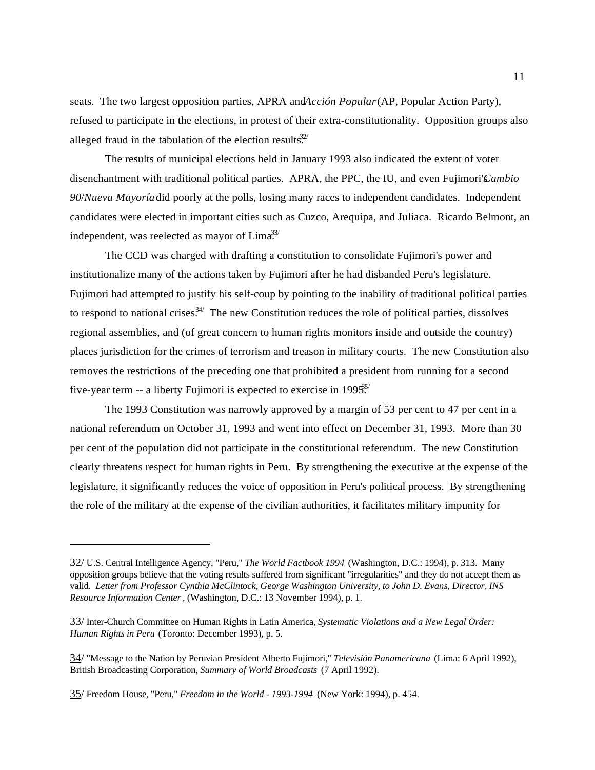seats.  The two largest opposition parties, APRA and *Acción Popular* (AP, Popular Action Party), refused to participate in the elections, in protest of their extra-constitutionality.  Opposition groups also alleged fraud in the tabulation of the election results.[32]

The results of municipal elections held in January 1993 also indicated the extent of voter disenchantment with traditional political parties.  APRA, the PPC, the IU, and even Fujimori's *Cambio 90*/*Nueva Mayoría* did poorly at the polls, losing many races to independent candidates.  Independent candidates were elected in important cities such as Cuzco, Arequipa, and Juliaca.  Ricardo Belmont, an independent, was reelected as mayor of Lima.[33]

The CCD was charged with drafting a constitution to consolidate Fujimori's power and institutionalize many of the actions taken by Fujimori after he had disbanded Peru's legislature.  Fujimori had attempted to justify his self-coup by pointing to the inability of traditional political parties to respond to national crises.[34]  The new Constitution reduces the role of political parties, dissolves regional assemblies, and (of great concern to human rights monitors inside and outside the country) places jurisdiction for the crimes of terrorism and treason in military courts.  The new Constitution also removes the restrictions of the preceding one that prohibited a president from running for a second five-year term -- a liberty Fujimori is expected to exercise in 1995.[35]

The 1993 Constitution was narrowly approved by a margin of 53 per cent to 47 per cent in a national referendum on October 31, 1993 and went into effect on December 31, 1993.  More than 30 per cent of the population did not participate in the constitutional referendum.  The new Constitution clearly threatens respect for human rights in Peru.  By strengthening the executive at the expense of the legislature, it significantly reduces the voice of opposition in Peru's political process.  By strengthening the role of the military at the expense of the civilian authorities, it facilitates military impunity for

---

32/ U.S. Central Intelligence Agency, "Peru," *The World Factbook 1994* (Washington, D.C.: 1994), p. 313.  Many opposition groups believe that the voting results suffered from significant "irregularities" and they do not accept them as valid.  *Letter from Professor Cynthia McClintock, George Washington University, to John D. Evans, Director, INS Resource Information Center*, (Washington, D.C.: 13 November 1994), p. 1.

33/ Inter-Church Committee on Human Rights in Latin America, *Systematic Violations and a New Legal Order: Human Rights in Peru* (Toronto: December 1993), p. 5.

34/ "Message to the Nation by Peruvian President Alberto Fujimori," *Televisión Panamericana* (Lima: 6 April 1992), British Broadcasting Corporation, *Summary of World Broadcasts* (7 April 1992).

35/ Freedom House, "Peru," *Freedom in the World - 1993-1994* (New York: 1994), p. 454.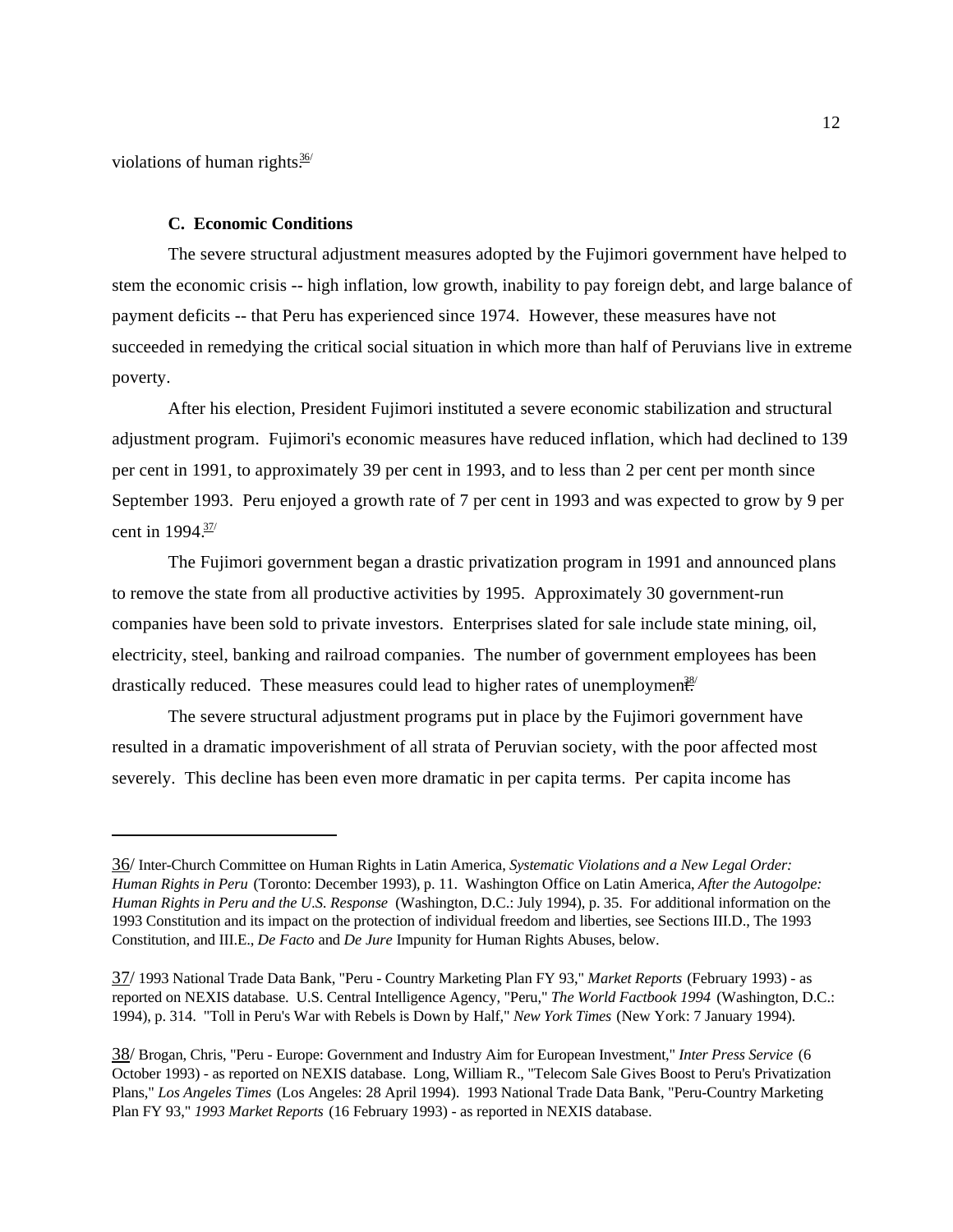violations of human rights.[36]

### C. Economic Conditions

The severe structural adjustment measures adopted by the Fujimori government have helped to stem the economic crisis -- high inflation, low growth, inability to pay foreign debt, and large balance of payment deficits -- that Peru has experienced since 1974. However, these measures have not succeeded in remedying the critical social situation in which more than half of Peruvians live in extreme poverty.

After his election, President Fujimori instituted a severe economic stabilization and structural adjustment program. Fujimori's economic measures have reduced inflation, which had declined to 139 per cent in 1991, to approximately 39 per cent in 1993, and to less than 2 per cent per month since September 1993. Peru enjoyed a growth rate of 7 per cent in 1993 and was expected to grow by 9 per cent in 1994.[37]

The Fujimori government began a drastic privatization program in 1991 and announced plans to remove the state from all productive activities by 1995. Approximately 30 government-run companies have been sold to private investors. Enterprises slated for sale include state mining, oil, electricity, steel, banking and railroad companies. The number of government employees has been drastically reduced. These measures could lead to higher rates of unemployment.[38]

The severe structural adjustment programs put in place by the Fujimori government have resulted in a dramatic impoverishment of all strata of Peruvian society, with the poor affected most severely. This decline has been even more dramatic in per capita terms. Per capita income has

---

36/ Inter-Church Committee on Human Rights in Latin America, *Systematic Violations and a New Legal Order: Human Rights in Peru* (Toronto: December 1993), p. 11. Washington Office on Latin America, *After the Autogolpe: Human Rights in Peru and the U.S. Response* (Washington, D.C.: July 1994), p. 35. For additional information on the 1993 Constitution and its impact on the protection of individual freedom and liberties, see Sections III.D., The 1993 Constitution, and III.E., *De Facto* and *De Jure* Impunity for Human Rights Abuses, below.

37/ 1993 National Trade Data Bank, "Peru - Country Marketing Plan FY 93," *Market Reports* (February 1993) - as reported on NEXIS database. U.S. Central Intelligence Agency, "Peru," *The World Factbook 1994* (Washington, D.C.: 1994), p. 314. "Toll in Peru's War with Rebels is Down by Half," *New York Times* (New York: 7 January 1994).

38/ Brogan, Chris, "Peru - Europe: Government and Industry Aim for European Investment," *Inter Press Service* (6 October 1993) - as reported on NEXIS database. Long, William R., "Telecom Sale Gives Boost to Peru's Privatization Plans," *Los Angeles Times* (Los Angeles: 28 April 1994). 1993 National Trade Data Bank, "Peru-Country Marketing Plan FY 93," *1993 Market Reports* (16 February 1993) - as reported in NEXIS database.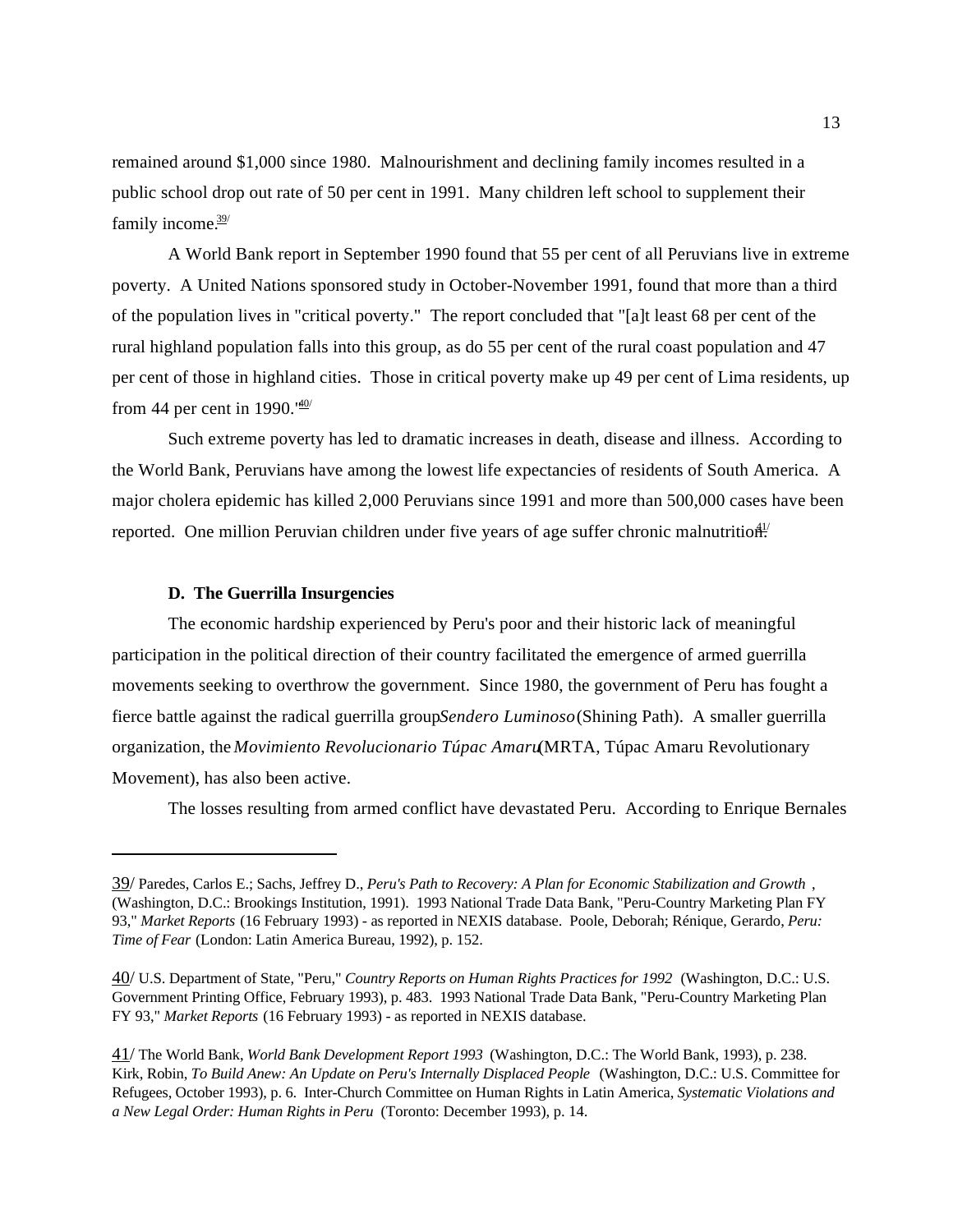remained around $1,000 since 1980. Malnourishment and declining family incomes resulted in a public school drop out rate of 50 per cent in 1991. Many children left school to supplement their family income.[39]

A World Bank report in September 1990 found that 55 per cent of all Peruvians live in extreme poverty. A United Nations sponsored study in October-November 1991, found that more than a third of the population lives in "critical poverty." The report concluded that "[a]t least 68 per cent of the rural highland population falls into this group, as do 55 per cent of the rural coast population and 47 per cent of those in highland cities. Those in critical poverty make up 49 per cent of Lima residents, up from 44 per cent in 1990."[40]

Such extreme poverty has led to dramatic increases in death, disease and illness. According to the World Bank, Peruvians have among the lowest life expectancies of residents of South America. A major cholera epidemic has killed 2,000 Peruvians since 1991 and more than 500,000 cases have been reported. One million Peruvian children under five years of age suffer chronic malnutrition.[41]

### D. The Guerrilla Insurgencies

The economic hardship experienced by Peru's poor and their historic lack of meaningful participation in the political direction of their country facilitated the emergence of armed guerrilla movements seeking to overthrow the government. Since 1980, the government of Peru has fought a fierce battle against the radical guerrilla group *Sendero Luminoso* (Shining Path). A smaller guerrilla organization, the *Movimiento Revolucionario Túpac Amaru* (MRTA, Túpac Amaru Revolutionary Movement), has also been active.

The losses resulting from armed conflict have devastated Peru. According to Enrique Bernales

---

39/ Paredes, Carlos E.; Sachs, Jeffrey D., *Peru's Path to Recovery: A Plan for Economic Stabilization and Growth*, (Washington, D.C.: Brookings Institution, 1991). 1993 National Trade Data Bank, "Peru-Country Marketing Plan FY 93," *Market Reports* (16 February 1993) - as reported in NEXIS database. Poole, Deborah; Rénique, Gerardo, *Peru: Time of Fear* (London: Latin America Bureau, 1992), p. 152.

40/ U.S. Department of State, "Peru," *Country Reports on Human Rights Practices for 1992* (Washington, D.C.: U.S. Government Printing Office, February 1993), p. 483. 1993 National Trade Data Bank, "Peru-Country Marketing Plan FY 93," *Market Reports* (16 February 1993) - as reported in NEXIS database.

41/ The World Bank, *World Bank Development Report 1993* (Washington, D.C.: The World Bank, 1993), p. 238. Kirk, Robin, *To Build Anew: An Update on Peru's Internally Displaced People* (Washington, D.C.: U.S. Committee for Refugees, October 1993), p. 6. Inter-Church Committee on Human Rights in Latin America, *Systematic Violations and a New Legal Order: Human Rights in Peru* (Toronto: December 1993), p. 14.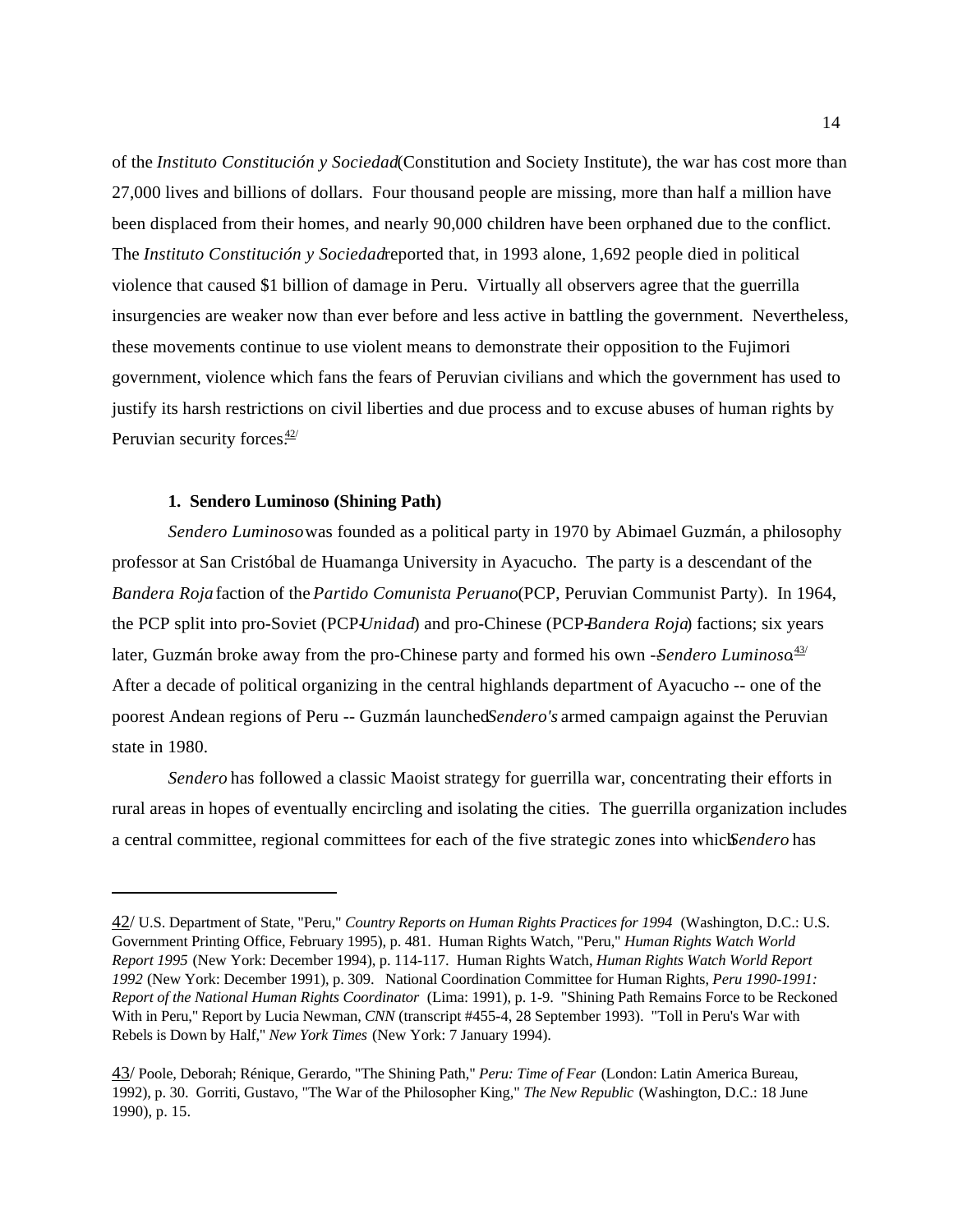of the *Instituto Constitución y Sociedad* (Constitution and Society Institute), the war has cost more than 27,000 lives and billions of dollars. Four thousand people are missing, more than half a million have been displaced from their homes, and nearly 90,000 children have been orphaned due to the conflict. The *Instituto Constitución y Sociedad* reported that, in 1993 alone, 1,692 people died in political violence that caused $1 billion of damage in Peru. Virtually all observers agree that the guerrilla insurgencies are weaker now than ever before and less active in battling the government. Nevertheless, these movements continue to use violent means to demonstrate their opposition to the Fujimori government, violence which fans the fears of Peruvian civilians and which the government has used to justify its harsh restrictions on civil liberties and due process and to excuse abuses of human rights by Peruvian security forces.[42/]

**1. Sendero Luminoso (Shining Path)**

*Sendero Luminoso* was founded as a political party in 1970 by Abimael Guzmán, a philosophy professor at San Cristóbal de Huamanga University in Ayacucho. The party is a descendant of the *Bandera Roja* faction of the *Partido Comunista Peruano* (PCP, Peruvian Communist Party). In 1964, the PCP split into pro-Soviet (PCP-*Unidad*) and pro-Chinese (PCP-*Bandera Roja*) factions; six years later, Guzmán broke away from the pro-Chinese party and formed his own -- *Sendero Luminoso*.[43/] After a decade of political organizing in the central highlands department of Ayacucho -- one of the poorest Andean regions of Peru -- Guzmán launched *Sendero's* armed campaign against the Peruvian state in 1980.

*Sendero* has followed a classic Maoist strategy for guerrilla war, concentrating their efforts in rural areas in hopes of eventually encircling and isolating the cities. The guerrilla organization includes a central committee, regional committees for each of the five strategic zones into which *Sendero* has

---

42/ U.S. Department of State, "Peru," *Country Reports on Human Rights Practices for 1994* (Washington, D.C.: U.S. Government Printing Office, February 1995), p. 481. Human Rights Watch, "Peru," *Human Rights Watch World Report 1995* (New York: December 1994), p. 114-117. Human Rights Watch, *Human Rights Watch World Report 1992* (New York: December 1991), p. 309. National Coordination Committee for Human Rights, *Peru 1990-1991: Report of the National Human Rights Coordinator* (Lima: 1991), p. 1-9. "Shining Path Remains Force to be Reckoned With in Peru," Report by Lucia Newman, *CNN* (transcript #455-4, 28 September 1993). "Toll in Peru's War with Rebels is Down by Half," *New York Times* (New York: 7 January 1994).

43/ Poole, Deborah; Rénique, Gerardo, "The Shining Path," *Peru: Time of Fear* (London: Latin America Bureau, 1992), p. 30. Gorriti, Gustavo, "The War of the Philosopher King," *The New Republic* (Washington, D.C.: 18 June 1990), p. 15.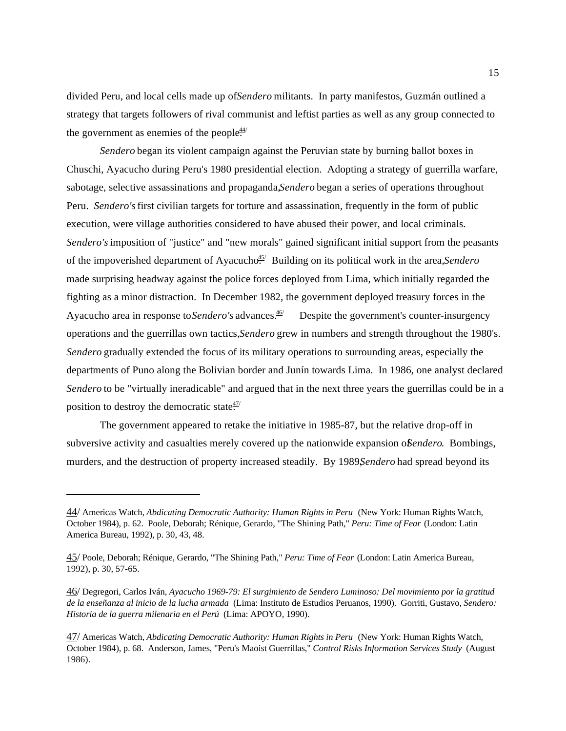divided Peru, and local cells made up of *Sendero* militants. In party manifestos, Guzmán outlined a strategy that targets followers of rival communist and leftist parties as well as any group connected to the government as enemies of the people.[44/]

*Sendero* began its violent campaign against the Peruvian state by burning ballot boxes in Chuschi, Ayacucho during Peru's 1980 presidential election. Adopting a strategy of guerrilla warfare, sabotage, selective assassinations and propaganda, *Sendero* began a series of operations throughout Peru. *Sendero's* first civilian targets for torture and assassination, frequently in the form of public execution, were village authorities considered to have abused their power, and local criminals. *Sendero's* imposition of "justice" and "new morals" gained significant initial support from the peasants of the impoverished department of Ayacucho.[45/] Building on its political work in the area, *Sendero* made surprising headway against the police forces deployed from Lima, which initially regarded the fighting as a minor distraction. In December 1982, the government deployed treasury forces in the Ayacucho area in response to *Sendero's* advances.[46/] Despite the government's counter-insurgency operations and the guerrillas own tactics, *Sendero* grew in numbers and strength throughout the 1980's. *Sendero* gradually extended the focus of its military operations to surrounding areas, especially the departments of Puno along the Bolivian border and Junín towards Lima. In 1986, one analyst declared *Sendero* to be "virtually ineradicable" and argued that in the next three years the guerrillas could be in a position to destroy the democratic state.[47/]

The government appeared to retake the initiative in 1985-87, but the relative drop-off in subversive activity and casualties merely covered up the nationwide expansion of *Sendero*. Bombings, murders, and the destruction of property increased steadily. By 1989, *Sendero* had spread beyond its

---

44/ Americas Watch, *Abdicating Democratic Authority: Human Rights in Peru* (New York: Human Rights Watch, October 1984), p. 62. Poole, Deborah; Rénique, Gerardo, "The Shining Path," *Peru: Time of Fear* (London: Latin America Bureau, 1992), p. 30, 43, 48.

45/ Poole, Deborah; Rénique, Gerardo, "The Shining Path," *Peru: Time of Fear* (London: Latin America Bureau, 1992), p. 30, 57-65.

46/ Degregori, Carlos Iván, *Ayacucho 1969-79: El surgimiento de Sendero Luminoso: Del movimiento por la gratitud de la enseñanza al inicio de la lucha armada* (Lima: Instituto de Estudios Peruanos, 1990). Gorriti, Gustavo, *Sendero: Historia de la guerra milenaria en el Perú* (Lima: APOYO, 1990).

47/ Americas Watch, *Abdicating Democratic Authority: Human Rights in Peru* (New York: Human Rights Watch, October 1984), p. 68. Anderson, James, "Peru's Maoist Guerrillas," *Control Risks Information Services Study* (August 1986).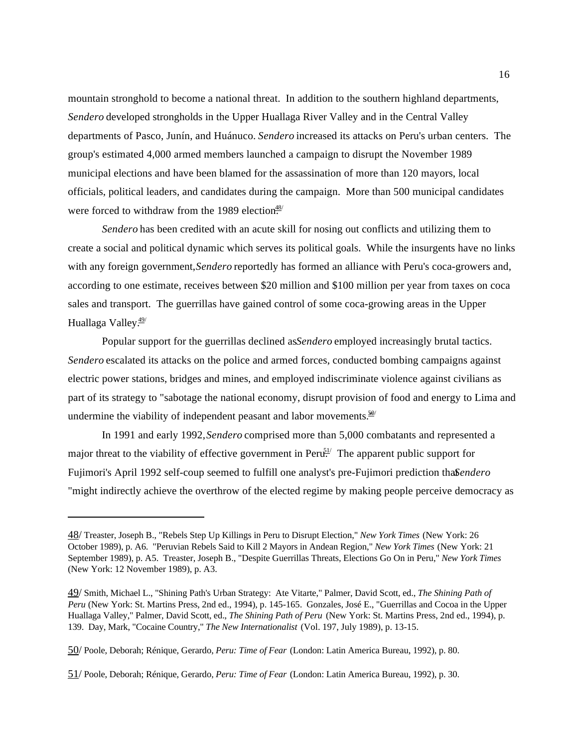mountain stronghold to become a national threat. In addition to the southern highland departments, *Sendero* developed strongholds in the Upper Huallaga River Valley and in the Central Valley departments of Pasco, Junín, and Huánuco. *Sendero* increased its attacks on Peru's urban centers. The group's estimated 4,000 armed members launched a campaign to disrupt the November 1989 municipal elections and have been blamed for the assassination of more than 120 mayors, local officials, political leaders, and candidates during the campaign. More than 500 municipal candidates were forced to withdraw from the 1989 election.[48/]

*Sendero* has been credited with an acute skill for nosing out conflicts and utilizing them to create a social and political dynamic which serves its political goals. While the insurgents have no links with any foreign government, *Sendero* reportedly has formed an alliance with Peru's coca-growers and, according to one estimate, receives between $20 million and $100 million per year from taxes on coca sales and transport. The guerrillas have gained control of some coca-growing areas in the Upper Huallaga Valley.[49/]

Popular support for the guerrillas declined as *Sendero* employed increasingly brutal tactics. *Sendero* escalated its attacks on the police and armed forces, conducted bombing campaigns against electric power stations, bridges and mines, and employed indiscriminate violence against civilians as part of its strategy to "sabotage the national economy, disrupt provision of food and energy to Lima and undermine the viability of independent peasant and labor movements."[50/]

In 1991 and early 1992, *Sendero* comprised more than 5,000 combatants and represented a major threat to the viability of effective government in Peru.[51/] The apparent public support for Fujimori's April 1992 self-coup seemed to fulfill one analyst's pre-Fujimori prediction that *Sendero* "might indirectly achieve the overthrow of the elected regime by making people perceive democracy as

---

48/ Treaster, Joseph B., "Rebels Step Up Killings in Peru to Disrupt Election," *New York Times* (New York: 26 October 1989), p. A6. "Peruvian Rebels Said to Kill 2 Mayors in Andean Region," *New York Times* (New York: 21 September 1989), p. A5. Treaster, Joseph B., "Despite Guerrillas Threats, Elections Go On in Peru," *New York Times* (New York: 12 November 1989), p. A3.

49/ Smith, Michael L., "Shining Path's Urban Strategy: Ate Vitarte," Palmer, David Scott, ed., *The Shining Path of Peru* (New York: St. Martins Press, 2nd ed., 1994), p. 145-165. Gonzales, José E., "Guerrillas and Cocoa in the Upper Huallaga Valley," Palmer, David Scott, ed., *The Shining Path of Peru* (New York: St. Martins Press, 2nd ed., 1994), p. 139. Day, Mark, "Cocaine Country," *The New Internationalist* (Vol. 197, July 1989), p. 13-15.

50/ Poole, Deborah; Rénique, Gerardo, *Peru: Time of Fear* (London: Latin America Bureau, 1992), p. 80.

51/ Poole, Deborah; Rénique, Gerardo, *Peru: Time of Fear* (London: Latin America Bureau, 1992), p. 30.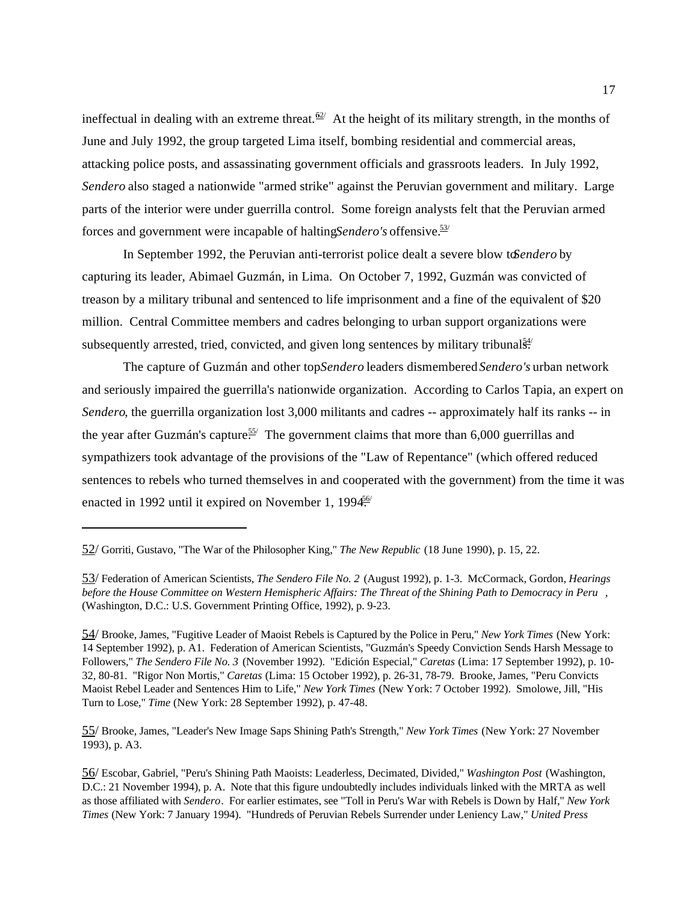ineffectual in dealing with an extreme threat.[52] At the height of its military strength, in the months of June and July 1992, the group targeted Lima itself, bombing residential and commercial areas, attacking police posts, and assassinating government officials and grassroots leaders. In July 1992, *Sendero* also staged a nationwide "armed strike" against the Peruvian government and military. Large parts of the interior were under guerrilla control. Some foreign analysts felt that the Peruvian armed forces and government were incapable of halting *Sendero's* offensive.[53]

In September 1992, the Peruvian anti-terrorist police dealt a severe blow to *Sendero* by capturing its leader, Abimael Guzmán, in Lima. On October 7, 1992, Guzmán was convicted of treason by a military tribunal and sentenced to life imprisonment and a fine of the equivalent of $20 million. Central Committee members and cadres belonging to urban support organizations were subsequently arrested, tried, convicted, and given long sentences by military tribunals.[54]

The capture of Guzmán and other top *Sendero* leaders dismembered *Sendero's* urban network and seriously impaired the guerrilla's nationwide organization. According to Carlos Tapia, an expert on *Sendero*, the guerrilla organization lost 3,000 militants and cadres -- approximately half its ranks -- in the year after Guzmán's capture.[55] The government claims that more than 6,000 guerrillas and sympathizers took advantage of the provisions of the "Law of Repentance" (which offered reduced sentences to rebels who turned themselves in and cooperated with the government) from the time it was enacted in 1992 until it expired on November 1, 1994.[56]

---

52/ Gorriti, Gustavo, "The War of the Philosopher King," *The New Republic* (18 June 1990), p. 15, 22.

53/ Federation of American Scientists, *The Sendero File No. 2* (August 1992), p. 1-3. McCormack, Gordon, *Hearings before the House Committee on Western Hemispheric Affairs: The Threat of the Shining Path to Democracy in Peru*, (Washington, D.C.: U.S. Government Printing Office, 1992), p. 9-23.

54/ Brooke, James, "Fugitive Leader of Maoist Rebels is Captured by the Police in Peru," *New York Times* (New York: 14 September 1992), p. A1. Federation of American Scientists, "Guzmán's Speedy Conviction Sends Harsh Message to Followers," *The Sendero File No. 3* (November 1992). "Edición Especial," *Caretas* (Lima: 17 September 1992), p. 10-32, 80-81. "Rigor Non Mortis," *Caretas* (Lima: 15 October 1992), p. 26-31, 78-79. Brooke, James, "Peru Convicts Maoist Rebel Leader and Sentences Him to Life," *New York Times* (New York: 7 October 1992). Smolowe, Jill, "His Turn to Lose," *Time* (New York: 28 September 1992), p. 47-48.

55/ Brooke, James, "Leader's New Image Saps Shining Path's Strength," *New York Times* (New York: 27 November 1993), p. A3.

56/ Escobar, Gabriel, "Peru's Shining Path Maoists: Leaderless, Decimated, Divided," *Washington Post* (Washington, D.C.: 21 November 1994), p. A. Note that this figure undoubtedly includes individuals linked with the MRTA as well as those affiliated with *Sendero*. For earlier estimates, see "Toll in Peru's War with Rebels is Down by Half," *New York Times* (New York: 7 January 1994). "Hundreds of Peruvian Rebels Surrender under Leniency Law," *United Press*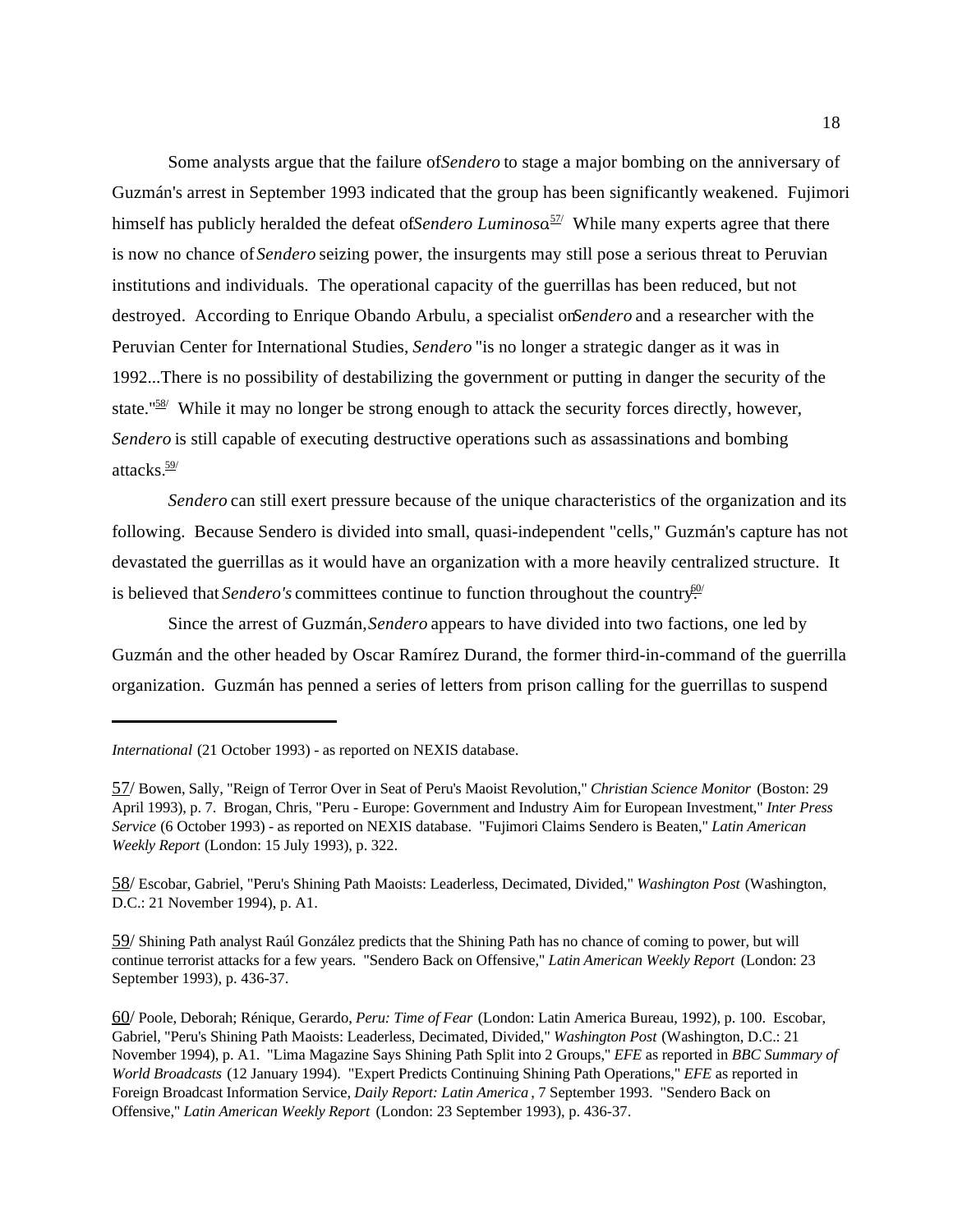Some analysts argue that the failure of *Sendero* to stage a major bombing on the anniversary of Guzmán's arrest in September 1993 indicated that the group has been significantly weakened. Fujimori himself has publicly heralded the defeat of *Sendero Luminoso*.[57/] While many experts agree that there is now no chance of *Sendero* seizing power, the insurgents may still pose a serious threat to Peruvian institutions and individuals. The operational capacity of the guerrillas has been reduced, but not destroyed. According to Enrique Obando Arbulu, a specialist on *Sendero* and a researcher with the Peruvian Center for International Studies, *Sendero* "is no longer a strategic danger as it was in 1992...There is no possibility of destabilizing the government or putting in danger the security of the state."[58/] While it may no longer be strong enough to attack the security forces directly, however, *Sendero* is still capable of executing destructive operations such as assassinations and bombing attacks.[59/]

*Sendero* can still exert pressure because of the unique characteristics of the organization and its following. Because Sendero is divided into small, quasi-independent "cells," Guzmán's capture has not devastated the guerrillas as it would have an organization with a more heavily centralized structure. It is believed that *Sendero's* committees continue to function throughout the country.[60/]

Since the arrest of Guzmán, *Sendero* appears to have divided into two factions, one led by Guzmán and the other headed by Oscar Ramírez Durand, the former third-in-command of the guerrilla organization. Guzmán has penned a series of letters from prison calling for the guerrillas to suspend

---

*International* (21 October 1993) - as reported on NEXIS database.

57/ Bowen, Sally, "Reign of Terror Over in Seat of Peru's Maoist Revolution," *Christian Science Monitor* (Boston: 29 April 1993), p. 7. Brogan, Chris, "Peru - Europe: Government and Industry Aim for European Investment," *Inter Press Service* (6 October 1993) - as reported on NEXIS database. "Fujimori Claims Sendero is Beaten," *Latin American Weekly Report* (London: 15 July 1993), p. 322.

58/ Escobar, Gabriel, "Peru's Shining Path Maoists: Leaderless, Decimated, Divided," *Washington Post* (Washington, D.C.: 21 November 1994), p. A1.

59/ Shining Path analyst Raúl González predicts that the Shining Path has no chance of coming to power, but will continue terrorist attacks for a few years. "Sendero Back on Offensive," *Latin American Weekly Report* (London: 23 September 1993), p. 436-37.

60/ Poole, Deborah; Rénique, Gerardo, *Peru: Time of Fear* (London: Latin America Bureau, 1992), p. 100. Escobar, Gabriel, "Peru's Shining Path Maoists: Leaderless, Decimated, Divided," *Washington Post* (Washington, D.C.: 21 November 1994), p. A1. "Lima Magazine Says Shining Path Split into 2 Groups," *EFE* as reported in *BBC Summary of World Broadcasts* (12 January 1994). "Expert Predicts Continuing Shining Path Operations," *EFE* as reported in Foreign Broadcast Information Service, *Daily Report: Latin America*, 7 September 1993. "Sendero Back on Offensive," *Latin American Weekly Report* (London: 23 September 1993), p. 436-37.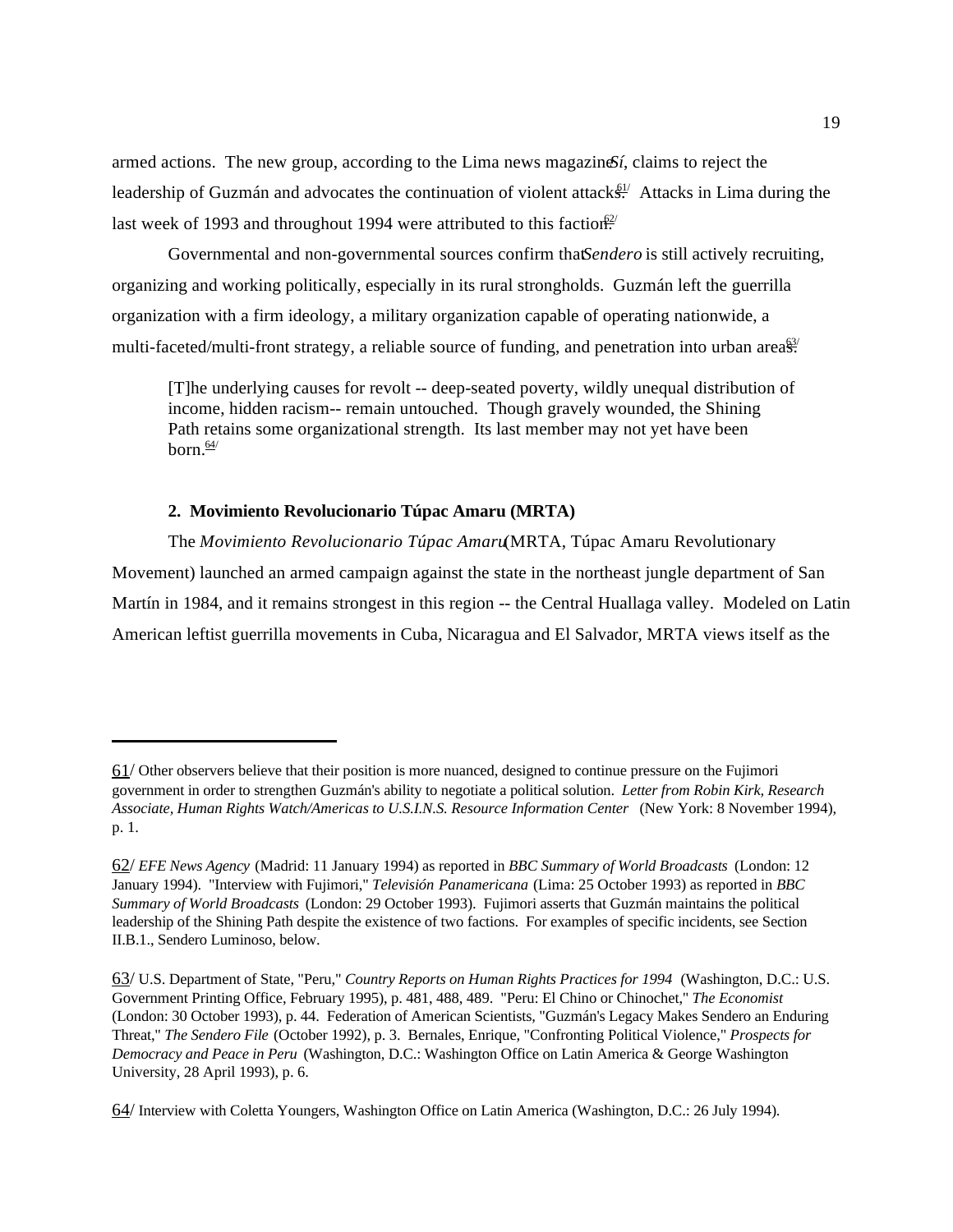armed actions. The new group, according to the Lima news magazine *Sí*, claims to reject the leadership of Guzmán and advocates the continuation of violent attacks.[61] Attacks in Lima during the last week of 1993 and throughout 1994 were attributed to this faction.[62]

Governmental and non-governmental sources confirm that *Sendero* is still actively recruiting, organizing and working politically, especially in its rural strongholds. Guzmán left the guerrilla organization with a firm ideology, a military organization capable of operating nationwide, a multi-faceted/multi-front strategy, a reliable source of funding, and penetration into urban areas.[63]

> [T]he underlying causes for revolt -- deep-seated poverty, wildly unequal distribution of income, hidden racism-- remain untouched. Though gravely wounded, the Shining Path retains some organizational strength. Its last member may not yet have been born.[64]

### 2. Movimiento Revolucionario Túpac Amaru (MRTA)

The *Movimiento Revolucionario Túpac Amaru* (MRTA, Túpac Amaru Revolutionary Movement) launched an armed campaign against the state in the northeast jungle department of San Martín in 1984, and it remains strongest in this region -- the Central Huallaga valley. Modeled on Latin American leftist guerrilla movements in Cuba, Nicaragua and El Salvador, MRTA views itself as the

---

61/ Other observers believe that their position is more nuanced, designed to continue pressure on the Fujimori government in order to strengthen Guzmán's ability to negotiate a political solution. *Letter from Robin Kirk, Research Associate, Human Rights Watch/Americas to U.S.I.N.S. Resource Information Center* (New York: 8 November 1994), p. 1.

62/ *EFE News Agency* (Madrid: 11 January 1994) as reported in *BBC Summary of World Broadcasts* (London: 12 January 1994). "Interview with Fujimori," *Televisión Panamericana* (Lima: 25 October 1993) as reported in *BBC Summary of World Broadcasts* (London: 29 October 1993). Fujimori asserts that Guzmán maintains the political leadership of the Shining Path despite the existence of two factions. For examples of specific incidents, see Section II.B.1., Sendero Luminoso, below.

63/ U.S. Department of State, "Peru," *Country Reports on Human Rights Practices for 1994* (Washington, D.C.: U.S. Government Printing Office, February 1995), p. 481, 488, 489. "Peru: El Chino or Chinochet," *The Economist* (London: 30 October 1993), p. 44. Federation of American Scientists, "Guzmán's Legacy Makes Sendero an Enduring Threat," *The Sendero File* (October 1992), p. 3. Bernales, Enrique, "Confronting Political Violence," *Prospects for Democracy and Peace in Peru* (Washington, D.C.: Washington Office on Latin America & George Washington University, 28 April 1993), p. 6.

64/ Interview with Coletta Youngers, Washington Office on Latin America (Washington, D.C.: 26 July 1994).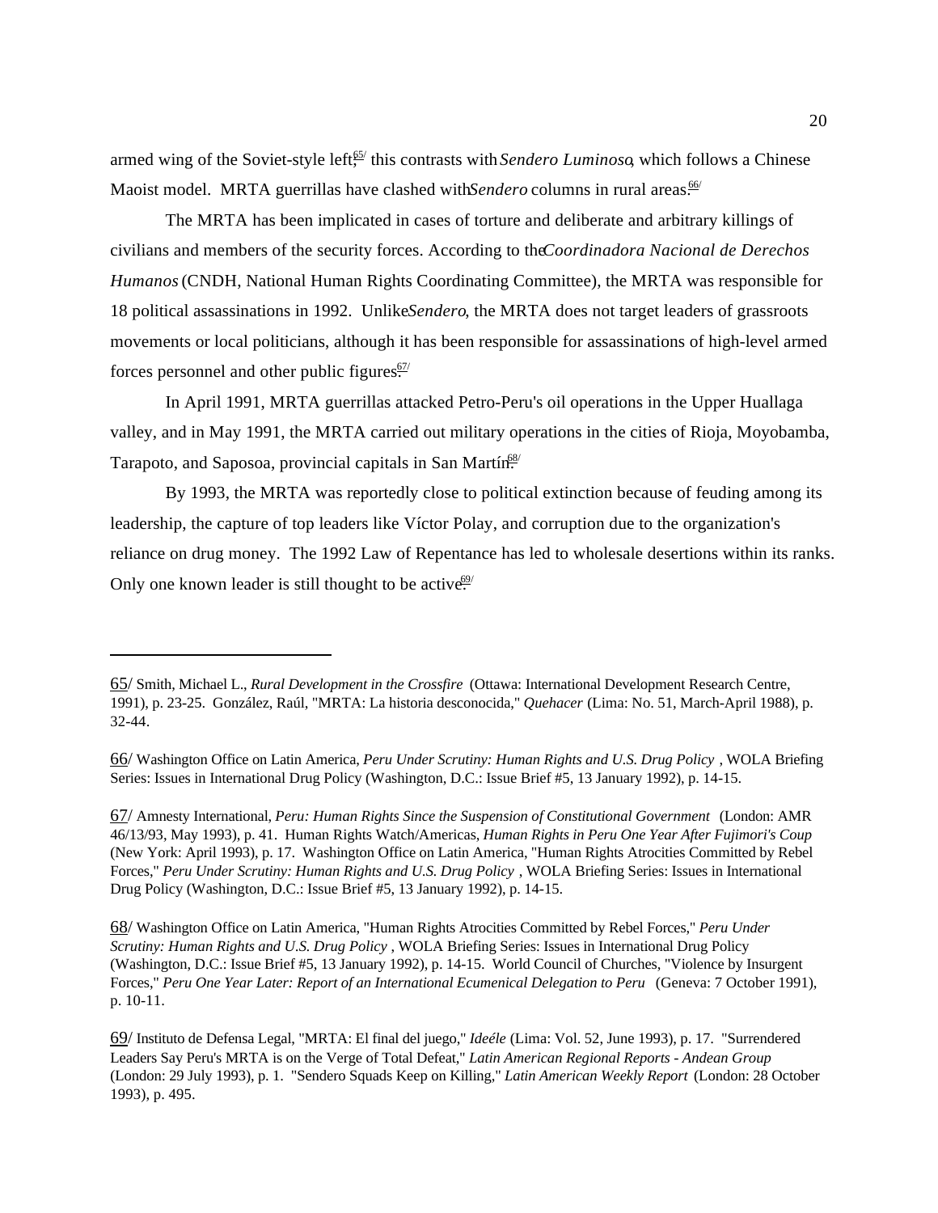armed wing of the Soviet-style left;[65] this contrasts with *Sendero Luminoso*, which follows a Chinese Maoist model. MRTA guerrillas have clashed with *Sendero* columns in rural areas.[66]

The MRTA has been implicated in cases of torture and deliberate and arbitrary killings of civilians and members of the security forces. According to the *Coordinadora Nacional de Derechos Humanos* (CNDH, National Human Rights Coordinating Committee), the MRTA was responsible for 18 political assassinations in 1992. Unlike *Sendero*, the MRTA does not target leaders of grassroots movements or local politicians, although it has been responsible for assassinations of high-level armed forces personnel and other public figures.[67]

In April 1991, MRTA guerrillas attacked Petro-Peru's oil operations in the Upper Huallaga valley, and in May 1991, the MRTA carried out military operations in the cities of Rioja, Moyobamba, Tarapoto, and Saposoa, provincial capitals in San Martín.[68]

By 1993, the MRTA was reportedly close to political extinction because of feuding among its leadership, the capture of top leaders like Víctor Polay, and corruption due to the organization's reliance on drug money. The 1992 Law of Repentance has led to wholesale desertions within its ranks. Only one known leader is still thought to be active.[69]

---

65/ Smith, Michael L., *Rural Development in the Crossfire* (Ottawa: International Development Research Centre, 1991), p. 23-25. González, Raúl, "MRTA: La historia desconocida," *Quehacer* (Lima: No. 51, March-April 1988), p. 32-44.

66/ Washington Office on Latin America, *Peru Under Scrutiny: Human Rights and U.S. Drug Policy*, WOLA Briefing Series: Issues in International Drug Policy (Washington, D.C.: Issue Brief #5, 13 January 1992), p. 14-15.

67/ Amnesty International, *Peru: Human Rights Since the Suspension of Constitutional Government* (London: AMR 46/13/93, May 1993), p. 41. Human Rights Watch/Americas, *Human Rights in Peru One Year After Fujimori's Coup* (New York: April 1993), p. 17. Washington Office on Latin America, "Human Rights Atrocities Committed by Rebel Forces," *Peru Under Scrutiny: Human Rights and U.S. Drug Policy*, WOLA Briefing Series: Issues in International Drug Policy (Washington, D.C.: Issue Brief #5, 13 January 1992), p. 14-15.

68/ Washington Office on Latin America, "Human Rights Atrocities Committed by Rebel Forces," *Peru Under Scrutiny: Human Rights and U.S. Drug Policy*, WOLA Briefing Series: Issues in International Drug Policy (Washington, D.C.: Issue Brief #5, 13 January 1992), p. 14-15. World Council of Churches, "Violence by Insurgent Forces," *Peru One Year Later: Report of an International Ecumenical Delegation to Peru* (Geneva: 7 October 1991), p. 10-11.

69/ Instituto de Defensa Legal, "MRTA: El final del juego," *Ideéle* (Lima: Vol. 52, June 1993), p. 17. "Surrendered Leaders Say Peru's MRTA is on the Verge of Total Defeat," *Latin American Regional Reports - Andean Group* (London: 29 July 1993), p. 1. "Sendero Squads Keep on Killing," *Latin American Weekly Report* (London: 28 October 1993), p. 495.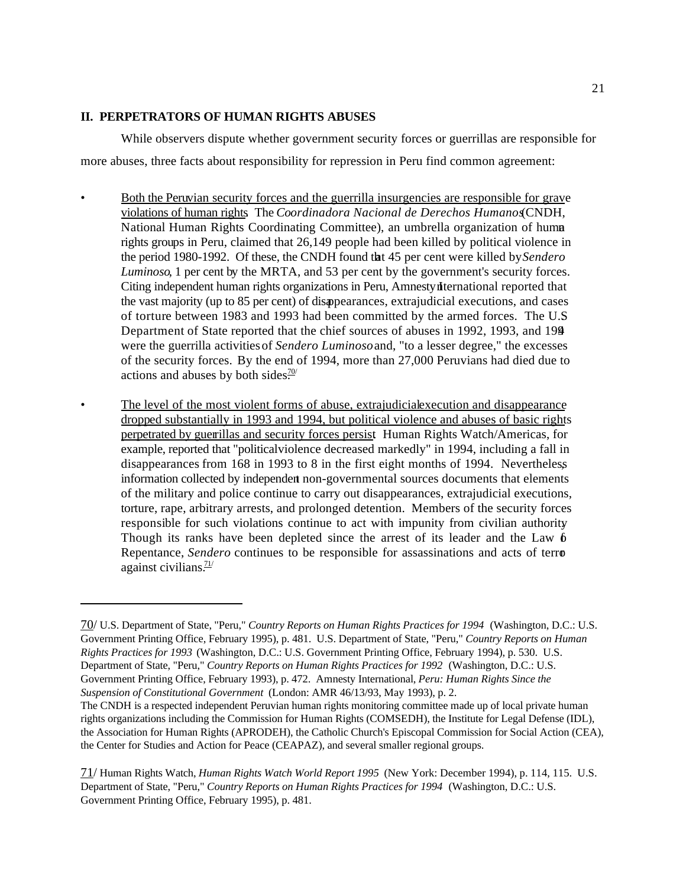## II. PERPETRATORS OF HUMAN RIGHTS ABUSES

While observers dispute whether government security forces or guerrillas are responsible for more abuses, three facts about responsibility for repression in Peru find common agreement:

- Both the Peruvian security forces and the guerrilla insurgencies are responsible for grave violations of human rights. The *Coordinadora Nacional de Derechos Humanos* (CNDH, National Human Rights Coordinating Committee), an umbrella organization of human rights groups in Peru, claimed that 26,149 people had been killed by political violence in the period 1980-1992. Of these, the CNDH found that 45 per cent were killed by *Sendero Luminoso*, 1 per cent by the MRTA, and 53 per cent by the government's security forces. Citing independent human rights organizations in Peru, Amnesty International reported that the vast majority (up to 85 per cent) of disappearances, extrajudicial executions, and cases of torture between 1983 and 1993 had been committed by the armed forces. The U.S Department of State reported that the chief sources of abuses in 1992, 1993, and 1994 were the guerrilla activities of *Sendero Luminoso* and, "to a lesser degree," the excesses of the security forces. By the end of 1994, more than 27,000 Peruvians had died due to actions and abuses by both sides.[70/]

- The level of the most violent forms of abuse, extrajudicial execution and disappearance, dropped substantially in 1993 and 1994, but political violence and abuses of basic rights perpetrated by guerrillas and security forces persist. Human Rights Watch/Americas, for example, reported that "political violence decreased markedly" in 1994, including a fall in disappearances from 168 in 1993 to 8 in the first eight months of 1994. Nevertheless, information collected by independent non-governmental sources documents that elements of the military and police continue to carry out disappearances, extrajudicial executions, torture, rape, arbitrary arrests, and prolonged detention. Members of the security forces responsible for such violations continue to act with impunity from civilian authority. Though its ranks have been depleted since the arrest of its leader and the Law of Repentance, *Sendero* continues to be responsible for assassinations and acts of terror against civilians.[71/]

---

70/ U.S. Department of State, "Peru," *Country Reports on Human Rights Practices for 1994* (Washington, D.C.: U.S. Government Printing Office, February 1995), p. 481. U.S. Department of State, "Peru," *Country Reports on Human Rights Practices for 1993* (Washington, D.C.: U.S. Government Printing Office, February 1994), p. 530. U.S. Department of State, "Peru," *Country Reports on Human Rights Practices for 1992* (Washington, D.C.: U.S. Government Printing Office, February 1993), p. 472. Amnesty International, *Peru: Human Rights Since the Suspension of Constitutional Government* (London: AMR 46/13/93, May 1993), p. 2.
The CNDH is a respected independent Peruvian human rights monitoring committee made up of local private human rights organizations including the Commission for Human Rights (COMSEDH), the Institute for Legal Defense (IDL), the Association for Human Rights (APRODEH), the Catholic Church's Episcopal Commission for Social Action (CEA), the Center for Studies and Action for Peace (CEAPAZ), and several smaller regional groups.

71/ Human Rights Watch, *Human Rights Watch World Report 1995* (New York: December 1994), p. 114, 115. U.S. Department of State, "Peru," *Country Reports on Human Rights Practices for 1994* (Washington, D.C.: U.S. Government Printing Office, February 1995), p. 481.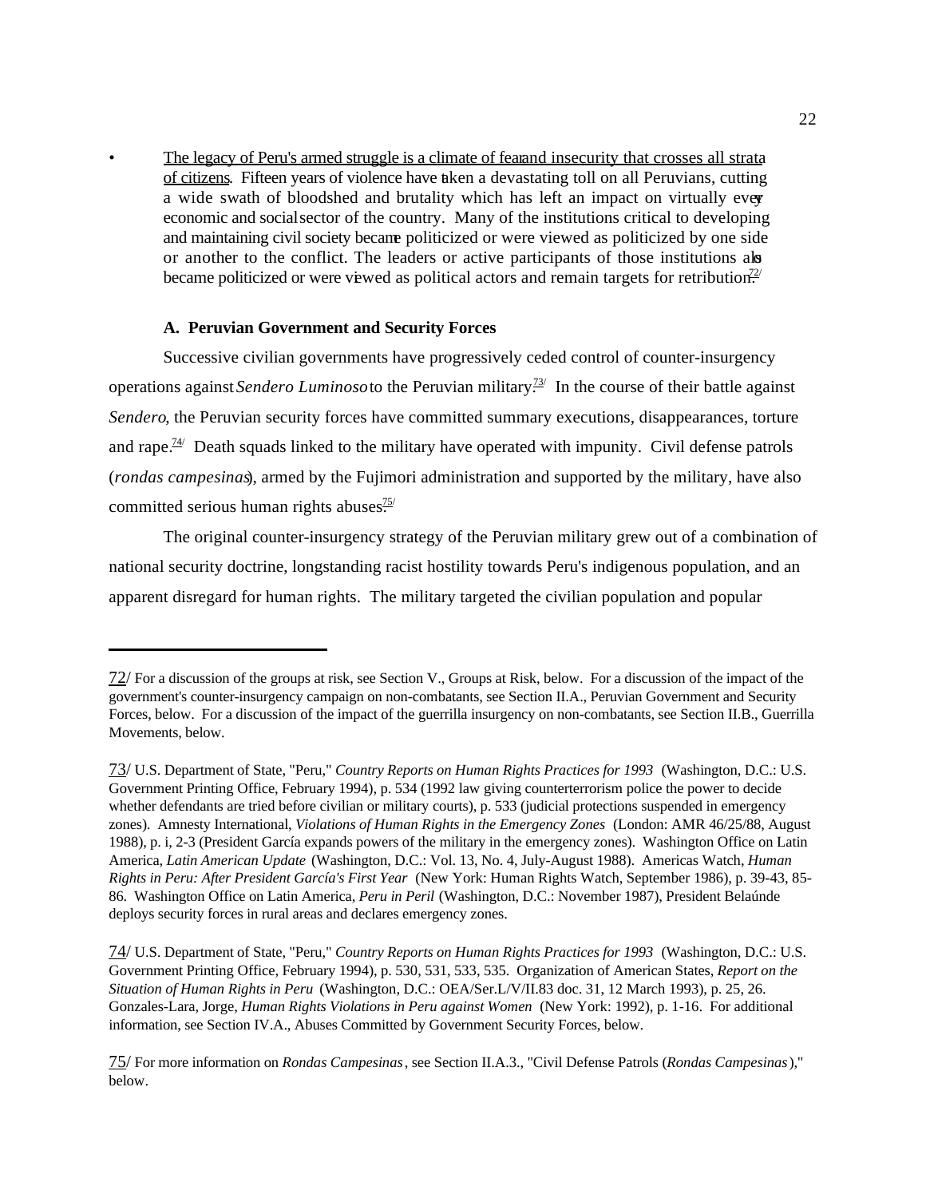- The legacy of Peru's armed struggle is a climate of fear and insecurity that crosses all strata of citizens. Fifteen years of violence have taken a devastating toll on all Peruvians, cutting a wide swath of bloodshed and brutality which has left an impact on virtually every economic and social sector of the country. Many of the institutions critical to developing and maintaining civil society became politicized or were viewed as politicized by one side or another to the conflict. The leaders or active participants of those institutions also became politicized or were viewed as political actors and remain targets for retribution.[72/]

### A. Peruvian Government and Security Forces

Successive civilian governments have progressively ceded control of counter-insurgency operations against *Sendero Luminoso* to the Peruvian military.[73/] In the course of their battle against *Sendero*, the Peruvian security forces have committed summary executions, disappearances, torture and rape.[74/] Death squads linked to the military have operated with impunity. Civil defense patrols (*rondas campesinas*), armed by the Fujimori administration and supported by the military, have also committed serious human rights abuses.[75/]

The original counter-insurgency strategy of the Peruvian military grew out of a combination of national security doctrine, longstanding racist hostility towards Peru's indigenous population, and an apparent disregard for human rights. The military targeted the civilian population and popular

---

72/ For a discussion of the groups at risk, see Section V., Groups at Risk, below. For a discussion of the impact of the government's counter-insurgency campaign on non-combatants, see Section II.A., Peruvian Government and Security Forces, below. For a discussion of the impact of the guerrilla insurgency on non-combatants, see Section II.B., Guerrilla Movements, below.

73/ U.S. Department of State, "Peru," *Country Reports on Human Rights Practices for 1993* (Washington, D.C.: U.S. Government Printing Office, February 1994), p. 534 (1992 law giving counterterrorism police the power to decide whether defendants are tried before civilian or military courts), p. 533 (judicial protections suspended in emergency zones). Amnesty International, *Violations of Human Rights in the Emergency Zones* (London: AMR 46/25/88, August 1988), p. i, 2-3 (President García expands powers of the military in the emergency zones). Washington Office on Latin America, *Latin American Update* (Washington, D.C.: Vol. 13, No. 4, July-August 1988). Americas Watch, *Human Rights in Peru: After President García's First Year* (New York: Human Rights Watch, September 1986), p. 39-43, 85-86. Washington Office on Latin America, *Peru in Peril* (Washington, D.C.: November 1987), President Belaúnde deploys security forces in rural areas and declares emergency zones.

74/ U.S. Department of State, "Peru," *Country Reports on Human Rights Practices for 1993* (Washington, D.C.: U.S. Government Printing Office, February 1994), p. 530, 531, 533, 535. Organization of American States, *Report on the Situation of Human Rights in Peru* (Washington, D.C.: OEA/Ser.L/V/II.83 doc. 31, 12 March 1993), p. 25, 26. Gonzales-Lara, Jorge, *Human Rights Violations in Peru against Women* (New York: 1992), p. 1-16. For additional information, see Section IV.A., Abuses Committed by Government Security Forces, below.

75/ For more information on *Rondas Campesinas*, see Section II.A.3., "Civil Defense Patrols (*Rondas Campesinas*)," below.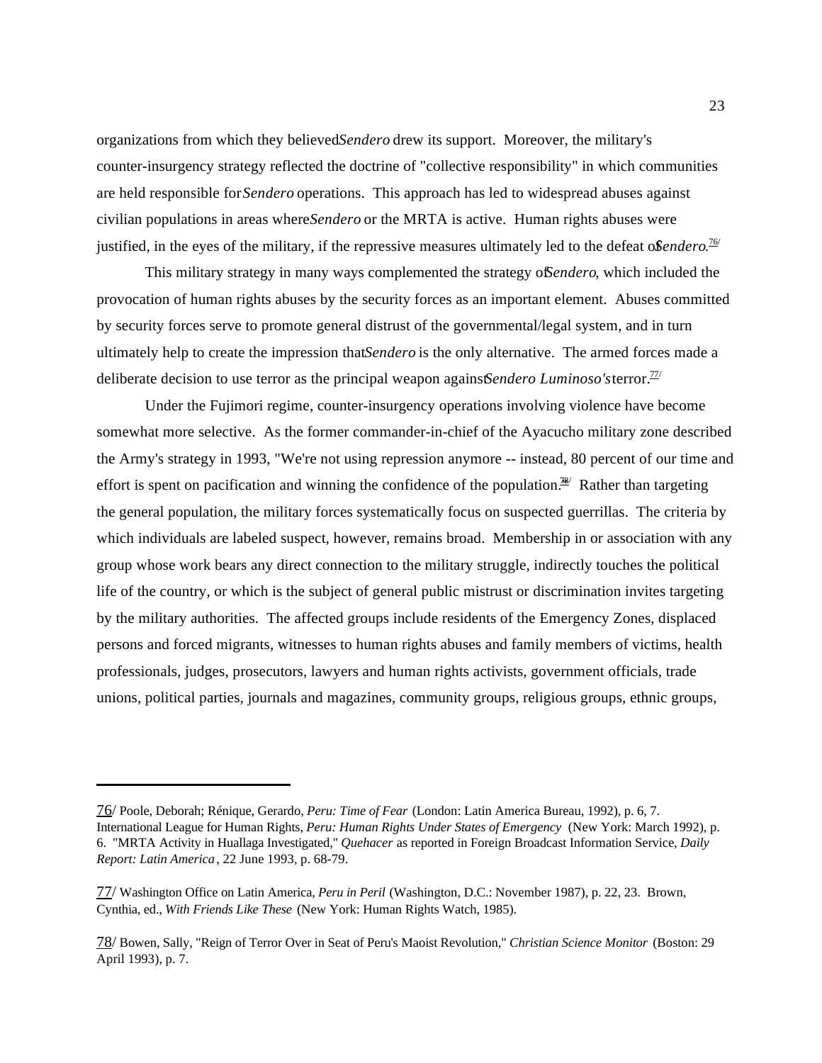organizations from which they believed *Sendero* drew its support. Moreover, the military's counter-insurgency strategy reflected the doctrine of "collective responsibility" in which communities are held responsible for *Sendero* operations. This approach has led to widespread abuses against civilian populations in areas where *Sendero* or the MRTA is active. Human rights abuses were justified, in the eyes of the military, if the repressive measures ultimately led to the defeat of *Sendero*.[76]

This military strategy in many ways complemented the strategy of *Sendero*, which included the provocation of human rights abuses by the security forces as an important element. Abuses committed by security forces serve to promote general distrust of the governmental/legal system, and in turn ultimately help to create the impression that *Sendero* is the only alternative. The armed forces made a deliberate decision to use terror as the principal weapon against *Sendero Luminoso's* terror.[77]

Under the Fujimori regime, counter-insurgency operations involving violence have become somewhat more selective. As the former commander-in-chief of the Ayacucho military zone described the Army's strategy in 1993, "We're not using repression anymore -- instead, 80 percent of our time and effort is spent on pacification and winning the confidence of the population."[78] Rather than targeting the general population, the military forces systematically focus on suspected guerrillas. The criteria by which individuals are labeled suspect, however, remains broad. Membership in or association with any group whose work bears any direct connection to the military struggle, indirectly touches the political life of the country, or which is the subject of general public mistrust or discrimination invites targeting by the military authorities. The affected groups include residents of the Emergency Zones, displaced persons and forced migrants, witnesses to human rights abuses and family members of victims, health professionals, judges, prosecutors, lawyers and human rights activists, government officials, trade unions, political parties, journals and magazines, community groups, religious groups, ethnic groups,

---

76/ Poole, Deborah; Rénique, Gerardo, *Peru: Time of Fear* (London: Latin America Bureau, 1992), p. 6, 7. International League for Human Rights, *Peru: Human Rights Under States of Emergency* (New York: March 1992), p. 6. "MRTA Activity in Huallaga Investigated," *Quehacer* as reported in Foreign Broadcast Information Service, *Daily Report: Latin America*, 22 June 1993, p. 68-79.

77/ Washington Office on Latin America, *Peru in Peril* (Washington, D.C.: November 1987), p. 22, 23. Brown, Cynthia, ed., *With Friends Like These* (New York: Human Rights Watch, 1985).

78/ Bowen, Sally, "Reign of Terror Over in Seat of Peru's Maoist Revolution," *Christian Science Monitor* (Boston: 29 April 1993), p. 7.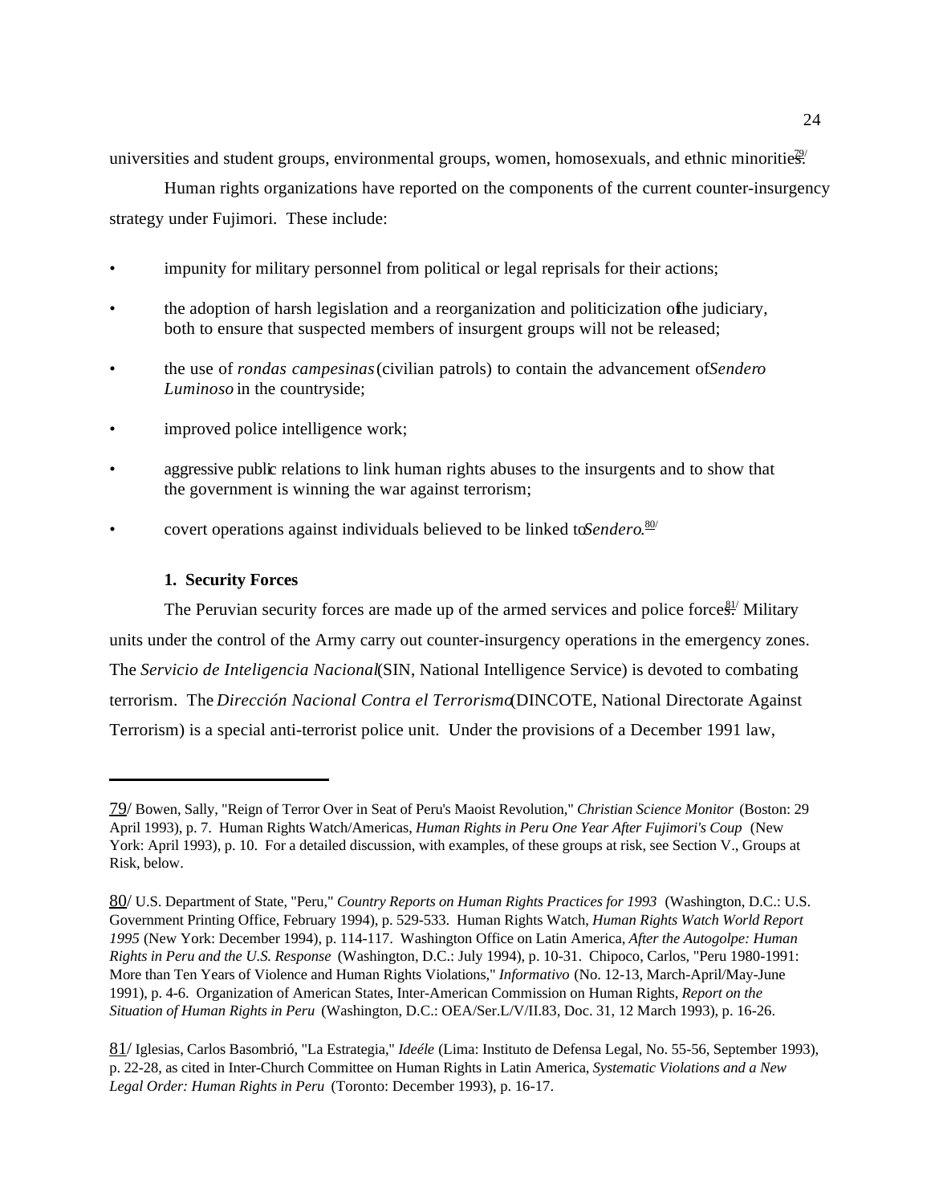universities and student groups, environmental groups, women, homosexuals, and ethnic minorities.[79/]

Human rights organizations have reported on the components of the current counter-insurgency strategy under Fujimori. These include:

- impunity for military personnel from political or legal reprisals for their actions;
- the adoption of harsh legislation and a reorganization and politicization of the judiciary, both to ensure that suspected members of insurgent groups will not be released;
- the use of *rondas campesinas* (civilian patrols) to contain the advancement of *Sendero Luminoso* in the countryside;
- improved police intelligence work;
- aggressive public relations to link human rights abuses to the insurgents and to show that the government is winning the war against terrorism;
- covert operations against individuals believed to be linked to *Sendero*.[80/]

### 1. Security Forces

The Peruvian security forces are made up of the armed services and police forces.[81/] Military units under the control of the Army carry out counter-insurgency operations in the emergency zones. The *Servicio de Inteligencia Nacional* (SIN, National Intelligence Service) is devoted to combating terrorism. The *Dirección Nacional Contra el Terrorismo* (DINCOTE, National Directorate Against Terrorism) is a special anti-terrorist police unit. Under the provisions of a December 1991 law,

---

79/ Bowen, Sally, "Reign of Terror Over in Seat of Peru's Maoist Revolution," *Christian Science Monitor* (Boston: 29 April 1993), p. 7. Human Rights Watch/Americas, *Human Rights in Peru One Year After Fujimori's Coup* (New York: April 1993), p. 10. For a detailed discussion, with examples, of these groups at risk, see Section V., Groups at Risk, below.

80/ U.S. Department of State, "Peru," *Country Reports on Human Rights Practices for 1993* (Washington, D.C.: U.S. Government Printing Office, February 1994), p. 529-533. Human Rights Watch, *Human Rights Watch World Report 1995* (New York: December 1994), p. 114-117. Washington Office on Latin America, *After the Autogolpe: Human Rights in Peru and the U.S. Response* (Washington, D.C.: July 1994), p. 10-31. Chipoco, Carlos, "Peru 1980-1991: More than Ten Years of Violence and Human Rights Violations," *Informativo* (No. 12-13, March-April/May-June 1991), p. 4-6. Organization of American States, Inter-American Commission on Human Rights, *Report on the Situation of Human Rights in Peru* (Washington, D.C.: OEA/Ser.L/V/II.83, Doc. 31, 12 March 1993), p. 16-26.

81/ Iglesias, Carlos Basombrió, "La Estrategia," *Ideéle* (Lima: Instituto de Defensa Legal, No. 55-56, September 1993), p. 22-28, as cited in Inter-Church Committee on Human Rights in Latin America, *Systematic Violations and a New Legal Order: Human Rights in Peru* (Toronto: December 1993), p. 16-17.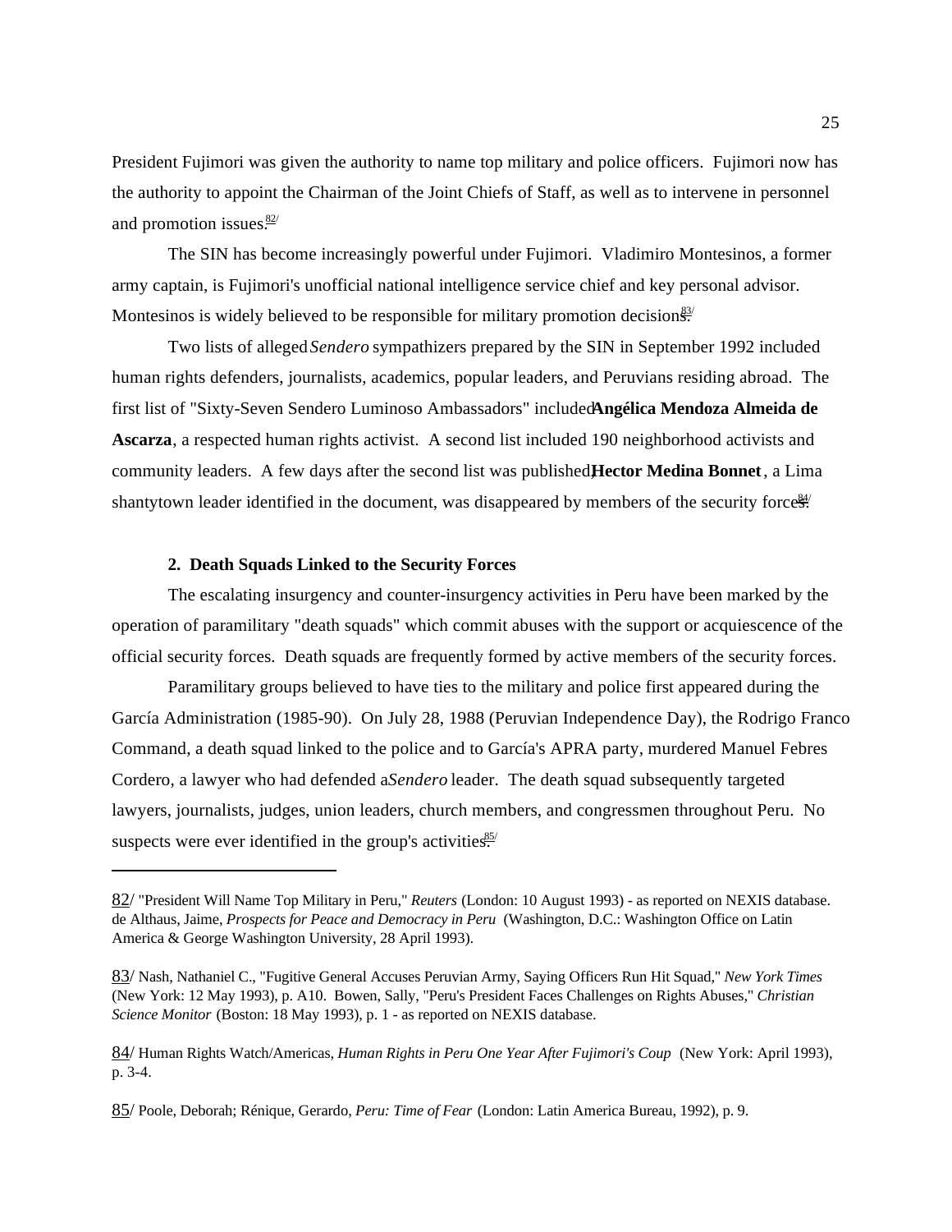President Fujimori was given the authority to name top military and police officers. Fujimori now has the authority to appoint the Chairman of the Joint Chiefs of Staff, as well as to intervene in personnel and promotion issues.[82/]

The SIN has become increasingly powerful under Fujimori. Vladimiro Montesinos, a former army captain, is Fujimori's unofficial national intelligence service chief and key personal advisor. Montesinos is widely believed to be responsible for military promotion decisions.[83/]

Two lists of alleged *Sendero* sympathizers prepared by the SIN in September 1992 included human rights defenders, journalists, academics, popular leaders, and Peruvians residing abroad. The first list of "Sixty-Seven Sendero Luminoso Ambassadors" included **Angélica Mendoza Almeida de Ascarza**, a respected human rights activist. A second list included 190 neighborhood activists and community leaders. A few days after the second list was published, **Hector Medina Bonnet**, a Lima shantytown leader identified in the document, was disappeared by members of the security forces.[84/]

### 2. Death Squads Linked to the Security Forces

The escalating insurgency and counter-insurgency activities in Peru have been marked by the operation of paramilitary "death squads" which commit abuses with the support or acquiescence of the official security forces. Death squads are frequently formed by active members of the security forces.

Paramilitary groups believed to have ties to the military and police first appeared during the García Administration (1985-90). On July 28, 1988 (Peruvian Independence Day), the Rodrigo Franco Command, a death squad linked to the police and to García's APRA party, murdered Manuel Febres Cordero, a lawyer who had defended a *Sendero* leader. The death squad subsequently targeted lawyers, journalists, judges, union leaders, church members, and congressmen throughout Peru. No suspects were ever identified in the group's activities.[85/]

---

82/ "President Will Name Top Military in Peru," *Reuters* (London: 10 August 1993) - as reported on NEXIS database. de Althaus, Jaime, *Prospects for Peace and Democracy in Peru* (Washington, D.C.: Washington Office on Latin America & George Washington University, 28 April 1993).

83/ Nash, Nathaniel C., "Fugitive General Accuses Peruvian Army, Saying Officers Run Hit Squad," *New York Times* (New York: 12 May 1993), p. A10. Bowen, Sally, "Peru's President Faces Challenges on Rights Abuses," *Christian Science Monitor* (Boston: 18 May 1993), p. 1 - as reported on NEXIS database.

84/ Human Rights Watch/Americas, *Human Rights in Peru One Year After Fujimori's Coup* (New York: April 1993), p. 3-4.

85/ Poole, Deborah; Rénique, Gerardo, *Peru: Time of Fear* (London: Latin America Bureau, 1992), p. 9.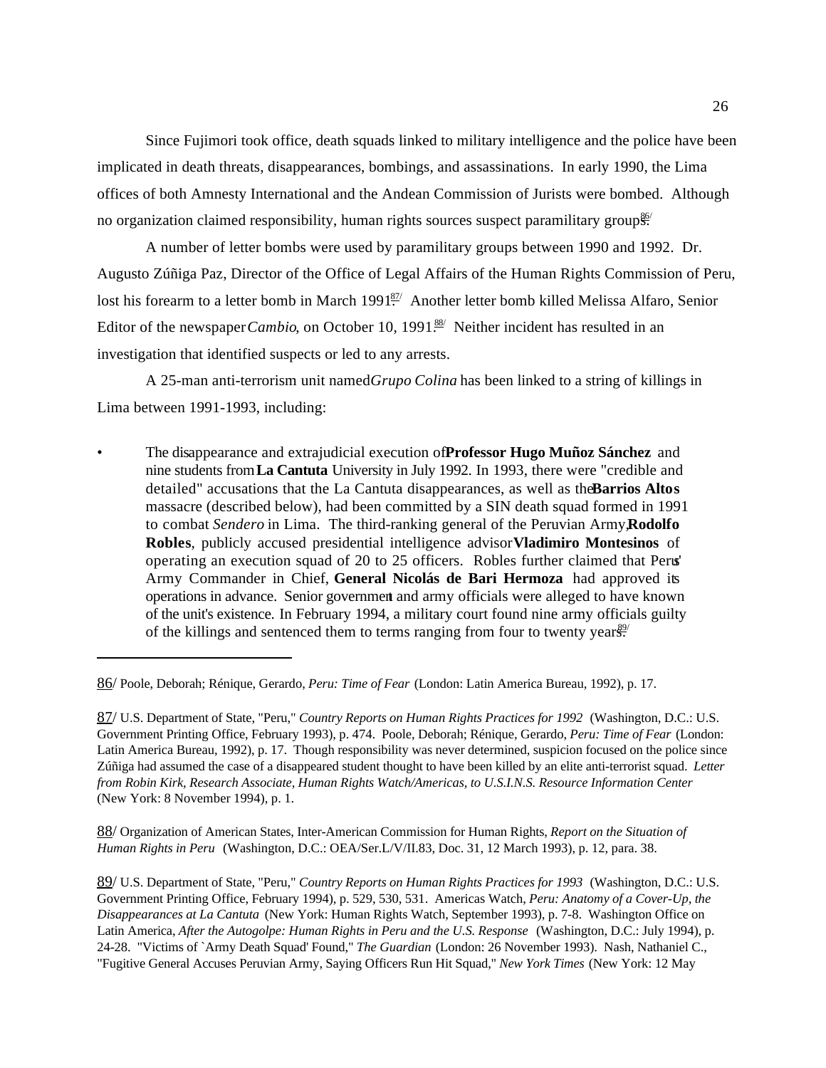Since Fujimori took office, death squads linked to military intelligence and the police have been implicated in death threats, disappearances, bombings, and assassinations. In early 1990, the Lima offices of both Amnesty International and the Andean Commission of Jurists were bombed. Although no organization claimed responsibility, human rights sources suspect paramilitary groups.[86/]

A number of letter bombs were used by paramilitary groups between 1990 and 1992. Dr. Augusto Zúñiga Paz, Director of the Office of Legal Affairs of the Human Rights Commission of Peru, lost his forearm to a letter bomb in March 1991.[87/] Another letter bomb killed Melissa Alfaro, Senior Editor of the newspaper *Cambio*, on October 10, 1991.[88/] Neither incident has resulted in an investigation that identified suspects or led to any arrests.

A 25-man anti-terrorism unit named *Grupo Colina* has been linked to a string of killings in Lima between 1991-1993, including:

- The disappearance and extrajudicial execution of **Professor Hugo Muñoz Sánchez** and nine students from **La Cantuta** University in July 1992. In 1993, there were "credible and detailed" accusations that the La Cantuta disappearances, as well as the **Barrios Altos** massacre (described below), had been committed by a SIN death squad formed in 1991 to combat *Sendero* in Lima. The third-ranking general of the Peruvian Army, **Rodolfo Robles**, publicly accused presidential intelligence advisor **Vladimiro Montesinos** of operating an execution squad of 20 to 25 officers. Robles further claimed that Peru's Army Commander in Chief, **General Nicolás de Bari Hermoza** had approved its operations in advance. Senior government and army officials were alleged to have known of the unit's existence. In February 1994, a military court found nine army officials guilty of the killings and sentenced them to terms ranging from four to twenty years.[89/]

---

86/ Poole, Deborah; Rénique, Gerardo, *Peru: Time of Fear* (London: Latin America Bureau, 1992), p. 17.

87/ U.S. Department of State, "Peru," *Country Reports on Human Rights Practices for 1992* (Washington, D.C.: U.S. Government Printing Office, February 1993), p. 474. Poole, Deborah; Rénique, Gerardo, *Peru: Time of Fear* (London: Latin America Bureau, 1992), p. 17. Though responsibility was never determined, suspicion focused on the police since Zúñiga had assumed the case of a disappeared student thought to have been killed by an elite anti-terrorist squad. *Letter from Robin Kirk, Research Associate, Human Rights Watch/Americas, to U.S.I.N.S. Resource Information Center* (New York: 8 November 1994), p. 1.

88/ Organization of American States, Inter-American Commission for Human Rights, *Report on the Situation of Human Rights in Peru* (Washington, D.C.: OEA/Ser.L/V/II.83, Doc. 31, 12 March 1993), p. 12, para. 38.

89/ U.S. Department of State, "Peru," *Country Reports on Human Rights Practices for 1993* (Washington, D.C.: U.S. Government Printing Office, February 1994), p. 529, 530, 531. Americas Watch, *Peru: Anatomy of a Cover-Up, the Disappearances at La Cantuta* (New York: Human Rights Watch, September 1993), p. 7-8. Washington Office on Latin America, *After the Autogolpe: Human Rights in Peru and the U.S. Response* (Washington, D.C.: July 1994), p. 24-28. "Victims of `Army Death Squad' Found," *The Guardian* (London: 26 November 1993). Nash, Nathaniel C., "Fugitive General Accuses Peruvian Army, Saying Officers Run Hit Squad," *New York Times* (New York: 12 May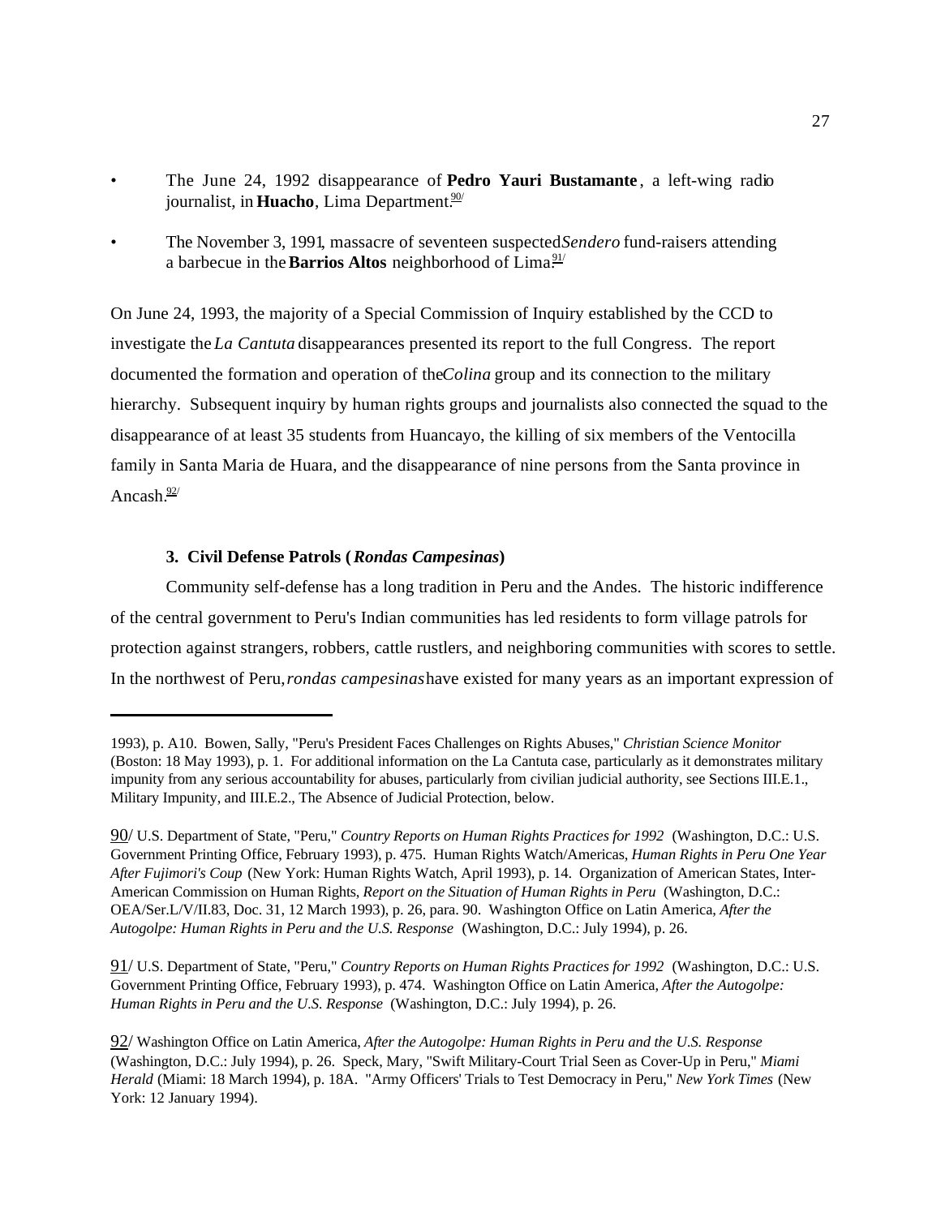- The June 24, 1992 disappearance of **Pedro Yauri Bustamante**, a left-wing radio journalist, in **Huacho**, Lima Department.[90]

- The November 3, 1991, massacre of seventeen suspected *Sendero* fund-raisers attending a barbecue in the **Barrios Altos** neighborhood of Lima.[91]

On June 24, 1993, the majority of a Special Commission of Inquiry established by the CCD to investigate the *La Cantuta* disappearances presented its report to the full Congress. The report documented the formation and operation of the *Colina* group and its connection to the military hierarchy. Subsequent inquiry by human rights groups and journalists also connected the squad to the disappearance of at least 35 students from Huancayo, the killing of six members of the Ventocilla family in Santa Maria de Huara, and the disappearance of nine persons from the Santa province in Ancash.[92]

### 3. Civil Defense Patrols (*Rondas Campesinas*)

Community self-defense has a long tradition in Peru and the Andes. The historic indifference of the central government to Peru's Indian communities has led residents to form village patrols for protection against strangers, robbers, cattle rustlers, and neighboring communities with scores to settle. In the northwest of Peru, *rondas campesinas* have existed for many years as an important expression of

---

1993), p. A10. Bowen, Sally, "Peru's President Faces Challenges on Rights Abuses," *Christian Science Monitor* (Boston: 18 May 1993), p. 1. For additional information on the La Cantuta case, particularly as it demonstrates military impunity from any serious accountability for abuses, particularly from civilian judicial authority, see Sections III.E.1., Military Impunity, and III.E.2., The Absence of Judicial Protection, below.

90/ U.S. Department of State, "Peru," *Country Reports on Human Rights Practices for 1992* (Washington, D.C.: U.S. Government Printing Office, February 1993), p. 475. Human Rights Watch/Americas, *Human Rights in Peru One Year After Fujimori's Coup* (New York: Human Rights Watch, April 1993), p. 14. Organization of American States, Inter-American Commission on Human Rights, *Report on the Situation of Human Rights in Peru* (Washington, D.C.: OEA/Ser.L/V/II.83, Doc. 31, 12 March 1993), p. 26, para. 90. Washington Office on Latin America, *After the Autogolpe: Human Rights in Peru and the U.S. Response* (Washington, D.C.: July 1994), p. 26.

91/ U.S. Department of State, "Peru," *Country Reports on Human Rights Practices for 1992* (Washington, D.C.: U.S. Government Printing Office, February 1993), p. 474. Washington Office on Latin America, *After the Autogolpe: Human Rights in Peru and the U.S. Response* (Washington, D.C.: July 1994), p. 26.

92/ Washington Office on Latin America, *After the Autogolpe: Human Rights in Peru and the U.S. Response* (Washington, D.C.: July 1994), p. 26. Speck, Mary, "Swift Military-Court Trial Seen as Cover-Up in Peru," *Miami Herald* (Miami: 18 March 1994), p. 18A. "Army Officers' Trials to Test Democracy in Peru," *New York Times* (New York: 12 January 1994).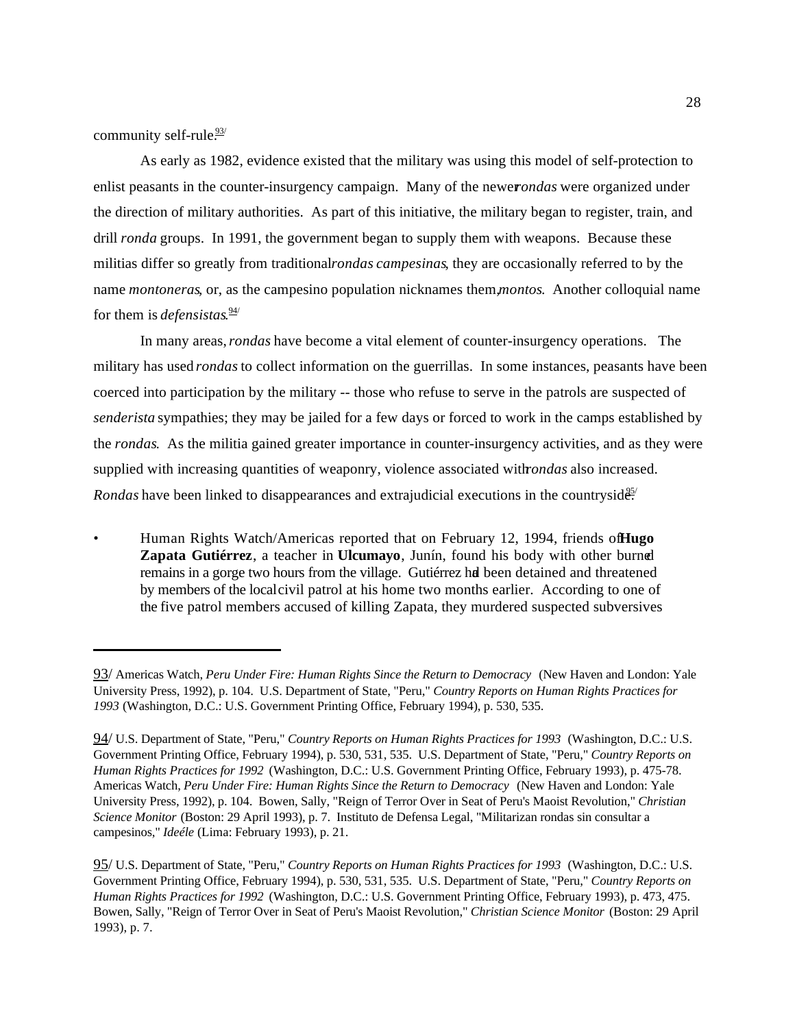community self-rule.[93]

As early as 1982, evidence existed that the military was using this model of self-protection to enlist peasants in the counter-insurgency campaign. Many of the newer *rondas* were organized under the direction of military authorities. As part of this initiative, the military began to register, train, and drill *ronda* groups. In 1991, the government began to supply them with weapons. Because these militias differ so greatly from traditional *rondas campesinas*, they are occasionally referred to by the name *montoneras*, or, as the campesino population nicknames them, *montos*. Another colloquial name for them is *defensistas*.[94]

In many areas, *rondas* have become a vital element of counter-insurgency operations. The military has used *rondas* to collect information on the guerrillas. In some instances, peasants have been coerced into participation by the military -- those who refuse to serve in the patrols are suspected of *senderista* sympathies; they may be jailed for a few days or forced to work in the camps established by the *rondas*. As the militia gained greater importance in counter-insurgency activities, and as they were supplied with increasing quantities of weaponry, violence associated with *rondas* also increased. *Rondas* have been linked to disappearances and extrajudicial executions in the countryside.[95]

- Human Rights Watch/Americas reported that on February 12, 1994, friends of **Hugo Zapata Gutiérrez**, a teacher in **Ulcumayo**, Junín, found his body with other burned remains in a gorge two hours from the village. Gutiérrez had been detained and threatened by members of the local civil patrol at his home two months earlier. According to one of the five patrol members accused of killing Zapata, they murdered suspected subversives

---

93/ Americas Watch, *Peru Under Fire: Human Rights Since the Return to Democracy* (New Haven and London: Yale University Press, 1992), p. 104. U.S. Department of State, "Peru," *Country Reports on Human Rights Practices for 1993* (Washington, D.C.: U.S. Government Printing Office, February 1994), p. 530, 535.

94/ U.S. Department of State, "Peru," *Country Reports on Human Rights Practices for 1993* (Washington, D.C.: U.S. Government Printing Office, February 1994), p. 530, 531, 535. U.S. Department of State, "Peru," *Country Reports on Human Rights Practices for 1992* (Washington, D.C.: U.S. Government Printing Office, February 1993), p. 475-78. Americas Watch, *Peru Under Fire: Human Rights Since the Return to Democracy* (New Haven and London: Yale University Press, 1992), p. 104. Bowen, Sally, "Reign of Terror Over in Seat of Peru's Maoist Revolution," *Christian Science Monitor* (Boston: 29 April 1993), p. 7. Instituto de Defensa Legal, "Militarizan rondas sin consultar a campesinos," *Ideéle* (Lima: February 1993), p. 21.

95/ U.S. Department of State, "Peru," *Country Reports on Human Rights Practices for 1993* (Washington, D.C.: U.S. Government Printing Office, February 1994), p. 530, 531, 535. U.S. Department of State, "Peru," *Country Reports on Human Rights Practices for 1992* (Washington, D.C.: U.S. Government Printing Office, February 1993), p. 473, 475. Bowen, Sally, "Reign of Terror Over in Seat of Peru's Maoist Revolution," *Christian Science Monitor* (Boston: 29 April 1993), p. 7.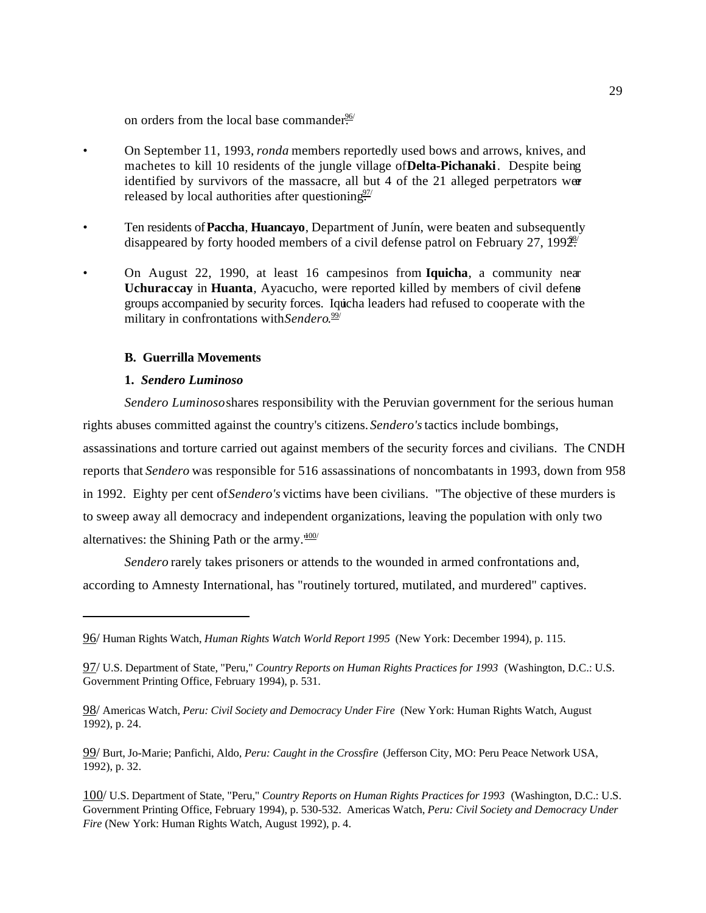on orders from the local base commander.[96]

- On September 11, 1993, *ronda* members reportedly used bows and arrows, knives, and machetes to kill 10 residents of the jungle village of **Delta-Pichanaki**. Despite being identified by survivors of the massacre, all but 4 of the 21 alleged perpetrators were released by local authorities after questioning.[97]

- Ten residents of **Paccha**, **Huancayo**, Department of Junín, were beaten and subsequently disappeared by forty hooded members of a civil defense patrol on February 27, 1992.[98]

- On August 22, 1990, at least 16 campesinos from **Iquicha**, a community near **Uchuraccay** in **Huanta**, Ayacucho, were reported killed by members of civil defense groups accompanied by security forces. Iquicha leaders had refused to cooperate with the military in confrontations with *Sendero*.[99]

### B. Guerrilla Movements

#### 1. *Sendero Luminoso*

*Sendero Luminoso* shares responsibility with the Peruvian government for the serious human rights abuses committed against the country's citizens. *Sendero's* tactics include bombings, assassinations and torture carried out against members of the security forces and civilians. The CNDH reports that *Sendero* was responsible for 516 assassinations of noncombatants in 1993, down from 958 in 1992. Eighty per cent of *Sendero's* victims have been civilians. "The objective of these murders is to sweep away all democracy and independent organizations, leaving the population with only two alternatives: the Shining Path or the army."[100]

*Sendero* rarely takes prisoners or attends to the wounded in armed confrontations and, according to Amnesty International, has "routinely tortured, mutilated, and murdered" captives.

---

96/ Human Rights Watch, *Human Rights Watch World Report 1995* (New York: December 1994), p. 115.

97/ U.S. Department of State, "Peru," *Country Reports on Human Rights Practices for 1993* (Washington, D.C.: U.S. Government Printing Office, February 1994), p. 531.

98/ Americas Watch, *Peru: Civil Society and Democracy Under Fire* (New York: Human Rights Watch, August 1992), p. 24.

99/ Burt, Jo-Marie; Panfichi, Aldo, *Peru: Caught in the Crossfire* (Jefferson City, MO: Peru Peace Network USA, 1992), p. 32.

100/ U.S. Department of State, "Peru," *Country Reports on Human Rights Practices for 1993* (Washington, D.C.: U.S. Government Printing Office, February 1994), p. 530-532. Americas Watch, *Peru: Civil Society and Democracy Under Fire* (New York: Human Rights Watch, August 1992), p. 4.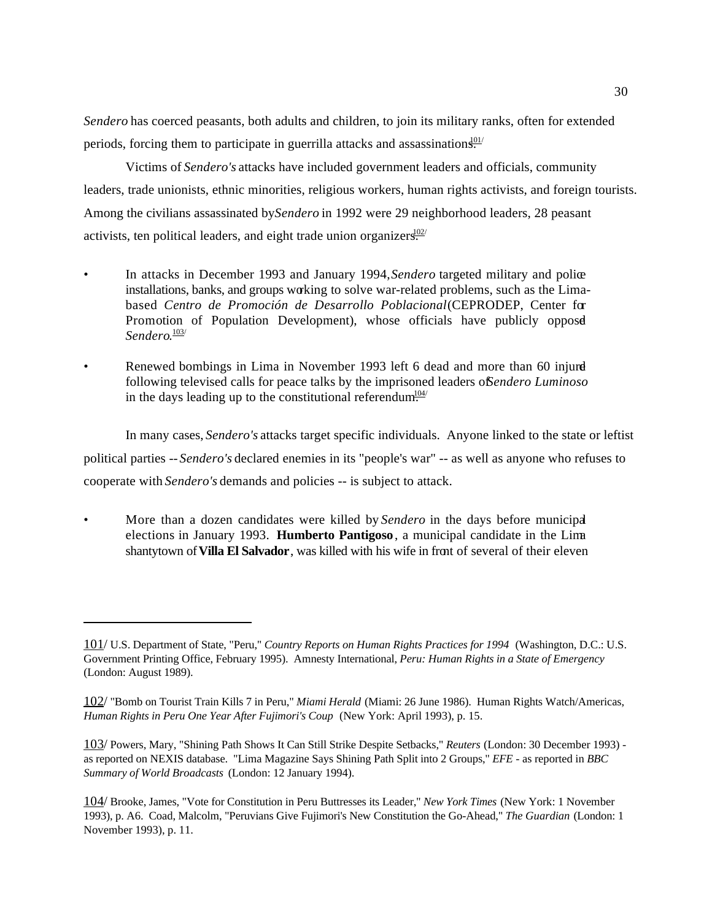*Sendero* has coerced peasants, both adults and children, to join its military ranks, often for extended periods, forcing them to participate in guerrilla attacks and assassinations.[101/]

Victims of *Sendero's* attacks have included government leaders and officials, community leaders, trade unionists, ethnic minorities, religious workers, human rights activists, and foreign tourists. Among the civilians assassinated by *Sendero* in 1992 were 29 neighborhood leaders, 28 peasant activists, ten political leaders, and eight trade union organizers.[102/]

- In attacks in December 1993 and January 1994, *Sendero* targeted military and police installations, banks, and groups working to solve war-related problems, such as the Lima-based *Centro de Promoción de Desarrollo Poblacional* (CEPRODEP, Center for Promotion of Population Development), whose officials have publicly opposed *Sendero*.[103/]

- Renewed bombings in Lima in November 1993 left 6 dead and more than 60 injured following televised calls for peace talks by the imprisoned leaders of *Sendero Luminoso* in the days leading up to the constitutional referendum.[104/]

In many cases, *Sendero's* attacks target specific individuals. Anyone linked to the state or leftist political parties -- *Sendero's* declared enemies in its "people's war" -- as well as anyone who refuses to cooperate with *Sendero's* demands and policies -- is subject to attack.

- More than a dozen candidates were killed by *Sendero* in the days before municipal elections in January 1993. **Humberto Pantigoso**, a municipal candidate in the Lima shantytown of **Villa El Salvador**, was killed with his wife in front of several of their eleven

---

101/ U.S. Department of State, "Peru," *Country Reports on Human Rights Practices for 1994* (Washington, D.C.: U.S. Government Printing Office, February 1995). Amnesty International, *Peru: Human Rights in a State of Emergency* (London: August 1989).

102/ "Bomb on Tourist Train Kills 7 in Peru," *Miami Herald* (Miami: 26 June 1986). Human Rights Watch/Americas, *Human Rights in Peru One Year After Fujimori's Coup* (New York: April 1993), p. 15.

103/ Powers, Mary, "Shining Path Shows It Can Still Strike Despite Setbacks," *Reuters* (London: 30 December 1993) - as reported on NEXIS database. "Lima Magazine Says Shining Path Split into 2 Groups," *EFE* - as reported in *BBC Summary of World Broadcasts* (London: 12 January 1994).

104/ Brooke, James, "Vote for Constitution in Peru Buttresses its Leader," *New York Times* (New York: 1 November 1993), p. A6. Coad, Malcolm, "Peruvians Give Fujimori's New Constitution the Go-Ahead," *The Guardian* (London: 1 November 1993), p. 11.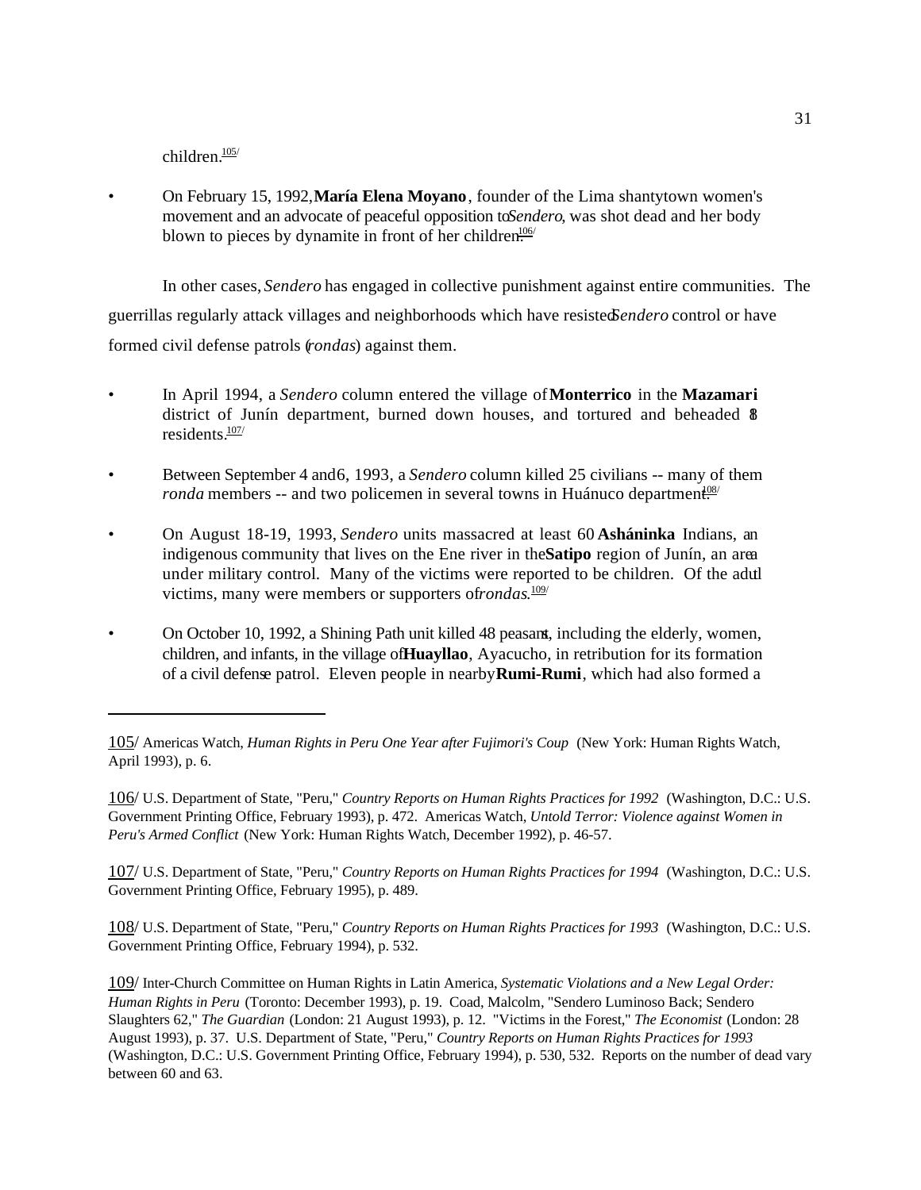children.[105]

- On February 15, 1992, **María Elena Moyano**, founder of the Lima shantytown women's movement and an advocate of peaceful opposition to *Sendero*, was shot dead and her body blown to pieces by dynamite in front of her children.[106]

In other cases, *Sendero* has engaged in collective punishment against entire communities. The guerrillas regularly attack villages and neighborhoods which have resisted *Sendero* control or have formed civil defense patrols (*rondas*) against them.

- In April 1994, a *Sendero* column entered the village of **Monterrico** in the **Mazamari** district of Junín department, burned down houses, and tortured and beheaded 8 residents.[107]

- Between September 4 and 6, 1993, a *Sendero* column killed 25 civilians -- many of them *ronda* members -- and two policemen in several towns in Huánuco department.[108]

- On August 18-19, 1993, *Sendero* units massacred at least 60 **Asháninka** Indians, an indigenous community that lives on the Ene river in the **Satipo** region of Junín, an area under military control. Many of the victims were reported to be children. Of the adult victims, many were members or supporters of *rondas*.[109]

- On October 10, 1992, a Shining Path unit killed 48 peasants, including the elderly, women, children, and infants, in the village of **Huayllao**, Ayacucho, in retribution for its formation of a civil defense patrol. Eleven people in nearby **Rumi-Rumi**, which had also formed a

---

105/ Americas Watch, *Human Rights in Peru One Year after Fujimori's Coup* (New York: Human Rights Watch, April 1993), p. 6.

106/ U.S. Department of State, "Peru," *Country Reports on Human Rights Practices for 1992* (Washington, D.C.: U.S. Government Printing Office, February 1993), p. 472. Americas Watch, *Untold Terror: Violence against Women in Peru's Armed Conflict* (New York: Human Rights Watch, December 1992), p. 46-57.

107/ U.S. Department of State, "Peru," *Country Reports on Human Rights Practices for 1994* (Washington, D.C.: U.S. Government Printing Office, February 1995), p. 489.

108/ U.S. Department of State, "Peru," *Country Reports on Human Rights Practices for 1993* (Washington, D.C.: U.S. Government Printing Office, February 1994), p. 532.

109/ Inter-Church Committee on Human Rights in Latin America, *Systematic Violations and a New Legal Order: Human Rights in Peru* (Toronto: December 1993), p. 19. Coad, Malcolm, "Sendero Luminoso Back; Sendero Slaughters 62," *The Guardian* (London: 21 August 1993), p. 12. "Victims in the Forest," *The Economist* (London: 28 August 1993), p. 37. U.S. Department of State, "Peru," *Country Reports on Human Rights Practices for 1993* (Washington, D.C.: U.S. Government Printing Office, February 1994), p. 530, 532. Reports on the number of dead vary between 60 and 63.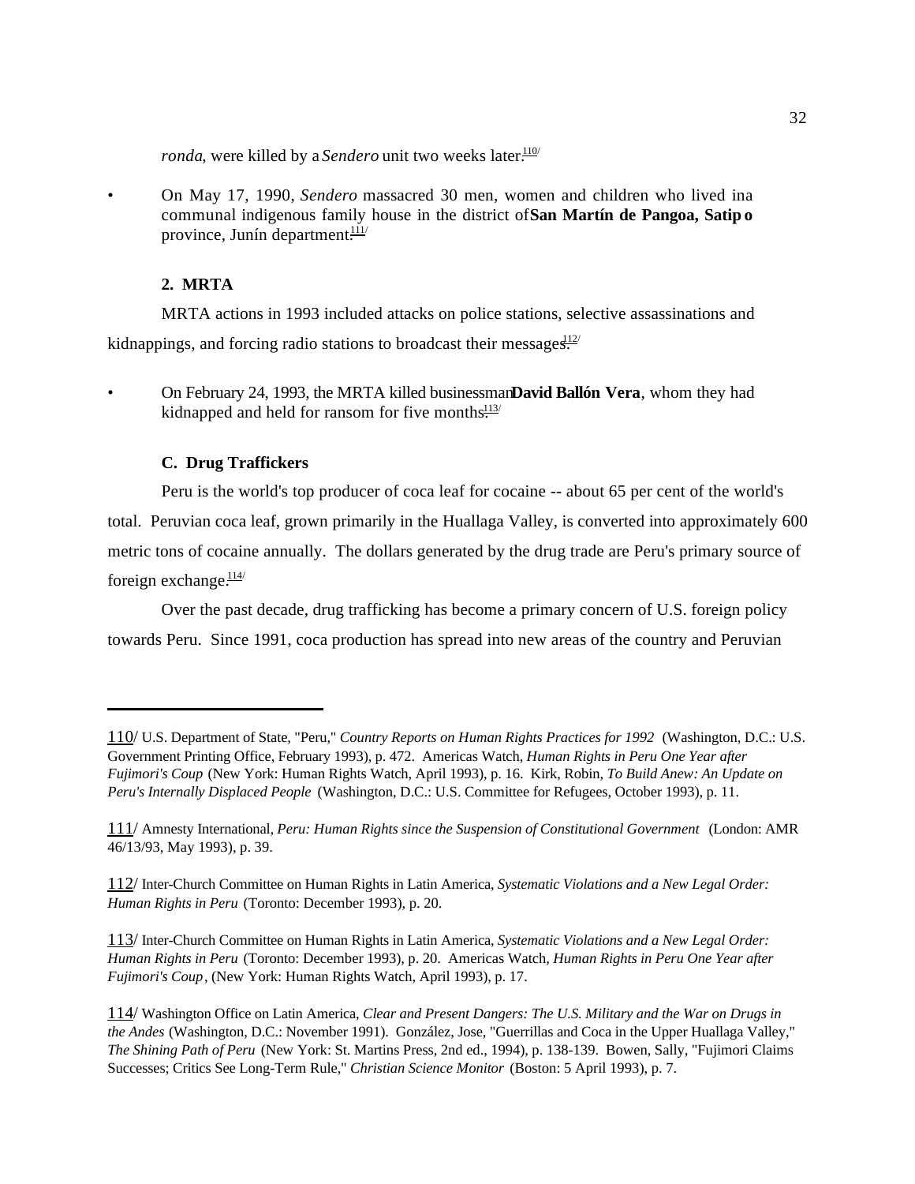*ronda*, were killed by a *Sendero* unit two weeks later.[110]

- On May 17, 1990, *Sendero* massacred 30 men, women and children who lived in a communal indigenous family house in the district of **San Martín de Pangoa, Satipo** province, Junín department.[111]

### 2. MRTA

MRTA actions in 1993 included attacks on police stations, selective assassinations and kidnappings, and forcing radio stations to broadcast their messages.[112]

- On February 24, 1993, the MRTA killed businessman **David Ballón Vera**, whom they had kidnapped and held for ransom for five months.[113]

### C. Drug Traffickers

Peru is the world's top producer of coca leaf for cocaine -- about 65 per cent of the world's total. Peruvian coca leaf, grown primarily in the Huallaga Valley, is converted into approximately 600 metric tons of cocaine annually. The dollars generated by the drug trade are Peru's primary source of foreign exchange.[114]

Over the past decade, drug trafficking has become a primary concern of U.S. foreign policy towards Peru. Since 1991, coca production has spread into new areas of the country and Peruvian

---

110/ U.S. Department of State, "Peru," *Country Reports on Human Rights Practices for 1992* (Washington, D.C.: U.S. Government Printing Office, February 1993), p. 472. Americas Watch, *Human Rights in Peru One Year after Fujimori's Coup* (New York: Human Rights Watch, April 1993), p. 16. Kirk, Robin, *To Build Anew: An Update on Peru's Internally Displaced People* (Washington, D.C.: U.S. Committee for Refugees, October 1993), p. 11.

111/ Amnesty International, *Peru: Human Rights since the Suspension of Constitutional Government* (London: AMR 46/13/93, May 1993), p. 39.

112/ Inter-Church Committee on Human Rights in Latin America, *Systematic Violations and a New Legal Order: Human Rights in Peru* (Toronto: December 1993), p. 20.

113/ Inter-Church Committee on Human Rights in Latin America, *Systematic Violations and a New Legal Order: Human Rights in Peru* (Toronto: December 1993), p. 20. Americas Watch, *Human Rights in Peru One Year after Fujimori's Coup*, (New York: Human Rights Watch, April 1993), p. 17.

114/ Washington Office on Latin America, *Clear and Present Dangers: The U.S. Military and the War on Drugs in the Andes* (Washington, D.C.: November 1991). González, Jose, "Guerrillas and Coca in the Upper Huallaga Valley," *The Shining Path of Peru* (New York: St. Martins Press, 2nd ed., 1994), p. 138-139. Bowen, Sally, "Fujimori Claims Successes; Critics See Long-Term Rule," *Christian Science Monitor* (Boston: 5 April 1993), p. 7.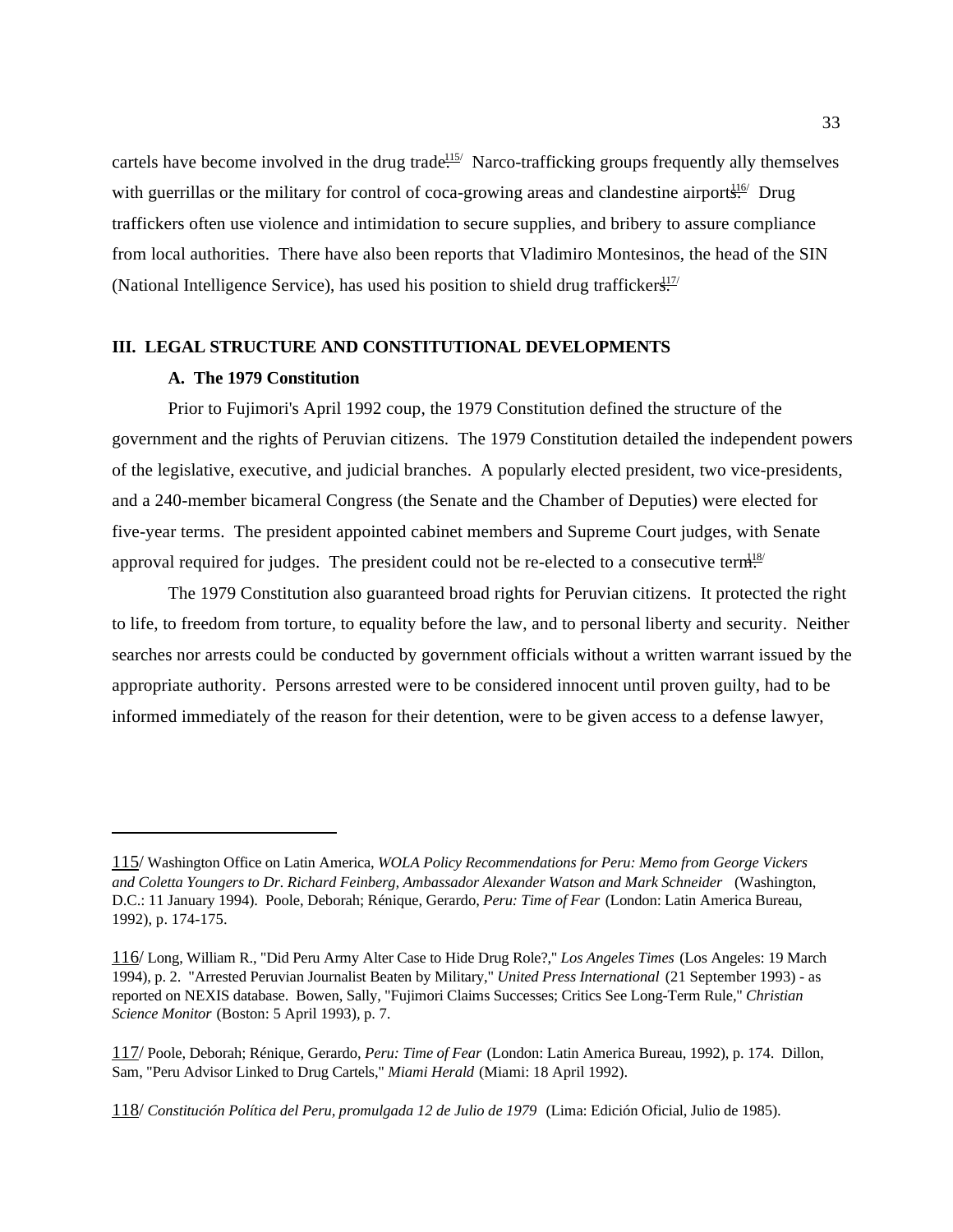cartels have become involved in the drug trade.[115] Narco-trafficking groups frequently ally themselves with guerrillas or the military for control of coca-growing areas and clandestine airports.[116] Drug traffickers often use violence and intimidation to secure supplies, and bribery to assure compliance from local authorities. There have also been reports that Vladimiro Montesinos, the head of the SIN (National Intelligence Service), has used his position to shield drug traffickers.[117]

## III. LEGAL STRUCTURE AND CONSTITUTIONAL DEVELOPMENTS

### A. The 1979 Constitution

Prior to Fujimori's April 1992 coup, the 1979 Constitution defined the structure of the government and the rights of Peruvian citizens. The 1979 Constitution detailed the independent powers of the legislative, executive, and judicial branches. A popularly elected president, two vice-presidents, and a 240-member bicameral Congress (the Senate and the Chamber of Deputies) were elected for five-year terms. The president appointed cabinet members and Supreme Court judges, with Senate approval required for judges. The president could not be re-elected to a consecutive term.[118]

The 1979 Constitution also guaranteed broad rights for Peruvian citizens. It protected the right to life, to freedom from torture, to equality before the law, and to personal liberty and security. Neither searches nor arrests could be conducted by government officials without a written warrant issued by the appropriate authority. Persons arrested were to be considered innocent until proven guilty, had to be informed immediately of the reason for their detention, were to be given access to a defense lawyer,

---

115/ Washington Office on Latin America, *WOLA Policy Recommendations for Peru: Memo from George Vickers and Coletta Youngers to Dr. Richard Feinberg, Ambassador Alexander Watson and Mark Schneider* (Washington, D.C.: 11 January 1994). Poole, Deborah; Rénique, Gerardo, *Peru: Time of Fear* (London: Latin America Bureau, 1992), p. 174-175.

116/ Long, William R., "Did Peru Army Alter Case to Hide Drug Role?," *Los Angeles Times* (Los Angeles: 19 March 1994), p. 2. "Arrested Peruvian Journalist Beaten by Military," *United Press International* (21 September 1993) - as reported on NEXIS database. Bowen, Sally, "Fujimori Claims Successes; Critics See Long-Term Rule," *Christian Science Monitor* (Boston: 5 April 1993), p. 7.

117/ Poole, Deborah; Rénique, Gerardo, *Peru: Time of Fear* (London: Latin America Bureau, 1992), p. 174. Dillon, Sam, "Peru Advisor Linked to Drug Cartels," *Miami Herald* (Miami: 18 April 1992).

118/ *Constitución Política del Peru, promulgada 12 de Julio de 1979* (Lima: Edición Oficial, Julio de 1985).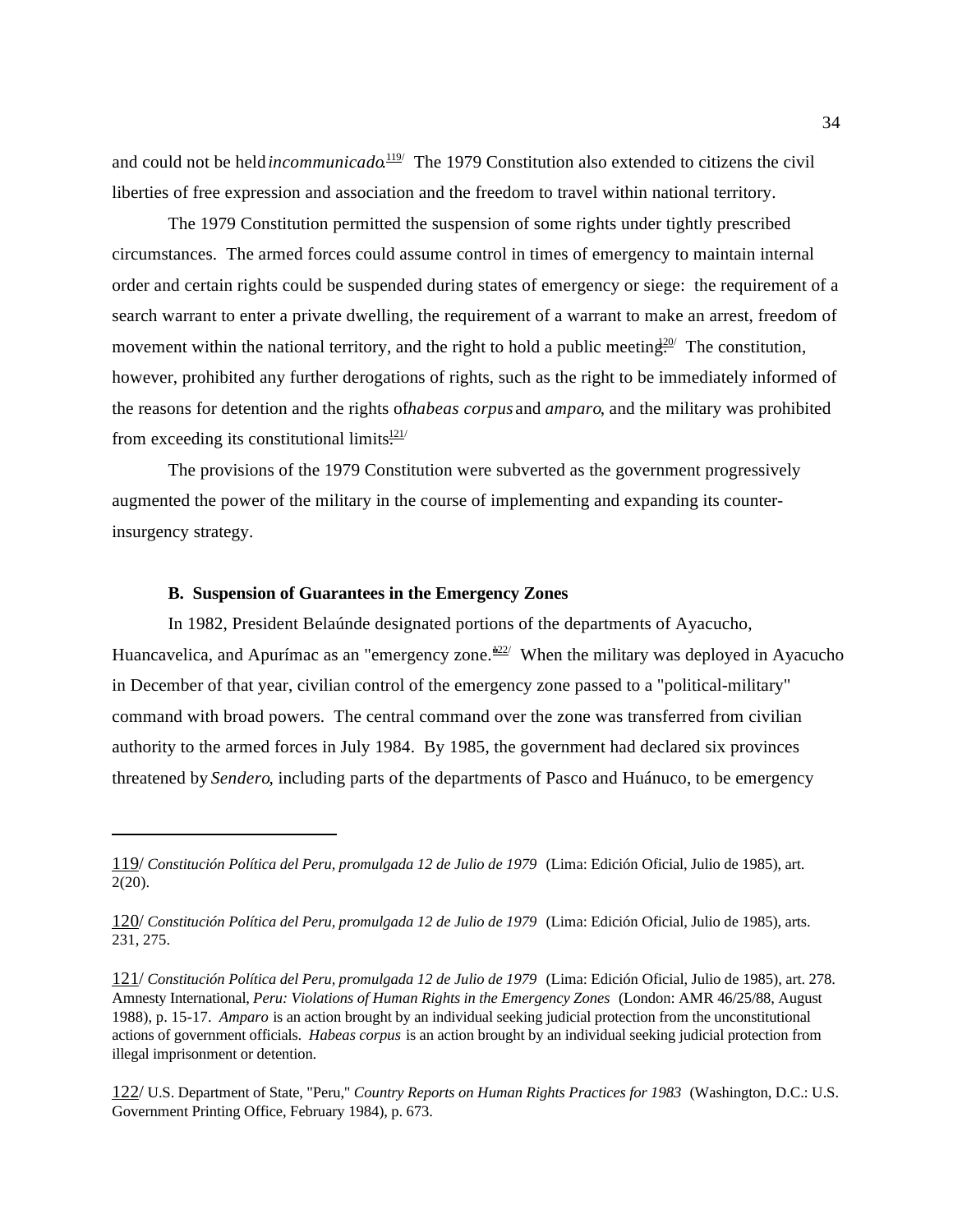and could not be held *incommunicado*.[119] The 1979 Constitution also extended to citizens the civil liberties of free expression and association and the freedom to travel within national territory.

The 1979 Constitution permitted the suspension of some rights under tightly prescribed circumstances. The armed forces could assume control in times of emergency to maintain internal order and certain rights could be suspended during states of emergency or siege: the requirement of a search warrant to enter a private dwelling, the requirement of a warrant to make an arrest, freedom of movement within the national territory, and the right to hold a public meeting.[120] The constitution, however, prohibited any further derogations of rights, such as the right to be immediately informed of the reasons for detention and the rights of *habeas corpus* and *amparo*, and the military was prohibited from exceeding its constitutional limits.[121]

The provisions of the 1979 Constitution were subverted as the government progressively augmented the power of the military in the course of implementing and expanding its counter-insurgency strategy.

### B. Suspension of Guarantees in the Emergency Zones

In 1982, President Belaúnde designated portions of the departments of Ayacucho, Huancavelica, and Apurímac as an "emergency zone."[122] When the military was deployed in Ayacucho in December of that year, civilian control of the emergency zone passed to a "political-military" command with broad powers. The central command over the zone was transferred from civilian authority to the armed forces in July 1984. By 1985, the government had declared six provinces threatened by *Sendero*, including parts of the departments of Pasco and Huánuco, to be emergency

---

119/ *Constitución Política del Peru, promulgada 12 de Julio de 1979* (Lima: Edición Oficial, Julio de 1985), art. 2(20).

120/ *Constitución Política del Peru, promulgada 12 de Julio de 1979* (Lima: Edición Oficial, Julio de 1985), arts. 231, 275.

121/ *Constitución Política del Peru, promulgada 12 de Julio de 1979* (Lima: Edición Oficial, Julio de 1985), art. 278. Amnesty International, *Peru: Violations of Human Rights in the Emergency Zones* (London: AMR 46/25/88, August 1988), p. 15-17. *Amparo* is an action brought by an individual seeking judicial protection from the unconstitutional actions of government officials. *Habeas corpus* is an action brought by an individual seeking judicial protection from illegal imprisonment or detention.

122/ U.S. Department of State, "Peru," *Country Reports on Human Rights Practices for 1983* (Washington, D.C.: U.S. Government Printing Office, February 1984), p. 673.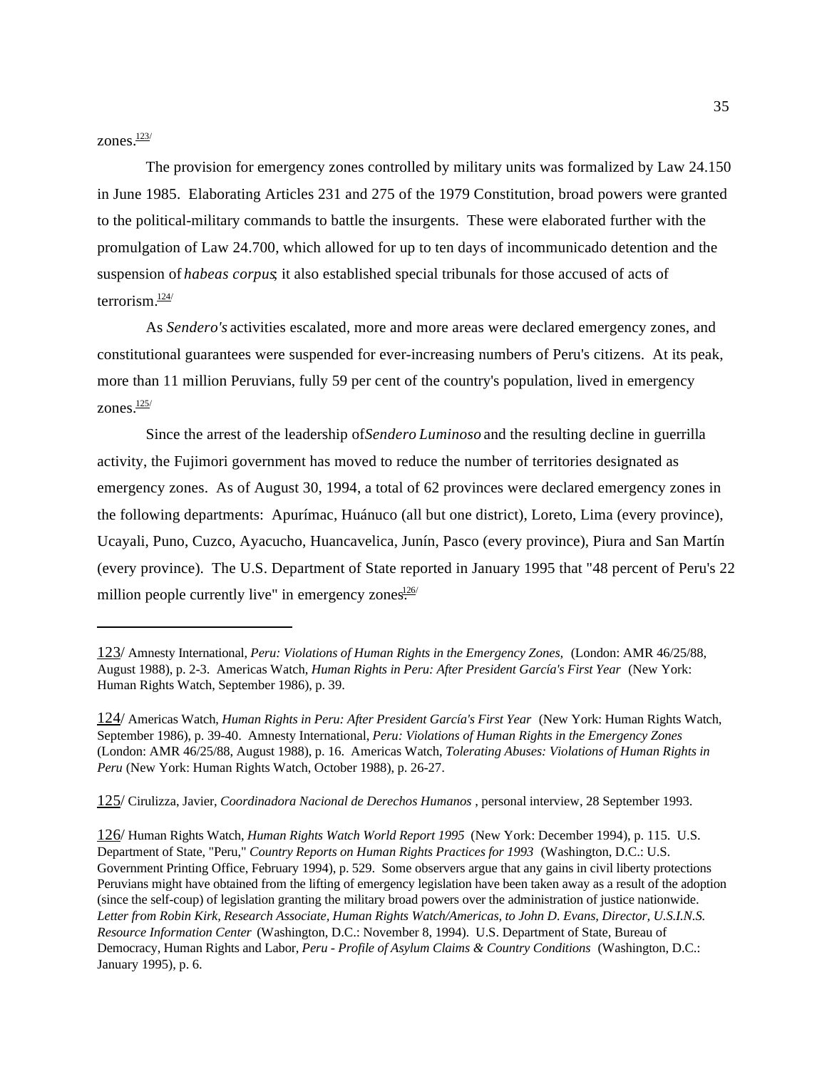zones.[123]

The provision for emergency zones controlled by military units was formalized by Law 24.150 in June 1985. Elaborating Articles 231 and 275 of the 1979 Constitution, broad powers were granted to the political-military commands to battle the insurgents. These were elaborated further with the promulgation of Law 24.700, which allowed for up to ten days of incommunicado detention and the suspension of *habeas corpus*; it also established special tribunals for those accused of acts of terrorism.[124]

As *Sendero's* activities escalated, more and more areas were declared emergency zones, and constitutional guarantees were suspended for ever-increasing numbers of Peru's citizens. At its peak, more than 11 million Peruvians, fully 59 per cent of the country's population, lived in emergency zones.[125]

Since the arrest of the leadership of *Sendero Luminoso* and the resulting decline in guerrilla activity, the Fujimori government has moved to reduce the number of territories designated as emergency zones. As of August 30, 1994, a total of 62 provinces were declared emergency zones in the following departments: Apurímac, Huánuco (all but one district), Loreto, Lima (every province), Ucayali, Puno, Cuzco, Ayacucho, Huancavelica, Junín, Pasco (every province), Piura and San Martín (every province). The U.S. Department of State reported in January 1995 that "48 percent of Peru's 22 million people currently live" in emergency zones.[126]

---

123/ Amnesty International, *Peru: Violations of Human Rights in the Emergency Zones,* (London: AMR 46/25/88, August 1988), p. 2-3. Americas Watch, *Human Rights in Peru: After President García's First Year* (New York: Human Rights Watch, September 1986), p. 39.

124/ Americas Watch, *Human Rights in Peru: After President García's First Year* (New York: Human Rights Watch, September 1986), p. 39-40. Amnesty International, *Peru: Violations of Human Rights in the Emergency Zones* (London: AMR 46/25/88, August 1988), p. 16. Americas Watch, *Tolerating Abuses: Violations of Human Rights in Peru* (New York: Human Rights Watch, October 1988), p. 26-27.

125/ Cirulizza, Javier, *Coordinadora Nacional de Derechos Humanos* , personal interview, 28 September 1993.

126/ Human Rights Watch, *Human Rights Watch World Report 1995* (New York: December 1994), p. 115. U.S. Department of State, "Peru," *Country Reports on Human Rights Practices for 1993* (Washington, D.C.: U.S. Government Printing Office, February 1994), p. 529. Some observers argue that any gains in civil liberty protections Peruvians might have obtained from the lifting of emergency legislation have been taken away as a result of the adoption (since the self-coup) of legislation granting the military broad powers over the administration of justice nationwide. *Letter from Robin Kirk, Research Associate, Human Rights Watch/Americas, to John D. Evans, Director, U.S.I.N.S. Resource Information Center* (Washington, D.C.: November 8, 1994). U.S. Department of State, Bureau of Democracy, Human Rights and Labor, *Peru - Profile of Asylum Claims & Country Conditions* (Washington, D.C.: January 1995), p. 6.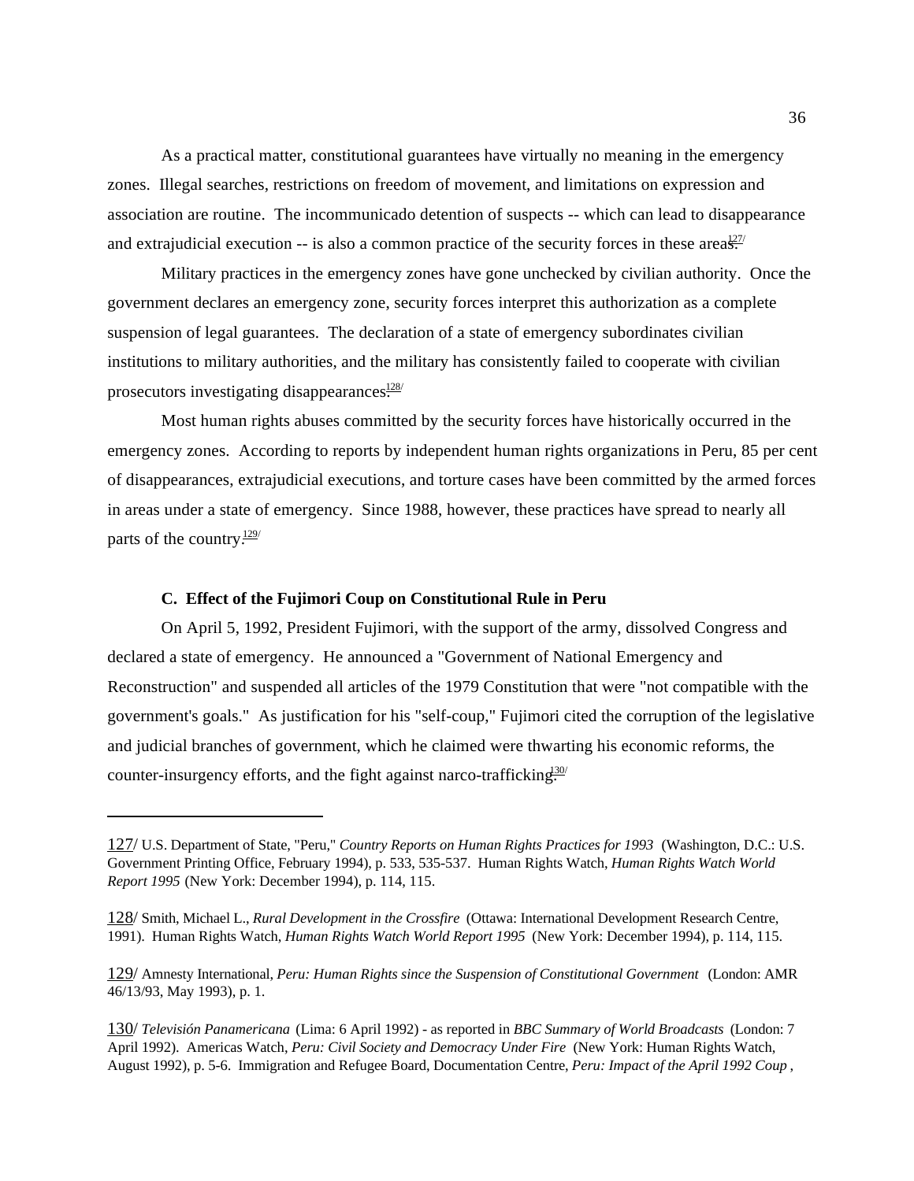As a practical matter, constitutional guarantees have virtually no meaning in the emergency zones. Illegal searches, restrictions on freedom of movement, and limitations on expression and association are routine. The incommunicado detention of suspects -- which can lead to disappearance and extrajudicial execution -- is also a common practice of the security forces in these areas.[127/]

Military practices in the emergency zones have gone unchecked by civilian authority. Once the government declares an emergency zone, security forces interpret this authorization as a complete suspension of legal guarantees. The declaration of a state of emergency subordinates civilian institutions to military authorities, and the military has consistently failed to cooperate with civilian prosecutors investigating disappearances.[128/]

Most human rights abuses committed by the security forces have historically occurred in the emergency zones. According to reports by independent human rights organizations in Peru, 85 per cent of disappearances, extrajudicial executions, and torture cases have been committed by the armed forces in areas under a state of emergency. Since 1988, however, these practices have spread to nearly all parts of the country.[129/]

### C. Effect of the Fujimori Coup on Constitutional Rule in Peru

On April 5, 1992, President Fujimori, with the support of the army, dissolved Congress and declared a state of emergency. He announced a "Government of National Emergency and Reconstruction" and suspended all articles of the 1979 Constitution that were "not compatible with the government's goals." As justification for his "self-coup," Fujimori cited the corruption of the legislative and judicial branches of government, which he claimed were thwarting his economic reforms, the counter-insurgency efforts, and the fight against narco-trafficking.[130/]

---

127/ U.S. Department of State, "Peru," *Country Reports on Human Rights Practices for 1993* (Washington, D.C.: U.S. Government Printing Office, February 1994), p. 533, 535-537. Human Rights Watch, *Human Rights Watch World Report 1995* (New York: December 1994), p. 114, 115.

128/ Smith, Michael L., *Rural Development in the Crossfire* (Ottawa: International Development Research Centre, 1991). Human Rights Watch, *Human Rights Watch World Report 1995* (New York: December 1994), p. 114, 115.

129/ Amnesty International, *Peru: Human Rights since the Suspension of Constitutional Government* (London: AMR 46/13/93, May 1993), p. 1.

130/ *Televisión Panamericana* (Lima: 6 April 1992) - as reported in *BBC Summary of World Broadcasts* (London: 7 April 1992). Americas Watch, *Peru: Civil Society and Democracy Under Fire* (New York: Human Rights Watch, August 1992), p. 5-6. Immigration and Refugee Board, Documentation Centre, *Peru: Impact of the April 1992 Coup* ,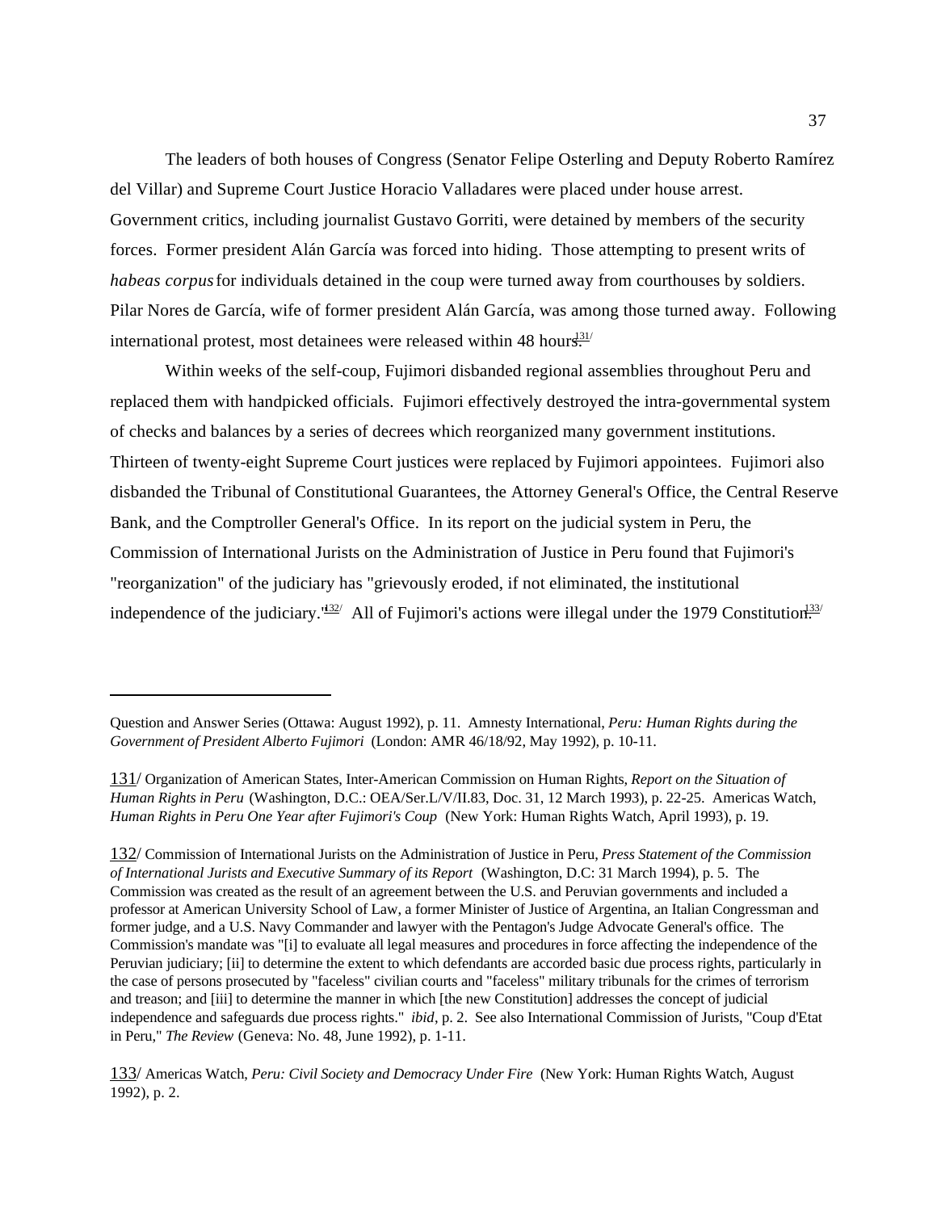The leaders of both houses of Congress (Senator Felipe Osterling and Deputy Roberto Ramírez del Villar) and Supreme Court Justice Horacio Valladares were placed under house arrest. Government critics, including journalist Gustavo Gorriti, were detained by members of the security forces. Former president Alán García was forced into hiding. Those attempting to present writs of *habeas corpus* for individuals detained in the coup were turned away from courthouses by soldiers. Pilar Nores de García, wife of former president Alán García, was among those turned away. Following international protest, most detainees were released within 48 hours.[131]

Within weeks of the self-coup, Fujimori disbanded regional assemblies throughout Peru and replaced them with handpicked officials. Fujimori effectively destroyed the intra-governmental system of checks and balances by a series of decrees which reorganized many government institutions. Thirteen of twenty-eight Supreme Court justices were replaced by Fujimori appointees. Fujimori also disbanded the Tribunal of Constitutional Guarantees, the Attorney General's Office, the Central Reserve Bank, and the Comptroller General's Office. In its report on the judicial system in Peru, the Commission of International Jurists on the Administration of Justice in Peru found that Fujimori's "reorganization" of the judiciary has "grievously eroded, if not eliminated, the institutional independence of the judiciary."[132] All of Fujimori's actions were illegal under the 1979 Constitution.[133]

---

Question and Answer Series (Ottawa: August 1992), p. 11. Amnesty International, *Peru: Human Rights during the Government of President Alberto Fujimori* (London: AMR 46/18/92, May 1992), p. 10-11.

131/ Organization of American States, Inter-American Commission on Human Rights, *Report on the Situation of Human Rights in Peru* (Washington, D.C.: OEA/Ser.L/V/II.83, Doc. 31, 12 March 1993), p. 22-25. Americas Watch, *Human Rights in Peru One Year after Fujimori's Coup* (New York: Human Rights Watch, April 1993), p. 19.

132/ Commission of International Jurists on the Administration of Justice in Peru, *Press Statement of the Commission of International Jurists and Executive Summary of its Report* (Washington, D.C: 31 March 1994), p. 5. The Commission was created as the result of an agreement between the U.S. and Peruvian governments and included a professor at American University School of Law, a former Minister of Justice of Argentina, an Italian Congressman and former judge, and a U.S. Navy Commander and lawyer with the Pentagon's Judge Advocate General's office. The Commission's mandate was "[i] to evaluate all legal measures and procedures in force affecting the independence of the Peruvian judiciary; [ii] to determine the extent to which defendants are accorded basic due process rights, particularly in the case of persons prosecuted by "faceless" civilian courts and "faceless" military tribunals for the crimes of terrorism and treason; and [iii] to determine the manner in which [the new Constitution] addresses the concept of judicial independence and safeguards due process rights." *ibid*, p. 2. See also International Commission of Jurists, "Coup d'Etat in Peru," *The Review* (Geneva: No. 48, June 1992), p. 1-11.

133/ Americas Watch, *Peru: Civil Society and Democracy Under Fire* (New York: Human Rights Watch, August 1992), p. 2.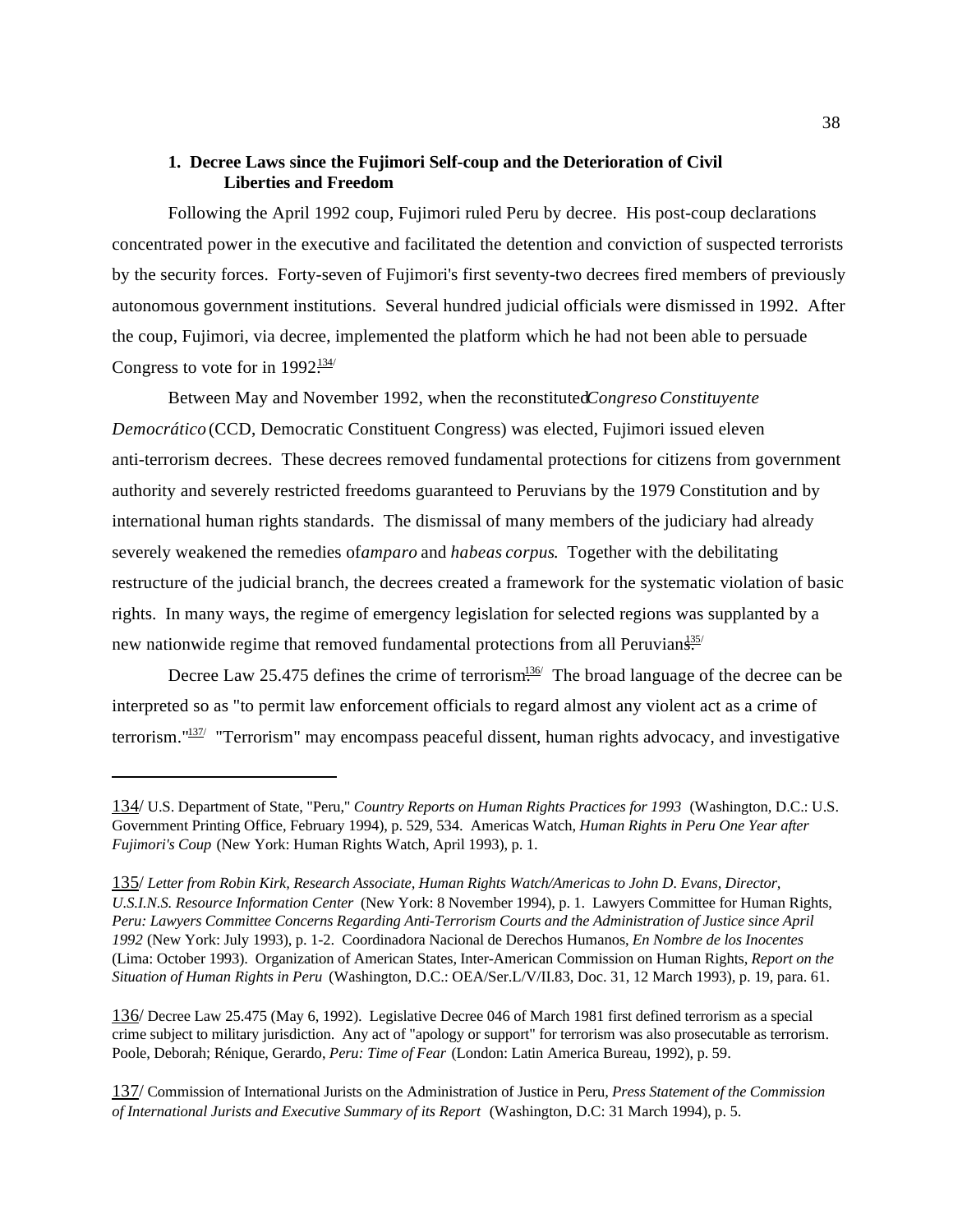### 1. Decree Laws since the Fujimori Self-coup and the Deterioration of Civil Liberties and Freedom

Following the April 1992 coup, Fujimori ruled Peru by decree. His post-coup declarations concentrated power in the executive and facilitated the detention and conviction of suspected terrorists by the security forces. Forty-seven of Fujimori's first seventy-two decrees fired members of previously autonomous government institutions. Several hundred judicial officials were dismissed in 1992. After the coup, Fujimori, via decree, implemented the platform which he had not been able to persuade Congress to vote for in 1992.[134]

Between May and November 1992, when the reconstituted *Congreso Constituyente Democrático* (CCD, Democratic Constituent Congress) was elected, Fujimori issued eleven anti-terrorism decrees. These decrees removed fundamental protections for citizens from government authority and severely restricted freedoms guaranteed to Peruvians by the 1979 Constitution and by international human rights standards. The dismissal of many members of the judiciary had already severely weakened the remedies of *amparo* and *habeas corpus*. Together with the debilitating restructure of the judicial branch, the decrees created a framework for the systematic violation of basic rights. In many ways, the regime of emergency legislation for selected regions was supplanted by a new nationwide regime that removed fundamental protections from all Peruvians.[135]

Decree Law 25.475 defines the crime of terrorism.[136] The broad language of the decree can be interpreted so as "to permit law enforcement officials to regard almost any violent act as a crime of terrorism."[137] "Terrorism" may encompass peaceful dissent, human rights advocacy, and investigative

---

134/ U.S. Department of State, "Peru," *Country Reports on Human Rights Practices for 1993* (Washington, D.C.: U.S. Government Printing Office, February 1994), p. 529, 534. Americas Watch, *Human Rights in Peru One Year after Fujimori's Coup* (New York: Human Rights Watch, April 1993), p. 1.

135/ *Letter from Robin Kirk, Research Associate, Human Rights Watch/Americas to John D. Evans, Director, U.S.I.N.S. Resource Information Center* (New York: 8 November 1994), p. 1. Lawyers Committee for Human Rights, *Peru: Lawyers Committee Concerns Regarding Anti-Terrorism Courts and the Administration of Justice since April 1992* (New York: July 1993), p. 1-2. Coordinadora Nacional de Derechos Humanos, *En Nombre de los Inocentes* (Lima: October 1993). Organization of American States, Inter-American Commission on Human Rights, *Report on the Situation of Human Rights in Peru* (Washington, D.C.: OEA/Ser.L/V/II.83, Doc. 31, 12 March 1993), p. 19, para. 61.

136/ Decree Law 25.475 (May 6, 1992). Legislative Decree 046 of March 1981 first defined terrorism as a special crime subject to military jurisdiction. Any act of "apology or support" for terrorism was also prosecutable as terrorism. Poole, Deborah; Rénique, Gerardo, *Peru: Time of Fear* (London: Latin America Bureau, 1992), p. 59.

137/ Commission of International Jurists on the Administration of Justice in Peru, *Press Statement of the Commission of International Jurists and Executive Summary of its Report* (Washington, D.C: 31 March 1994), p. 5.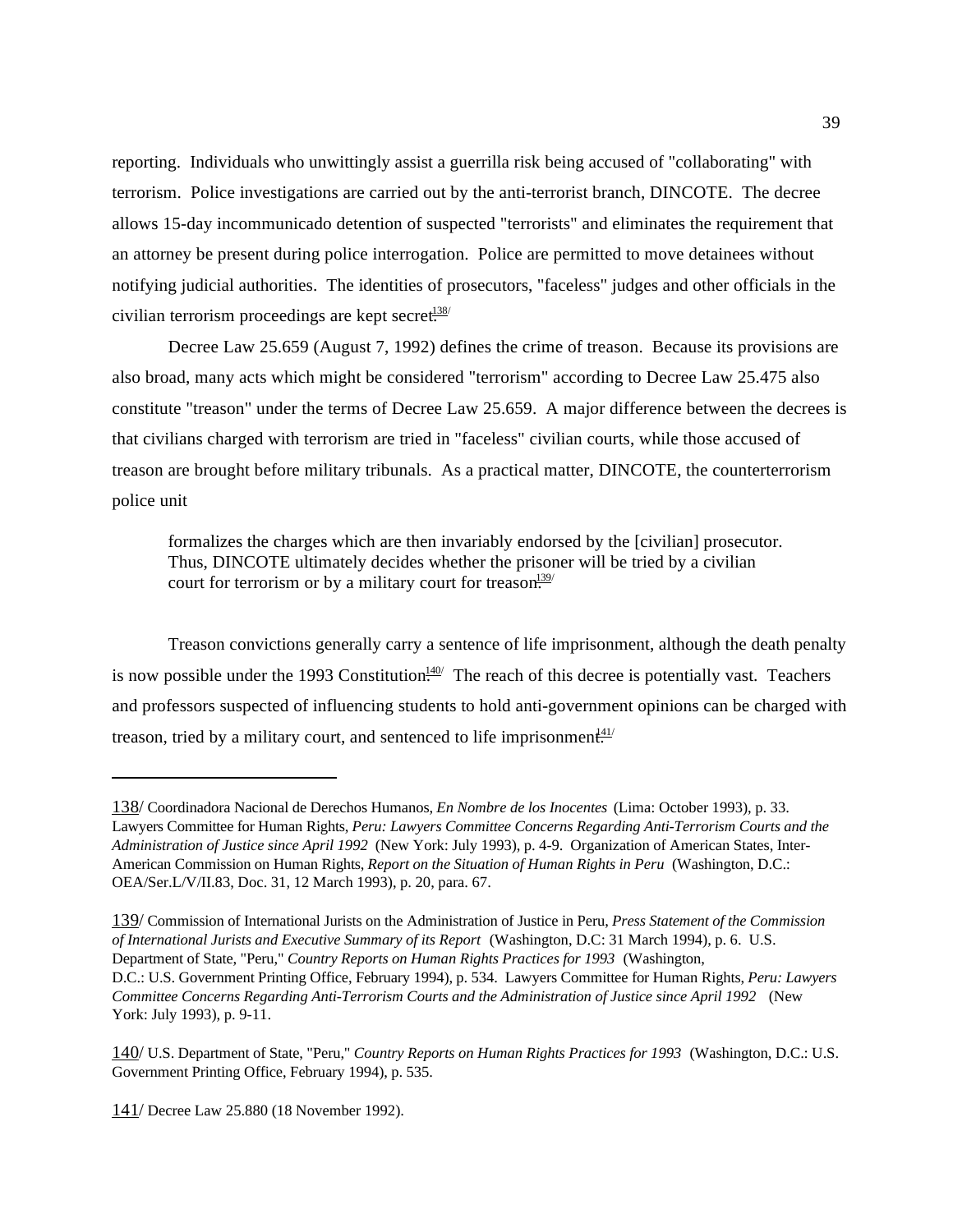reporting. Individuals who unwittingly assist a guerrilla risk being accused of "collaborating" with terrorism. Police investigations are carried out by the anti-terrorist branch, DINCOTE. The decree allows 15-day incommunicado detention of suspected "terrorists" and eliminates the requirement that an attorney be present during police interrogation. Police are permitted to move detainees without notifying judicial authorities. The identities of prosecutors, "faceless" judges and other officials in the civilian terrorism proceedings are kept secret.[138]

Decree Law 25.659 (August 7, 1992) defines the crime of treason. Because its provisions are also broad, many acts which might be considered "terrorism" according to Decree Law 25.475 also constitute "treason" under the terms of Decree Law 25.659. A major difference between the decrees is that civilians charged with terrorism are tried in "faceless" civilian courts, while those accused of treason are brought before military tribunals. As a practical matter, DINCOTE, the counterterrorism police unit

> formalizes the charges which are then invariably endorsed by the [civilian] prosecutor. Thus, DINCOTE ultimately decides whether the prisoner will be tried by a civilian court for terrorism or by a military court for treason.[139]

Treason convictions generally carry a sentence of life imprisonment, although the death penalty is now possible under the 1993 Constitution.[140] The reach of this decree is potentially vast. Teachers and professors suspected of influencing students to hold anti-government opinions can be charged with treason, tried by a military court, and sentenced to life imprisonment.[141]

---

138/ Coordinadora Nacional de Derechos Humanos, *En Nombre de los Inocentes* (Lima: October 1993), p. 33. Lawyers Committee for Human Rights, *Peru: Lawyers Committee Concerns Regarding Anti-Terrorism Courts and the Administration of Justice since April 1992* (New York: July 1993), p. 4-9. Organization of American States, Inter-American Commission on Human Rights, *Report on the Situation of Human Rights in Peru* (Washington, D.C.: OEA/Ser.L/V/II.83, Doc. 31, 12 March 1993), p. 20, para. 67.

139/ Commission of International Jurists on the Administration of Justice in Peru, *Press Statement of the Commission of International Jurists and Executive Summary of its Report* (Washington, D.C: 31 March 1994), p. 6. U.S. Department of State, "Peru," *Country Reports on Human Rights Practices for 1993* (Washington, D.C.: U.S. Government Printing Office, February 1994), p. 534. Lawyers Committee for Human Rights, *Peru: Lawyers Committee Concerns Regarding Anti-Terrorism Courts and the Administration of Justice since April 1992* (New York: July 1993), p. 9-11.

140/ U.S. Department of State, "Peru," *Country Reports on Human Rights Practices for 1993* (Washington, D.C.: U.S. Government Printing Office, February 1994), p. 535.

141/ Decree Law 25.880 (18 November 1992).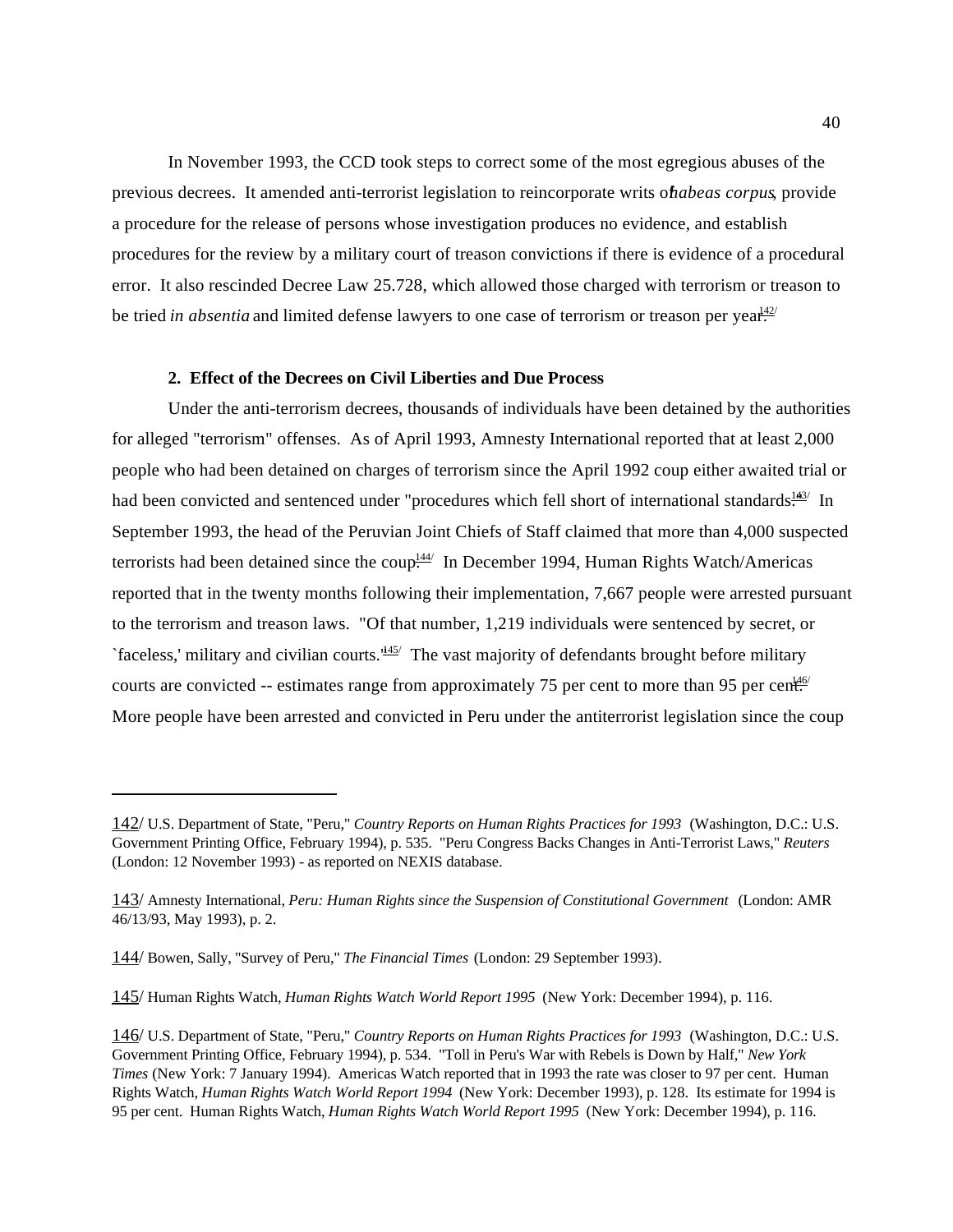In November 1993, the CCD took steps to correct some of the most egregious abuses of the previous decrees. It amended anti-terrorist legislation to reincorporate writs of *habeas corpus*, provide a procedure for the release of persons whose investigation produces no evidence, and establish procedures for the review by a military court of treason convictions if there is evidence of a procedural error. It also rescinded Decree Law 25.728, which allowed those charged with terrorism or treason to be tried *in absentia* and limited defense lawyers to one case of terrorism or treason per year.[142]

**2. Effect of the Decrees on Civil Liberties and Due Process**

Under the anti-terrorism decrees, thousands of individuals have been detained by the authorities for alleged "terrorism" offenses. As of April 1993, Amnesty International reported that at least 2,000 people who had been detained on charges of terrorism since the April 1992 coup either awaited trial or had been convicted and sentenced under "procedures which fell short of international standards."[143] In September 1993, the head of the Peruvian Joint Chiefs of Staff claimed that more than 4,000 suspected terrorists had been detained since the coup.[144] In December 1994, Human Rights Watch/Americas reported that in the twenty months following their implementation, 7,667 people were arrested pursuant to the terrorism and treason laws. "Of that number, 1,219 individuals were sentenced by secret, or `faceless,' military and civilian courts."[145] The vast majority of defendants brought before military courts are convicted -- estimates range from approximately 75 per cent to more than 95 per cent.[146] More people have been arrested and convicted in Peru under the antiterrorist legislation since the coup

---

142/ U.S. Department of State, "Peru," *Country Reports on Human Rights Practices for 1993* (Washington, D.C.: U.S. Government Printing Office, February 1994), p. 535. "Peru Congress Backs Changes in Anti-Terrorist Laws," *Reuters* (London: 12 November 1993) - as reported on NEXIS database.

143/ Amnesty International, *Peru: Human Rights since the Suspension of Constitutional Government* (London: AMR 46/13/93, May 1993), p. 2.

144/ Bowen, Sally, "Survey of Peru," *The Financial Times* (London: 29 September 1993).

145/ Human Rights Watch, *Human Rights Watch World Report 1995* (New York: December 1994), p. 116.

146/ U.S. Department of State, "Peru," *Country Reports on Human Rights Practices for 1993* (Washington, D.C.: U.S. Government Printing Office, February 1994), p. 534. "Toll in Peru's War with Rebels is Down by Half," *New York Times* (New York: 7 January 1994). Americas Watch reported that in 1993 the rate was closer to 97 per cent. Human Rights Watch, *Human Rights Watch World Report 1994* (New York: December 1993), p. 128. Its estimate for 1994 is 95 per cent. Human Rights Watch, *Human Rights Watch World Report 1995* (New York: December 1994), p. 116.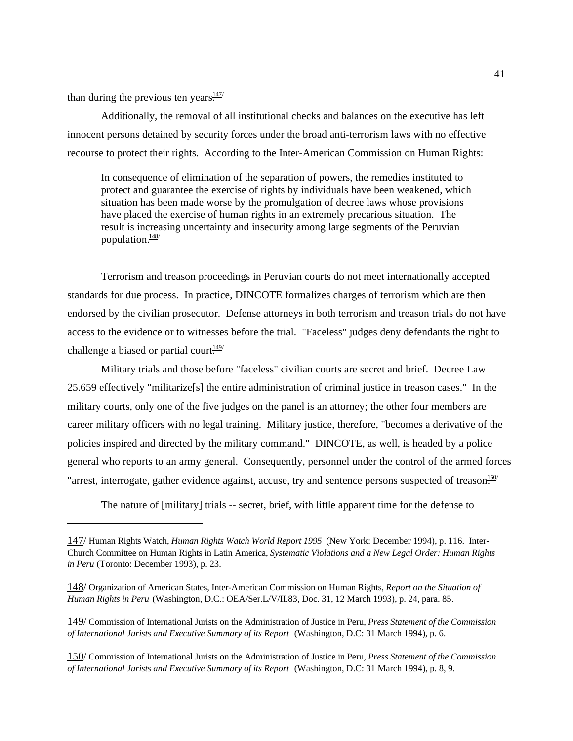than during the previous ten years.[147]

Additionally, the removal of all institutional checks and balances on the executive has left innocent persons detained by security forces under the broad anti-terrorism laws with no effective recourse to protect their rights. According to the Inter-American Commission on Human Rights:

> In consequence of elimination of the separation of powers, the remedies instituted to protect and guarantee the exercise of rights by individuals have been weakened, which situation has been made worse by the promulgation of decree laws whose provisions have placed the exercise of human rights in an extremely precarious situation. The result is increasing uncertainty and insecurity among large segments of the Peruvian population.[148]

Terrorism and treason proceedings in Peruvian courts do not meet internationally accepted standards for due process. In practice, DINCOTE formalizes charges of terrorism which are then endorsed by the civilian prosecutor. Defense attorneys in both terrorism and treason trials do not have access to the evidence or to witnesses before the trial. "Faceless" judges deny defendants the right to challenge a biased or partial court.[149]

Military trials and those before "faceless" civilian courts are secret and brief. Decree Law 25.659 effectively "militarize[s] the entire administration of criminal justice in treason cases." In the military courts, only one of the five judges on the panel is an attorney; the other four members are career military officers with no legal training. Military justice, therefore, "becomes a derivative of the policies inspired and directed by the military command." DINCOTE, as well, is headed by a police general who reports to an army general. Consequently, personnel under the control of the armed forces "arrest, interrogate, gather evidence against, accuse, try and sentence persons suspected of treason."[150]

The nature of [military] trials -- secret, brief, with little apparent time for the defense to

---

147/ Human Rights Watch, *Human Rights Watch World Report 1995* (New York: December 1994), p. 116. Inter-Church Committee on Human Rights in Latin America, *Systematic Violations and a New Legal Order: Human Rights in Peru* (Toronto: December 1993), p. 23.

148/ Organization of American States, Inter-American Commission on Human Rights, *Report on the Situation of Human Rights in Peru* (Washington, D.C.: OEA/Ser.L/V/II.83, Doc. 31, 12 March 1993), p. 24, para. 85.

149/ Commission of International Jurists on the Administration of Justice in Peru, *Press Statement of the Commission of International Jurists and Executive Summary of its Report* (Washington, D.C: 31 March 1994), p. 6.

150/ Commission of International Jurists on the Administration of Justice in Peru, *Press Statement of the Commission of International Jurists and Executive Summary of its Report* (Washington, D.C: 31 March 1994), p. 8, 9.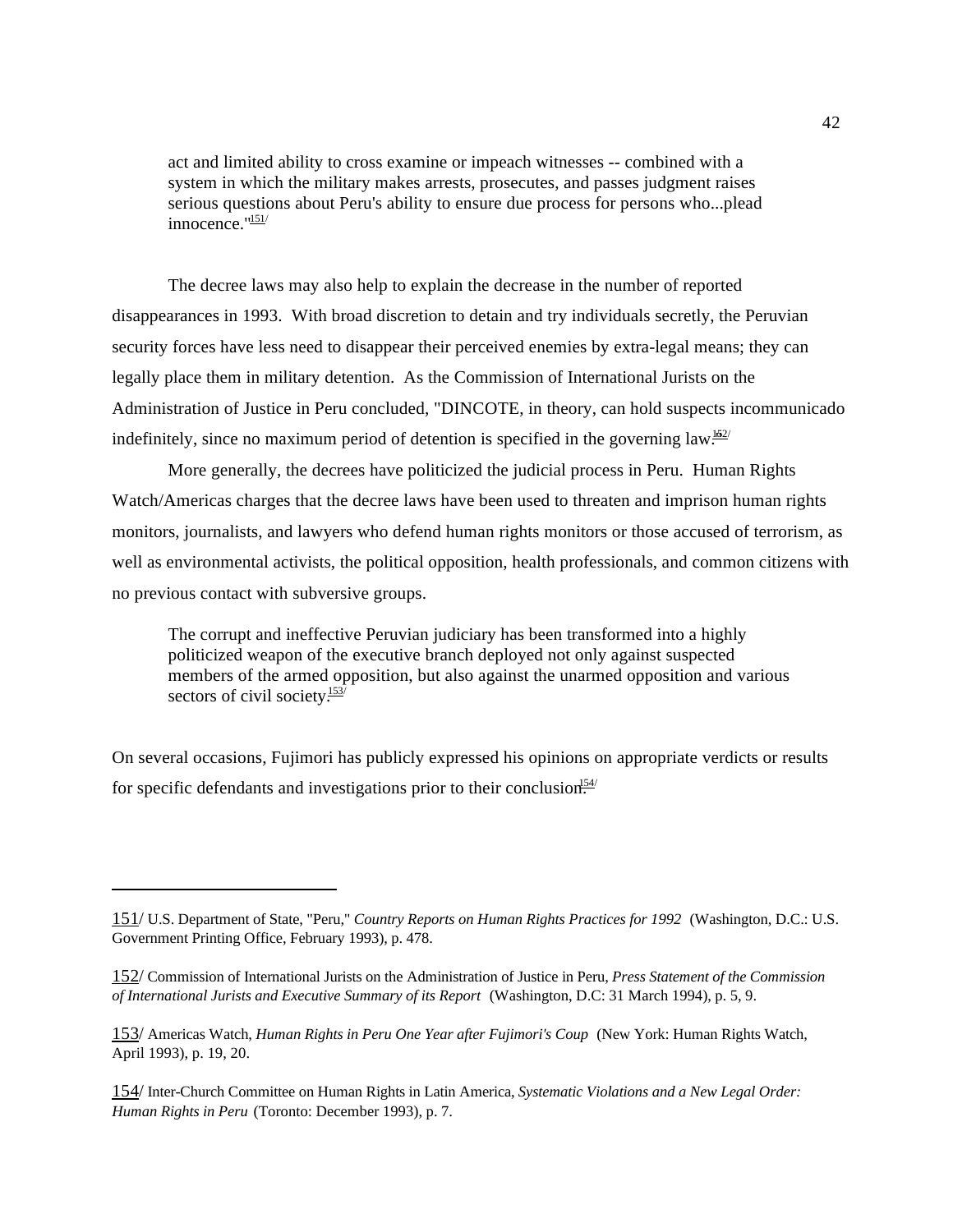> act and limited ability to cross examine or impeach witnesses -- combined with a system in which the military makes arrests, prosecutes, and passes judgment raises serious questions about Peru's ability to ensure due process for persons who...plead innocence."[151]

The decree laws may also help to explain the decrease in the number of reported disappearances in 1993. With broad discretion to detain and try individuals secretly, the Peruvian security forces have less need to disappear their perceived enemies by extra-legal means; they can legally place them in military detention. As the Commission of International Jurists on the Administration of Justice in Peru concluded, "DINCOTE, in theory, can hold suspects incommunicado indefinitely, since no maximum period of detention is specified in the governing law."[152]

More generally, the decrees have politicized the judicial process in Peru. Human Rights Watch/Americas charges that the decree laws have been used to threaten and imprison human rights monitors, journalists, and lawyers who defend human rights monitors or those accused of terrorism, as well as environmental activists, the political opposition, health professionals, and common citizens with no previous contact with subversive groups.

> The corrupt and ineffective Peruvian judiciary has been transformed into a highly politicized weapon of the executive branch deployed not only against suspected members of the armed opposition, but also against the unarmed opposition and various sectors of civil society.[153]

On several occasions, Fujimori has publicly expressed his opinions on appropriate verdicts or results for specific defendants and investigations prior to their conclusion.[154]

---

151/ U.S. Department of State, "Peru," *Country Reports on Human Rights Practices for 1992* (Washington, D.C.: U.S. Government Printing Office, February 1993), p. 478.

152/ Commission of International Jurists on the Administration of Justice in Peru, *Press Statement of the Commission of International Jurists and Executive Summary of its Report* (Washington, D.C: 31 March 1994), p. 5, 9.

153/ Americas Watch, *Human Rights in Peru One Year after Fujimori's Coup* (New York: Human Rights Watch, April 1993), p. 19, 20.

154/ Inter-Church Committee on Human Rights in Latin America, *Systematic Violations and a New Legal Order: Human Rights in Peru* (Toronto: December 1993), p. 7.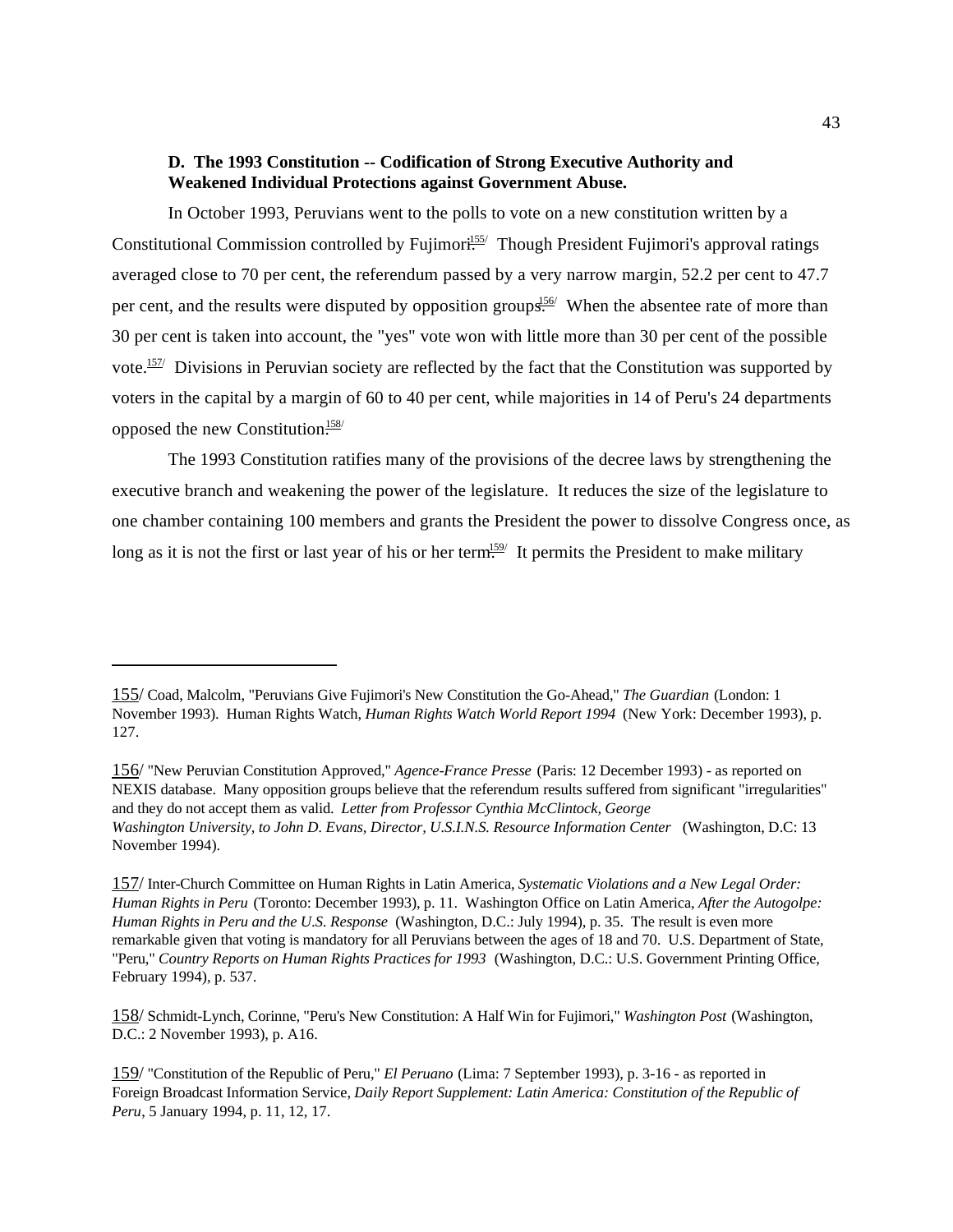### D. The 1993 Constitution -- Codification of Strong Executive Authority and Weakened Individual Protections against Government Abuse.

In October 1993, Peruvians went to the polls to vote on a new constitution written by a Constitutional Commission controlled by Fujimori.[155] Though President Fujimori's approval ratings averaged close to 70 per cent, the referendum passed by a very narrow margin, 52.2 per cent to 47.7 per cent, and the results were disputed by opposition groups.[156] When the absentee rate of more than 30 per cent is taken into account, the "yes" vote won with little more than 30 per cent of the possible vote.[157] Divisions in Peruvian society are reflected by the fact that the Constitution was supported by voters in the capital by a margin of 60 to 40 per cent, while majorities in 14 of Peru's 24 departments opposed the new Constitution.[158]

The 1993 Constitution ratifies many of the provisions of the decree laws by strengthening the executive branch and weakening the power of the legislature. It reduces the size of the legislature to one chamber containing 100 members and grants the President the power to dissolve Congress once, as long as it is not the first or last year of his or her term.[159] It permits the President to make military

---

155/ Coad, Malcolm, "Peruvians Give Fujimori's New Constitution the Go-Ahead," *The Guardian* (London: 1 November 1993). Human Rights Watch, *Human Rights Watch World Report 1994* (New York: December 1993), p. 127.

156/ "New Peruvian Constitution Approved," *Agence-France Presse* (Paris: 12 December 1993) - as reported on NEXIS database. Many opposition groups believe that the referendum results suffered from significant "irregularities" and they do not accept them as valid. *Letter from Professor Cynthia McClintock, George Washington University, to John D. Evans, Director, U.S.I.N.S. Resource Information Center* (Washington, D.C: 13 November 1994).

157/ Inter-Church Committee on Human Rights in Latin America, *Systematic Violations and a New Legal Order: Human Rights in Peru* (Toronto: December 1993), p. 11. Washington Office on Latin America, *After the Autogolpe: Human Rights in Peru and the U.S. Response* (Washington, D.C.: July 1994), p. 35. The result is even more remarkable given that voting is mandatory for all Peruvians between the ages of 18 and 70. U.S. Department of State, "Peru," *Country Reports on Human Rights Practices for 1993* (Washington, D.C.: U.S. Government Printing Office, February 1994), p. 537.

158/ Schmidt-Lynch, Corinne, "Peru's New Constitution: A Half Win for Fujimori," *Washington Post* (Washington, D.C.: 2 November 1993), p. A16.

159/ "Constitution of the Republic of Peru," *El Peruano* (Lima: 7 September 1993), p. 3-16 - as reported in Foreign Broadcast Information Service, *Daily Report Supplement: Latin America: Constitution of the Republic of Peru*, 5 January 1994, p. 11, 12, 17.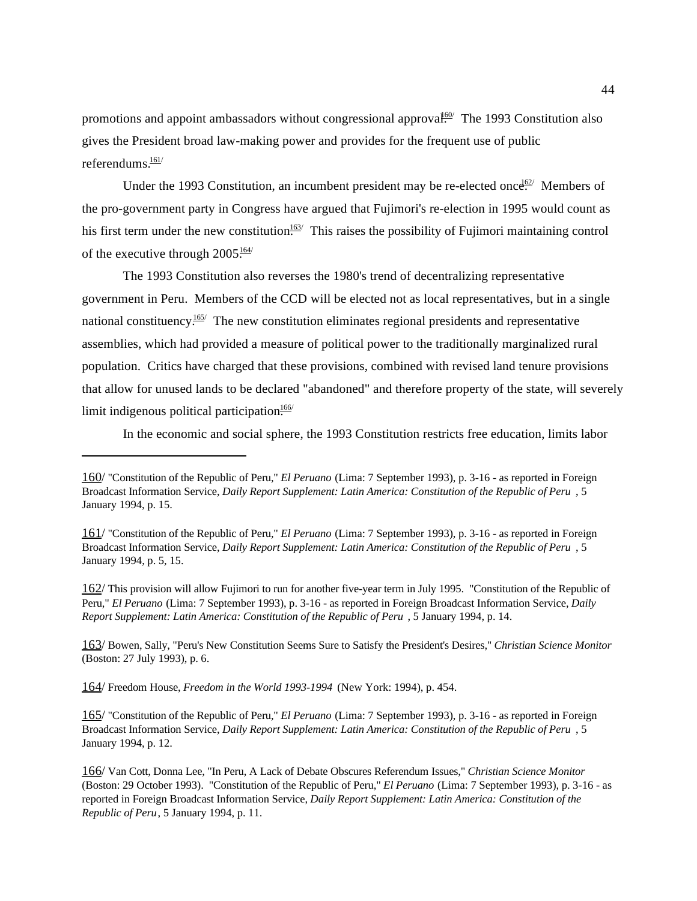promotions and appoint ambassadors without congressional approval.[160] The 1993 Constitution also gives the President broad law-making power and provides for the frequent use of public referendums.[161]

Under the 1993 Constitution, an incumbent president may be re-elected once.[162] Members of the pro-government party in Congress have argued that Fujimori's re-election in 1995 would count as his first term under the new constitution.[163] This raises the possibility of Fujimori maintaining control of the executive through 2005.[164]

The 1993 Constitution also reverses the 1980's trend of decentralizing representative government in Peru. Members of the CCD will be elected not as local representatives, but in a single national constituency.[165] The new constitution eliminates regional presidents and representative assemblies, which had provided a measure of political power to the traditionally marginalized rural population. Critics have charged that these provisions, combined with revised land tenure provisions that allow for unused lands to be declared "abandoned" and therefore property of the state, will severely limit indigenous political participation.[166]

In the economic and social sphere, the 1993 Constitution restricts free education, limits labor

---

160/ "Constitution of the Republic of Peru," *El Peruano* (Lima: 7 September 1993), p. 3-16 - as reported in Foreign Broadcast Information Service, *Daily Report Supplement: Latin America: Constitution of the Republic of Peru* , 5 January 1994, p. 15.

161/ "Constitution of the Republic of Peru," *El Peruano* (Lima: 7 September 1993), p. 3-16 - as reported in Foreign Broadcast Information Service, *Daily Report Supplement: Latin America: Constitution of the Republic of Peru* , 5 January 1994, p. 5, 15.

162/ This provision will allow Fujimori to run for another five-year term in July 1995. "Constitution of the Republic of Peru," *El Peruano* (Lima: 7 September 1993), p. 3-16 - as reported in Foreign Broadcast Information Service, *Daily Report Supplement: Latin America: Constitution of the Republic of Peru* , 5 January 1994, p. 14.

163/ Bowen, Sally, "Peru's New Constitution Seems Sure to Satisfy the President's Desires," *Christian Science Monitor* (Boston: 27 July 1993), p. 6.

164/ Freedom House, *Freedom in the World 1993-1994* (New York: 1994), p. 454.

165/ "Constitution of the Republic of Peru," *El Peruano* (Lima: 7 September 1993), p. 3-16 - as reported in Foreign Broadcast Information Service, *Daily Report Supplement: Latin America: Constitution of the Republic of Peru* , 5 January 1994, p. 12.

166/ Van Cott, Donna Lee, "In Peru, A Lack of Debate Obscures Referendum Issues," *Christian Science Monitor* (Boston: 29 October 1993). "Constitution of the Republic of Peru," *El Peruano* (Lima: 7 September 1993), p. 3-16 - as reported in Foreign Broadcast Information Service, *Daily Report Supplement: Latin America: Constitution of the Republic of Peru*, 5 January 1994, p. 11.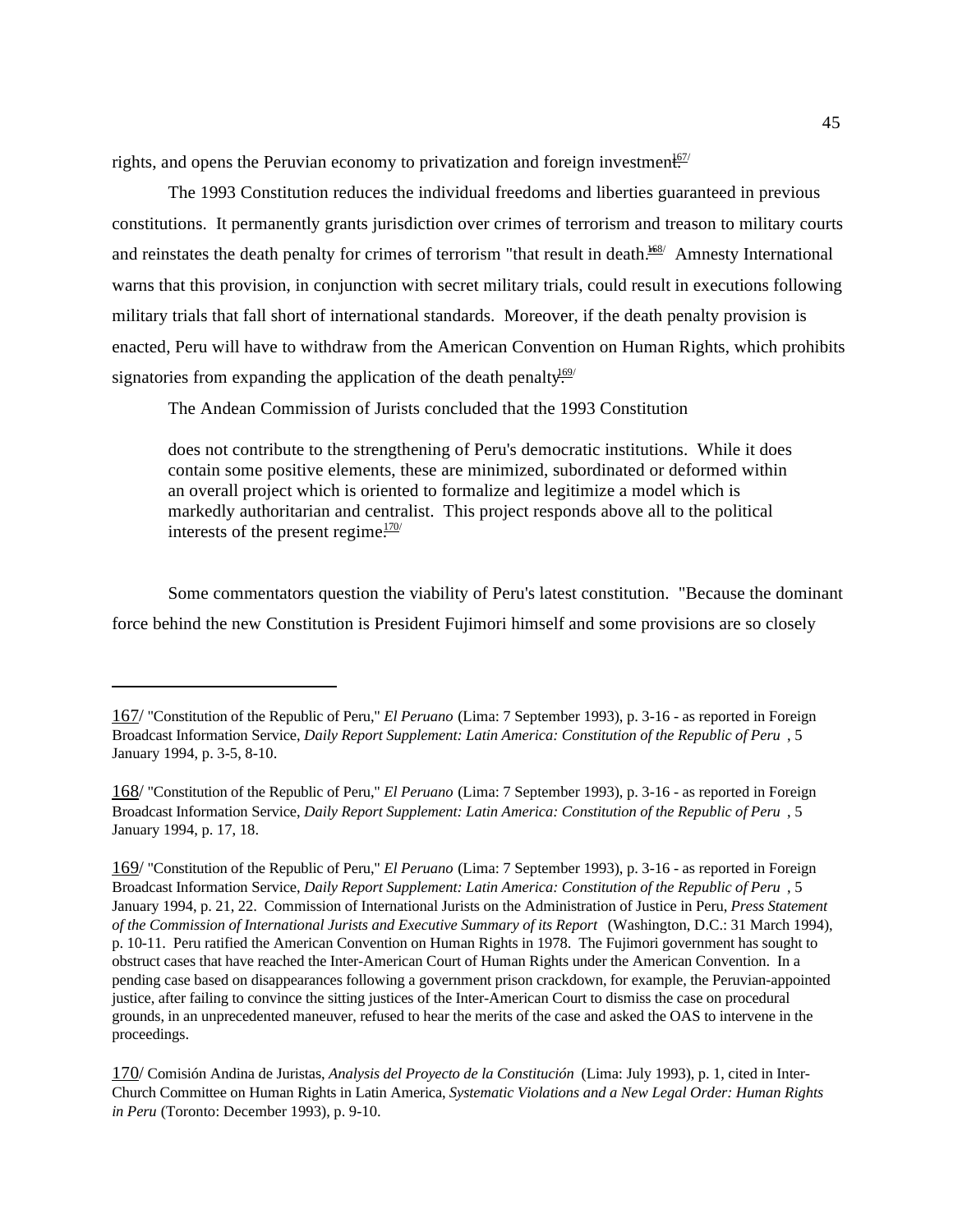rights, and opens the Peruvian economy to privatization and foreign investment.[167]

The 1993 Constitution reduces the individual freedoms and liberties guaranteed in previous constitutions. It permanently grants jurisdiction over crimes of terrorism and treason to military courts and reinstates the death penalty for crimes of terrorism "that result in death."[168] Amnesty International warns that this provision, in conjunction with secret military trials, could result in executions following military trials that fall short of international standards. Moreover, if the death penalty provision is enacted, Peru will have to withdraw from the American Convention on Human Rights, which prohibits signatories from expanding the application of the death penalty.[169]

The Andean Commission of Jurists concluded that the 1993 Constitution

> does not contribute to the strengthening of Peru's democratic institutions. While it does contain some positive elements, these are minimized, subordinated or deformed within an overall project which is oriented to formalize and legitimize a model which is markedly authoritarian and centralist. This project responds above all to the political interests of the present regime.[170]

Some commentators question the viability of Peru's latest constitution. "Because the dominant force behind the new Constitution is President Fujimori himself and some provisions are so closely

---

167/ "Constitution of the Republic of Peru," *El Peruano* (Lima: 7 September 1993), p. 3-16 - as reported in Foreign Broadcast Information Service, *Daily Report Supplement: Latin America: Constitution of the Republic of Peru* , 5 January 1994, p. 3-5, 8-10.

168/ "Constitution of the Republic of Peru," *El Peruano* (Lima: 7 September 1993), p. 3-16 - as reported in Foreign Broadcast Information Service, *Daily Report Supplement: Latin America: Constitution of the Republic of Peru* , 5 January 1994, p. 17, 18.

169/ "Constitution of the Republic of Peru," *El Peruano* (Lima: 7 September 1993), p. 3-16 - as reported in Foreign Broadcast Information Service, *Daily Report Supplement: Latin America: Constitution of the Republic of Peru* , 5 January 1994, p. 21, 22. Commission of International Jurists on the Administration of Justice in Peru, *Press Statement of the Commission of International Jurists and Executive Summary of its Report* (Washington, D.C.: 31 March 1994), p. 10-11. Peru ratified the American Convention on Human Rights in 1978. The Fujimori government has sought to obstruct cases that have reached the Inter-American Court of Human Rights under the American Convention. In a pending case based on disappearances following a government prison crackdown, for example, the Peruvian-appointed justice, after failing to convince the sitting justices of the Inter-American Court to dismiss the case on procedural grounds, in an unprecedented maneuver, refused to hear the merits of the case and asked the OAS to intervene in the proceedings.

170/ Comisión Andina de Juristas, *Analysis del Proyecto de la Constitución* (Lima: July 1993), p. 1, cited in Inter-Church Committee on Human Rights in Latin America, *Systematic Violations and a New Legal Order: Human Rights in Peru* (Toronto: December 1993), p. 9-10.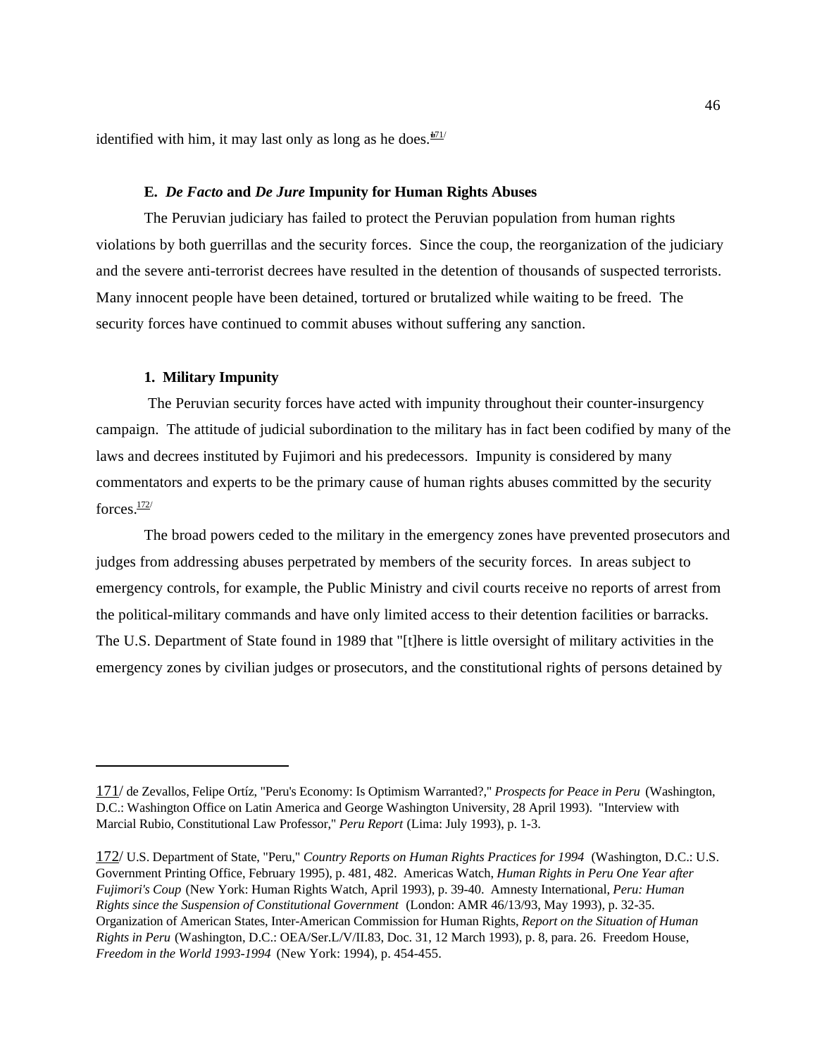identified with him, it may last only as long as he does.[171]

**E. *De Facto* and *De Jure* Impunity for Human Rights Abuses**

The Peruvian judiciary has failed to protect the Peruvian population from human rights violations by both guerrillas and the security forces. Since the coup, the reorganization of the judiciary and the severe anti-terrorist decrees have resulted in the detention of thousands of suspected terrorists. Many innocent people have been detained, tortured or brutalized while waiting to be freed. The security forces have continued to commit abuses without suffering any sanction.

**1. Military Impunity**

The Peruvian security forces have acted with impunity throughout their counter-insurgency campaign. The attitude of judicial subordination to the military has in fact been codified by many of the laws and decrees instituted by Fujimori and his predecessors. Impunity is considered by many commentators and experts to be the primary cause of human rights abuses committed by the security forces.[172]

The broad powers ceded to the military in the emergency zones have prevented prosecutors and judges from addressing abuses perpetrated by members of the security forces. In areas subject to emergency controls, for example, the Public Ministry and civil courts receive no reports of arrest from the political-military commands and have only limited access to their detention facilities or barracks. The U.S. Department of State found in 1989 that "[t]here is little oversight of military activities in the emergency zones by civilian judges or prosecutors, and the constitutional rights of persons detained by

---

171/ de Zevallos, Felipe Ortíz, "Peru's Economy: Is Optimism Warranted?," *Prospects for Peace in Peru* (Washington, D.C.: Washington Office on Latin America and George Washington University, 28 April 1993). "Interview with Marcial Rubio, Constitutional Law Professor," *Peru Report* (Lima: July 1993), p. 1-3.

172/ U.S. Department of State, "Peru," *Country Reports on Human Rights Practices for 1994* (Washington, D.C.: U.S. Government Printing Office, February 1995), p. 481, 482. Americas Watch, *Human Rights in Peru One Year after Fujimori's Coup* (New York: Human Rights Watch, April 1993), p. 39-40. Amnesty International, *Peru: Human Rights since the Suspension of Constitutional Government* (London: AMR 46/13/93, May 1993), p. 32-35. Organization of American States, Inter-American Commission for Human Rights, *Report on the Situation of Human Rights in Peru* (Washington, D.C.: OEA/Ser.L/V/II.83, Doc. 31, 12 March 1993), p. 8, para. 26. Freedom House, *Freedom in the World 1993-1994* (New York: 1994), p. 454-455.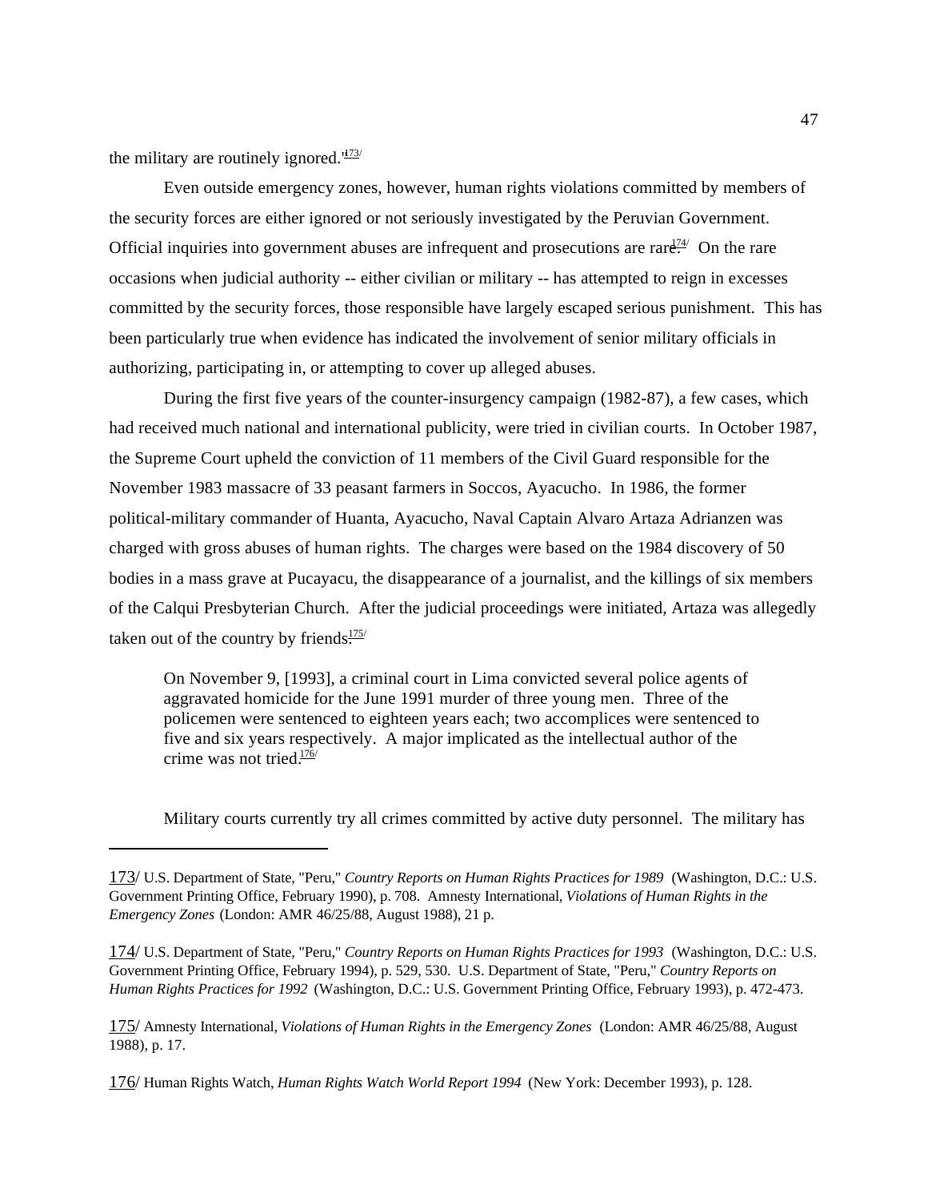the military are routinely ignored."[173]

Even outside emergency zones, however, human rights violations committed by members of the security forces are either ignored or not seriously investigated by the Peruvian Government. Official inquiries into government abuses are infrequent and prosecutions are rare.[174] On the rare occasions when judicial authority -- either civilian or military -- has attempted to reign in excesses committed by the security forces, those responsible have largely escaped serious punishment. This has been particularly true when evidence has indicated the involvement of senior military officials in authorizing, participating in, or attempting to cover up alleged abuses.

During the first five years of the counter-insurgency campaign (1982-87), a few cases, which had received much national and international publicity, were tried in civilian courts. In October 1987, the Supreme Court upheld the conviction of 11 members of the Civil Guard responsible for the November 1983 massacre of 33 peasant farmers in Soccos, Ayacucho. In 1986, the former political-military commander of Huanta, Ayacucho, Naval Captain Alvaro Artaza Adrianzen was charged with gross abuses of human rights. The charges were based on the 1984 discovery of 50 bodies in a mass grave at Pucayacu, the disappearance of a journalist, and the killings of six members of the Calqui Presbyterian Church. After the judicial proceedings were initiated, Artaza was allegedly taken out of the country by friends.[175]

> On November 9, [1993], a criminal court in Lima convicted several police agents of aggravated homicide for the June 1991 murder of three young men. Three of the policemen were sentenced to eighteen years each; two accomplices were sentenced to five and six years respectively. A major implicated as the intellectual author of the crime was not tried.[176]

Military courts currently try all crimes committed by active duty personnel. The military has

---

173/ U.S. Department of State, "Peru," *Country Reports on Human Rights Practices for 1989* (Washington, D.C.: U.S. Government Printing Office, February 1990), p. 708. Amnesty International, *Violations of Human Rights in the Emergency Zones* (London: AMR 46/25/88, August 1988), 21 p.

174/ U.S. Department of State, "Peru," *Country Reports on Human Rights Practices for 1993* (Washington, D.C.: U.S. Government Printing Office, February 1994), p. 529, 530. U.S. Department of State, "Peru," *Country Reports on Human Rights Practices for 1992* (Washington, D.C.: U.S. Government Printing Office, February 1993), p. 472-473.

175/ Amnesty International, *Violations of Human Rights in the Emergency Zones* (London: AMR 46/25/88, August 1988), p. 17.

176/ Human Rights Watch, *Human Rights Watch World Report 1994* (New York: December 1993), p. 128.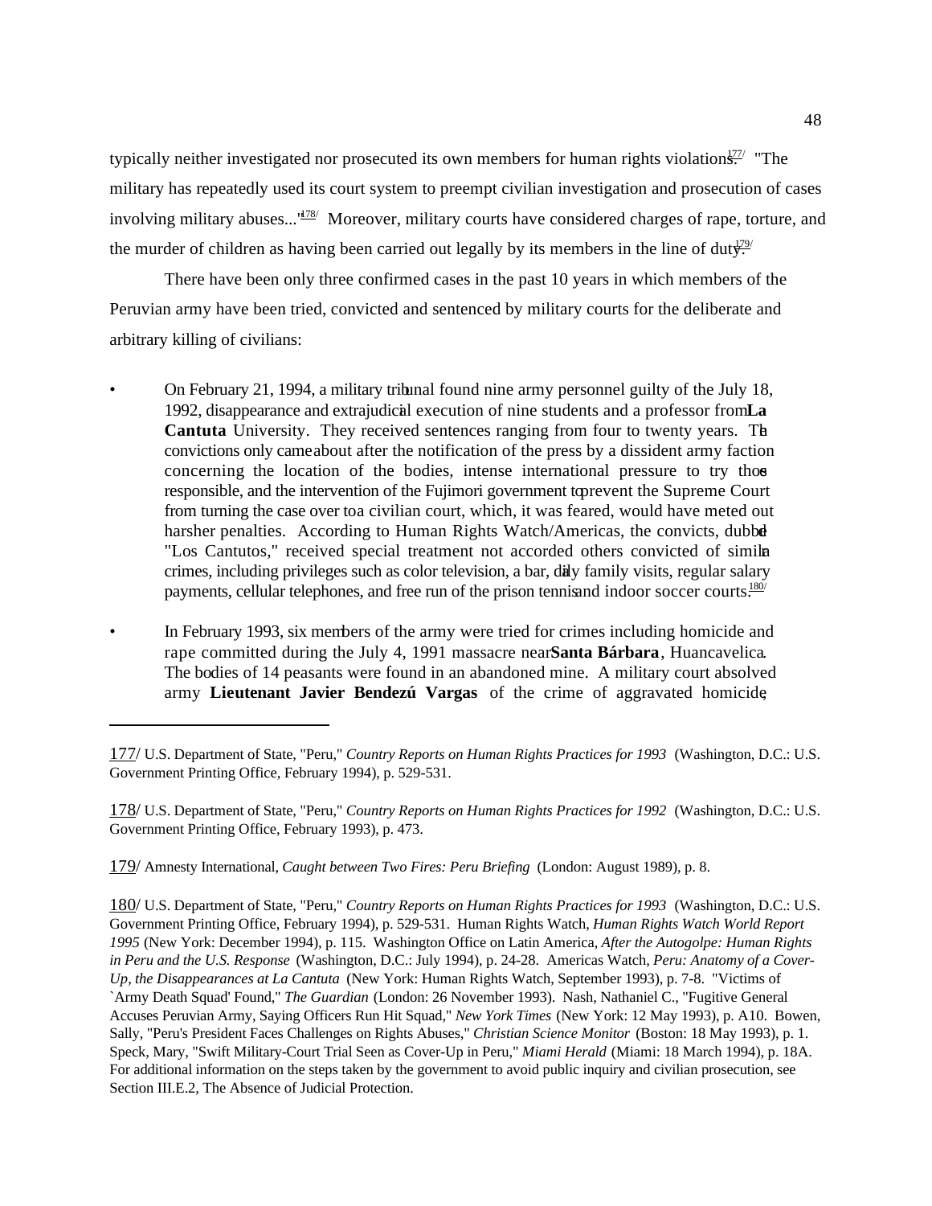typically neither investigated nor prosecuted its own members for human rights violations.[177] "The military has repeatedly used its court system to preempt civilian investigation and prosecution of cases involving military abuses..."[178] Moreover, military courts have considered charges of rape, torture, and the murder of children as having been carried out legally by its members in the line of duty.[179]

There have been only three confirmed cases in the past 10 years in which members of the Peruvian army have been tried, convicted and sentenced by military courts for the deliberate and arbitrary killing of civilians:

- On February 21, 1994, a military tribunal found nine army personnel guilty of the July 18, 1992, disappearance and extrajudicial execution of nine students and a professor from **La Cantuta** University. They received sentences ranging from four to twenty years. The convictions only came about after the notification of the press by a dissident army faction concerning the location of the bodies, intense international pressure to try those responsible, and the intervention of the Fujimori government to prevent the Supreme Court from turning the case over to a civilian court, which, it was feared, would have meted out harsher penalties. According to Human Rights Watch/Americas, the convicts, dubbed "Los Cantutos," received special treatment not accorded others convicted of similar crimes, including privileges such as color television, a bar, daily family visits, regular salary payments, cellular telephones, and free run of the prison tennis and indoor soccer courts.[180]

- In February 1993, six members of the army were tried for crimes including homicide and rape committed during the July 4, 1991 massacre near **Santa Bárbara**, Huancavelica. The bodies of 14 peasants were found in an abandoned mine. A military court absolved army **Lieutenant Javier Bendezú Vargas** of the crime of aggravated homicide,

---

177/ U.S. Department of State, "Peru," *Country Reports on Human Rights Practices for 1993* (Washington, D.C.: U.S. Government Printing Office, February 1994), p. 529-531.

178/ U.S. Department of State, "Peru," *Country Reports on Human Rights Practices for 1992* (Washington, D.C.: U.S. Government Printing Office, February 1993), p. 473.

179/ Amnesty International, *Caught between Two Fires: Peru Briefing* (London: August 1989), p. 8.

180/ U.S. Department of State, "Peru," *Country Reports on Human Rights Practices for 1993* (Washington, D.C.: U.S. Government Printing Office, February 1994), p. 529-531. Human Rights Watch, *Human Rights Watch World Report 1995* (New York: December 1994), p. 115. Washington Office on Latin America, *After the Autogolpe: Human Rights in Peru and the U.S. Response* (Washington, D.C.: July 1994), p. 24-28. Americas Watch, *Peru: Anatomy of a Cover-Up, the Disappearances at La Cantuta* (New York: Human Rights Watch, September 1993), p. 7-8. "Victims of `Army Death Squad' Found," *The Guardian* (London: 26 November 1993). Nash, Nathaniel C., "Fugitive General Accuses Peruvian Army, Saying Officers Run Hit Squad," *New York Times* (New York: 12 May 1993), p. A10. Bowen, Sally, "Peru's President Faces Challenges on Rights Abuses," *Christian Science Monitor* (Boston: 18 May 1993), p. 1. Speck, Mary, "Swift Military-Court Trial Seen as Cover-Up in Peru," *Miami Herald* (Miami: 18 March 1994), p. 18A. For additional information on the steps taken by the government to avoid public inquiry and civilian prosecution, see Section III.E.2, The Absence of Judicial Protection.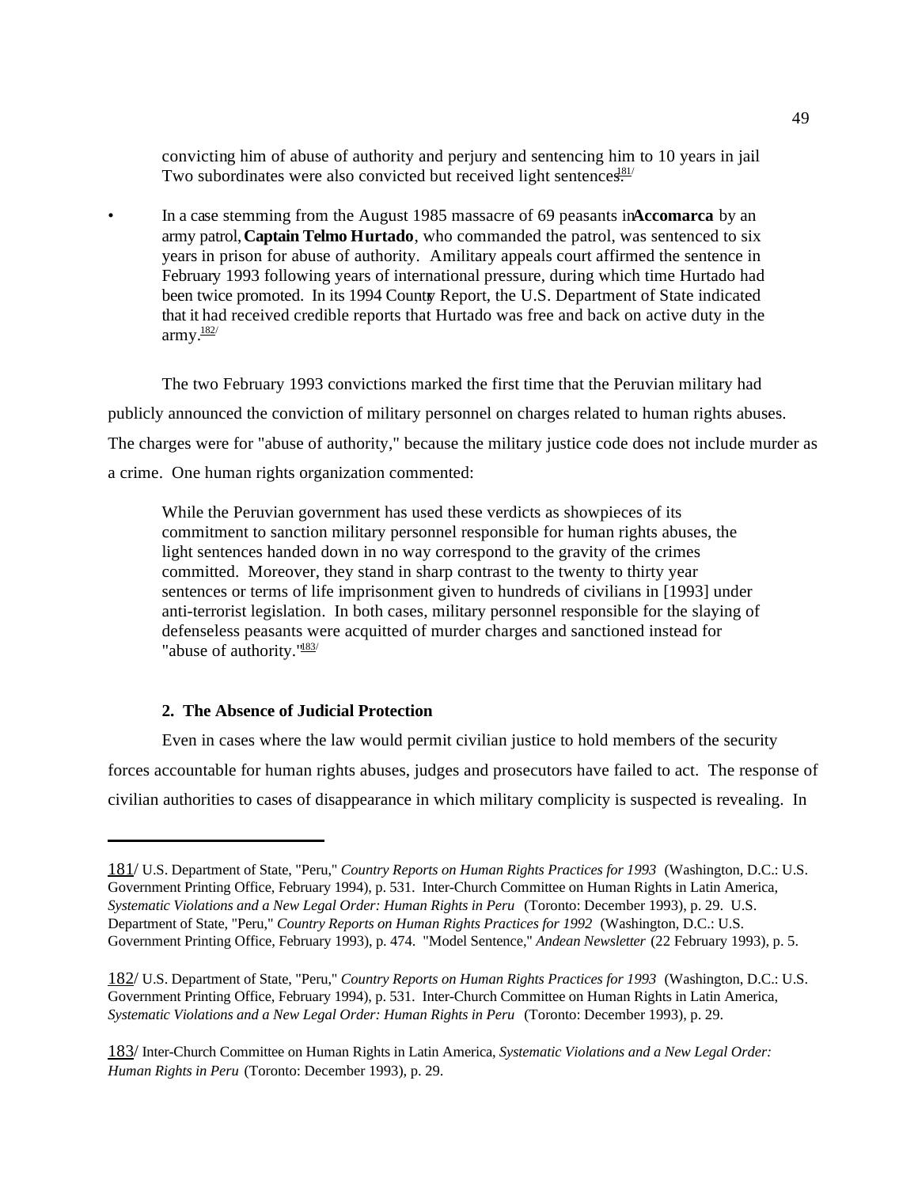convicting him of abuse of authority and perjury and sentencing him to 10 years in jail Two subordinates were also convicted but received light sentences.[181]

- In a case stemming from the August 1985 massacre of 69 peasants in **Accomarca** by an army patrol, **Captain Telmo Hurtado**, who commanded the patrol, was sentenced to six years in prison for abuse of authority. A military appeals court affirmed the sentence in February 1993 following years of international pressure, during which time Hurtado had been twice promoted. In its 1994 Country Report, the U.S. Department of State indicated that it had received credible reports that Hurtado was free and back on active duty in the army.[182]

The two February 1993 convictions marked the first time that the Peruvian military had publicly announced the conviction of military personnel on charges related to human rights abuses. The charges were for "abuse of authority," because the military justice code does not include murder as a crime. One human rights organization commented:

> While the Peruvian government has used these verdicts as showpieces of its commitment to sanction military personnel responsible for human rights abuses, the light sentences handed down in no way correspond to the gravity of the crimes committed. Moreover, they stand in sharp contrast to the twenty to thirty year sentences or terms of life imprisonment given to hundreds of civilians in [1993] under anti-terrorist legislation. In both cases, military personnel responsible for the slaying of defenseless peasants were acquitted of murder charges and sanctioned instead for "abuse of authority."[183]

### 2. The Absence of Judicial Protection

Even in cases where the law would permit civilian justice to hold members of the security forces accountable for human rights abuses, judges and prosecutors have failed to act. The response of civilian authorities to cases of disappearance in which military complicity is suspected is revealing. In

---

181/ U.S. Department of State, "Peru," *Country Reports on Human Rights Practices for 1993* (Washington, D.C.: U.S. Government Printing Office, February 1994), p. 531. Inter-Church Committee on Human Rights in Latin America, *Systematic Violations and a New Legal Order: Human Rights in Peru* (Toronto: December 1993), p. 29. U.S. Department of State, "Peru," *Country Reports on Human Rights Practices for 1992* (Washington, D.C.: U.S. Government Printing Office, February 1993), p. 474. "Model Sentence," *Andean Newsletter* (22 February 1993), p. 5.

182/ U.S. Department of State, "Peru," *Country Reports on Human Rights Practices for 1993* (Washington, D.C.: U.S. Government Printing Office, February 1994), p. 531. Inter-Church Committee on Human Rights in Latin America, *Systematic Violations and a New Legal Order: Human Rights in Peru* (Toronto: December 1993), p. 29.

183/ Inter-Church Committee on Human Rights in Latin America, *Systematic Violations and a New Legal Order: Human Rights in Peru* (Toronto: December 1993), p. 29.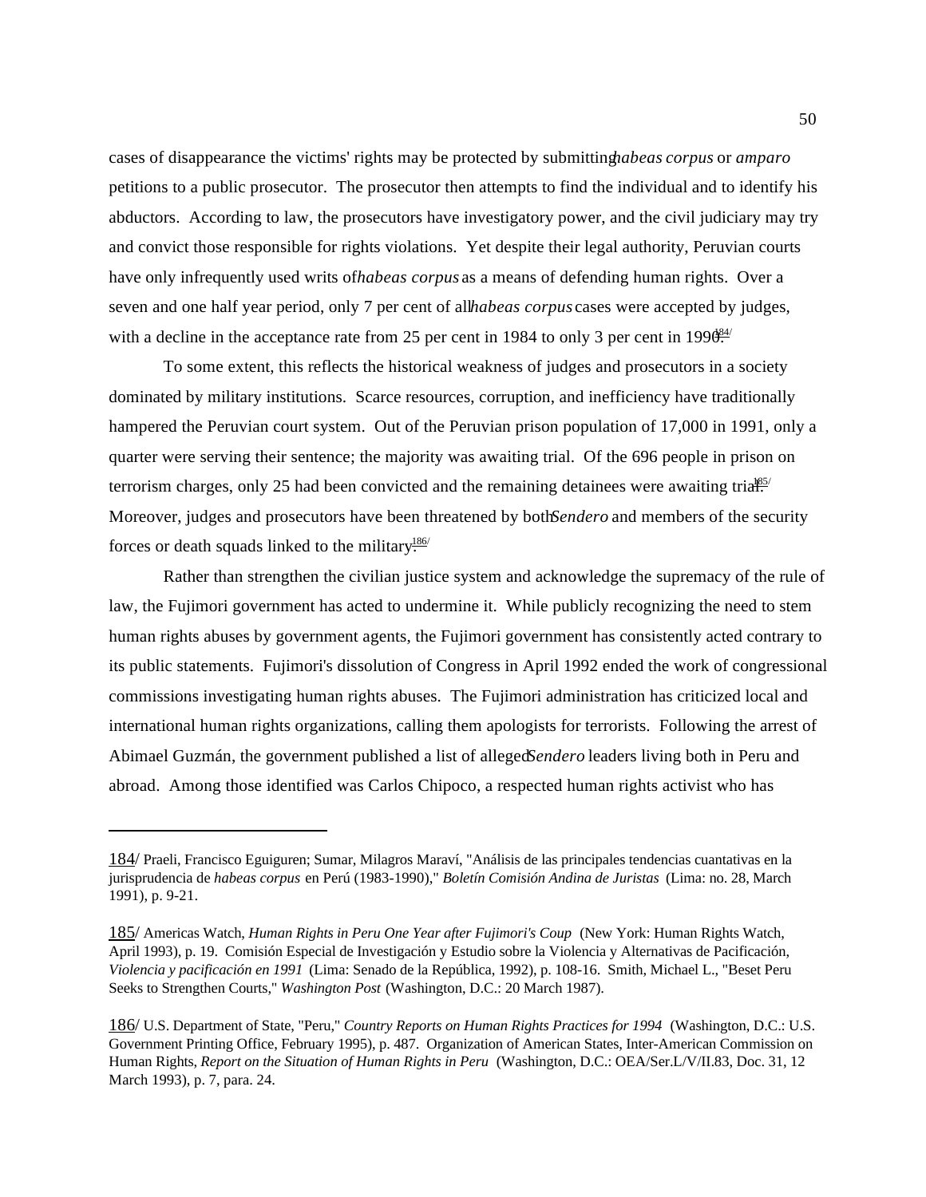cases of disappearance the victims' rights may be protected by submitting *habeas corpus* or *amparo* petitions to a public prosecutor. The prosecutor then attempts to find the individual and to identify his abductors. According to law, the prosecutors have investigatory power, and the civil judiciary may try and convict those responsible for rights violations. Yet despite their legal authority, Peruvian courts have only infrequently used writs of *habeas corpus* as a means of defending human rights. Over a seven and one half year period, only 7 per cent of all *habeas corpus* cases were accepted by judges, with a decline in the acceptance rate from 25 per cent in 1984 to only 3 per cent in 1990.[184]

To some extent, this reflects the historical weakness of judges and prosecutors in a society dominated by military institutions. Scarce resources, corruption, and inefficiency have traditionally hampered the Peruvian court system. Out of the Peruvian prison population of 17,000 in 1991, only a quarter were serving their sentence; the majority was awaiting trial. Of the 696 people in prison on terrorism charges, only 25 had been convicted and the remaining detainees were awaiting trial.[185] Moreover, judges and prosecutors have been threatened by both *Sendero* and members of the security forces or death squads linked to the military.[186]

Rather than strengthen the civilian justice system and acknowledge the supremacy of the rule of law, the Fujimori government has acted to undermine it. While publicly recognizing the need to stem human rights abuses by government agents, the Fujimori government has consistently acted contrary to its public statements. Fujimori's dissolution of Congress in April 1992 ended the work of congressional commissions investigating human rights abuses. The Fujimori administration has criticized local and international human rights organizations, calling them apologists for terrorists. Following the arrest of Abimael Guzmán, the government published a list of alleged *Sendero* leaders living both in Peru and abroad. Among those identified was Carlos Chipoco, a respected human rights activist who has

---

184/ Praeli, Francisco Eguiguren; Sumar, Milagros Maraví, "Análisis de las principales tendencias cuantativas en la jurisprudencia de *habeas corpus* en Perú (1983-1990)," *Boletín Comisión Andina de Juristas* (Lima: no. 28, March 1991), p. 9-21.

185/ Americas Watch, *Human Rights in Peru One Year after Fujimori's Coup* (New York: Human Rights Watch, April 1993), p. 19. Comisión Especial de Investigación y Estudio sobre la Violencia y Alternativas de Pacificación, *Violencia y pacificación en 1991* (Lima: Senado de la República, 1992), p. 108-16. Smith, Michael L., "Beset Peru Seeks to Strengthen Courts," *Washington Post* (Washington, D.C.: 20 March 1987).

186/ U.S. Department of State, "Peru," *Country Reports on Human Rights Practices for 1994* (Washington, D.C.: U.S. Government Printing Office, February 1995), p. 487. Organization of American States, Inter-American Commission on Human Rights, *Report on the Situation of Human Rights in Peru* (Washington, D.C.: OEA/Ser.L/V/II.83, Doc. 31, 12 March 1993), p. 7, para. 24.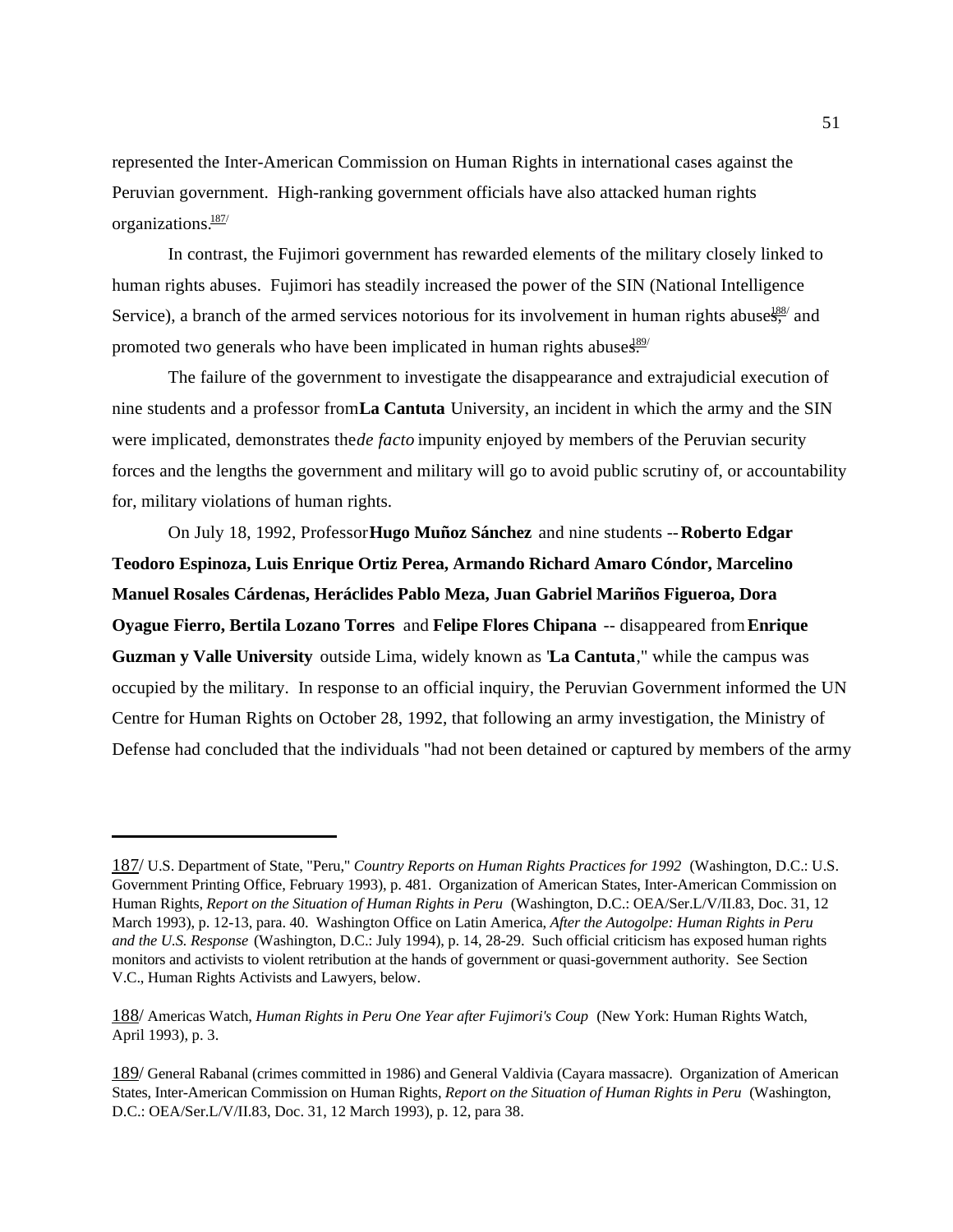represented the Inter-American Commission on Human Rights in international cases against the Peruvian government. High-ranking government officials have also attacked human rights organizations.[187]

In contrast, the Fujimori government has rewarded elements of the military closely linked to human rights abuses. Fujimori has steadily increased the power of the SIN (National Intelligence Service), a branch of the armed services notorious for its involvement in human rights abuses,[188] and promoted two generals who have been implicated in human rights abuses.[189]

The failure of the government to investigate the disappearance and extrajudicial execution of nine students and a professor from **La Cantuta** University, an incident in which the army and the SIN were implicated, demonstrates the *de facto* impunity enjoyed by members of the Peruvian security forces and the lengths the government and military will go to avoid public scrutiny of, or accountability for, military violations of human rights.

On July 18, 1992, Professor **Hugo Muñoz Sánchez** and nine students -- **Roberto Edgar Teodoro Espinoza, Luis Enrique Ortiz Perea, Armando Richard Amaro Cóndor, Marcelino Manuel Rosales Cárdenas, Heráclides Pablo Meza, Juan Gabriel Mariños Figueroa, Dora Oyague Fierro, Bertila Lozano Torres** and **Felipe Flores Chipana** -- disappeared from **Enrique Guzman y Valle University** outside Lima, widely known as "**La Cantuta**," while the campus was occupied by the military. In response to an official inquiry, the Peruvian Government informed the UN Centre for Human Rights on October 28, 1992, that following an army investigation, the Ministry of Defense had concluded that the individuals "had not been detained or captured by members of the army

---

187/ U.S. Department of State, "Peru," *Country Reports on Human Rights Practices for 1992* (Washington, D.C.: U.S. Government Printing Office, February 1993), p. 481. Organization of American States, Inter-American Commission on Human Rights, *Report on the Situation of Human Rights in Peru* (Washington, D.C.: OEA/Ser.L/V/II.83, Doc. 31, 12 March 1993), p. 12-13, para. 40. Washington Office on Latin America, *After the Autogolpe: Human Rights in Peru and the U.S. Response* (Washington, D.C.: July 1994), p. 14, 28-29. Such official criticism has exposed human rights monitors and activists to violent retribution at the hands of government or quasi-government authority. See Section V.C., Human Rights Activists and Lawyers, below.

188/ Americas Watch, *Human Rights in Peru One Year after Fujimori's Coup* (New York: Human Rights Watch, April 1993), p. 3.

189/ General Rabanal (crimes committed in 1986) and General Valdivia (Cayara massacre). Organization of American States, Inter-American Commission on Human Rights, *Report on the Situation of Human Rights in Peru* (Washington, D.C.: OEA/Ser.L/V/II.83, Doc. 31, 12 March 1993), p. 12, para 38.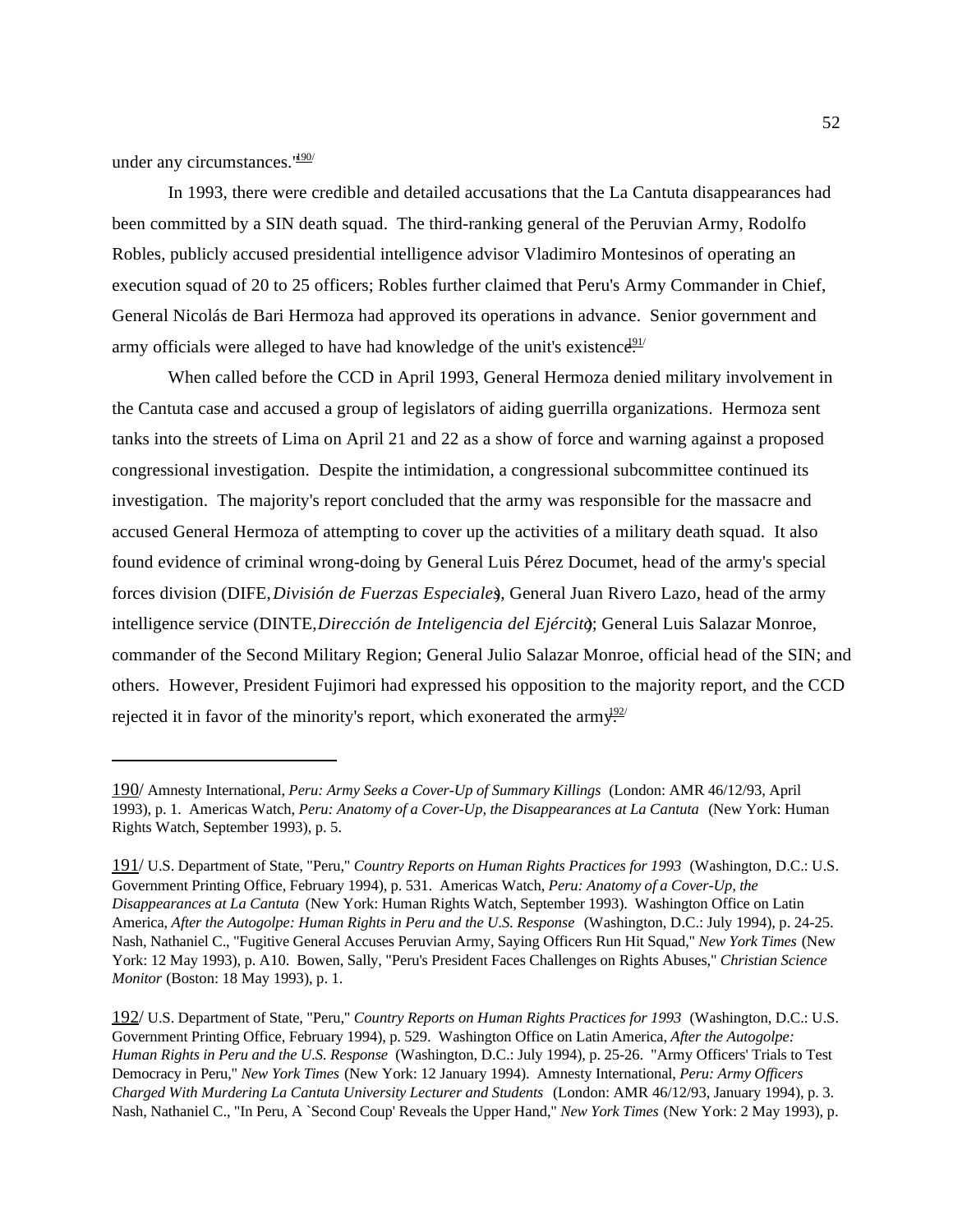under any circumstances."[190]

In 1993, there were credible and detailed accusations that the La Cantuta disappearances had been committed by a SIN death squad. The third-ranking general of the Peruvian Army, Rodolfo Robles, publicly accused presidential intelligence advisor Vladimiro Montesinos of operating an execution squad of 20 to 25 officers; Robles further claimed that Peru's Army Commander in Chief, General Nicolás de Bari Hermoza had approved its operations in advance. Senior government and army officials were alleged to have had knowledge of the unit's existence.[191]

When called before the CCD in April 1993, General Hermoza denied military involvement in the Cantuta case and accused a group of legislators of aiding guerrilla organizations. Hermoza sent tanks into the streets of Lima on April 21 and 22 as a show of force and warning against a proposed congressional investigation. Despite the intimidation, a congressional subcommittee continued its investigation. The majority's report concluded that the army was responsible for the massacre and accused General Hermoza of attempting to cover up the activities of a military death squad. It also found evidence of criminal wrong-doing by General Luis Pérez Documet, head of the army's special forces division (DIFE, *División de Fuerzas Especiales*), General Juan Rivero Lazo, head of the army intelligence service (DINTE, *Dirección de Inteligencia del Ejército*); General Luis Salazar Monroe, commander of the Second Military Region; General Julio Salazar Monroe, official head of the SIN; and others. However, President Fujimori had expressed his opposition to the majority report, and the CCD rejected it in favor of the minority's report, which exonerated the army.[192]

---

190/ Amnesty International, *Peru: Army Seeks a Cover-Up of Summary Killings* (London: AMR 46/12/93, April 1993), p. 1. Americas Watch, *Peru: Anatomy of a Cover-Up, the Disappearances at La Cantuta* (New York: Human Rights Watch, September 1993), p. 5.

191/ U.S. Department of State, "Peru," *Country Reports on Human Rights Practices for 1993* (Washington, D.C.: U.S. Government Printing Office, February 1994), p. 531. Americas Watch, *Peru: Anatomy of a Cover-Up, the Disappearances at La Cantuta* (New York: Human Rights Watch, September 1993). Washington Office on Latin America, *After the Autogolpe: Human Rights in Peru and the U.S. Response* (Washington, D.C.: July 1994), p. 24-25. Nash, Nathaniel C., "Fugitive General Accuses Peruvian Army, Saying Officers Run Hit Squad," *New York Times* (New York: 12 May 1993), p. A10. Bowen, Sally, "Peru's President Faces Challenges on Rights Abuses," *Christian Science Monitor* (Boston: 18 May 1993), p. 1.

192/ U.S. Department of State, "Peru," *Country Reports on Human Rights Practices for 1993* (Washington, D.C.: U.S. Government Printing Office, February 1994), p. 529. Washington Office on Latin America, *After the Autogolpe: Human Rights in Peru and the U.S. Response* (Washington, D.C.: July 1994), p. 25-26. "Army Officers' Trials to Test Democracy in Peru," *New York Times* (New York: 12 January 1994). Amnesty International, *Peru: Army Officers Charged With Murdering La Cantuta University Lecturer and Students* (London: AMR 46/12/93, January 1994), p. 3. Nash, Nathaniel C., "In Peru, A `Second Coup' Reveals the Upper Hand," *New York Times* (New York: 2 May 1993), p.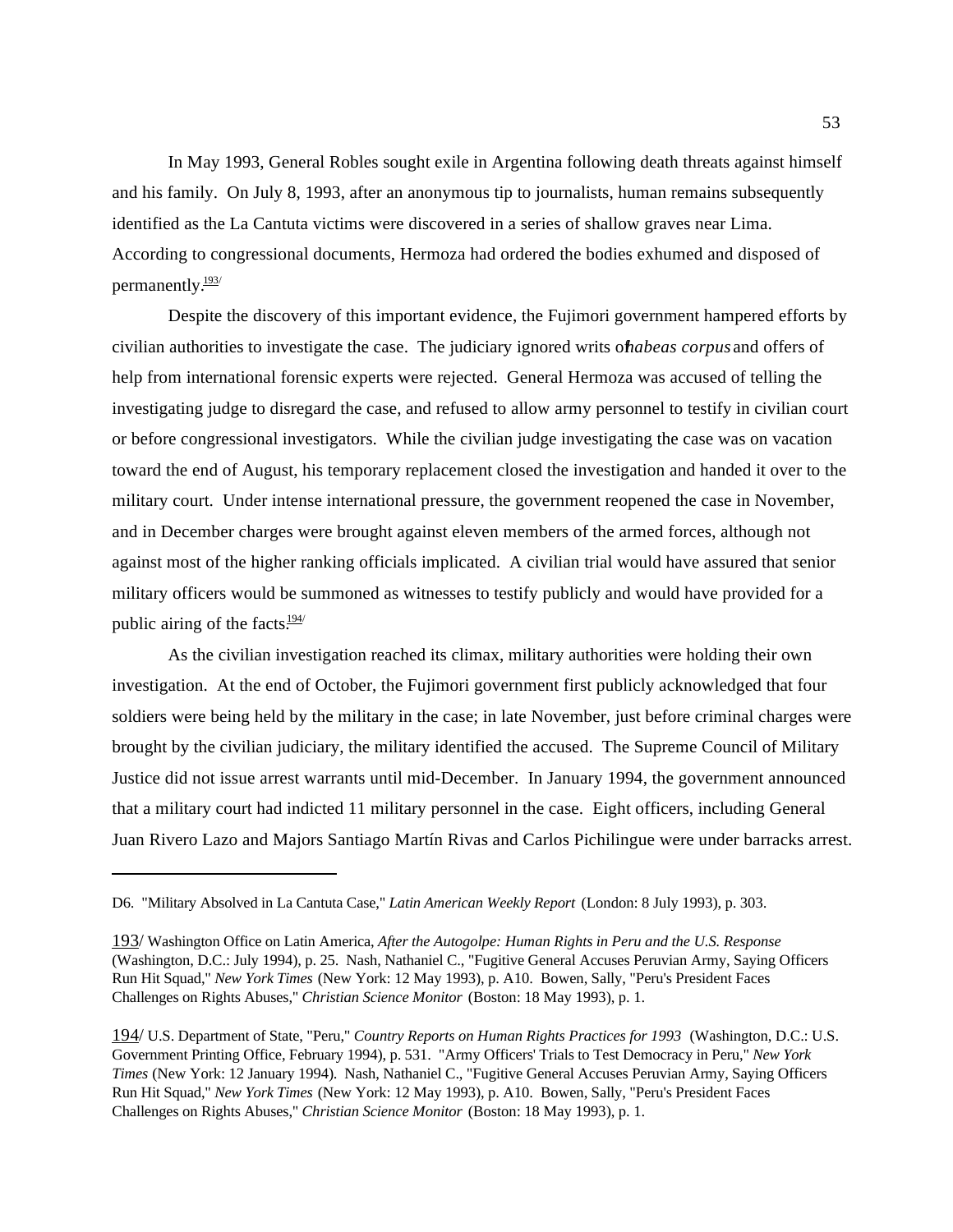In May 1993, General Robles sought exile in Argentina following death threats against himself and his family. On July 8, 1993, after an anonymous tip to journalists, human remains subsequently identified as the La Cantuta victims were discovered in a series of shallow graves near Lima. According to congressional documents, Hermoza had ordered the bodies exhumed and disposed of permanently.[193]

Despite the discovery of this important evidence, the Fujimori government hampered efforts by civilian authorities to investigate the case. The judiciary ignored writs of *habeas corpus* and offers of help from international forensic experts were rejected. General Hermoza was accused of telling the investigating judge to disregard the case, and refused to allow army personnel to testify in civilian court or before congressional investigators. While the civilian judge investigating the case was on vacation toward the end of August, his temporary replacement closed the investigation and handed it over to the military court. Under intense international pressure, the government reopened the case in November, and in December charges were brought against eleven members of the armed forces, although not against most of the higher ranking officials implicated. A civilian trial would have assured that senior military officers would be summoned as witnesses to testify publicly and would have provided for a public airing of the facts.[194]

As the civilian investigation reached its climax, military authorities were holding their own investigation. At the end of October, the Fujimori government first publicly acknowledged that four soldiers were being held by the military in the case; in late November, just before criminal charges were brought by the civilian judiciary, the military identified the accused. The Supreme Council of Military Justice did not issue arrest warrants until mid-December. In January 1994, the government announced that a military court had indicted 11 military personnel in the case. Eight officers, including General Juan Rivero Lazo and Majors Santiago Martín Rivas and Carlos Pichilingue were under barracks arrest.

---

D6. "Military Absolved in La Cantuta Case," *Latin American Weekly Report* (London: 8 July 1993), p. 303.

193/ Washington Office on Latin America, *After the Autogolpe: Human Rights in Peru and the U.S. Response* (Washington, D.C.: July 1994), p. 25. Nash, Nathaniel C., "Fugitive General Accuses Peruvian Army, Saying Officers Run Hit Squad," *New York Times* (New York: 12 May 1993), p. A10. Bowen, Sally, "Peru's President Faces Challenges on Rights Abuses," *Christian Science Monitor* (Boston: 18 May 1993), p. 1.

194/ U.S. Department of State, "Peru," *Country Reports on Human Rights Practices for 1993* (Washington, D.C.: U.S. Government Printing Office, February 1994), p. 531. "Army Officers' Trials to Test Democracy in Peru," *New York Times* (New York: 12 January 1994). Nash, Nathaniel C., "Fugitive General Accuses Peruvian Army, Saying Officers Run Hit Squad," *New York Times* (New York: 12 May 1993), p. A10. Bowen, Sally, "Peru's President Faces Challenges on Rights Abuses," *Christian Science Monitor* (Boston: 18 May 1993), p. 1.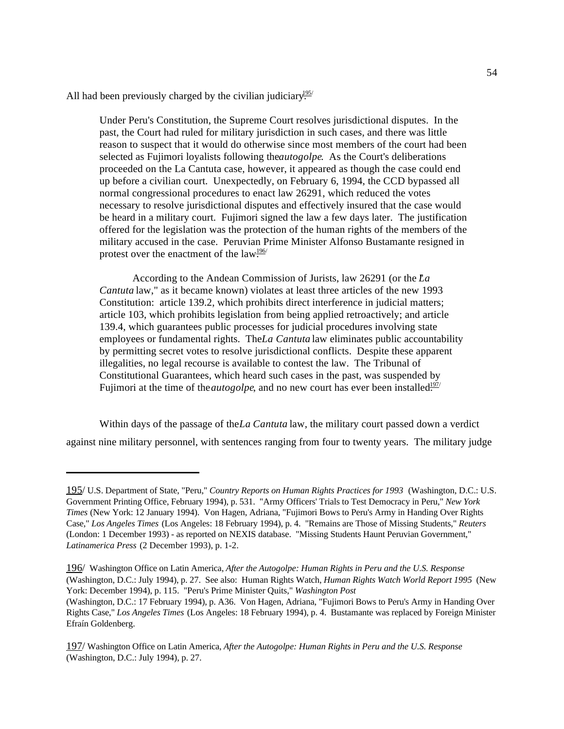All had been previously charged by the civilian judiciary.[195]

> Under Peru's Constitution, the Supreme Court resolves jurisdictional disputes. In the past, the Court had ruled for military jurisdiction in such cases, and there was little reason to suspect that it would do otherwise since most members of the court had been selected as Fujimori loyalists following the *autogolpe*. As the Court's deliberations proceeded on the La Cantuta case, however, it appeared as though the case could end up before a civilian court. Unexpectedly, on February 6, 1994, the CCD bypassed all normal congressional procedures to enact law 26291, which reduced the votes necessary to resolve jurisdictional disputes and effectively insured that the case would be heard in a military court. Fujimori signed the law a few days later. The justification offered for the legislation was the protection of the human rights of the members of the military accused in the case. Peruvian Prime Minister Alfonso Bustamante resigned in protest over the enactment of the law.[196]
>
> According to the Andean Commission of Jurists, law 26291 (or the "*La Cantuta* law," as it became known) violates at least three articles of the new 1993 Constitution: article 139.2, which prohibits direct interference in judicial matters; article 103, which prohibits legislation from being applied retroactively; and article 139.4, which guarantees public processes for judicial procedures involving state employees or fundamental rights. The *La Cantuta* law eliminates public accountability by permitting secret votes to resolve jurisdictional conflicts. Despite these apparent illegalities, no legal recourse is available to contest the law. The Tribunal of Constitutional Guarantees, which heard such cases in the past, was suspended by Fujimori at the time of the *autogolpe*, and no new court has ever been installed.[197]

Within days of the passage of the *La Cantuta* law, the military court passed down a verdict against nine military personnel, with sentences ranging from four to twenty years. The military judge

---

195/ U.S. Department of State, "Peru," *Country Reports on Human Rights Practices for 1993* (Washington, D.C.: U.S. Government Printing Office, February 1994), p. 531. "Army Officers' Trials to Test Democracy in Peru," *New York Times* (New York: 12 January 1994). Von Hagen, Adriana, "Fujimori Bows to Peru's Army in Handing Over Rights Case," *Los Angeles Times* (Los Angeles: 18 February 1994), p. 4. "Remains are Those of Missing Students," *Reuters* (London: 1 December 1993) - as reported on NEXIS database. "Missing Students Haunt Peruvian Government," *Latinamerica Press* (2 December 1993), p. 1-2.

196/ Washington Office on Latin America, *After the Autogolpe: Human Rights in Peru and the U.S. Response* (Washington, D.C.: July 1994), p. 27. See also: Human Rights Watch, *Human Rights Watch World Report 1995* (New York: December 1994), p. 115. "Peru's Prime Minister Quits," *Washington Post* (Washington, D.C.: 17 February 1994), p. A36. Von Hagen, Adriana, "Fujimori Bows to Peru's Army in Handing Over Rights Case," *Los Angeles Times* (Los Angeles: 18 February 1994), p. 4. Bustamante was replaced by Foreign Minister Efraín Goldenberg.

197/ Washington Office on Latin America, *After the Autogolpe: Human Rights in Peru and the U.S. Response* (Washington, D.C.: July 1994), p. 27.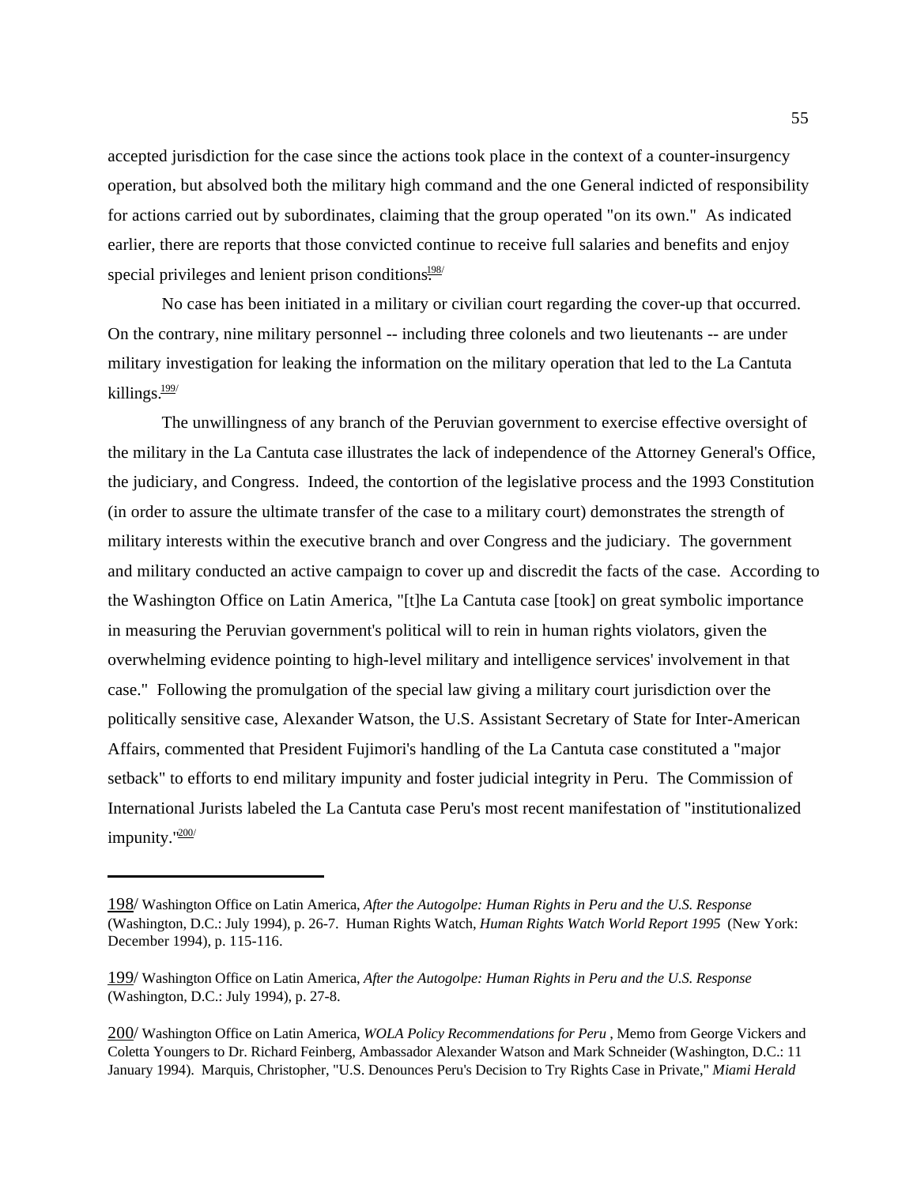accepted jurisdiction for the case since the actions took place in the context of a counter-insurgency operation, but absolved both the military high command and the one General indicted of responsibility for actions carried out by subordinates, claiming that the group operated "on its own." As indicated earlier, there are reports that those convicted continue to receive full salaries and benefits and enjoy special privileges and lenient prison conditions.[198]

No case has been initiated in a military or civilian court regarding the cover-up that occurred. On the contrary, nine military personnel -- including three colonels and two lieutenants -- are under military investigation for leaking the information on the military operation that led to the La Cantuta killings.[199]

The unwillingness of any branch of the Peruvian government to exercise effective oversight of the military in the La Cantuta case illustrates the lack of independence of the Attorney General's Office, the judiciary, and Congress. Indeed, the contortion of the legislative process and the 1993 Constitution (in order to assure the ultimate transfer of the case to a military court) demonstrates the strength of military interests within the executive branch and over Congress and the judiciary. The government and military conducted an active campaign to cover up and discredit the facts of the case. According to the Washington Office on Latin America, "[t]he La Cantuta case [took] on great symbolic importance in measuring the Peruvian government's political will to rein in human rights violators, given the overwhelming evidence pointing to high-level military and intelligence services' involvement in that case." Following the promulgation of the special law giving a military court jurisdiction over the politically sensitive case, Alexander Watson, the U.S. Assistant Secretary of State for Inter-American Affairs, commented that President Fujimori's handling of the La Cantuta case constituted a "major setback" to efforts to end military impunity and foster judicial integrity in Peru. The Commission of International Jurists labeled the La Cantuta case Peru's most recent manifestation of "institutionalized impunity."[200]

---

198/ Washington Office on Latin America, *After the Autogolpe: Human Rights in Peru and the U.S. Response* (Washington, D.C.: July 1994), p. 26-7. Human Rights Watch, *Human Rights Watch World Report 1995* (New York: December 1994), p. 115-116.

199/ Washington Office on Latin America, *After the Autogolpe: Human Rights in Peru and the U.S. Response* (Washington, D.C.: July 1994), p. 27-8.

200/ Washington Office on Latin America, *WOLA Policy Recommendations for Peru* , Memo from George Vickers and Coletta Youngers to Dr. Richard Feinberg, Ambassador Alexander Watson and Mark Schneider (Washington, D.C.: 11 January 1994). Marquis, Christopher, "U.S. Denounces Peru's Decision to Try Rights Case in Private," *Miami Herald*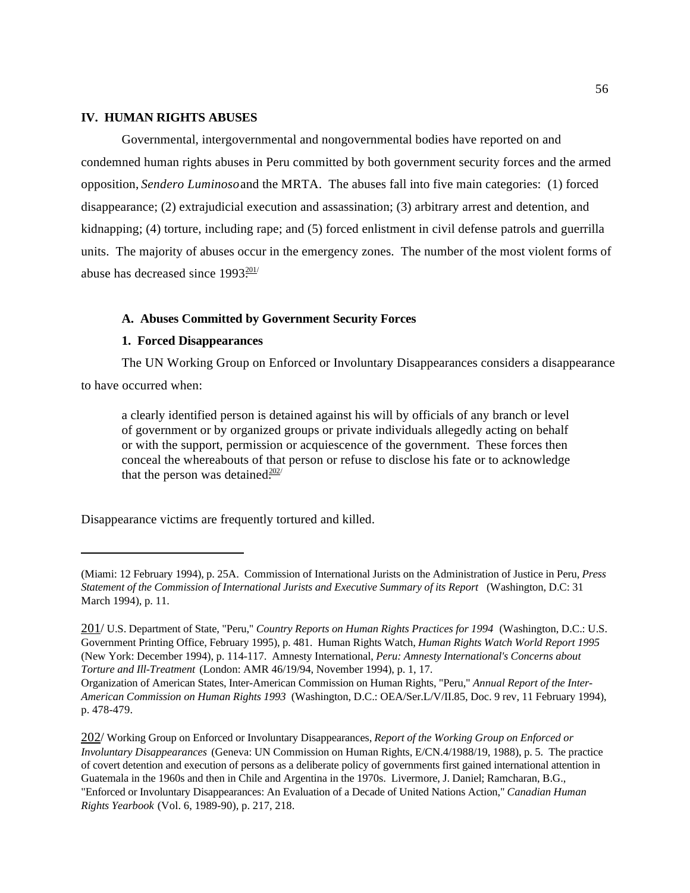## IV. HUMAN RIGHTS ABUSES

Governmental, intergovernmental and nongovernmental bodies have reported on and condemned human rights abuses in Peru committed by both government security forces and the armed opposition, *Sendero Luminoso* and the MRTA. The abuses fall into five main categories: (1) forced disappearance; (2) extrajudicial execution and assassination; (3) arbitrary arrest and detention, and kidnapping; (4) torture, including rape; and (5) forced enlistment in civil defense patrols and guerrilla units. The majority of abuses occur in the emergency zones. The number of the most violent forms of abuse has decreased since 1993.[201]

### A. Abuses Committed by Government Security Forces

#### 1. Forced Disappearances

The UN Working Group on Enforced or Involuntary Disappearances considers a disappearance to have occurred when:

> a clearly identified person is detained against his will by officials of any branch or level of government or by organized groups or private individuals allegedly acting on behalf or with the support, permission or acquiescence of the government. These forces then conceal the whereabouts of that person or refuse to disclose his fate or to acknowledge that the person was detained.[202]

Disappearance victims are frequently tortured and killed.

---

(Miami: 12 February 1994), p. 25A. Commission of International Jurists on the Administration of Justice in Peru, *Press Statement of the Commission of International Jurists and Executive Summary of its Report* (Washington, D.C: 31 March 1994), p. 11.

201/ U.S. Department of State, "Peru," *Country Reports on Human Rights Practices for 1994* (Washington, D.C.: U.S. Government Printing Office, February 1995), p. 481. Human Rights Watch, *Human Rights Watch World Report 1995* (New York: December 1994), p. 114-117. Amnesty International, *Peru: Amnesty International's Concerns about Torture and Ill-Treatment* (London: AMR 46/19/94, November 1994), p. 1, 17.
Organization of American States, Inter-American Commission on Human Rights, "Peru," *Annual Report of the Inter-American Commission on Human Rights 1993* (Washington, D.C.: OEA/Ser.L/V/II.85, Doc. 9 rev, 11 February 1994), p. 478-479.

202/ Working Group on Enforced or Involuntary Disappearances, *Report of the Working Group on Enforced or Involuntary Disappearances* (Geneva: UN Commission on Human Rights, E/CN.4/1988/19, 1988), p. 5. The practice of covert detention and execution of persons as a deliberate policy of governments first gained international attention in Guatemala in the 1960s and then in Chile and Argentina in the 1970s. Livermore, J. Daniel; Ramcharan, B.G., "Enforced or Involuntary Disappearances: An Evaluation of a Decade of United Nations Action," *Canadian Human Rights Yearbook* (Vol. 6, 1989-90), p. 217, 218.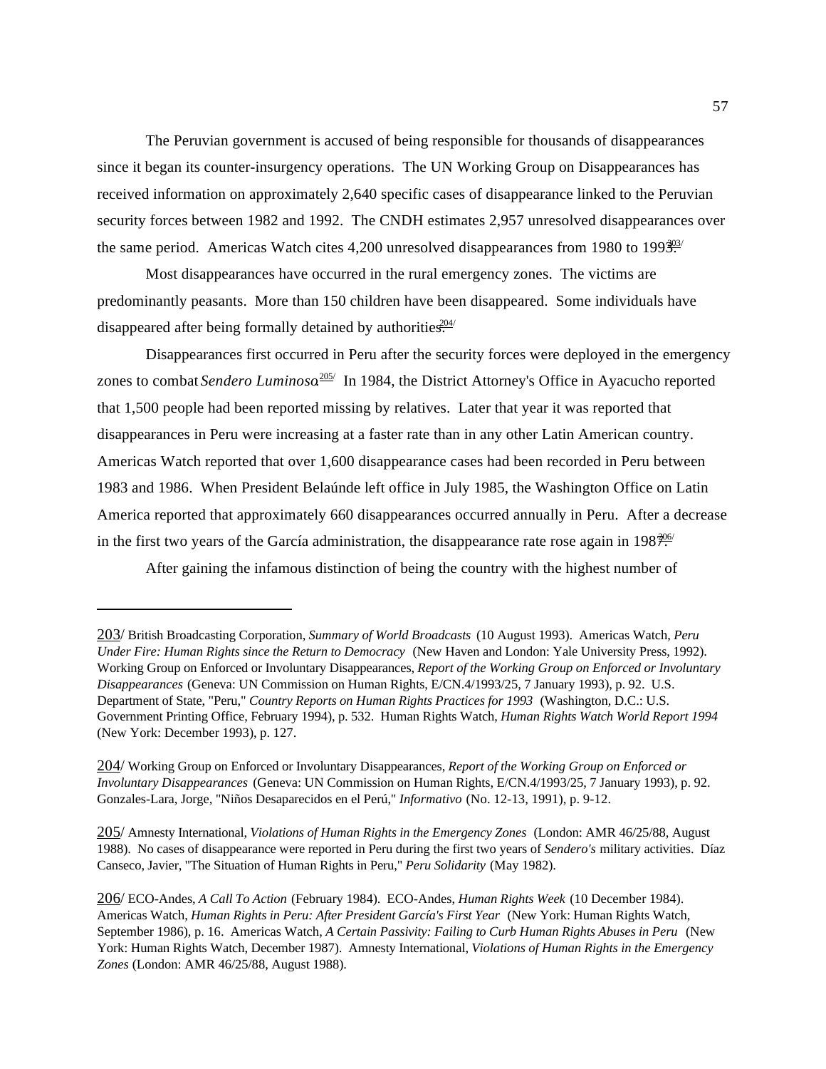The Peruvian government is accused of being responsible for thousands of disappearances since it began its counter-insurgency operations. The UN Working Group on Disappearances has received information on approximately 2,640 specific cases of disappearance linked to the Peruvian security forces between 1982 and 1992. The CNDH estimates 2,957 unresolved disappearances over the same period. Americas Watch cites 4,200 unresolved disappearances from 1980 to 1993.[203]

Most disappearances have occurred in the rural emergency zones. The victims are predominantly peasants. More than 150 children have been disappeared. Some individuals have disappeared after being formally detained by authorities.[204]

Disappearances first occurred in Peru after the security forces were deployed in the emergency zones to combat *Sendero Luminoso*.[205] In 1984, the District Attorney's Office in Ayacucho reported that 1,500 people had been reported missing by relatives. Later that year it was reported that disappearances in Peru were increasing at a faster rate than in any other Latin American country. Americas Watch reported that over 1,600 disappearance cases had been recorded in Peru between 1983 and 1986. When President Belaúnde left office in July 1985, the Washington Office on Latin America reported that approximately 660 disappearances occurred annually in Peru. After a decrease in the first two years of the García administration, the disappearance rate rose again in 1987.[206]

After gaining the infamous distinction of being the country with the highest number of

---

203/ British Broadcasting Corporation, *Summary of World Broadcasts* (10 August 1993). Americas Watch, *Peru Under Fire: Human Rights since the Return to Democracy* (New Haven and London: Yale University Press, 1992). Working Group on Enforced or Involuntary Disappearances, *Report of the Working Group on Enforced or Involuntary Disappearances* (Geneva: UN Commission on Human Rights, E/CN.4/1993/25, 7 January 1993), p. 92. U.S. Department of State, "Peru," *Country Reports on Human Rights Practices for 1993* (Washington, D.C.: U.S. Government Printing Office, February 1994), p. 532. Human Rights Watch, *Human Rights Watch World Report 1994* (New York: December 1993), p. 127.

204/ Working Group on Enforced or Involuntary Disappearances, *Report of the Working Group on Enforced or Involuntary Disappearances* (Geneva: UN Commission on Human Rights, E/CN.4/1993/25, 7 January 1993), p. 92. Gonzales-Lara, Jorge, "Niños Desaparecidos en el Perú," *Informativo* (No. 12-13, 1991), p. 9-12.

205/ Amnesty International, *Violations of Human Rights in the Emergency Zones* (London: AMR 46/25/88, August 1988). No cases of disappearance were reported in Peru during the first two years of *Sendero's* military activities. Díaz Canseco, Javier, "The Situation of Human Rights in Peru," *Peru Solidarity* (May 1982).

206/ ECO-Andes, *A Call To Action* (February 1984). ECO-Andes, *Human Rights Week* (10 December 1984). Americas Watch, *Human Rights in Peru: After President García's First Year* (New York: Human Rights Watch, September 1986), p. 16. Americas Watch, *A Certain Passivity: Failing to Curb Human Rights Abuses in Peru* (New York: Human Rights Watch, December 1987). Amnesty International, *Violations of Human Rights in the Emergency Zones* (London: AMR 46/25/88, August 1988).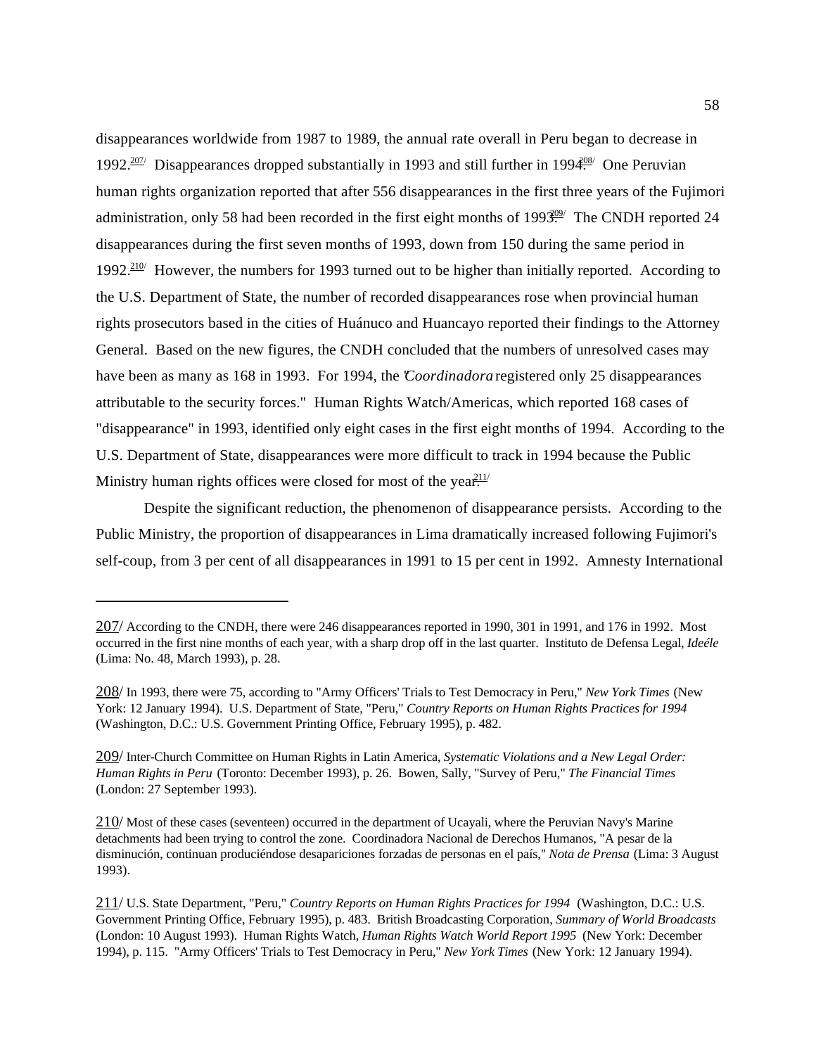disappearances worldwide from 1987 to 1989, the annual rate overall in Peru began to decrease in 1992.[207] Disappearances dropped substantially in 1993 and still further in 1994.[208] One Peruvian human rights organization reported that after 556 disappearances in the first three years of the Fujimori administration, only 58 had been recorded in the first eight months of 1993.[209] The CNDH reported 24 disappearances during the first seven months of 1993, down from 150 during the same period in 1992.[210] However, the numbers for 1993 turned out to be higher than initially reported. According to the U.S. Department of State, the number of recorded disappearances rose when provincial human rights prosecutors based in the cities of Huánuco and Huancayo reported their findings to the Attorney General. Based on the new figures, the CNDH concluded that the numbers of unresolved cases may have been as many as 168 in 1993. For 1994, the "*Coordinadora* registered only 25 disappearances attributable to the security forces." Human Rights Watch/Americas, which reported 168 cases of "disappearance" in 1993, identified only eight cases in the first eight months of 1994. According to the U.S. Department of State, disappearances were more difficult to track in 1994 because the Public Ministry human rights offices were closed for most of the year.[211]

Despite the significant reduction, the phenomenon of disappearance persists. According to the Public Ministry, the proportion of disappearances in Lima dramatically increased following Fujimori's self-coup, from 3 per cent of all disappearances in 1991 to 15 per cent in 1992. Amnesty International

---

207/ According to the CNDH, there were 246 disappearances reported in 1990, 301 in 1991, and 176 in 1992. Most occurred in the first nine months of each year, with a sharp drop off in the last quarter. Instituto de Defensa Legal, *Ideéle* (Lima: No. 48, March 1993), p. 28.

208/ In 1993, there were 75, according to "Army Officers' Trials to Test Democracy in Peru," *New York Times* (New York: 12 January 1994). U.S. Department of State, "Peru," *Country Reports on Human Rights Practices for 1994* (Washington, D.C.: U.S. Government Printing Office, February 1995), p. 482.

209/ Inter-Church Committee on Human Rights in Latin America, *Systematic Violations and a New Legal Order: Human Rights in Peru* (Toronto: December 1993), p. 26. Bowen, Sally, "Survey of Peru," *The Financial Times* (London: 27 September 1993).

210/ Most of these cases (seventeen) occurred in the department of Ucayali, where the Peruvian Navy's Marine detachments had been trying to control the zone. Coordinadora Nacional de Derechos Humanos, "A pesar de la disminución, continuan produciéndose desapariciones forzadas de personas en el país," *Nota de Prensa* (Lima: 3 August 1993).

211/ U.S. State Department, "Peru," *Country Reports on Human Rights Practices for 1994* (Washington, D.C.: U.S. Government Printing Office, February 1995), p. 483. British Broadcasting Corporation, *Summary of World Broadcasts* (London: 10 August 1993). Human Rights Watch, *Human Rights Watch World Report 1995* (New York: December 1994), p. 115. "Army Officers' Trials to Test Democracy in Peru," *New York Times* (New York: 12 January 1994).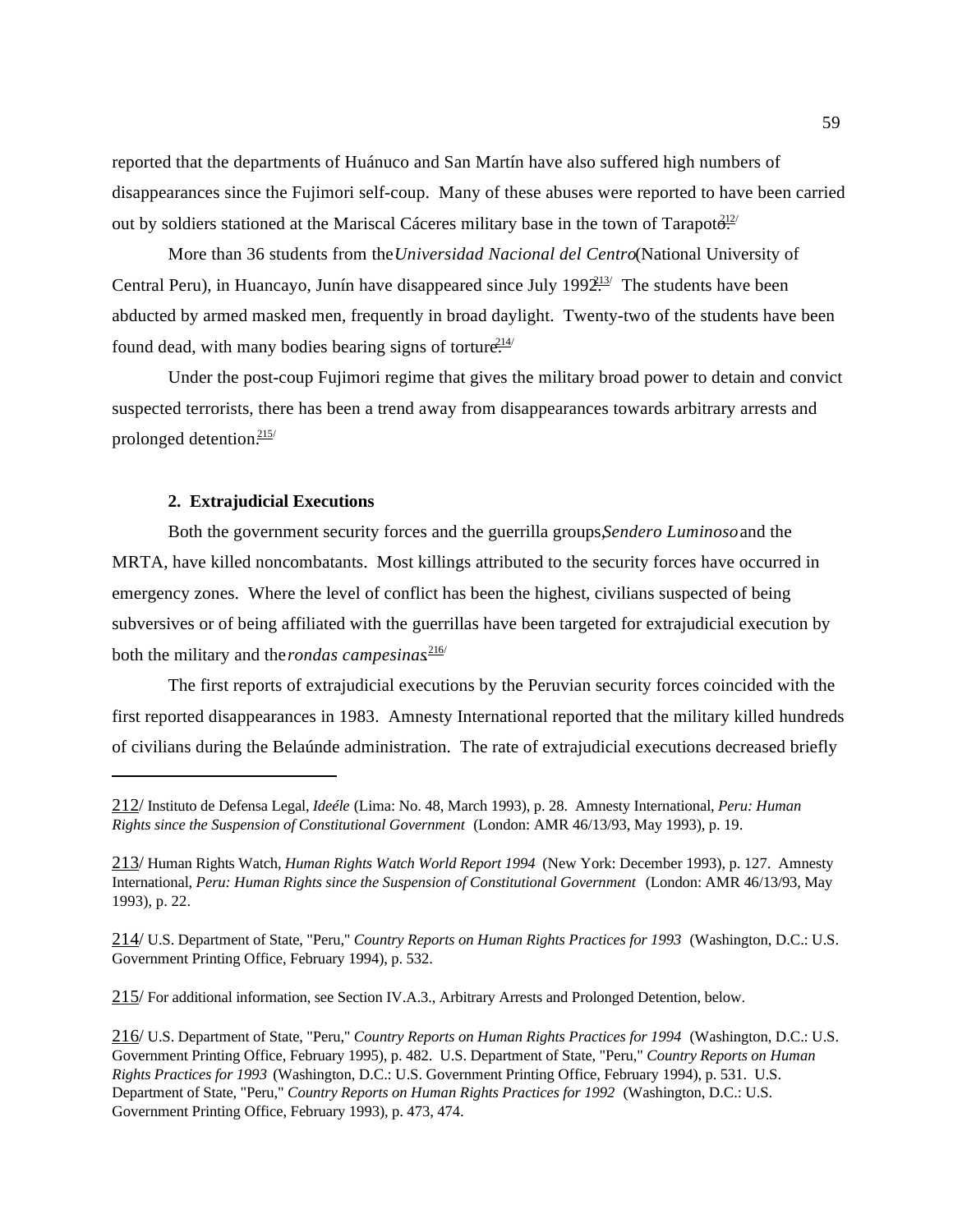reported that the departments of Huánuco and San Martín have also suffered high numbers of disappearances since the Fujimori self-coup. Many of these abuses were reported to have been carried out by soldiers stationed at the Mariscal Cáceres military base in the town of Tarapoto.[212]

More than 36 students from the *Universidad Nacional del Centro* (National University of Central Peru), in Huancayo, Junín have disappeared since July 1992.[213] The students have been abducted by armed masked men, frequently in broad daylight. Twenty-two of the students have been found dead, with many bodies bearing signs of torture.[214]

Under the post-coup Fujimori regime that gives the military broad power to detain and convict suspected terrorists, there has been a trend away from disappearances towards arbitrary arrests and prolonged detention.[215]

### 2. Extrajudicial Executions

Both the government security forces and the guerrilla groups, *Sendero Luminoso* and the MRTA, have killed noncombatants. Most killings attributed to the security forces have occurred in emergency zones. Where the level of conflict has been the highest, civilians suspected of being subversives or of being affiliated with the guerrillas have been targeted for extrajudicial execution by both the military and the *rondas campesinas*.[216]

The first reports of extrajudicial executions by the Peruvian security forces coincided with the first reported disappearances in 1983. Amnesty International reported that the military killed hundreds of civilians during the Belaúnde administration. The rate of extrajudicial executions decreased briefly

---

212/ Instituto de Defensa Legal, *Ideéle* (Lima: No. 48, March 1993), p. 28. Amnesty International, *Peru: Human Rights since the Suspension of Constitutional Government* (London: AMR 46/13/93, May 1993), p. 19.

213/ Human Rights Watch, *Human Rights Watch World Report 1994* (New York: December 1993), p. 127. Amnesty International, *Peru: Human Rights since the Suspension of Constitutional Government* (London: AMR 46/13/93, May 1993), p. 22.

214/ U.S. Department of State, "Peru," *Country Reports on Human Rights Practices for 1993* (Washington, D.C.: U.S. Government Printing Office, February 1994), p. 532.

215/ For additional information, see Section IV.A.3., Arbitrary Arrests and Prolonged Detention, below.

216/ U.S. Department of State, "Peru," *Country Reports on Human Rights Practices for 1994* (Washington, D.C.: U.S. Government Printing Office, February 1995), p. 482. U.S. Department of State, "Peru," *Country Reports on Human Rights Practices for 1993* (Washington, D.C.: U.S. Government Printing Office, February 1994), p. 531. U.S. Department of State, "Peru," *Country Reports on Human Rights Practices for 1992* (Washington, D.C.: U.S. Government Printing Office, February 1993), p. 473, 474.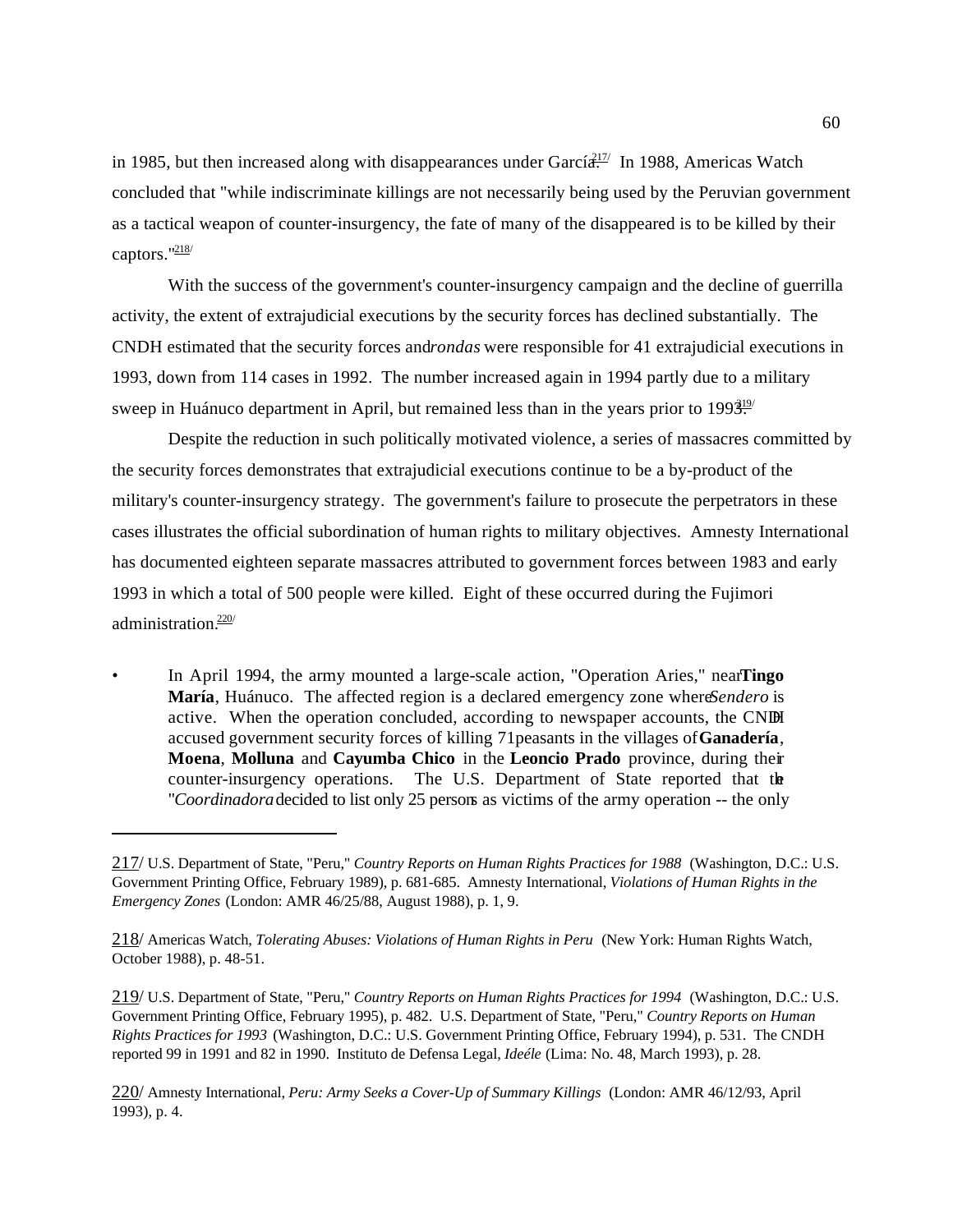in 1985, but then increased along with disappearances under García.[217] In 1988, Americas Watch concluded that "while indiscriminate killings are not necessarily being used by the Peruvian government as a tactical weapon of counter-insurgency, the fate of many of the disappeared is to be killed by their captors."[218]

With the success of the government's counter-insurgency campaign and the decline of guerrilla activity, the extent of extrajudicial executions by the security forces has declined substantially. The CNDH estimated that the security forces and *rondas* were responsible for 41 extrajudicial executions in 1993, down from 114 cases in 1992. The number increased again in 1994 partly due to a military sweep in Huánuco department in April, but remained less than in the years prior to 1993.[219]

Despite the reduction in such politically motivated violence, a series of massacres committed by the security forces demonstrates that extrajudicial executions continue to be a by-product of the military's counter-insurgency strategy. The government's failure to prosecute the perpetrators in these cases illustrates the official subordination of human rights to military objectives. Amnesty International has documented eighteen separate massacres attributed to government forces between 1983 and early 1993 in which a total of 500 people were killed. Eight of these occurred during the Fujimori administration.[220]

- In April 1994, the army mounted a large-scale action, "Operation Aries," near **Tingo María**, Huánuco. The affected region is a declared emergency zone where *Sendero* is active. When the operation concluded, according to newspaper accounts, the CNDH accused government security forces of killing 71 peasants in the villages of **Ganadería**, **Moena**, **Molluna** and **Cayumba Chico** in the **Leoncio Prado** province, during their counter-insurgency operations. The U.S. Department of State reported that the "*Coordinadora* decided to list only 25 persons as victims of the army operation -- the only

---

217/ U.S. Department of State, "Peru," *Country Reports on Human Rights Practices for 1988* (Washington, D.C.: U.S. Government Printing Office, February 1989), p. 681-685. Amnesty International, *Violations of Human Rights in the Emergency Zones* (London: AMR 46/25/88, August 1988), p. 1, 9.

218/ Americas Watch, *Tolerating Abuses: Violations of Human Rights in Peru* (New York: Human Rights Watch, October 1988), p. 48-51.

219/ U.S. Department of State, "Peru," *Country Reports on Human Rights Practices for 1994* (Washington, D.C.: U.S. Government Printing Office, February 1995), p. 482. U.S. Department of State, "Peru," *Country Reports on Human Rights Practices for 1993* (Washington, D.C.: U.S. Government Printing Office, February 1994), p. 531. The CNDH reported 99 in 1991 and 82 in 1990. Instituto de Defensa Legal, *Ideéle* (Lima: No. 48, March 1993), p. 28.

220/ Amnesty International, *Peru: Army Seeks a Cover-Up of Summary Killings* (London: AMR 46/12/93, April 1993), p. 4.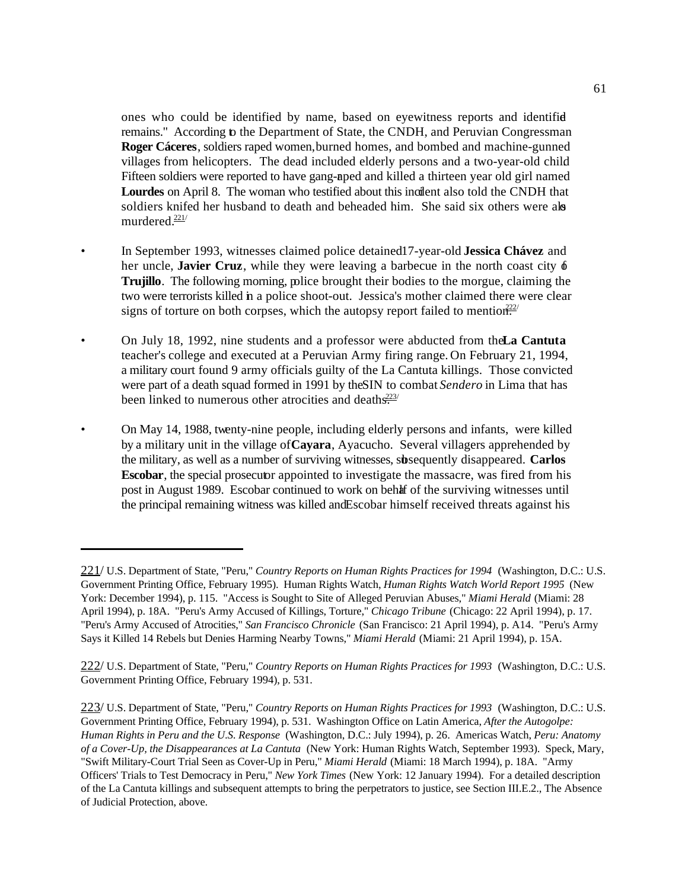ones who could be identified by name, based on eyewitness reports and identified remains." According to the Department of State, the CNDH, and Peruvian Congressman **Roger Cáceres**, soldiers raped women, burned homes, and bombed and machine-gunned villages from helicopters. The dead included elderly persons and a two-year-old child. Fifteen soldiers were reported to have gang-raped and killed a thirteen year old girl named **Lourdes** on April 8. The woman who testified about this incident also told the CNDH that soldiers knifed her husband to death and beheaded him. She said six others were also murdered.[221]

- In September 1993, witnesses claimed police detained 17-year-old **Jessica Chávez** and her uncle, **Javier Cruz**, while they were leaving a barbecue in the north coast city of **Trujillo**. The following morning, police brought their bodies to the morgue, claiming the two were terrorists killed in a police shoot-out. Jessica's mother claimed there were clear signs of torture on both corpses, which the autopsy report failed to mention.[222]

- On July 18, 1992, nine students and a professor were abducted from the **La Cantuta** teacher's college and executed at a Peruvian Army firing range. On February 21, 1994, a military court found 9 army officials guilty of the La Cantuta killings. Those convicted were part of a death squad formed in 1991 by the SIN to combat *Sendero* in Lima that has been linked to numerous other atrocities and deaths.[223]

- On May 14, 1988, twenty-nine people, including elderly persons and infants, were killed by a military unit in the village of **Cayara**, Ayacucho. Several villagers apprehended by the military, as well as a number of surviving witnesses, subsequently disappeared. **Carlos Escobar**, the special prosecutor appointed to investigate the massacre, was fired from his post in August 1989. Escobar continued to work on behalf of the surviving witnesses until the principal remaining witness was killed and Escobar himself received threats against his

---

221/ U.S. Department of State, "Peru," *Country Reports on Human Rights Practices for 1994* (Washington, D.C.: U.S. Government Printing Office, February 1995). Human Rights Watch, *Human Rights Watch World Report 1995* (New York: December 1994), p. 115. "Access is Sought to Site of Alleged Peruvian Abuses," *Miami Herald* (Miami: 28 April 1994), p. 18A. "Peru's Army Accused of Killings, Torture," *Chicago Tribune* (Chicago: 22 April 1994), p. 17. "Peru's Army Accused of Atrocities," *San Francisco Chronicle* (San Francisco: 21 April 1994), p. A14. "Peru's Army Says it Killed 14 Rebels but Denies Harming Nearby Towns," *Miami Herald* (Miami: 21 April 1994), p. 15A.

222/ U.S. Department of State, "Peru," *Country Reports on Human Rights Practices for 1993* (Washington, D.C.: U.S. Government Printing Office, February 1994), p. 531.

223/ U.S. Department of State, "Peru," *Country Reports on Human Rights Practices for 1993* (Washington, D.C.: U.S. Government Printing Office, February 1994), p. 531. Washington Office on Latin America, *After the Autogolpe: Human Rights in Peru and the U.S. Response* (Washington, D.C.: July 1994), p. 26. Americas Watch, *Peru: Anatomy of a Cover-Up, the Disappearances at La Cantuta* (New York: Human Rights Watch, September 1993). Speck, Mary, "Swift Military-Court Trial Seen as Cover-Up in Peru," *Miami Herald* (Miami: 18 March 1994), p. 18A. "Army Officers' Trials to Test Democracy in Peru," *New York Times* (New York: 12 January 1994). For a detailed description of the La Cantuta killings and subsequent attempts to bring the perpetrators to justice, see Section III.E.2., The Absence of Judicial Protection, above.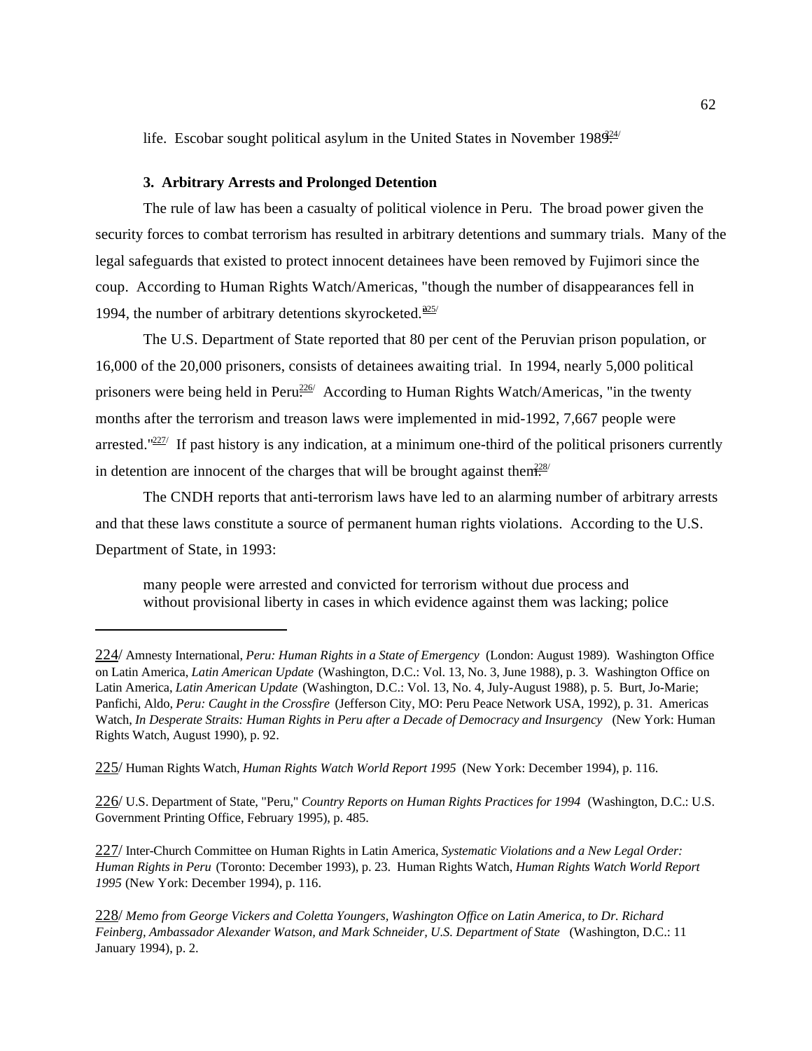life. Escobar sought political asylum in the United States in November 1989.[224]

### 3. Arbitrary Arrests and Prolonged Detention

The rule of law has been a casualty of political violence in Peru. The broad power given the security forces to combat terrorism has resulted in arbitrary detentions and summary trials. Many of the legal safeguards that existed to protect innocent detainees have been removed by Fujimori since the coup. According to Human Rights Watch/Americas, "though the number of disappearances fell in 1994, the number of arbitrary detentions skyrocketed."[225]

The U.S. Department of State reported that 80 per cent of the Peruvian prison population, or 16,000 of the 20,000 prisoners, consists of detainees awaiting trial. In 1994, nearly 5,000 political prisoners were being held in Peru.[226] According to Human Rights Watch/Americas, "in the twenty months after the terrorism and treason laws were implemented in mid-1992, 7,667 people were arrested."[227] If past history is any indication, at a minimum one-third of the political prisoners currently in detention are innocent of the charges that will be brought against them.[228]

The CNDH reports that anti-terrorism laws have led to an alarming number of arbitrary arrests and that these laws constitute a source of permanent human rights violations. According to the U.S. Department of State, in 1993:

> many people were arrested and convicted for terrorism without due process and without provisional liberty in cases in which evidence against them was lacking; police

---

224/ Amnesty International, *Peru: Human Rights in a State of Emergency* (London: August 1989). Washington Office on Latin America, *Latin American Update* (Washington, D.C.: Vol. 13, No. 3, June 1988), p. 3. Washington Office on Latin America, *Latin American Update* (Washington, D.C.: Vol. 13, No. 4, July-August 1988), p. 5. Burt, Jo-Marie; Panfichi, Aldo, *Peru: Caught in the Crossfire* (Jefferson City, MO: Peru Peace Network USA, 1992), p. 31. Americas Watch, *In Desperate Straits: Human Rights in Peru after a Decade of Democracy and Insurgency* (New York: Human Rights Watch, August 1990), p. 92.

225/ Human Rights Watch, *Human Rights Watch World Report 1995* (New York: December 1994), p. 116.

226/ U.S. Department of State, "Peru," *Country Reports on Human Rights Practices for 1994* (Washington, D.C.: U.S. Government Printing Office, February 1995), p. 485.

227/ Inter-Church Committee on Human Rights in Latin America, *Systematic Violations and a New Legal Order: Human Rights in Peru* (Toronto: December 1993), p. 23. Human Rights Watch, *Human Rights Watch World Report 1995* (New York: December 1994), p. 116.

228/ *Memo from George Vickers and Coletta Youngers, Washington Office on Latin America, to Dr. Richard Feinberg, Ambassador Alexander Watson, and Mark Schneider, U.S. Department of State* (Washington, D.C.: 11 January 1994), p. 2.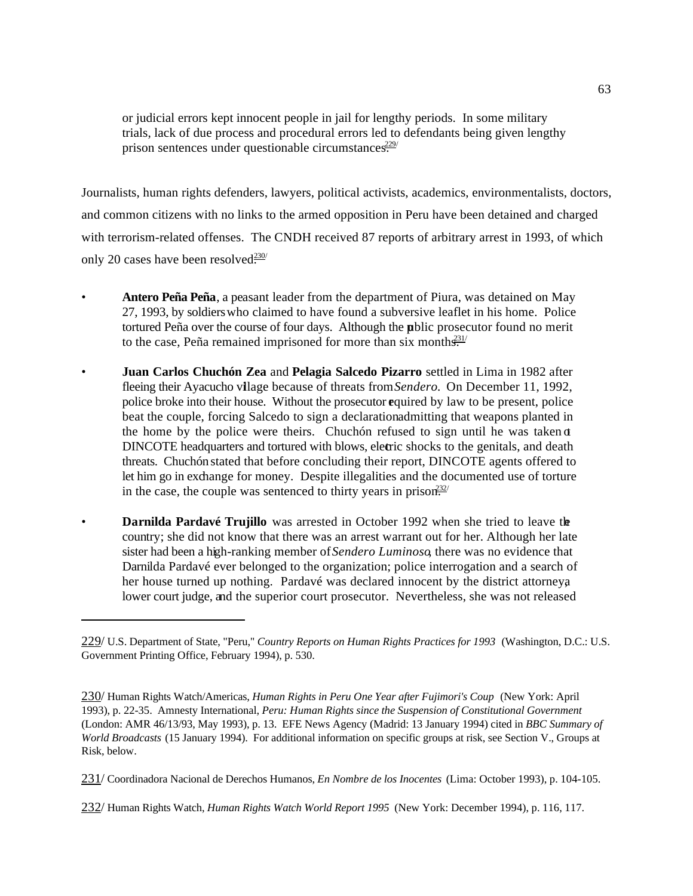> or judicial errors kept innocent people in jail for lengthy periods. In some military trials, lack of due process and procedural errors led to defendants being given lengthy prison sentences under questionable circumstances.[229]

Journalists, human rights defenders, lawyers, political activists, academics, environmentalists, doctors, and common citizens with no links to the armed opposition in Peru have been detained and charged with terrorism-related offenses. The CNDH received 87 reports of arbitrary arrest in 1993, of which only 20 cases have been resolved.[230]

- **Antero Peña Peña**, a peasant leader from the department of Piura, was detained on May 27, 1993, by soldiers who claimed to have found a subversive leaflet in his home. Police tortured Peña over the course of four days. Although the public prosecutor found no merit to the case, Peña remained imprisoned for more than six months.[231]

- **Juan Carlos Chuchón Zea** and **Pelagia Salcedo Pizarro** settled in Lima in 1982 after fleeing their Ayacucho village because of threats from *Sendero*. On December 11, 1992, police broke into their house. Without the prosecutor required by law to be present, police beat the couple, forcing Salcedo to sign a declaration admitting that weapons planted in the home by the police were theirs. Chuchón refused to sign until he was taken to DINCOTE headquarters and tortured with blows, electric shocks to the genitals, and death threats. Chuchón stated that before concluding their report, DINCOTE agents offered to let him go in exchange for money. Despite illegalities and the documented use of torture in the case, the couple was sentenced to thirty years in prison.[232]

- **Darnilda Pardavé Trujillo** was arrested in October 1992 when she tried to leave the country; she did not know that there was an arrest warrant out for her. Although her late sister had been a high-ranking member of *Sendero Luminoso*, there was no evidence that Darnilda Pardavé ever belonged to the organization; police interrogation and a search of her house turned up nothing. Pardavé was declared innocent by the district attorney, a lower court judge, and the superior court prosecutor. Nevertheless, she was not released

---

229/ U.S. Department of State, "Peru," *Country Reports on Human Rights Practices for 1993* (Washington, D.C.: U.S. Government Printing Office, February 1994), p. 530.

230/ Human Rights Watch/Americas, *Human Rights in Peru One Year after Fujimori's Coup* (New York: April 1993), p. 22-35. Amnesty International, *Peru: Human Rights since the Suspension of Constitutional Government* (London: AMR 46/13/93, May 1993), p. 13. EFE News Agency (Madrid: 13 January 1994) cited in *BBC Summary of World Broadcasts* (15 January 1994). For additional information on specific groups at risk, see Section V., Groups at Risk, below.

231/ Coordinadora Nacional de Derechos Humanos, *En Nombre de los Inocentes* (Lima: October 1993), p. 104-105.

232/ Human Rights Watch, *Human Rights Watch World Report 1995* (New York: December 1994), p. 116, 117.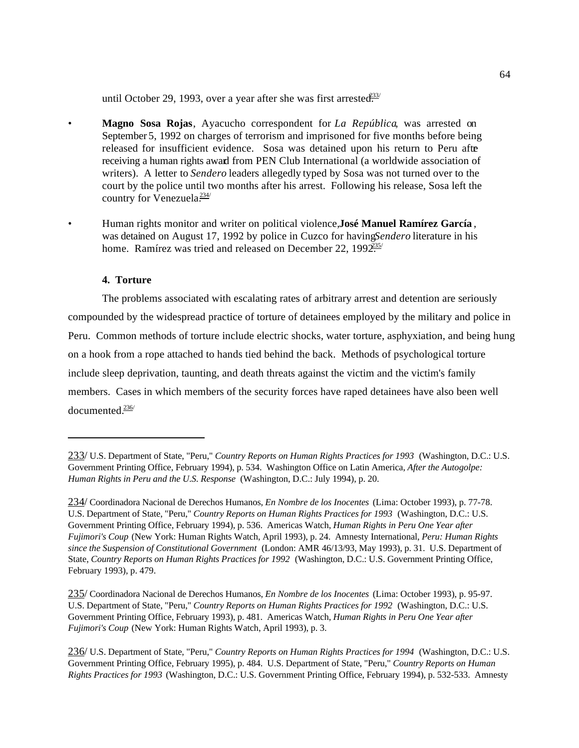until October 29, 1993, over a year after she was first arrested.[233]

- **Magno Sosa Rojas**, Ayacucho correspondent for *La República*, was arrested on September 5, 1992 on charges of terrorism and imprisoned for five months before being released for insufficient evidence. Sosa was detained upon his return to Peru after receiving a human rights award from PEN Club International (a worldwide association of writers). A letter to *Sendero* leaders allegedly typed by Sosa was not turned over to the court by the police until two months after his arrest. Following his release, Sosa left the country for Venezuela.[234]

- Human rights monitor and writer on political violence, **José Manuel Ramírez García**, was detained on August 17, 1992 by police in Cuzco for having *Sendero* literature in his home. Ramírez was tried and released on December 22, 1992.[235]

#### 4. Torture

The problems associated with escalating rates of arbitrary arrest and detention are seriously compounded by the widespread practice of torture of detainees employed by the military and police in Peru. Common methods of torture include electric shocks, water torture, asphyxiation, and being hung on a hook from a rope attached to hands tied behind the back. Methods of psychological torture include sleep deprivation, taunting, and death threats against the victim and the victim's family members. Cases in which members of the security forces have raped detainees have also been well documented.[236]

---

233/ U.S. Department of State, "Peru," *Country Reports on Human Rights Practices for 1993* (Washington, D.C.: U.S. Government Printing Office, February 1994), p. 534. Washington Office on Latin America, *After the Autogolpe: Human Rights in Peru and the U.S. Response* (Washington, D.C.: July 1994), p. 20.

234/ Coordinadora Nacional de Derechos Humanos, *En Nombre de los Inocentes* (Lima: October 1993), p. 77-78. U.S. Department of State, "Peru," *Country Reports on Human Rights Practices for 1993* (Washington, D.C.: U.S. Government Printing Office, February 1994), p. 536. Americas Watch, *Human Rights in Peru One Year after Fujimori's Coup* (New York: Human Rights Watch, April 1993), p. 24. Amnesty International, *Peru: Human Rights since the Suspension of Constitutional Government* (London: AMR 46/13/93, May 1993), p. 31. U.S. Department of State, *Country Reports on Human Rights Practices for 1992* (Washington, D.C.: U.S. Government Printing Office, February 1993), p. 479.

235/ Coordinadora Nacional de Derechos Humanos, *En Nombre de los Inocentes* (Lima: October 1993), p. 95-97. U.S. Department of State, "Peru," *Country Reports on Human Rights Practices for 1992* (Washington, D.C.: U.S. Government Printing Office, February 1993), p. 481. Americas Watch, *Human Rights in Peru One Year after Fujimori's Coup* (New York: Human Rights Watch, April 1993), p. 3.

236/ U.S. Department of State, "Peru," *Country Reports on Human Rights Practices for 1994* (Washington, D.C.: U.S. Government Printing Office, February 1995), p. 484. U.S. Department of State, "Peru," *Country Reports on Human Rights Practices for 1993* (Washington, D.C.: U.S. Government Printing Office, February 1994), p. 532-533. Amnesty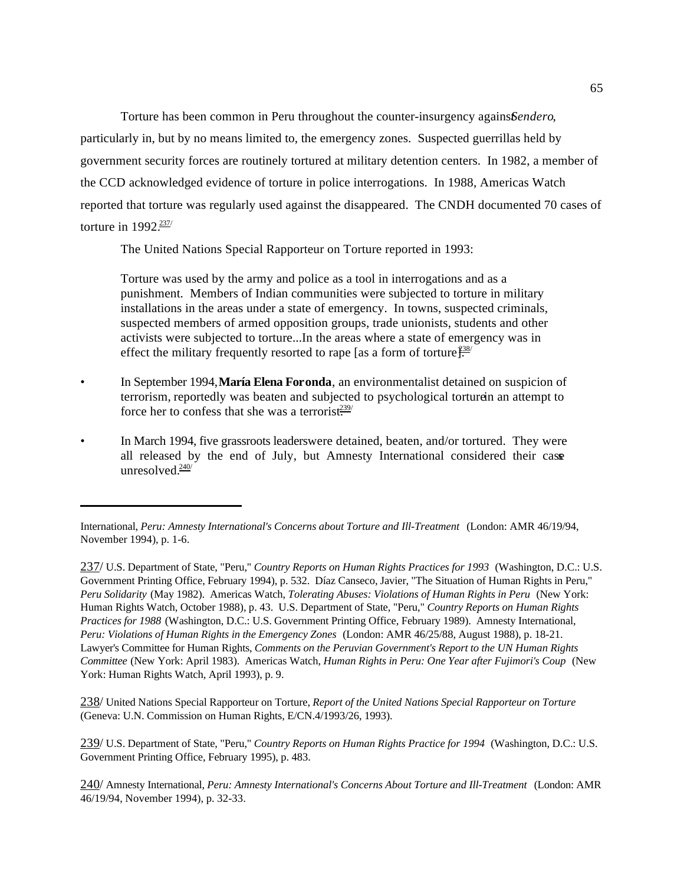Torture has been common in Peru throughout the counter-insurgency against *Sendero*, particularly in, but by no means limited to, the emergency zones. Suspected guerrillas held by government security forces are routinely tortured at military detention centers. In 1982, a member of the CCD acknowledged evidence of torture in police interrogations. In 1988, Americas Watch reported that torture was regularly used against the disappeared. The CNDH documented 70 cases of torture in 1992.[237/]

The United Nations Special Rapporteur on Torture reported in 1993:

> Torture was used by the army and police as a tool in interrogations and as a punishment. Members of Indian communities were subjected to torture in military installations in the areas under a state of emergency. In towns, suspected criminals, suspected members of armed opposition groups, trade unionists, students and other activists were subjected to torture...In the areas where a state of emergency was in effect the military frequently resorted to rape [as a form of torture].[238/]

- In September 1994, **María Elena Foronda**, an environmentalist detained on suspicion of terrorism, reportedly was beaten and subjected to psychological torture in an attempt to force her to confess that she was a terrorist.[239/]
- In March 1994, five grassroots leaders were detained, beaten, and/or tortured. They were all released by the end of July, but Amnesty International considered their case unresolved.[240/]

---

International, *Peru: Amnesty International's Concerns about Torture and Ill-Treatment* (London: AMR 46/19/94, November 1994), p. 1-6.

237/ U.S. Department of State, "Peru," *Country Reports on Human Rights Practices for 1993* (Washington, D.C.: U.S. Government Printing Office, February 1994), p. 532. Díaz Canseco, Javier, "The Situation of Human Rights in Peru," *Peru Solidarity* (May 1982). Americas Watch, *Tolerating Abuses: Violations of Human Rights in Peru* (New York: Human Rights Watch, October 1988), p. 43. U.S. Department of State, "Peru," *Country Reports on Human Rights Practices for 1988* (Washington, D.C.: U.S. Government Printing Office, February 1989). Amnesty International, *Peru: Violations of Human Rights in the Emergency Zones* (London: AMR 46/25/88, August 1988), p. 18-21. Lawyer's Committee for Human Rights, *Comments on the Peruvian Government's Report to the UN Human Rights Committee* (New York: April 1983). Americas Watch, *Human Rights in Peru: One Year after Fujimori's Coup* (New York: Human Rights Watch, April 1993), p. 9.

238/ United Nations Special Rapporteur on Torture, *Report of the United Nations Special Rapporteur on Torture* (Geneva: U.N. Commission on Human Rights, E/CN.4/1993/26, 1993).

239/ U.S. Department of State, "Peru," *Country Reports on Human Rights Practice for 1994* (Washington, D.C.: U.S. Government Printing Office, February 1995), p. 483.

240/ Amnesty International, *Peru: Amnesty International's Concerns About Torture and Ill-Treatment* (London: AMR 46/19/94, November 1994), p. 32-33.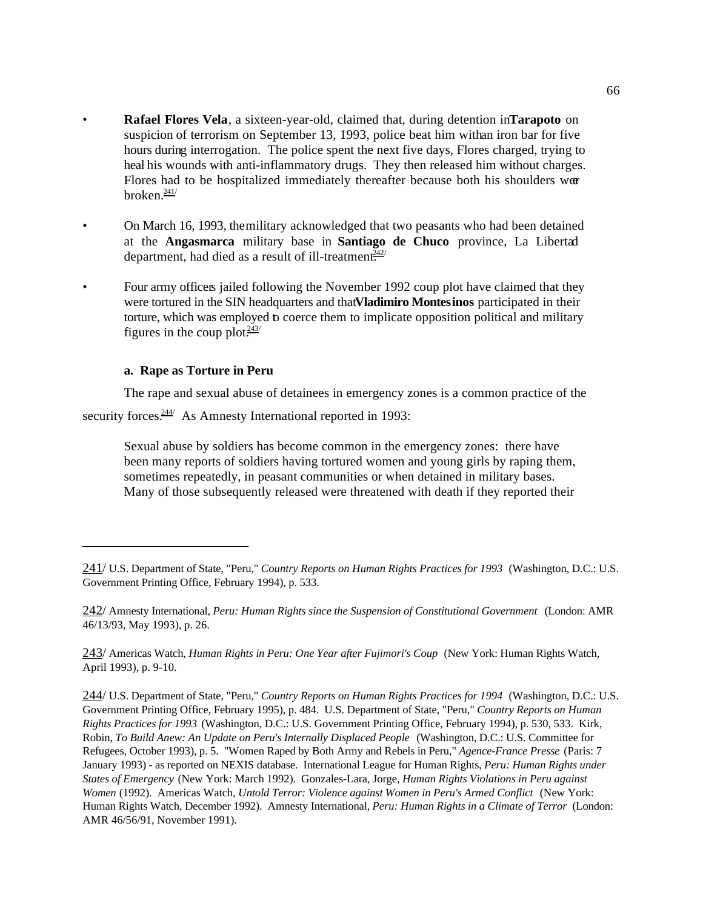- **Rafael Flores Vela**, a sixteen-year-old, claimed that, during detention in **Tarapoto** on suspicion of terrorism on September 13, 1993, police beat him with an iron bar for five hours during interrogation. The police spent the next five days, Flores charged, trying to heal his wounds with anti-inflammatory drugs. They then released him without charges. Flores had to be hospitalized immediately thereafter because both his shoulders were broken.[241]

- On March 16, 1993, the military acknowledged that two peasants who had been detained at the **Angasmarca** military base in **Santiago de Chuco** province, La Libertad department, had died as a result of ill-treatment.[242]

- Four army officers jailed following the November 1992 coup plot have claimed that they were tortured in the SIN headquarters and that **Vladimiro Montesinos** participated in their torture, which was employed to coerce them to implicate opposition political and military figures in the coup plot.[243]

### a. Rape as Torture in Peru

The rape and sexual abuse of detainees in emergency zones is a common practice of the security forces.[244] As Amnesty International reported in 1993:

> Sexual abuse by soldiers has become common in the emergency zones: there have been many reports of soldiers having tortured women and young girls by raping them, sometimes repeatedly, in peasant communities or when detained in military bases. Many of those subsequently released were threatened with death if they reported their

---

241/ U.S. Department of State, "Peru," *Country Reports on Human Rights Practices for 1993* (Washington, D.C.: U.S. Government Printing Office, February 1994), p. 533.

242/ Amnesty International, *Peru: Human Rights since the Suspension of Constitutional Government* (London: AMR 46/13/93, May 1993), p. 26.

243/ Americas Watch, *Human Rights in Peru: One Year after Fujimori's Coup* (New York: Human Rights Watch, April 1993), p. 9-10.

244/ U.S. Department of State, "Peru," *Country Reports on Human Rights Practices for 1994* (Washington, D.C.: U.S. Government Printing Office, February 1995), p. 484. U.S. Department of State, "Peru," *Country Reports on Human Rights Practices for 1993* (Washington, D.C.: U.S. Government Printing Office, February 1994), p. 530, 533. Kirk, Robin, *To Build Anew: An Update on Peru's Internally Displaced People* (Washington, D.C.: U.S. Committee for Refugees, October 1993), p. 5. "Women Raped by Both Army and Rebels in Peru," *Agence-France Presse* (Paris: 7 January 1993) - as reported on NEXIS database. International League for Human Rights, *Peru: Human Rights under States of Emergency* (New York: March 1992). Gonzales-Lara, Jorge, *Human Rights Violations in Peru against Women* (1992). Americas Watch, *Untold Terror: Violence against Women in Peru's Armed Conflict* (New York: Human Rights Watch, December 1992). Amnesty International, *Peru: Human Rights in a Climate of Terror* (London: AMR 46/56/91, November 1991).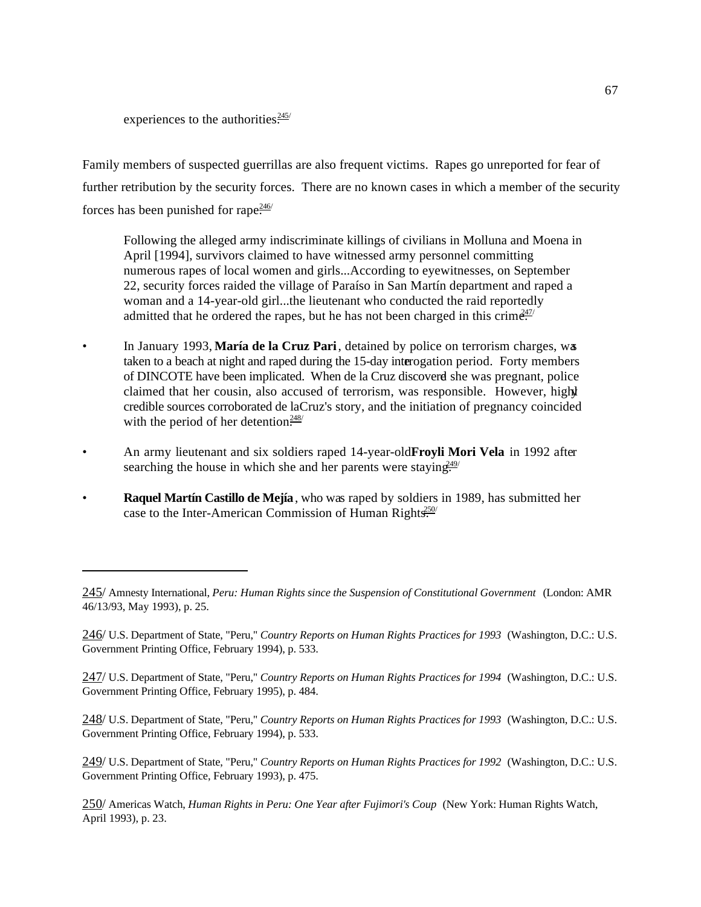experiences to the authorities.[245]

Family members of suspected guerrillas are also frequent victims. Rapes go unreported for fear of further retribution by the security forces. There are no known cases in which a member of the security forces has been punished for rape.[246]

> Following the alleged army indiscriminate killings of civilians in Molluna and Moena in April [1994], survivors claimed to have witnessed army personnel committing numerous rapes of local women and girls...According to eyewitnesses, on September 22, security forces raided the village of Paraíso in San Martín department and raped a woman and a 14-year-old girl...the lieutenant who conducted the raid reportedly admitted that he ordered the rapes, but he has not been charged in this crime.[247]

- In January 1993, **María de la Cruz Pari**, detained by police on terrorism charges, was taken to a beach at night and raped during the 15-day interrogation period. Forty members of DINCOTE have been implicated. When de la Cruz discovered she was pregnant, police claimed that her cousin, also accused of terrorism, was responsible. However, highly credible sources corroborated de la Cruz's story, and the initiation of pregnancy coincided with the period of her detention.[248]

- An army lieutenant and six soldiers raped 14-year-old **Froyli Mori Vela** in 1992 after searching the house in which she and her parents were staying.[249]

- **Raquel Martín Castillo de Mejía**, who was raped by soldiers in 1989, has submitted her case to the Inter-American Commission of Human Rights.[250]

---

245/ Amnesty International, *Peru: Human Rights since the Suspension of Constitutional Government* (London: AMR 46/13/93, May 1993), p. 25.

246/ U.S. Department of State, "Peru," *Country Reports on Human Rights Practices for 1993* (Washington, D.C.: U.S. Government Printing Office, February 1994), p. 533.

247/ U.S. Department of State, "Peru," *Country Reports on Human Rights Practices for 1994* (Washington, D.C.: U.S. Government Printing Office, February 1995), p. 484.

248/ U.S. Department of State, "Peru," *Country Reports on Human Rights Practices for 1993* (Washington, D.C.: U.S. Government Printing Office, February 1994), p. 533.

249/ U.S. Department of State, "Peru," *Country Reports on Human Rights Practices for 1992* (Washington, D.C.: U.S. Government Printing Office, February 1993), p. 475.

250/ Americas Watch, *Human Rights in Peru: One Year after Fujimori's Coup* (New York: Human Rights Watch, April 1993), p. 23.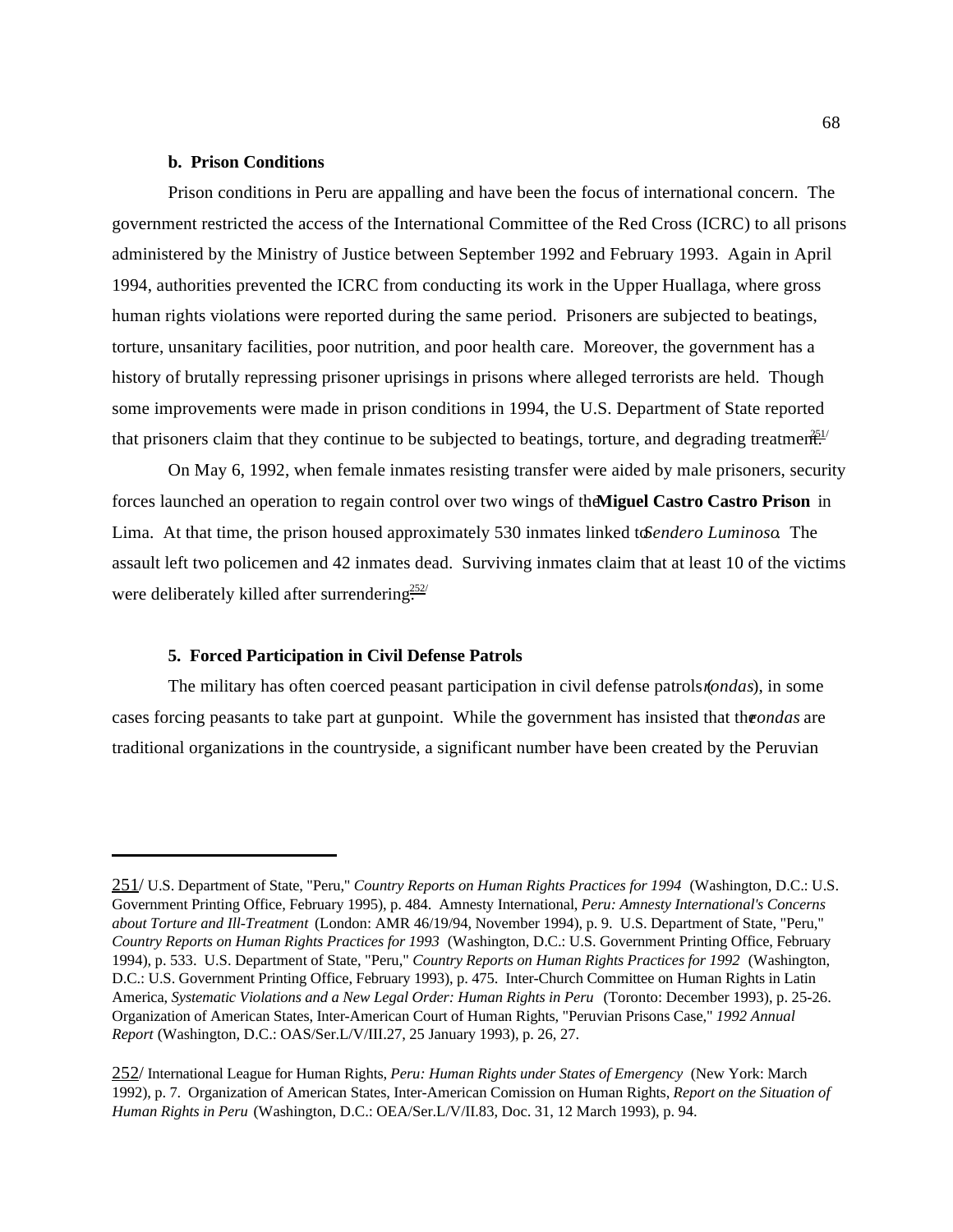#### b. Prison Conditions

Prison conditions in Peru are appalling and have been the focus of international concern. The government restricted the access of the International Committee of the Red Cross (ICRC) to all prisons administered by the Ministry of Justice between September 1992 and February 1993. Again in April 1994, authorities prevented the ICRC from conducting its work in the Upper Huallaga, where gross human rights violations were reported during the same period. Prisoners are subjected to beatings, torture, unsanitary facilities, poor nutrition, and poor health care. Moreover, the government has a history of brutally repressing prisoner uprisings in prisons where alleged terrorists are held. Though some improvements were made in prison conditions in 1994, the U.S. Department of State reported that prisoners claim that they continue to be subjected to beatings, torture, and degrading treatment.[251/]

On May 6, 1992, when female inmates resisting transfer were aided by male prisoners, security forces launched an operation to regain control over two wings of the **Miguel Castro Castro Prison** in Lima. At that time, the prison housed approximately 530 inmates linked to *Sendero Luminoso*. The assault left two policemen and 42 inmates dead. Surviving inmates claim that at least 10 of the victims were deliberately killed after surrendering.[252/]

### 5. Forced Participation in Civil Defense Patrols

The military has often coerced peasant participation in civil defense patrols (*rondas*), in some cases forcing peasants to take part at gunpoint. While the government has insisted that the *rondas* are traditional organizations in the countryside, a significant number have been created by the Peruvian

---

251/ U.S. Department of State, "Peru," *Country Reports on Human Rights Practices for 1994* (Washington, D.C.: U.S. Government Printing Office, February 1995), p. 484. Amnesty International, *Peru: Amnesty International's Concerns about Torture and Ill-Treatment* (London: AMR 46/19/94, November 1994), p. 9. U.S. Department of State, "Peru," *Country Reports on Human Rights Practices for 1993* (Washington, D.C.: U.S. Government Printing Office, February 1994), p. 533. U.S. Department of State, "Peru," *Country Reports on Human Rights Practices for 1992* (Washington, D.C.: U.S. Government Printing Office, February 1993), p. 475. Inter-Church Committee on Human Rights in Latin America, *Systematic Violations and a New Legal Order: Human Rights in Peru* (Toronto: December 1993), p. 25-26. Organization of American States, Inter-American Court of Human Rights, "Peruvian Prisons Case," *1992 Annual Report* (Washington, D.C.: OAS/Ser.L/V/III.27, 25 January 1993), p. 26, 27.

252/ International League for Human Rights, *Peru: Human Rights under States of Emergency* (New York: March 1992), p. 7. Organization of American States, Inter-American Comission on Human Rights, *Report on the Situation of Human Rights in Peru* (Washington, D.C.: OEA/Ser.L/V/II.83, Doc. 31, 12 March 1993), p. 94.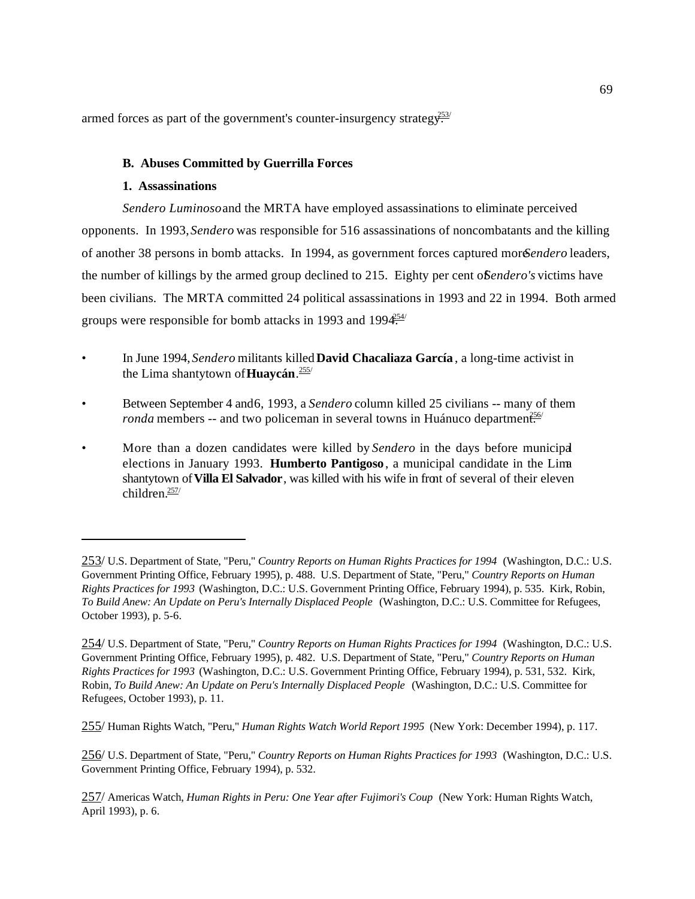armed forces as part of the government's counter-insurgency strategy.[253]

### B. Abuses Committed by Guerrilla Forces

#### 1. Assassinations

*Sendero Luminoso* and the MRTA have employed assassinations to eliminate perceived opponents. In 1993, *Sendero* was responsible for 516 assassinations of noncombatants and the killing of another 38 persons in bomb attacks. In 1994, as government forces captured more *Sendero* leaders, the number of killings by the armed group declined to 215. Eighty per cent of *Sendero's* victims have been civilians. The MRTA committed 24 political assassinations in 1993 and 22 in 1994. Both armed groups were responsible for bomb attacks in 1993 and 1994.[254]

- In June 1994, *Sendero* militants killed **David Chacaliaza García**, a long-time activist in the Lima shantytown of **Huaycán**.[255]

- Between September 4 and 6, 1993, a *Sendero* column killed 25 civilians -- many of them *ronda* members -- and two policeman in several towns in Huánuco department.[256]

- More than a dozen candidates were killed by *Sendero* in the days before municipal elections in January 1993. **Humberto Pantigoso**, a municipal candidate in the Lima shantytown of **Villa El Salvador**, was killed with his wife in front of several of their eleven children.[257]

---

253/ U.S. Department of State, "Peru," *Country Reports on Human Rights Practices for 1994* (Washington, D.C.: U.S. Government Printing Office, February 1995), p. 488. U.S. Department of State, "Peru," *Country Reports on Human Rights Practices for 1993* (Washington, D.C.: U.S. Government Printing Office, February 1994), p. 535. Kirk, Robin, *To Build Anew: An Update on Peru's Internally Displaced People* (Washington, D.C.: U.S. Committee for Refugees, October 1993), p. 5-6.

254/ U.S. Department of State, "Peru," *Country Reports on Human Rights Practices for 1994* (Washington, D.C.: U.S. Government Printing Office, February 1995), p. 482. U.S. Department of State, "Peru," *Country Reports on Human Rights Practices for 1993* (Washington, D.C.: U.S. Government Printing Office, February 1994), p. 531, 532. Kirk, Robin, *To Build Anew: An Update on Peru's Internally Displaced People* (Washington, D.C.: U.S. Committee for Refugees, October 1993), p. 11.

255/ Human Rights Watch, "Peru," *Human Rights Watch World Report 1995* (New York: December 1994), p. 117.

256/ U.S. Department of State, "Peru," *Country Reports on Human Rights Practices for 1993* (Washington, D.C.: U.S. Government Printing Office, February 1994), p. 532.

257/ Americas Watch, *Human Rights in Peru: One Year after Fujimori's Coup* (New York: Human Rights Watch, April 1993), p. 6.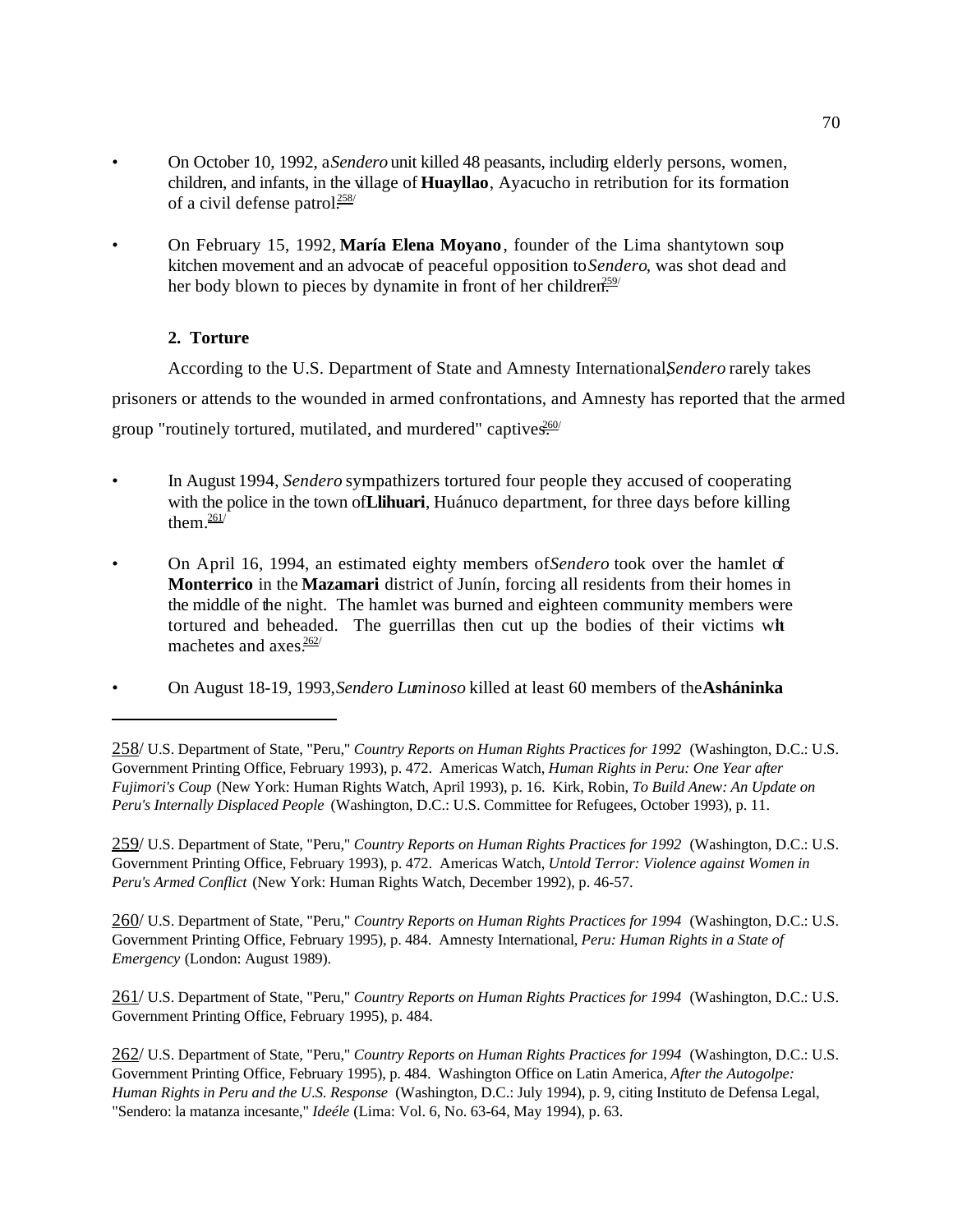- On October 10, 1992, a *Sendero* unit killed 48 peasants, including elderly persons, women, children, and infants, in the village of **Huayllao**, Ayacucho in retribution for its formation of a civil defense patrol.[258]

- On February 15, 1992, **María Elena Moyano**, founder of the Lima shantytown soup kitchen movement and an advocate of peaceful opposition to *Sendero*, was shot dead and her body blown to pieces by dynamite in front of her children.[259]

### 2. Torture

According to the U.S. Department of State and Amnesty International, *Sendero* rarely takes prisoners or attends to the wounded in armed confrontations, and Amnesty has reported that the armed group "routinely tortured, mutilated, and murdered" captives.[260]

- In August 1994, *Sendero* sympathizers tortured four people they accused of cooperating with the police in the town of **Llihuari**, Huánuco department, for three days before killing them.[261]

- On April 16, 1994, an estimated eighty members of *Sendero* took over the hamlet of **Monterrico** in the **Mazamari** district of Junín, forcing all residents from their homes in the middle of the night. The hamlet was burned and eighteen community members were tortured and beheaded. The guerrillas then cut up the bodies of their victims with machetes and axes.[262]

- On August 18-19, 1993, *Sendero Luminoso* killed at least 60 members of the **Asháninka**

---

258/ U.S. Department of State, "Peru," *Country Reports on Human Rights Practices for 1992* (Washington, D.C.: U.S. Government Printing Office, February 1993), p. 472. Americas Watch, *Human Rights in Peru: One Year after Fujimori's Coup* (New York: Human Rights Watch, April 1993), p. 16. Kirk, Robin, *To Build Anew: An Update on Peru's Internally Displaced People* (Washington, D.C.: U.S. Committee for Refugees, October 1993), p. 11.

259/ U.S. Department of State, "Peru," *Country Reports on Human Rights Practices for 1992* (Washington, D.C.: U.S. Government Printing Office, February 1993), p. 472. Americas Watch, *Untold Terror: Violence against Women in Peru's Armed Conflict* (New York: Human Rights Watch, December 1992), p. 46-57.

260/ U.S. Department of State, "Peru," *Country Reports on Human Rights Practices for 1994* (Washington, D.C.: U.S. Government Printing Office, February 1995), p. 484. Amnesty International, *Peru: Human Rights in a State of Emergency* (London: August 1989).

261/ U.S. Department of State, "Peru," *Country Reports on Human Rights Practices for 1994* (Washington, D.C.: U.S. Government Printing Office, February 1995), p. 484.

262/ U.S. Department of State, "Peru," *Country Reports on Human Rights Practices for 1994* (Washington, D.C.: U.S. Government Printing Office, February 1995), p. 484. Washington Office on Latin America, *After the Autogolpe: Human Rights in Peru and the U.S. Response* (Washington, D.C.: July 1994), p. 9, citing Instituto de Defensa Legal, "Sendero: la matanza incesante," *Ideéle* (Lima: Vol. 6, No. 63-64, May 1994), p. 63.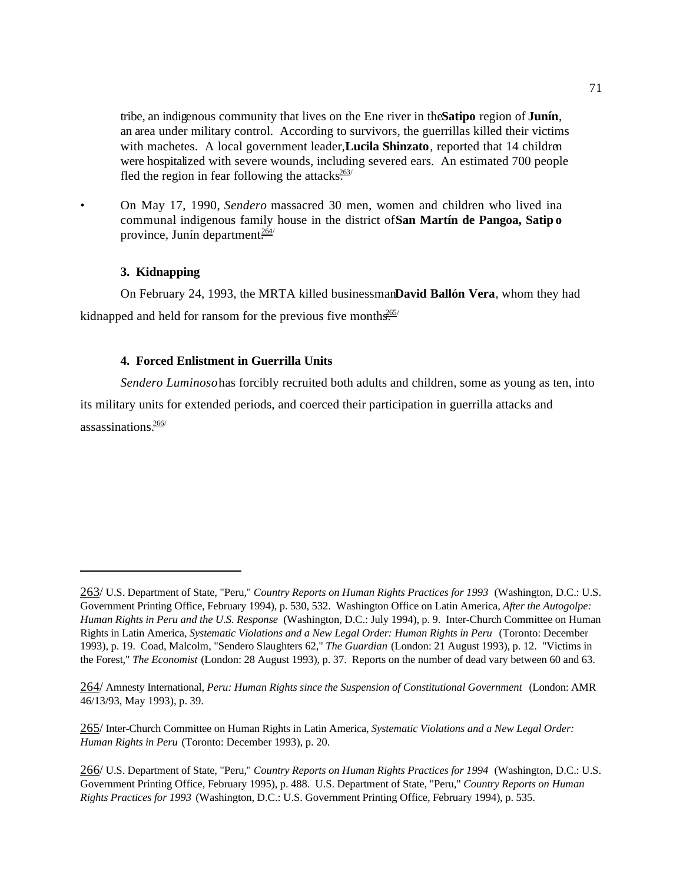tribe, an indigenous community that lives on the Ene river in the **Satipo** region of **Junín**, an area under military control. According to survivors, the guerrillas killed their victims with machetes. A local government leader, **Lucila Shinzato**, reported that 14 children were hospitalized with severe wounds, including severed ears. An estimated 700 people fled the region in fear following the attacks.[263/]

- On May 17, 1990, *Sendero* massacred 30 men, women and children who lived in a communal indigenous family house in the district of **San Martín de Pangoa, Satipo** province, Junín department.[264/]

### 3. Kidnapping

On February 24, 1993, the MRTA killed businessman **David Ballón Vera**, whom they had kidnapped and held for ransom for the previous five months.[265/]

### 4. Forced Enlistment in Guerrilla Units

*Sendero Luminoso* has forcibly recruited both adults and children, some as young as ten, into its military units for extended periods, and coerced their participation in guerrilla attacks and assassinations.[266/]

---

263/ U.S. Department of State, "Peru," *Country Reports on Human Rights Practices for 1993* (Washington, D.C.: U.S. Government Printing Office, February 1994), p. 530, 532. Washington Office on Latin America, *After the Autogolpe: Human Rights in Peru and the U.S. Response* (Washington, D.C.: July 1994), p. 9. Inter-Church Committee on Human Rights in Latin America, *Systematic Violations and a New Legal Order: Human Rights in Peru* (Toronto: December 1993), p. 19. Coad, Malcolm, "Sendero Slaughters 62," *The Guardian* (London: 21 August 1993), p. 12. "Victims in the Forest," *The Economist* (London: 28 August 1993), p. 37. Reports on the number of dead vary between 60 and 63.

264/ Amnesty International, *Peru: Human Rights since the Suspension of Constitutional Government* (London: AMR 46/13/93, May 1993), p. 39.

265/ Inter-Church Committee on Human Rights in Latin America, *Systematic Violations and a New Legal Order: Human Rights in Peru* (Toronto: December 1993), p. 20.

266/ U.S. Department of State, "Peru," *Country Reports on Human Rights Practices for 1994* (Washington, D.C.: U.S. Government Printing Office, February 1995), p. 488. U.S. Department of State, "Peru," *Country Reports on Human Rights Practices for 1993* (Washington, D.C.: U.S. Government Printing Office, February 1994), p. 535.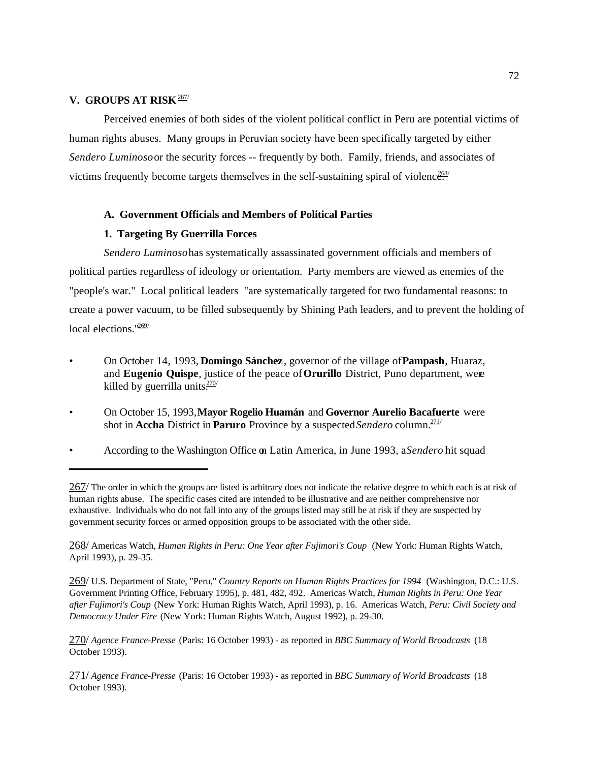## V. GROUPS AT RISK[267]

Perceived enemies of both sides of the violent political conflict in Peru are potential victims of human rights abuses. Many groups in Peruvian society have been specifically targeted by either *Sendero Luminoso* or the security forces -- frequently by both. Family, friends, and associates of victims frequently become targets themselves in the self-sustaining spiral of violence.[268]

### A. Government Officials and Members of Political Parties

#### 1. Targeting By Guerrilla Forces

*Sendero Luminoso* has systematically assassinated government officials and members of political parties regardless of ideology or orientation. Party members are viewed as enemies of the "people's war." Local political leaders "are systematically targeted for two fundamental reasons: to create a power vacuum, to be filled subsequently by Shining Path leaders, and to prevent the holding of local elections."[269]

- On October 14, 1993, **Domingo Sánchez**, governor of the village of **Pampash**, Huaraz, and **Eugenio Quispe**, justice of the peace of **Orurillo** District, Puno department, were killed by guerrilla units.[270]
- On October 15, 1993, **Mayor Rogelio Huamán** and **Governor Aurelio Bacafuerte** were shot in **Accha** District in **Paruro** Province by a suspected *Sendero* column.[271]
- According to the Washington Office on Latin America, in June 1993, a *Sendero* hit squad

---

267/ The order in which the groups are listed is arbitrary does not indicate the relative degree to which each is at risk of human rights abuse. The specific cases cited are intended to be illustrative and are neither comprehensive nor exhaustive. Individuals who do not fall into any of the groups listed may still be at risk if they are suspected by government security forces or armed opposition groups to be associated with the other side.

268/ Americas Watch, *Human Rights in Peru: One Year after Fujimori's Coup* (New York: Human Rights Watch, April 1993), p. 29-35.

269/ U.S. Department of State, "Peru," *Country Reports on Human Rights Practices for 1994* (Washington, D.C.: U.S. Government Printing Office, February 1995), p. 481, 482, 492. Americas Watch, *Human Rights in Peru: One Year after Fujimori's Coup* (New York: Human Rights Watch, April 1993), p. 16. Americas Watch, *Peru: Civil Society and Democracy Under Fire* (New York: Human Rights Watch, August 1992), p. 29-30.

270/ *Agence France-Presse* (Paris: 16 October 1993) - as reported in *BBC Summary of World Broadcasts* (18 October 1993).

271/ *Agence France-Presse* (Paris: 16 October 1993) - as reported in *BBC Summary of World Broadcasts* (18 October 1993).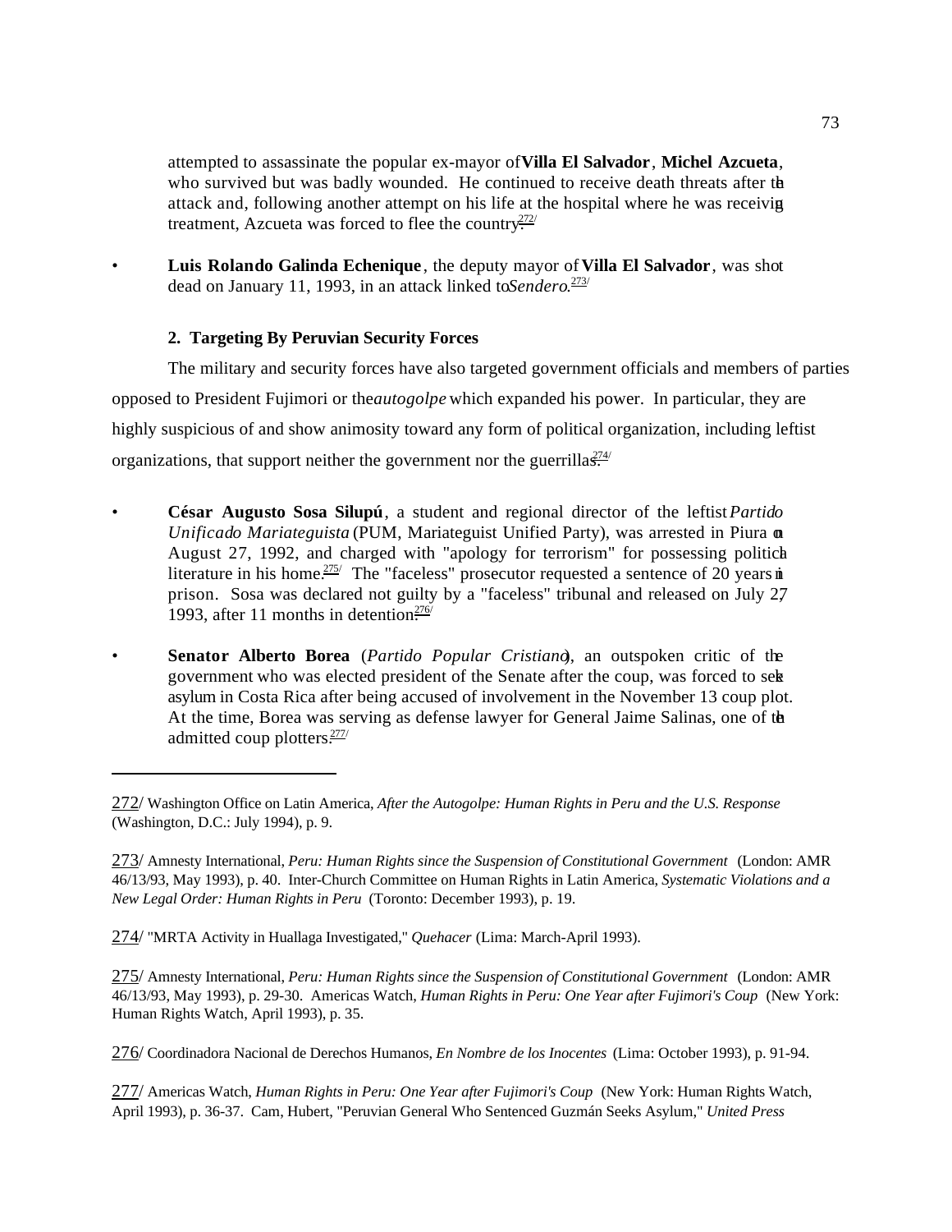attempted to assassinate the popular ex-mayor of **Villa El Salvador**, **Michel Azcueta**, who survived but was badly wounded. He continued to receive death threats after the attack and, following another attempt on his life at the hospital where he was receiving treatment, Azcueta was forced to flee the country.[272]

- **Luis Rolando Galinda Echenique**, the deputy mayor of **Villa El Salvador**, was shot dead on January 11, 1993, in an attack linked to *Sendero*.[273]

#### 2. Targeting By Peruvian Security Forces

The military and security forces have also targeted government officials and members of parties opposed to President Fujimori or the *autogolpe* which expanded his power. In particular, they are highly suspicious of and show animosity toward any form of political organization, including leftist organizations, that support neither the government nor the guerrillas.[274]

- **César Augusto Sosa Silupú**, a student and regional director of the leftist *Partido Unificado Mariateguista* (PUM, Mariateguist Unified Party), was arrested in Piura on August 27, 1992, and charged with "apology for terrorism" for possessing political literature in his home.[275] The "faceless" prosecutor requested a sentence of 20 years in prison. Sosa was declared not guilty by a "faceless" tribunal and released on July 27, 1993, after 11 months in detention.[276]

- **Senator Alberto Borea** (*Partido Popular Cristiano*), an outspoken critic of the government who was elected president of the Senate after the coup, was forced to seek asylum in Costa Rica after being accused of involvement in the November 13 coup plot. At the time, Borea was serving as defense lawyer for General Jaime Salinas, one of the admitted coup plotters.[277]

---

272/ Washington Office on Latin America, *After the Autogolpe: Human Rights in Peru and the U.S. Response* (Washington, D.C.: July 1994), p. 9.

273/ Amnesty International, *Peru: Human Rights since the Suspension of Constitutional Government* (London: AMR 46/13/93, May 1993), p. 40. Inter-Church Committee on Human Rights in Latin America, *Systematic Violations and a New Legal Order: Human Rights in Peru* (Toronto: December 1993), p. 19.

274/ "MRTA Activity in Huallaga Investigated," *Quehacer* (Lima: March-April 1993).

275/ Amnesty International, *Peru: Human Rights since the Suspension of Constitutional Government* (London: AMR 46/13/93, May 1993), p. 29-30. Americas Watch, *Human Rights in Peru: One Year after Fujimori's Coup* (New York: Human Rights Watch, April 1993), p. 35.

276/ Coordinadora Nacional de Derechos Humanos, *En Nombre de los Inocentes* (Lima: October 1993), p. 91-94.

277/ Americas Watch, *Human Rights in Peru: One Year after Fujimori's Coup* (New York: Human Rights Watch, April 1993), p. 36-37. Cam, Hubert, "Peruvian General Who Sentenced Guzmán Seeks Asylum," *United Press*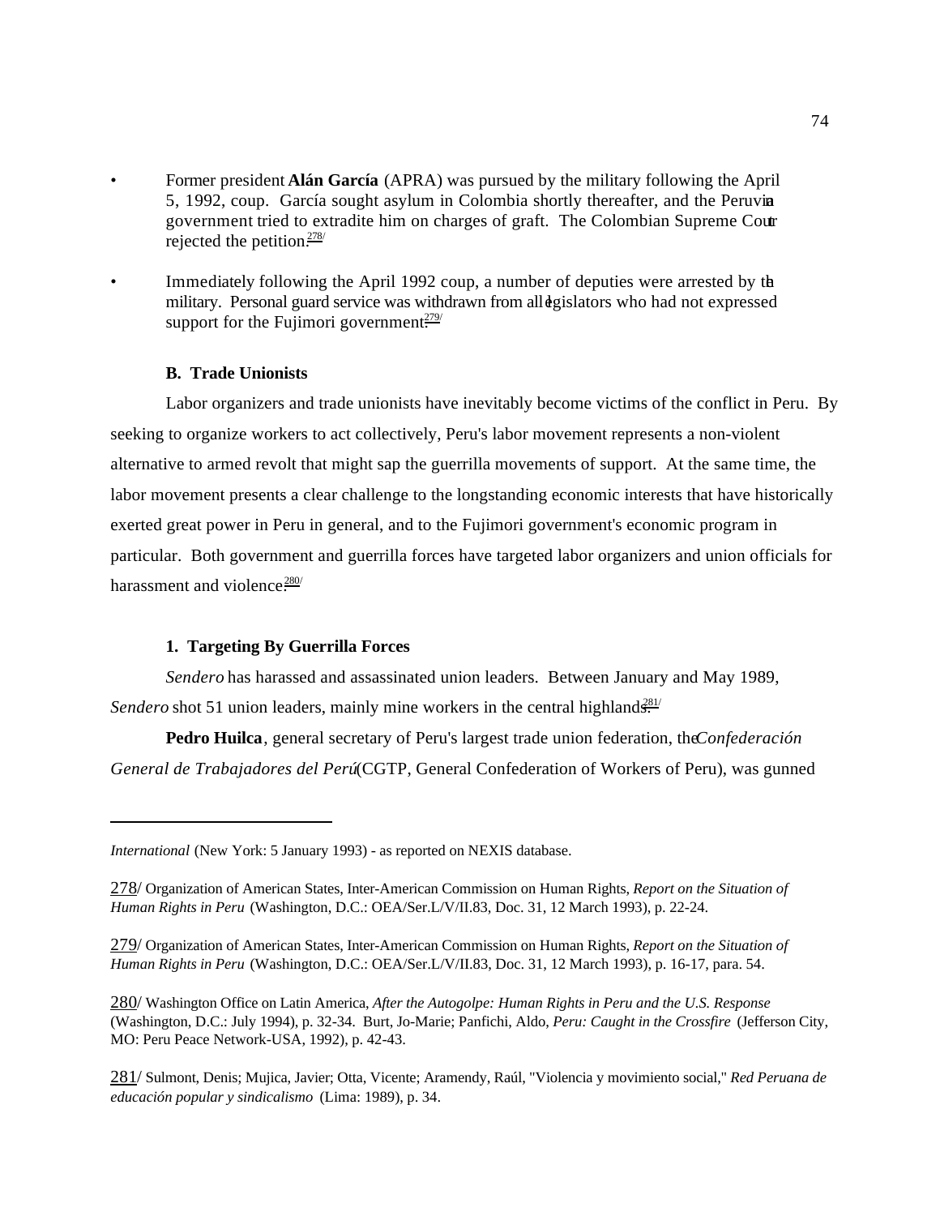- Former president **Alán García** (APRA) was pursued by the military following the April 5, 1992, coup. García sought asylum in Colombia shortly thereafter, and the Peruvian government tried to extradite him on charges of graft. The Colombian Supreme Court rejected the petition.[278/]

- Immediately following the April 1992 coup, a number of deputies were arrested by the military. Personal guard service was withdrawn from all legislators who had not expressed support for the Fujimori government.[279/]

### B. Trade Unionists

Labor organizers and trade unionists have inevitably become victims of the conflict in Peru. By seeking to organize workers to act collectively, Peru's labor movement represents a non-violent alternative to armed revolt that might sap the guerrilla movements of support. At the same time, the labor movement presents a clear challenge to the longstanding economic interests that have historically exerted great power in Peru in general, and to the Fujimori government's economic program in particular. Both government and guerrilla forces have targeted labor organizers and union officials for harassment and violence.[280/]

#### 1. Targeting By Guerrilla Forces

*Sendero* has harassed and assassinated union leaders. Between January and May 1989, *Sendero* shot 51 union leaders, mainly mine workers in the central highlands.[281/]

**Pedro Huilca**, general secretary of Peru's largest trade union federation, the *Confederación General de Trabajadores del Perú* (CGTP, General Confederation of Workers of Peru), was gunned

---

*International* (New York: 5 January 1993) - as reported on NEXIS database.

278/ Organization of American States, Inter-American Commission on Human Rights, *Report on the Situation of Human Rights in Peru* (Washington, D.C.: OEA/Ser.L/V/II.83, Doc. 31, 12 March 1993), p. 22-24.

279/ Organization of American States, Inter-American Commission on Human Rights, *Report on the Situation of Human Rights in Peru* (Washington, D.C.: OEA/Ser.L/V/II.83, Doc. 31, 12 March 1993), p. 16-17, para. 54.

280/ Washington Office on Latin America, *After the Autogolpe: Human Rights in Peru and the U.S. Response* (Washington, D.C.: July 1994), p. 32-34. Burt, Jo-Marie; Panfichi, Aldo, *Peru: Caught in the Crossfire* (Jefferson City, MO: Peru Peace Network-USA, 1992), p. 42-43.

281/ Sulmont, Denis; Mujica, Javier; Otta, Vicente; Aramendy, Raúl, "Violencia y movimiento social," *Red Peruana de educación popular y sindicalismo* (Lima: 1989), p. 34.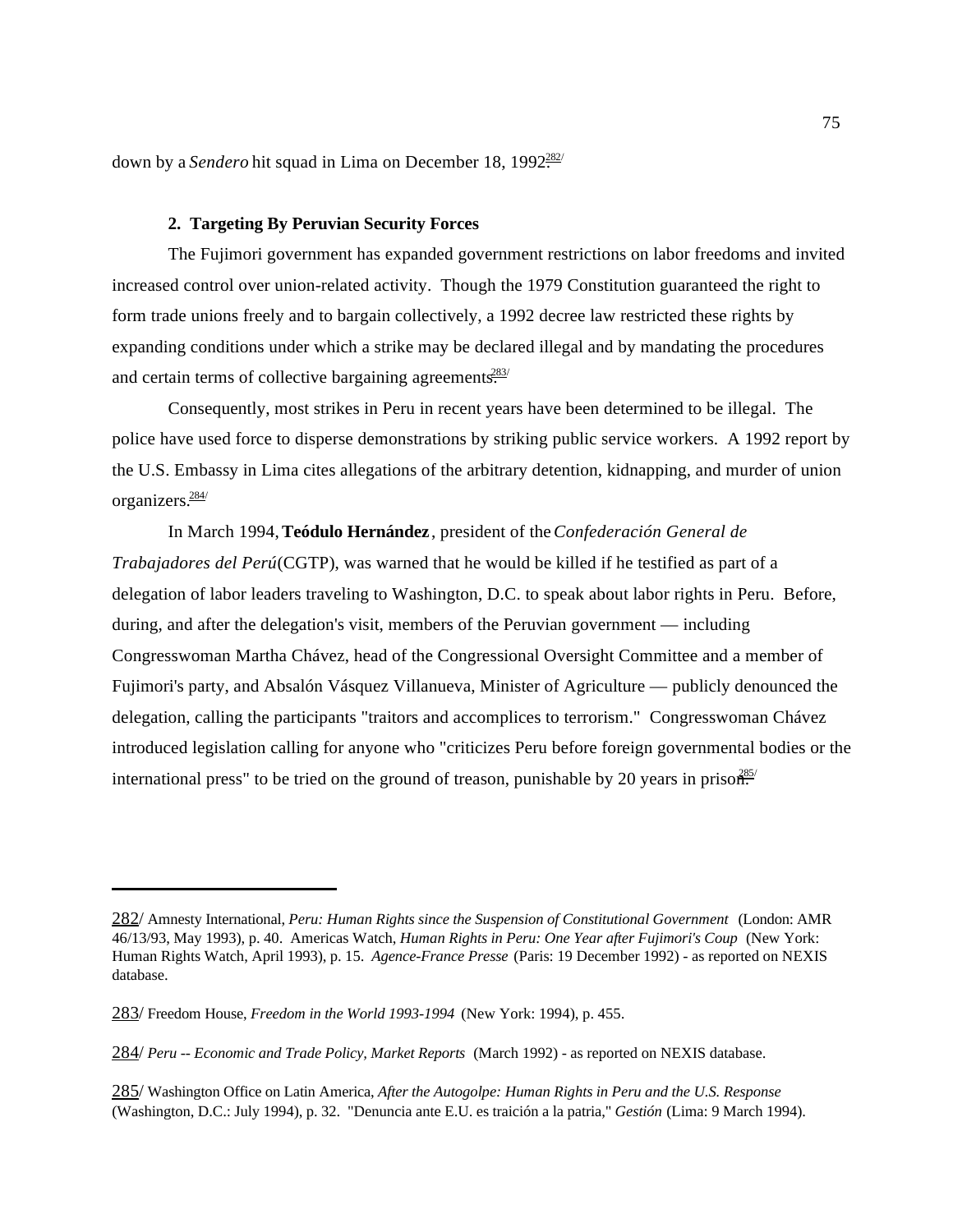down by a *Sendero* hit squad in Lima on December 18, 1992.[282]

#### 2. Targeting By Peruvian Security Forces

The Fujimori government has expanded government restrictions on labor freedoms and invited increased control over union-related activity. Though the 1979 Constitution guaranteed the right to form trade unions freely and to bargain collectively, a 1992 decree law restricted these rights by expanding conditions under which a strike may be declared illegal and by mandating the procedures and certain terms of collective bargaining agreements.[283]

Consequently, most strikes in Peru in recent years have been determined to be illegal. The police have used force to disperse demonstrations by striking public service workers. A 1992 report by the U.S. Embassy in Lima cites allegations of the arbitrary detention, kidnapping, and murder of union organizers.[284]

In March 1994, **Teódulo Hernández**, president of the *Confederación General de Trabajadores del Perú* (CGTP), was warned that he would be killed if he testified as part of a delegation of labor leaders traveling to Washington, D.C. to speak about labor rights in Peru. Before, during, and after the delegation's visit, members of the Peruvian government — including Congresswoman Martha Chávez, head of the Congressional Oversight Committee and a member of Fujimori's party, and Absalón Vásquez Villanueva, Minister of Agriculture — publicly denounced the delegation, calling the participants "traitors and accomplices to terrorism." Congresswoman Chávez introduced legislation calling for anyone who "criticizes Peru before foreign governmental bodies or the international press" to be tried on the ground of treason, punishable by 20 years in prison.[285]

---

282/ Amnesty International, *Peru: Human Rights since the Suspension of Constitutional Government* (London: AMR 46/13/93, May 1993), p. 40. Americas Watch, *Human Rights in Peru: One Year after Fujimori's Coup* (New York: Human Rights Watch, April 1993), p. 15. *Agence-France Presse* (Paris: 19 December 1992) - as reported on NEXIS database.

283/ Freedom House, *Freedom in the World 1993-1994* (New York: 1994), p. 455.

284/ *Peru -- Economic and Trade Policy, Market Reports* (March 1992) - as reported on NEXIS database.

285/ Washington Office on Latin America, *After the Autogolpe: Human Rights in Peru and the U.S. Response* (Washington, D.C.: July 1994), p. 32. "Denuncia ante E.U. es traición a la patria," *Gestión* (Lima: 9 March 1994).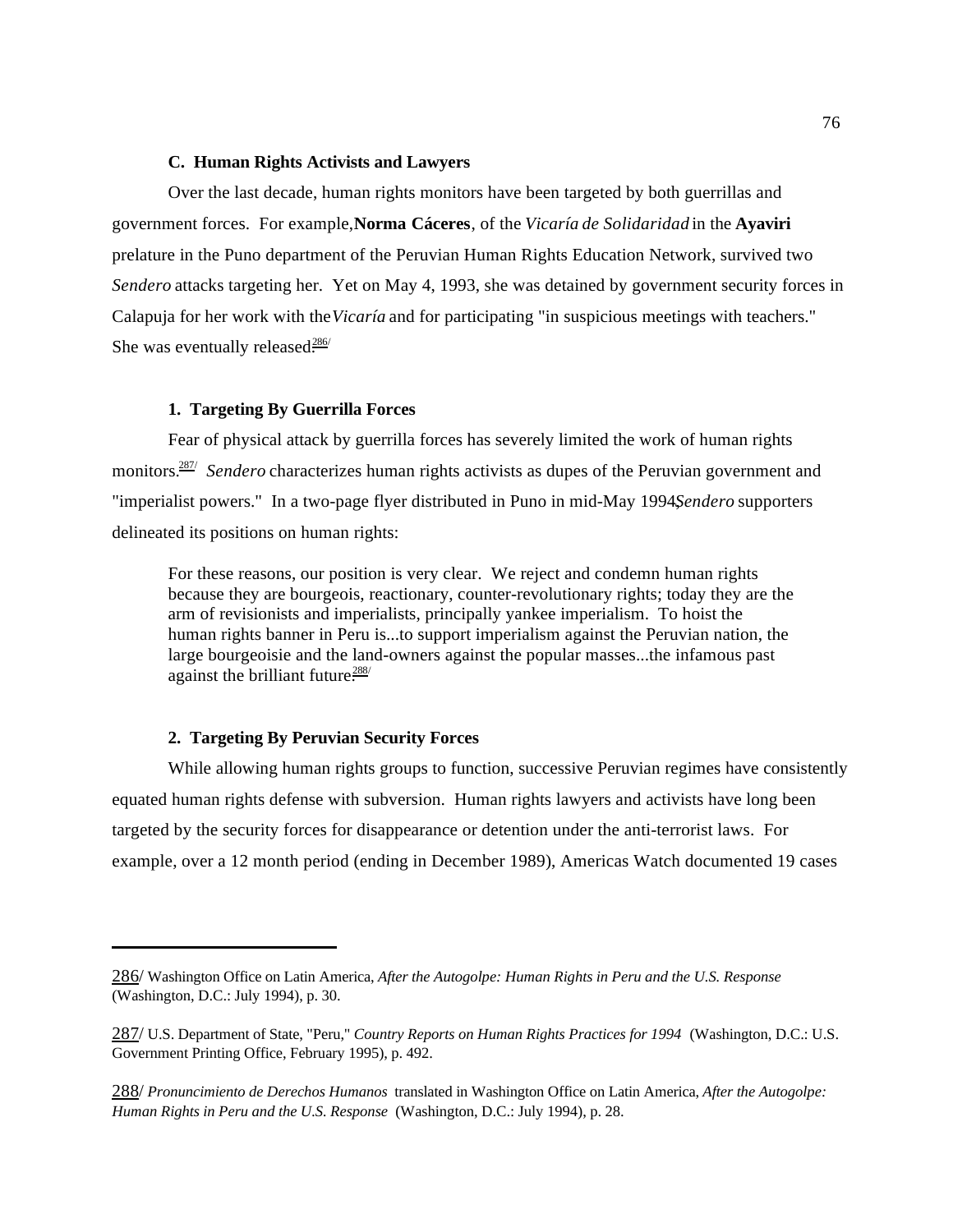### C. Human Rights Activists and Lawyers

Over the last decade, human rights monitors have been targeted by both guerrillas and government forces. For example, **Norma Cáceres**, of the *Vicaría de Solidaridad* in the **Ayaviri** prelature in the Puno department of the Peruvian Human Rights Education Network, survived two *Sendero* attacks targeting her. Yet on May 4, 1993, she was detained by government security forces in Calapuja for her work with the *Vicaría* and for participating "in suspicious meetings with teachers." She was eventually released.[286/]

#### 1. Targeting By Guerrilla Forces

Fear of physical attack by guerrilla forces has severely limited the work of human rights monitors.[287/] *Sendero* characterizes human rights activists as dupes of the Peruvian government and "imperialist powers." In a two-page flyer distributed in Puno in mid-May 1994, *Sendero* supporters delineated its positions on human rights:

> For these reasons, our position is very clear. We reject and condemn human rights because they are bourgeois, reactionary, counter-revolutionary rights; today they are the arm of revisionists and imperialists, principally yankee imperialism. To hoist the human rights banner in Peru is...to support imperialism against the Peruvian nation, the large bourgeoisie and the land-owners against the popular masses...the infamous past against the brilliant future.[288/]

#### 2. Targeting By Peruvian Security Forces

While allowing human rights groups to function, successive Peruvian regimes have consistently equated human rights defense with subversion. Human rights lawyers and activists have long been targeted by the security forces for disappearance or detention under the anti-terrorist laws. For example, over a 12 month period (ending in December 1989), Americas Watch documented 19 cases

---

286/ Washington Office on Latin America, *After the Autogolpe: Human Rights in Peru and the U.S. Response* (Washington, D.C.: July 1994), p. 30.

287/ U.S. Department of State, "Peru," *Country Reports on Human Rights Practices for 1994* (Washington, D.C.: U.S. Government Printing Office, February 1995), p. 492.

288/ *Pronuncimiento de Derechos Humanos* translated in Washington Office on Latin America, *After the Autogolpe: Human Rights in Peru and the U.S. Response* (Washington, D.C.: July 1994), p. 28.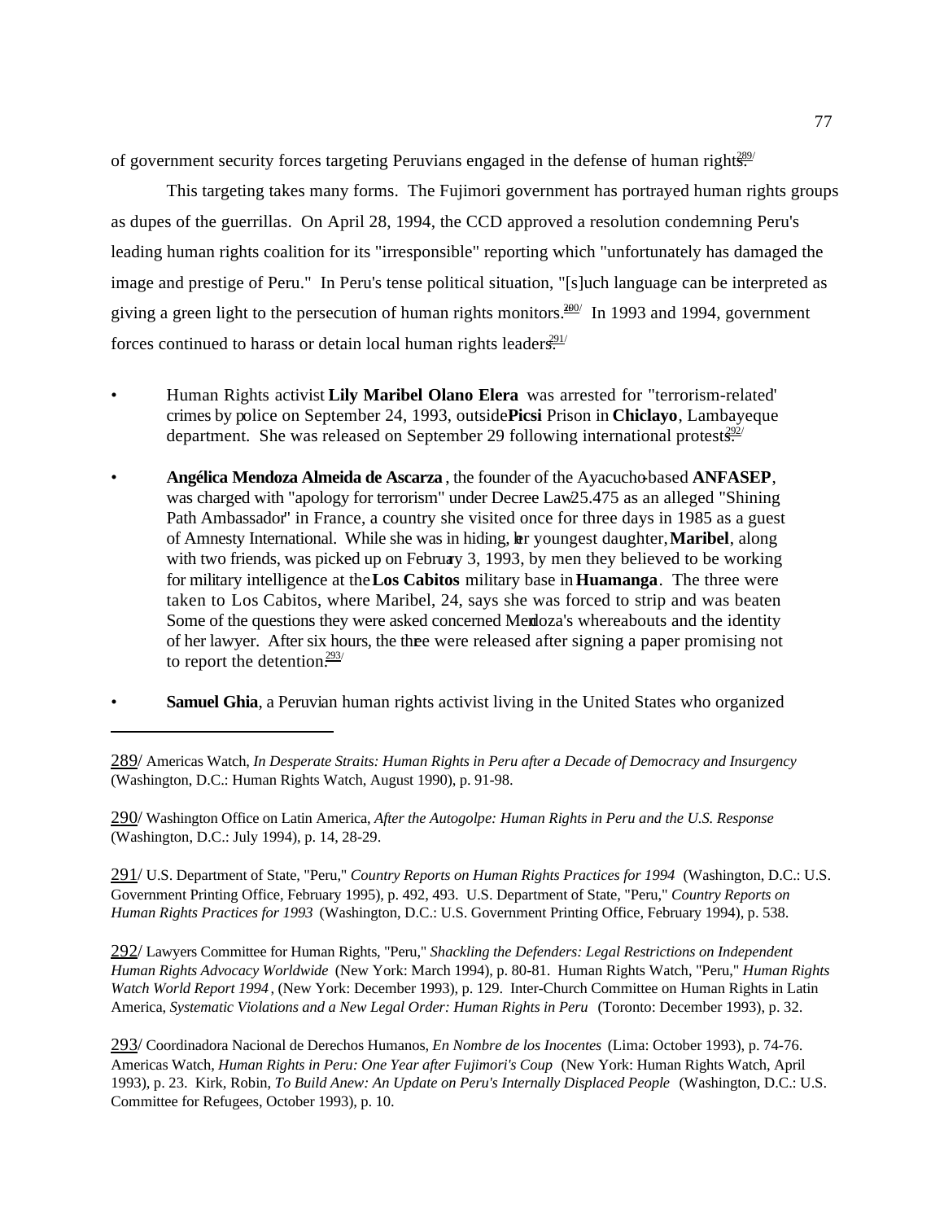of government security forces targeting Peruvians engaged in the defense of human rights.[289]

This targeting takes many forms. The Fujimori government has portrayed human rights groups as dupes of the guerrillas. On April 28, 1994, the CCD approved a resolution condemning Peru's leading human rights coalition for its "irresponsible" reporting which "unfortunately has damaged the image and prestige of Peru." In Peru's tense political situation, "[s]uch language can be interpreted as giving a green light to the persecution of human rights monitors."[290] In 1993 and 1994, government forces continued to harass or detain local human rights leaders.[291]

- Human Rights activist **Lily Maribel Olano Elera** was arrested for "terrorism-related" crimes by police on September 24, 1993, outside **Picsi** Prison in **Chiclayo**, Lambayeque department. She was released on September 29 following international protests.[292]

- **Angélica Mendoza Almeida de Ascarza**, the founder of the Ayacucho-based **ANFASEP**, was charged with "apology for terrorism" under Decree Law 25.475 as an alleged "Shining Path Ambassador" in France, a country she visited once for three days in 1985 as a guest of Amnesty International. While she was in hiding, her youngest daughter, **Maribel**, along with two friends, was picked up on February 3, 1993, by men they believed to be working for military intelligence at the **Los Cabitos** military base in **Huamanga**. The three were taken to Los Cabitos, where Maribel, 24, says she was forced to strip and was beaten Some of the questions they were asked concerned Mendoza's whereabouts and the identity of her lawyer. After six hours, the three were released after signing a paper promising not to report the detention.[293]

- **Samuel Ghia**, a Peruvian human rights activist living in the United States who organized

---

289/ Americas Watch, *In Desperate Straits: Human Rights in Peru after a Decade of Democracy and Insurgency* (Washington, D.C.: Human Rights Watch, August 1990), p. 91-98.

290/ Washington Office on Latin America, *After the Autogolpe: Human Rights in Peru and the U.S. Response* (Washington, D.C.: July 1994), p. 14, 28-29.

291/ U.S. Department of State, "Peru," *Country Reports on Human Rights Practices for 1994* (Washington, D.C.: U.S. Government Printing Office, February 1995), p. 492, 493. U.S. Department of State, "Peru," *Country Reports on Human Rights Practices for 1993* (Washington, D.C.: U.S. Government Printing Office, February 1994), p. 538.

292/ Lawyers Committee for Human Rights, "Peru," *Shackling the Defenders: Legal Restrictions on Independent Human Rights Advocacy Worldwide* (New York: March 1994), p. 80-81. Human Rights Watch, "Peru," *Human Rights Watch World Report 1994*, (New York: December 1993), p. 129. Inter-Church Committee on Human Rights in Latin America, *Systematic Violations and a New Legal Order: Human Rights in Peru* (Toronto: December 1993), p. 32.

293/ Coordinadora Nacional de Derechos Humanos, *En Nombre de los Inocentes* (Lima: October 1993), p. 74-76. Americas Watch, *Human Rights in Peru: One Year after Fujimori's Coup* (New York: Human Rights Watch, April 1993), p. 23. Kirk, Robin, *To Build Anew: An Update on Peru's Internally Displaced People* (Washington, D.C.: U.S. Committee for Refugees, October 1993), p. 10.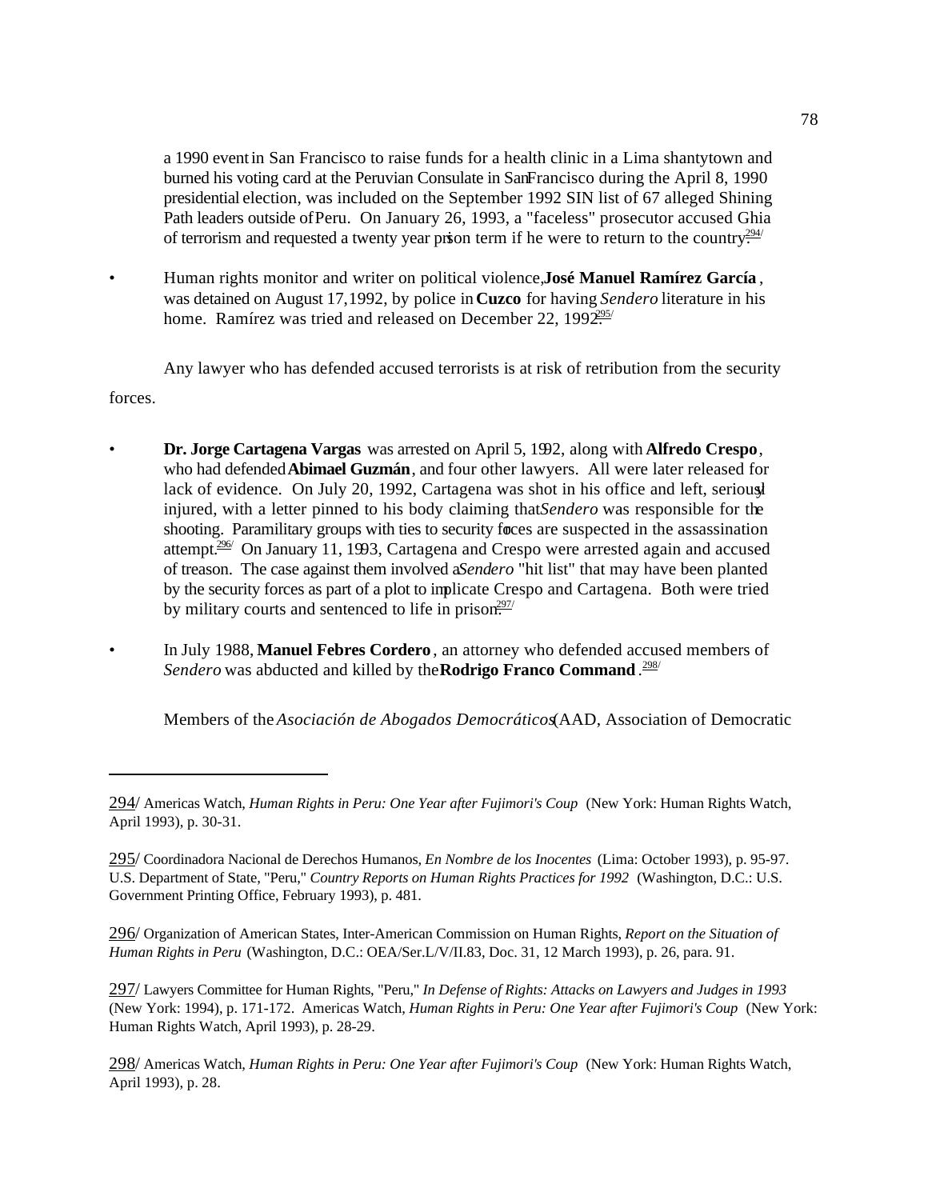a 1990 event in San Francisco to raise funds for a health clinic in a Lima shantytown and burned his voting card at the Peruvian Consulate in San Francisco during the April 8, 1990 presidential election, was included on the September 1992 SIN list of 67 alleged Shining Path leaders outside of Peru. On January 26, 1993, a "faceless" prosecutor accused Ghia of terrorism and requested a twenty year prison term if he were to return to the country.[294/]

- Human rights monitor and writer on political violence, **José Manuel Ramírez García**, was detained on August 17, 1992, by police in **Cuzco** for having *Sendero* literature in his home. Ramírez was tried and released on December 22, 1992.[295/]

Any lawyer who has defended accused terrorists is at risk of retribution from the security forces.

- **Dr. Jorge Cartagena Vargas** was arrested on April 5, 1992, along with **Alfredo Crespo**, who had defended **Abimael Guzmán**, and four other lawyers. All were later released for lack of evidence. On July 20, 1992, Cartagena was shot in his office and left, seriously injured, with a letter pinned to his body claiming that *Sendero* was responsible for the shooting. Paramilitary groups with ties to security forces are suspected in the assassination attempt.[296/] On January 11, 1993, Cartagena and Crespo were arrested again and accused of treason. The case against them involved a *Sendero* "hit list" that may have been planted by the security forces as part of a plot to implicate Crespo and Cartagena. Both were tried by military courts and sentenced to life in prison.[297/]

- In July 1988, **Manuel Febres Cordero**, an attorney who defended accused members of *Sendero* was abducted and killed by the **Rodrigo Franco Command**.[298/]

Members of the *Asociación de Abogados Democráticos* (AAD, Association of Democratic

---

294/ Americas Watch, *Human Rights in Peru: One Year after Fujimori's Coup* (New York: Human Rights Watch, April 1993), p. 30-31.

295/ Coordinadora Nacional de Derechos Humanos, *En Nombre de los Inocentes* (Lima: October 1993), p. 95-97. U.S. Department of State, "Peru," *Country Reports on Human Rights Practices for 1992* (Washington, D.C.: U.S. Government Printing Office, February 1993), p. 481.

296/ Organization of American States, Inter-American Commission on Human Rights, *Report on the Situation of Human Rights in Peru* (Washington, D.C.: OEA/Ser.L/V/II.83, Doc. 31, 12 March 1993), p. 26, para. 91.

297/ Lawyers Committee for Human Rights, "Peru," *In Defense of Rights: Attacks on Lawyers and Judges in 1993* (New York: 1994), p. 171-172. Americas Watch, *Human Rights in Peru: One Year after Fujimori's Coup* (New York: Human Rights Watch, April 1993), p. 28-29.

298/ Americas Watch, *Human Rights in Peru: One Year after Fujimori's Coup* (New York: Human Rights Watch, April 1993), p. 28.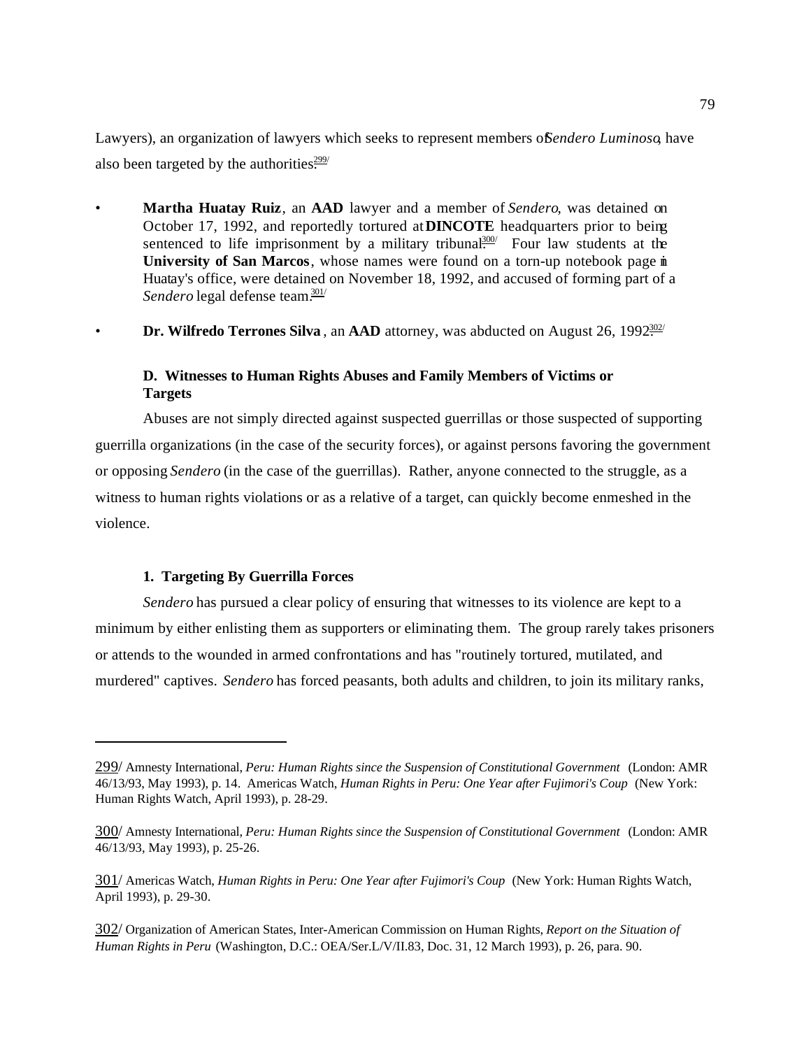Lawyers), an organization of lawyers which seeks to represent members of *Sendero Luminoso*, have also been targeted by the authorities.[299/]

- **Martha Huatay Ruiz**, an **AAD** lawyer and a member of *Sendero*, was detained on October 17, 1992, and reportedly tortured at **DINCOTE** headquarters prior to being sentenced to life imprisonment by a military tribunal.[300/] Four law students at the **University of San Marcos**, whose names were found on a torn-up notebook page in Huatay's office, were detained on November 18, 1992, and accused of forming part of a *Sendero* legal defense team.[301/]

- **Dr. Wilfredo Terrones Silva**, an **AAD** attorney, was abducted on August 26, 1992.[302/]

### D. Witnesses to Human Rights Abuses and Family Members of Victims or Targets

Abuses are not simply directed against suspected guerrillas or those suspected of supporting guerrilla organizations (in the case of the security forces), or against persons favoring the government or opposing *Sendero* (in the case of the guerrillas). Rather, anyone connected to the struggle, as a witness to human rights violations or as a relative of a target, can quickly become enmeshed in the violence.

#### 1. Targeting By Guerrilla Forces

*Sendero* has pursued a clear policy of ensuring that witnesses to its violence are kept to a minimum by either enlisting them as supporters or eliminating them. The group rarely takes prisoners or attends to the wounded in armed confrontations and has "routinely tortured, mutilated, and murdered" captives. *Sendero* has forced peasants, both adults and children, to join its military ranks,

---

299/ Amnesty International, *Peru: Human Rights since the Suspension of Constitutional Government* (London: AMR 46/13/93, May 1993), p. 14. Americas Watch, *Human Rights in Peru: One Year after Fujimori's Coup* (New York: Human Rights Watch, April 1993), p. 28-29.

300/ Amnesty International, *Peru: Human Rights since the Suspension of Constitutional Government* (London: AMR 46/13/93, May 1993), p. 25-26.

301/ Americas Watch, *Human Rights in Peru: One Year after Fujimori's Coup* (New York: Human Rights Watch, April 1993), p. 29-30.

302/ Organization of American States, Inter-American Commission on Human Rights, *Report on the Situation of Human Rights in Peru* (Washington, D.C.: OEA/Ser.L/V/II.83, Doc. 31, 12 March 1993), p. 26, para. 90.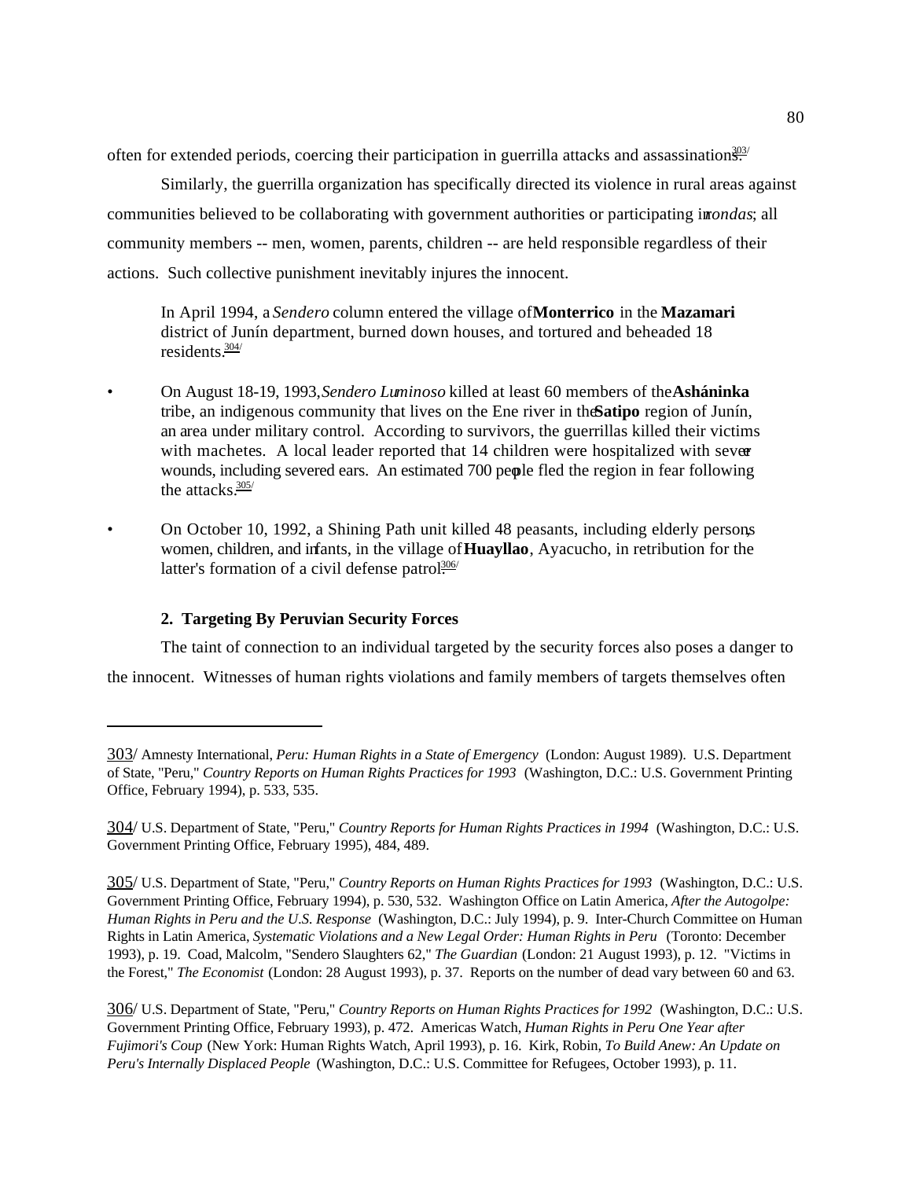often for extended periods, coercing their participation in guerrilla attacks and assassinations.[303]

Similarly, the guerrilla organization has specifically directed its violence in rural areas against communities believed to be collaborating with government authorities or participating in *rondas*; all community members -- men, women, parents, children -- are held responsible regardless of their actions. Such collective punishment inevitably injures the innocent.

In April 1994, a *Sendero* column entered the village of **Monterrico** in the **Mazamari** district of Junín department, burned down houses, and tortured and beheaded 18 residents.[304]

- On August 18-19, 1993, *Sendero Luminoso* killed at least 60 members of the **Asháninka** tribe, an indigenous community that lives on the Ene river in the **Satipo** region of Junín, an area under military control. According to survivors, the guerrillas killed their victims with machetes. A local leader reported that 14 children were hospitalized with severe wounds, including severed ears. An estimated 700 people fled the region in fear following the attacks.[305]

- On October 10, 1992, a Shining Path unit killed 48 peasants, including elderly persons, women, children, and infants, in the village of **Huayllao**, Ayacucho, in retribution for the latter's formation of a civil defense patrol.[306]

### 2. Targeting By Peruvian Security Forces

The taint of connection to an individual targeted by the security forces also poses a danger to the innocent. Witnesses of human rights violations and family members of targets themselves often

---

303/ Amnesty International, *Peru: Human Rights in a State of Emergency* (London: August 1989). U.S. Department of State, "Peru," *Country Reports on Human Rights Practices for 1993* (Washington, D.C.: U.S. Government Printing Office, February 1994), p. 533, 535.

304/ U.S. Department of State, "Peru," *Country Reports for Human Rights Practices in 1994* (Washington, D.C.: U.S. Government Printing Office, February 1995), 484, 489.

305/ U.S. Department of State, "Peru," *Country Reports on Human Rights Practices for 1993* (Washington, D.C.: U.S. Government Printing Office, February 1994), p. 530, 532. Washington Office on Latin America, *After the Autogolpe: Human Rights in Peru and the U.S. Response* (Washington, D.C.: July 1994), p. 9. Inter-Church Committee on Human Rights in Latin America, *Systematic Violations and a New Legal Order: Human Rights in Peru* (Toronto: December 1993), p. 19. Coad, Malcolm, "Sendero Slaughters 62," *The Guardian* (London: 21 August 1993), p. 12. "Victims in the Forest," *The Economist* (London: 28 August 1993), p. 37. Reports on the number of dead vary between 60 and 63.

306/ U.S. Department of State, "Peru," *Country Reports on Human Rights Practices for 1992* (Washington, D.C.: U.S. Government Printing Office, February 1993), p. 472. Americas Watch, *Human Rights in Peru One Year after Fujimori's Coup* (New York: Human Rights Watch, April 1993), p. 16. Kirk, Robin, *To Build Anew: An Update on Peru's Internally Displaced People* (Washington, D.C.: U.S. Committee for Refugees, October 1993), p. 11.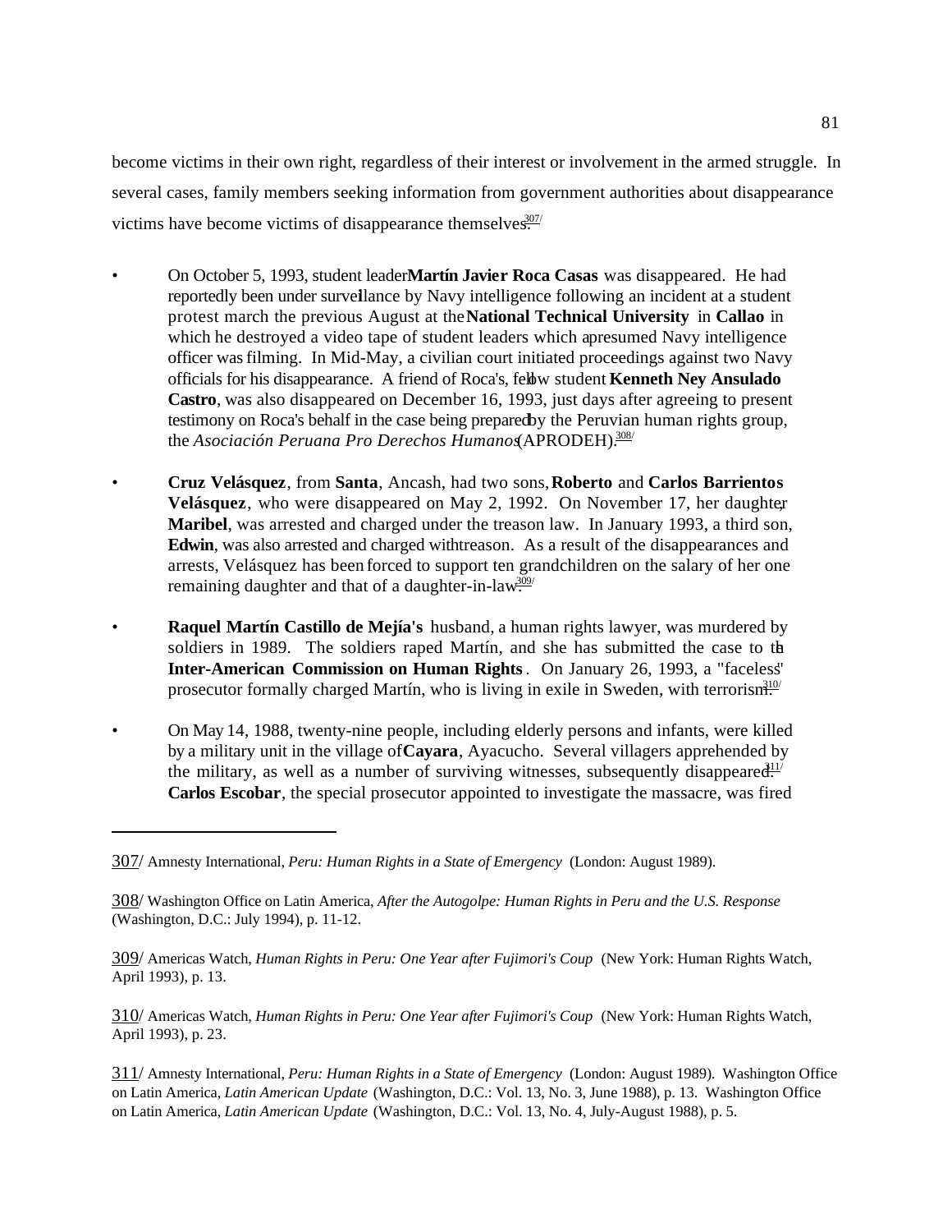become victims in their own right, regardless of their interest or involvement in the armed struggle. In several cases, family members seeking information from government authorities about disappearance victims have become victims of disappearance themselves.[307]

- On October 5, 1993, student leader **Martín Javier Roca Casas** was disappeared. He had reportedly been under surveillance by Navy intelligence following an incident at a student protest march the previous August at the **National Technical University** in **Callao** in which he destroyed a video tape of student leaders which a presumed Navy intelligence officer was filming. In Mid-May, a civilian court initiated proceedings against two Navy officials for his disappearance. A friend of Roca's, fellow student **Kenneth Ney Ansulado Castro**, was also disappeared on December 16, 1993, just days after agreeing to present testimony on Roca's behalf in the case being prepared by the Peruvian human rights group, the *Asociación Peruana Pro Derechos Humanos* (APRODEH).[308]

- **Cruz Velásquez**, from **Santa**, Ancash, had two sons, **Roberto** and **Carlos Barrientos Velásquez**, who were disappeared on May 2, 1992. On November 17, her daughter, **Maribel**, was arrested and charged under the treason law. In January 1993, a third son, **Edwin**, was also arrested and charged with treason. As a result of the disappearances and arrests, Velásquez has been forced to support ten grandchildren on the salary of her one remaining daughter and that of a daughter-in-law.[309]

- **Raquel Martín Castillo de Mejía's** husband, a human rights lawyer, was murdered by soldiers in 1989. The soldiers raped Martín, and she has submitted the case to the **Inter-American Commission on Human Rights**. On January 26, 1993, a "faceless" prosecutor formally charged Martín, who is living in exile in Sweden, with terrorism.[310]

- On May 14, 1988, twenty-nine people, including elderly persons and infants, were killed by a military unit in the village of **Cayara**, Ayacucho. Several villagers apprehended by the military, as well as a number of surviving witnesses, subsequently disappeared.[311] **Carlos Escobar**, the special prosecutor appointed to investigate the massacre, was fired

---

307/ Amnesty International, *Peru: Human Rights in a State of Emergency* (London: August 1989).

308/ Washington Office on Latin America, *After the Autogolpe: Human Rights in Peru and the U.S. Response* (Washington, D.C.: July 1994), p. 11-12.

309/ Americas Watch, *Human Rights in Peru: One Year after Fujimori's Coup* (New York: Human Rights Watch, April 1993), p. 13.

310/ Americas Watch, *Human Rights in Peru: One Year after Fujimori's Coup* (New York: Human Rights Watch, April 1993), p. 23.

311/ Amnesty International, *Peru: Human Rights in a State of Emergency* (London: August 1989). Washington Office on Latin America, *Latin American Update* (Washington, D.C.: Vol. 13, No. 3, June 1988), p. 13. Washington Office on Latin America, *Latin American Update* (Washington, D.C.: Vol. 13, No. 4, July-August 1988), p. 5.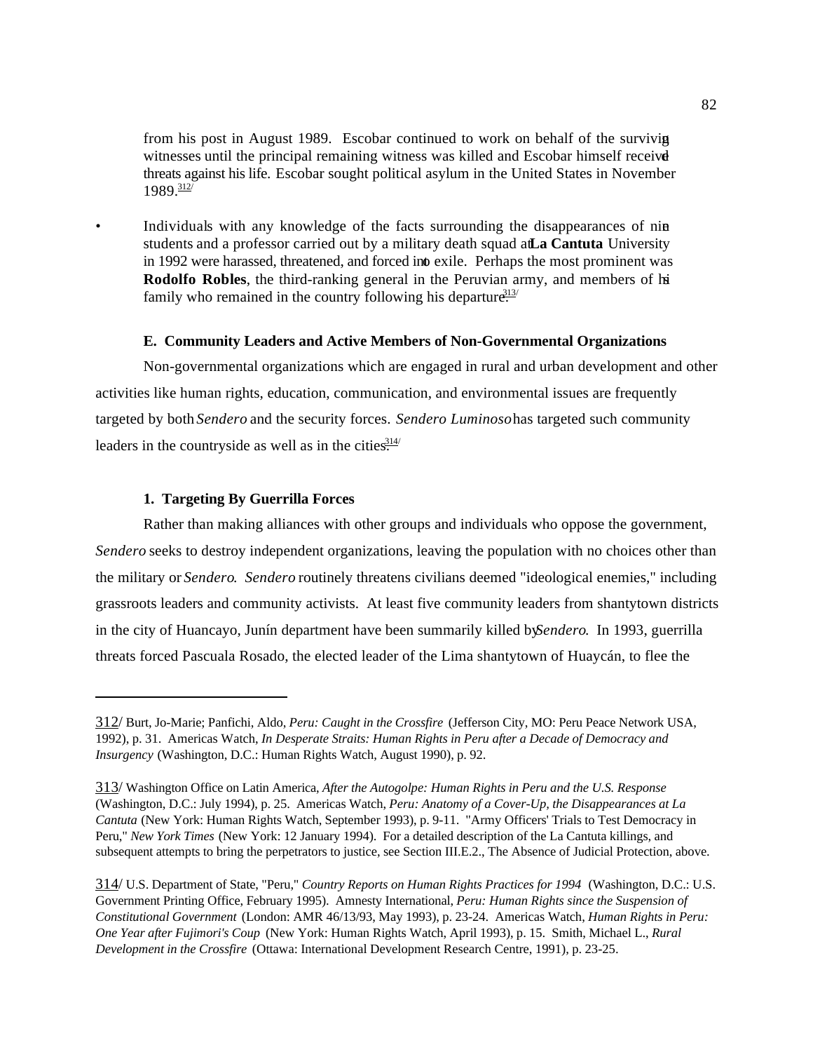from his post in August 1989. Escobar continued to work on behalf of the surviving witnesses until the principal remaining witness was killed and Escobar himself received threats against his life. Escobar sought political asylum in the United States in November 1989.[312]

- Individuals with any knowledge of the facts surrounding the disappearances of nine students and a professor carried out by a military death squad at **La Cantuta** University in 1992 were harassed, threatened, and forced into exile. Perhaps the most prominent was **Rodolfo Robles**, the third-ranking general in the Peruvian army, and members of his family who remained in the country following his departure.[313]

### E. Community Leaders and Active Members of Non-Governmental Organizations

Non-governmental organizations which are engaged in rural and urban development and other activities like human rights, education, communication, and environmental issues are frequently targeted by both *Sendero* and the security forces. *Sendero Luminoso* has targeted such community leaders in the countryside as well as in the cities.[314]

#### 1. Targeting By Guerrilla Forces

Rather than making alliances with other groups and individuals who oppose the government, *Sendero* seeks to destroy independent organizations, leaving the population with no choices other than the military or *Sendero*. *Sendero* routinely threatens civilians deemed "ideological enemies," including grassroots leaders and community activists. At least five community leaders from shantytown districts in the city of Huancayo, Junín department have been summarily killed by *Sendero*. In 1993, guerrilla threats forced Pascuala Rosado, the elected leader of the Lima shantytown of Huaycán, to flee the

---

312/ Burt, Jo-Marie; Panfichi, Aldo, *Peru: Caught in the Crossfire* (Jefferson City, MO: Peru Peace Network USA, 1992), p. 31. Americas Watch, *In Desperate Straits: Human Rights in Peru after a Decade of Democracy and Insurgency* (Washington, D.C.: Human Rights Watch, August 1990), p. 92.

313/ Washington Office on Latin America, *After the Autogolpe: Human Rights in Peru and the U.S. Response* (Washington, D.C.: July 1994), p. 25. Americas Watch, *Peru: Anatomy of a Cover-Up, the Disappearances at La Cantuta* (New York: Human Rights Watch, September 1993), p. 9-11. "Army Officers' Trials to Test Democracy in Peru," *New York Times* (New York: 12 January 1994). For a detailed description of the La Cantuta killings, and subsequent attempts to bring the perpetrators to justice, see Section III.E.2., The Absence of Judicial Protection, above.

314/ U.S. Department of State, "Peru," *Country Reports on Human Rights Practices for 1994* (Washington, D.C.: U.S. Government Printing Office, February 1995). Amnesty International, *Peru: Human Rights since the Suspension of Constitutional Government* (London: AMR 46/13/93, May 1993), p. 23-24. Americas Watch, *Human Rights in Peru: One Year after Fujimori's Coup* (New York: Human Rights Watch, April 1993), p. 15. Smith, Michael L., *Rural Development in the Crossfire* (Ottawa: International Development Research Centre, 1991), p. 23-25.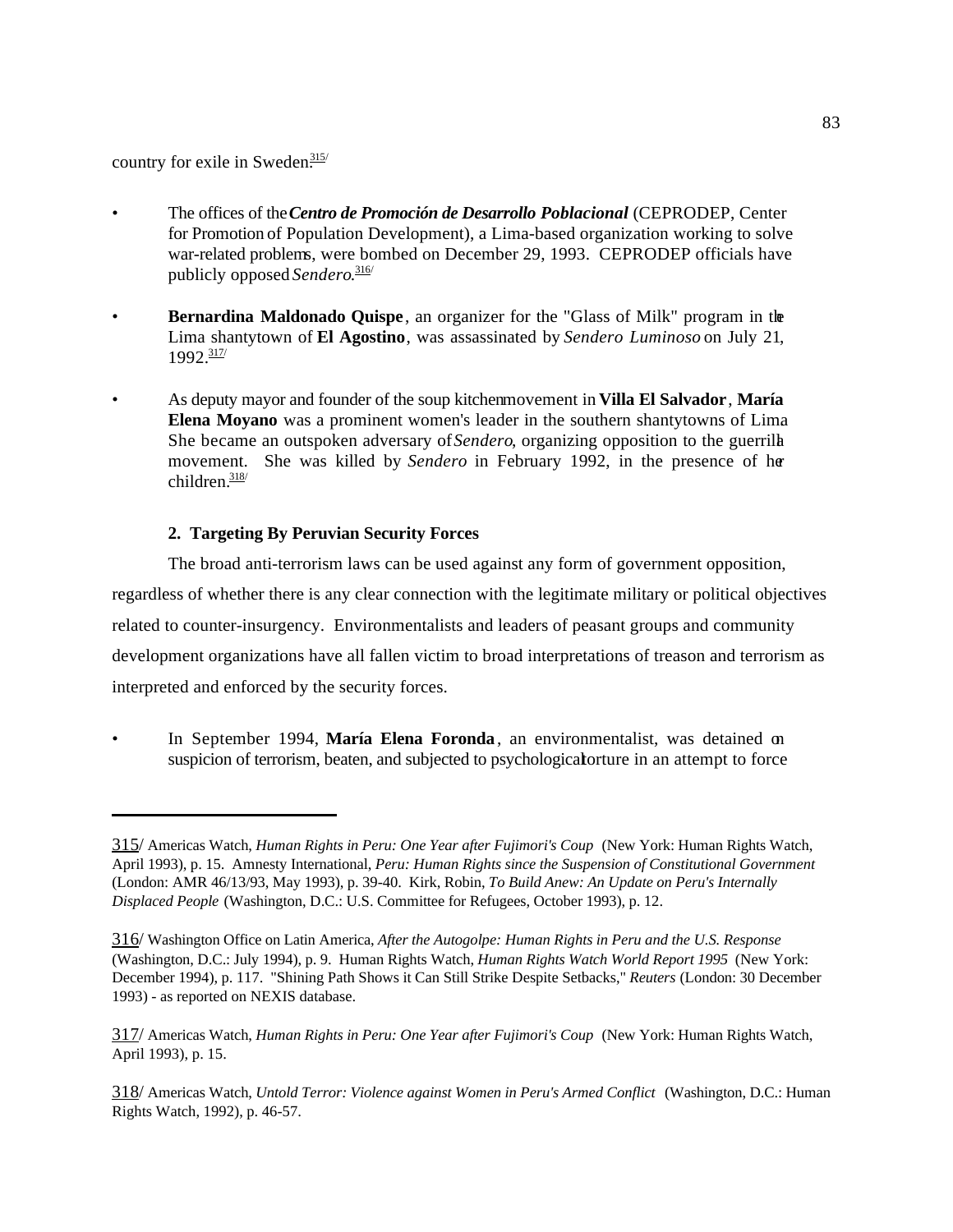country for exile in Sweden.[315/]

- The offices of the ***Centro de Promoción de Desarrollo Poblacional*** (CEPRODEP, Center for Promotion of Population Development), a Lima-based organization working to solve war-related problems, were bombed on December 29, 1993. CEPRODEP officials have publicly opposed *Sendero*.[316/]

- **Bernardina Maldonado Quispe**, an organizer for the "Glass of Milk" program in the Lima shantytown of **El Agostino**, was assassinated by *Sendero Luminoso* on July 21, 1992.[317/]

- As deputy mayor and founder of the soup kitchen movement in **Villa El Salvador**, **María Elena Moyano** was a prominent women's leader in the southern shantytowns of Lima She became an outspoken adversary of *Sendero*, organizing opposition to the guerrilla movement. She was killed by *Sendero* in February 1992, in the presence of her children.[318/]

### 2. Targeting By Peruvian Security Forces

The broad anti-terrorism laws can be used against any form of government opposition, regardless of whether there is any clear connection with the legitimate military or political objectives related to counter-insurgency. Environmentalists and leaders of peasant groups and community development organizations have all fallen victim to broad interpretations of treason and terrorism as interpreted and enforced by the security forces.

- In September 1994, **María Elena Foronda**, an environmentalist, was detained on suspicion of terrorism, beaten, and subjected to psychological torture in an attempt to force

---

315/ Americas Watch, *Human Rights in Peru: One Year after Fujimori's Coup* (New York: Human Rights Watch, April 1993), p. 15. Amnesty International, *Peru: Human Rights since the Suspension of Constitutional Government* (London: AMR 46/13/93, May 1993), p. 39-40. Kirk, Robin, *To Build Anew: An Update on Peru's Internally Displaced People* (Washington, D.C.: U.S. Committee for Refugees, October 1993), p. 12.

316/ Washington Office on Latin America, *After the Autogolpe: Human Rights in Peru and the U.S. Response* (Washington, D.C.: July 1994), p. 9. Human Rights Watch, *Human Rights Watch World Report 1995* (New York: December 1994), p. 117. "Shining Path Shows it Can Still Strike Despite Setbacks," *Reuters* (London: 30 December 1993) - as reported on NEXIS database.

317/ Americas Watch, *Human Rights in Peru: One Year after Fujimori's Coup* (New York: Human Rights Watch, April 1993), p. 15.

318/ Americas Watch, *Untold Terror: Violence against Women in Peru's Armed Conflict* (Washington, D.C.: Human Rights Watch, 1992), p. 46-57.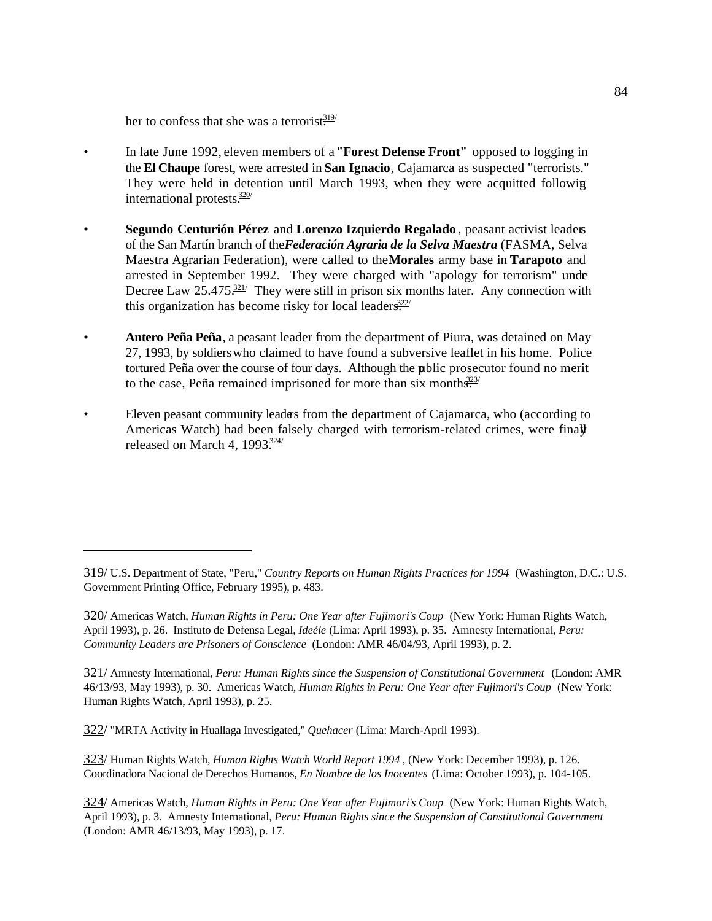her to confess that she was a terrorist.[319]

- In late June 1992, eleven members of a **"Forest Defense Front"** opposed to logging in the **El Chaupe** forest, were arrested in **San Ignacio**, Cajamarca as suspected "terrorists." They were held in detention until March 1993, when they were acquitted following international protests.[320]

- **Segundo Centurión Pérez** and **Lorenzo Izquierdo Regalado**, peasant activist leaders of the San Martín branch of the ***Federación Agraria de la Selva Maestra*** (FASMA, Selva Maestra Agrarian Federation), were called to the **Morales** army base in **Tarapoto** and arrested in September 1992. They were charged with "apology for terrorism" under Decree Law 25.475.[321] They were still in prison six months later. Any connection with this organization has become risky for local leaders.[322]

- **Antero Peña Peña**, a peasant leader from the department of Piura, was detained on May 27, 1993, by soldiers who claimed to have found a subversive leaflet in his home. Police tortured Peña over the course of four days. Although the public prosecutor found no merit to the case, Peña remained imprisoned for more than six months.[323]

- Eleven peasant community leaders from the department of Cajamarca, who (according to Americas Watch) had been falsely charged with terrorism-related crimes, were finally released on March 4, 1993.[324]

---

319/ U.S. Department of State, "Peru," *Country Reports on Human Rights Practices for 1994* (Washington, D.C.: U.S. Government Printing Office, February 1995), p. 483.

320/ Americas Watch, *Human Rights in Peru: One Year after Fujimori's Coup* (New York: Human Rights Watch, April 1993), p. 26. Instituto de Defensa Legal, *Ideéle* (Lima: April 1993), p. 35. Amnesty International, *Peru: Community Leaders are Prisoners of Conscience* (London: AMR 46/04/93, April 1993), p. 2.

321/ Amnesty International, *Peru: Human Rights since the Suspension of Constitutional Government* (London: AMR 46/13/93, May 1993), p. 30. Americas Watch, *Human Rights in Peru: One Year after Fujimori's Coup* (New York: Human Rights Watch, April 1993), p. 25.

322/ "MRTA Activity in Huallaga Investigated," *Quehacer* (Lima: March-April 1993).

323/ Human Rights Watch, *Human Rights Watch World Report 1994*, (New York: December 1993), p. 126. Coordinadora Nacional de Derechos Humanos, *En Nombre de los Inocentes* (Lima: October 1993), p. 104-105.

324/ Americas Watch, *Human Rights in Peru: One Year after Fujimori's Coup* (New York: Human Rights Watch, April 1993), p. 3. Amnesty International, *Peru: Human Rights since the Suspension of Constitutional Government* (London: AMR 46/13/93, May 1993), p. 17.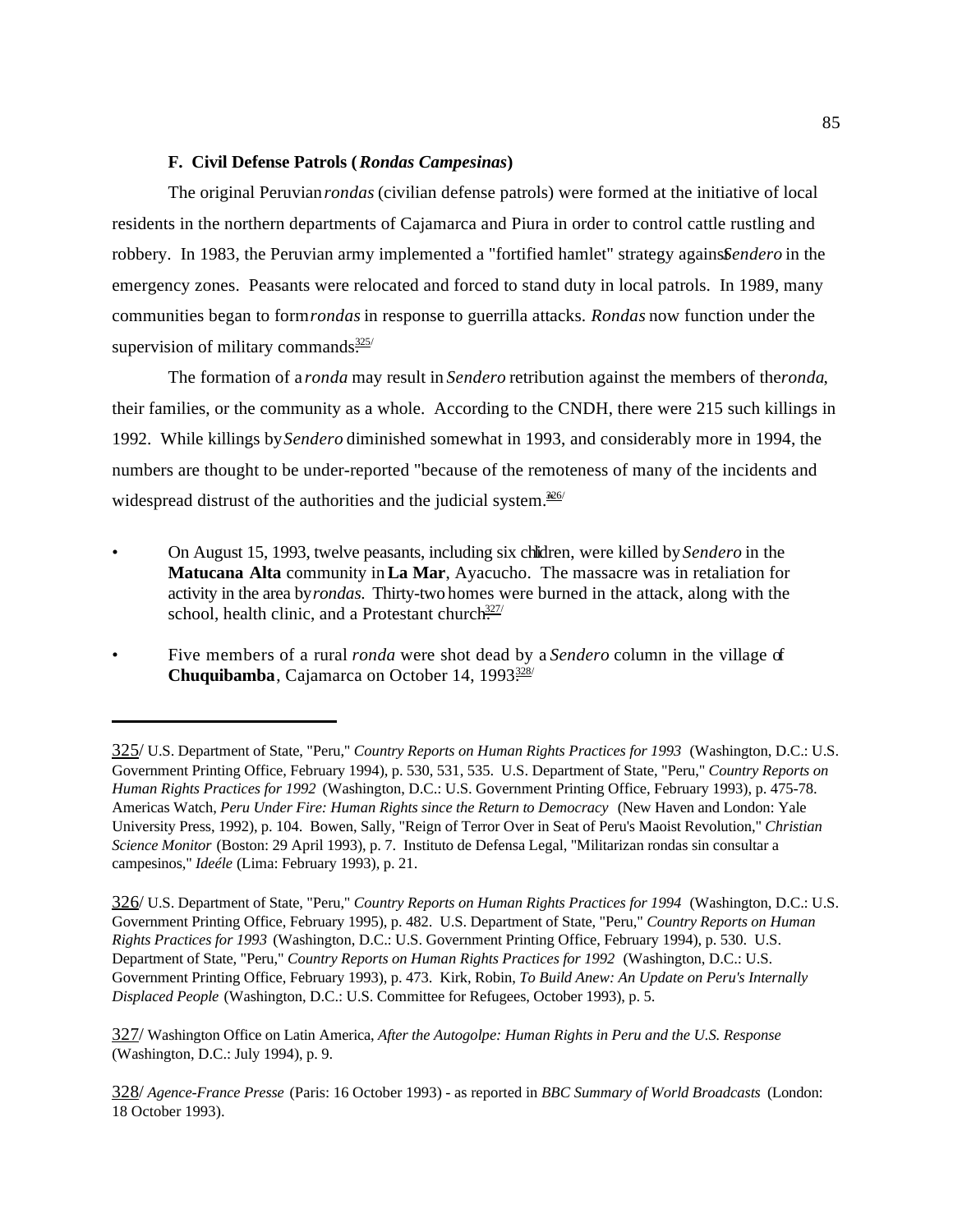### F. Civil Defense Patrols (*Rondas Campesinas*)

The original Peruvian *rondas* (civilian defense patrols) were formed at the initiative of local residents in the northern departments of Cajamarca and Piura in order to control cattle rustling and robbery. In 1983, the Peruvian army implemented a "fortified hamlet" strategy against *Sendero* in the emergency zones. Peasants were relocated and forced to stand duty in local patrols. In 1989, many communities began to form *rondas* in response to guerrilla attacks. *Rondas* now function under the supervision of military commands.[325]

The formation of a *ronda* may result in *Sendero* retribution against the members of the *ronda*, their families, or the community as a whole. According to the CNDH, there were 215 such killings in 1992. While killings by *Sendero* diminished somewhat in 1993, and considerably more in 1994, the numbers are thought to be under-reported "because of the remoteness of many of the incidents and widespread distrust of the authorities and the judicial system."[326]

- On August 15, 1993, twelve peasants, including six children, were killed by *Sendero* in the **Matucana Alta** community in **La Mar**, Ayacucho. The massacre was in retaliation for activity in the area by *rondas*. Thirty-two homes were burned in the attack, along with the school, health clinic, and a Protestant church.[327]

- Five members of a rural *ronda* were shot dead by a *Sendero* column in the village of **Chuquibamba**, Cajamarca on October 14, 1993.[328]

---

325/ U.S. Department of State, "Peru," *Country Reports on Human Rights Practices for 1993* (Washington, D.C.: U.S. Government Printing Office, February 1994), p. 530, 531, 535. U.S. Department of State, "Peru," *Country Reports on Human Rights Practices for 1992* (Washington, D.C.: U.S. Government Printing Office, February 1993), p. 475-78. Americas Watch, *Peru Under Fire: Human Rights since the Return to Democracy* (New Haven and London: Yale University Press, 1992), p. 104. Bowen, Sally, "Reign of Terror Over in Seat of Peru's Maoist Revolution," *Christian Science Monitor* (Boston: 29 April 1993), p. 7. Instituto de Defensa Legal, "Militarizan rondas sin consultar a campesinos," *Ideéle* (Lima: February 1993), p. 21.

326/ U.S. Department of State, "Peru," *Country Reports on Human Rights Practices for 1994* (Washington, D.C.: U.S. Government Printing Office, February 1995), p. 482. U.S. Department of State, "Peru," *Country Reports on Human Rights Practices for 1993* (Washington, D.C.: U.S. Government Printing Office, February 1994), p. 530. U.S. Department of State, "Peru," *Country Reports on Human Rights Practices for 1992* (Washington, D.C.: U.S. Government Printing Office, February 1993), p. 473. Kirk, Robin, *To Build Anew: An Update on Peru's Internally Displaced People* (Washington, D.C.: U.S. Committee for Refugees, October 1993), p. 5.

327/ Washington Office on Latin America, *After the Autogolpe: Human Rights in Peru and the U.S. Response* (Washington, D.C.: July 1994), p. 9.

328/ *Agence-France Presse* (Paris: 16 October 1993) - as reported in *BBC Summary of World Broadcasts* (London: 18 October 1993).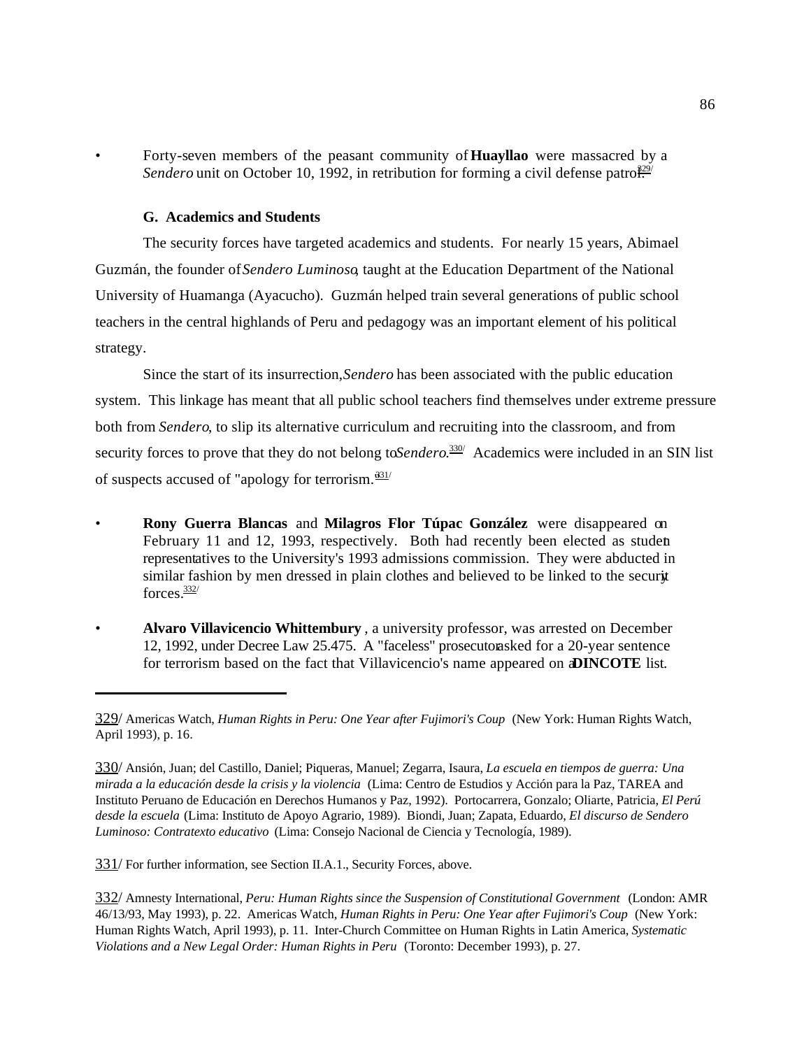- Forty-seven members of the peasant community of **Huayllao** were massacred by a *Sendero* unit on October 10, 1992, in retribution for forming a civil defense patrol.[329/]

### G. Academics and Students

The security forces have targeted academics and students. For nearly 15 years, Abimael Guzmán, the founder of *Sendero Luminoso*, taught at the Education Department of the National University of Huamanga (Ayacucho). Guzmán helped train several generations of public school teachers in the central highlands of Peru and pedagogy was an important element of his political strategy.

Since the start of its insurrection, *Sendero* has been associated with the public education system. This linkage has meant that all public school teachers find themselves under extreme pressure both from *Sendero*, to slip its alternative curriculum and recruiting into the classroom, and from security forces to prove that they do not belong to *Sendero*.[330/] Academics were included in an SIN list of suspects accused of "apology for terrorism."[331/]

- **Rony Guerra Blancas** and **Milagros Flor Túpac González** were disappeared on February 11 and 12, 1993, respectively. Both had recently been elected as student representatives to the University's 1993 admissions commission. They were abducted in similar fashion by men dressed in plain clothes and believed to be linked to the security forces.[332/]

- **Alvaro Villavicencio Whittembury**, a university professor, was arrested on December 12, 1992, under Decree Law 25.475. A "faceless" prosecutor asked for a 20-year sentence for terrorism based on the fact that Villavicencio's name appeared on a **DINCOTE** list.

---

329/ Americas Watch, *Human Rights in Peru: One Year after Fujimori's Coup* (New York: Human Rights Watch, April 1993), p. 16.

330/ Ansión, Juan; del Castillo, Daniel; Piqueras, Manuel; Zegarra, Isaura, *La escuela en tiempos de guerra: Una mirada a la educación desde la crisis y la violencia* (Lima: Centro de Estudios y Acción para la Paz, TAREA and Instituto Peruano de Educación en Derechos Humanos y Paz, 1992). Portocarrera, Gonzalo; Oliarte, Patricia, *El Perú desde la escuela* (Lima: Instituto de Apoyo Agrario, 1989). Biondi, Juan; Zapata, Eduardo, *El discurso de Sendero Luminoso: Contratexto educativo* (Lima: Consejo Nacional de Ciencia y Tecnología, 1989).

331/ For further information, see Section II.A.1., Security Forces, above.

332/ Amnesty International, *Peru: Human Rights since the Suspension of Constitutional Government* (London: AMR 46/13/93, May 1993), p. 22. Americas Watch, *Human Rights in Peru: One Year after Fujimori's Coup* (New York: Human Rights Watch, April 1993), p. 11. Inter-Church Committee on Human Rights in Latin America, *Systematic Violations and a New Legal Order: Human Rights in Peru* (Toronto: December 1993), p. 27.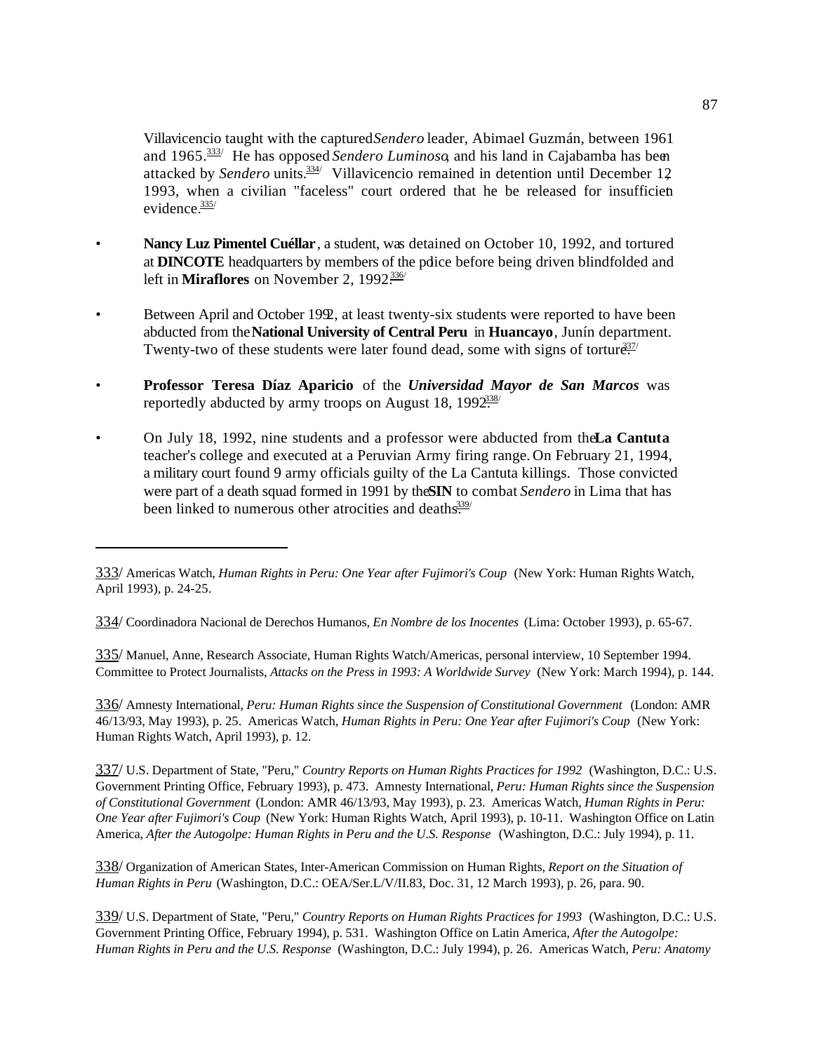Villavicencio taught with the captured *Sendero* leader, Abimael Guzmán, between 1961 and 1965.[333] He has opposed *Sendero Luminoso*, and his land in Cajabamba has been attacked by *Sendero* units.[334] Villavicencio remained in detention until December 12, 1993, when a civilian "faceless" court ordered that he be released for insufficient evidence.[335]

- **Nancy Luz Pimentel Cuéllar**, a student, was detained on October 10, 1992, and tortured at **DINCOTE** headquarters by members of the police before being driven blindfolded and left in **Miraflores** on November 2, 1992.[336]

- Between April and October 1992, at least twenty-six students were reported to have been abducted from the **National University of Central Peru** in **Huancayo**, Junín department. Twenty-two of these students were later found dead, some with signs of torture.[337]

- **Professor Teresa Díaz Aparicio** of the ***Universidad Mayor de San Marcos*** was reportedly abducted by army troops on August 18, 1992.[338]

- On July 18, 1992, nine students and a professor were abducted from the **La Cantuta** teacher's college and executed at a Peruvian Army firing range. On February 21, 1994, a military court found 9 army officials guilty of the La Cantuta killings. Those convicted were part of a death squad formed in 1991 by the **SIN** to combat *Sendero* in Lima that has been linked to numerous other atrocities and deaths.[339]

---

333/ Americas Watch, *Human Rights in Peru: One Year after Fujimori's Coup* (New York: Human Rights Watch, April 1993), p. 24-25.

334/ Coordinadora Nacional de Derechos Humanos, *En Nombre de los Inocentes* (Lima: October 1993), p. 65-67.

335/ Manuel, Anne, Research Associate, Human Rights Watch/Americas, personal interview, 10 September 1994. Committee to Protect Journalists, *Attacks on the Press in 1993: A Worldwide Survey* (New York: March 1994), p. 144.

336/ Amnesty International, *Peru: Human Rights since the Suspension of Constitutional Government* (London: AMR 46/13/93, May 1993), p. 25. Americas Watch, *Human Rights in Peru: One Year after Fujimori's Coup* (New York: Human Rights Watch, April 1993), p. 12.

337/ U.S. Department of State, "Peru," *Country Reports on Human Rights Practices for 1992* (Washington, D.C.: U.S. Government Printing Office, February 1993), p. 473. Amnesty International, *Peru: Human Rights since the Suspension of Constitutional Government* (London: AMR 46/13/93, May 1993), p. 23. Americas Watch, *Human Rights in Peru: One Year after Fujimori's Coup* (New York: Human Rights Watch, April 1993), p. 10-11. Washington Office on Latin America, *After the Autogolpe: Human Rights in Peru and the U.S. Response* (Washington, D.C.: July 1994), p. 11.

338/ Organization of American States, Inter-American Commission on Human Rights, *Report on the Situation of Human Rights in Peru* (Washington, D.C.: OEA/Ser.L/V/II.83, Doc. 31, 12 March 1993), p. 26, para. 90.

339/ U.S. Department of State, "Peru," *Country Reports on Human Rights Practices for 1993* (Washington, D.C.: U.S. Government Printing Office, February 1994), p. 531. Washington Office on Latin America, *After the Autogolpe: Human Rights in Peru and the U.S. Response* (Washington, D.C.: July 1994), p. 26. Americas Watch, *Peru: Anatomy*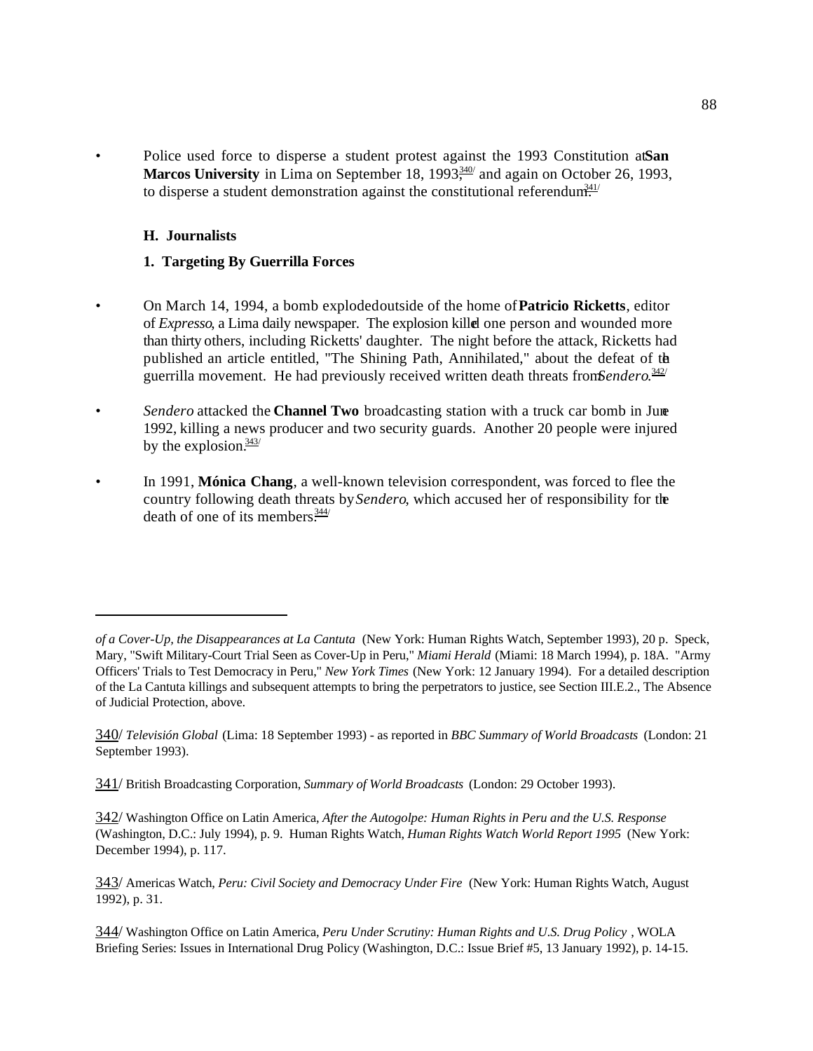- Police used force to disperse a student protest against the 1993 Constitution at **San Marcos University** in Lima on September 18, 1993,[340] and again on October 26, 1993, to disperse a student demonstration against the constitutional referendum.[341]

### H. Journalists

#### 1. Targeting By Guerrilla Forces

- On March 14, 1994, a bomb exploded outside of the home of **Patricio Ricketts**, editor of *Expresso*, a Lima daily newspaper. The explosion killed one person and wounded more than thirty others, including Ricketts' daughter. The night before the attack, Ricketts had published an article entitled, "The Shining Path, Annihilated," about the defeat of the guerrilla movement. He had previously received written death threats from *Sendero*.[342]

- *Sendero* attacked the **Channel Two** broadcasting station with a truck car bomb in June 1992, killing a news producer and two security guards. Another 20 people were injured by the explosion.[343]

- In 1991, **Mónica Chang**, a well-known television correspondent, was forced to flee the country following death threats by *Sendero*, which accused her of responsibility for the death of one of its members.[344]

---

*of a Cover-Up, the Disappearances at La Cantuta* (New York: Human Rights Watch, September 1993), 20 p. Speck, Mary, "Swift Military-Court Trial Seen as Cover-Up in Peru," *Miami Herald* (Miami: 18 March 1994), p. 18A. "Army Officers' Trials to Test Democracy in Peru," *New York Times* (New York: 12 January 1994). For a detailed description of the La Cantuta killings and subsequent attempts to bring the perpetrators to justice, see Section III.E.2., The Absence of Judicial Protection, above.

340/ *Televisión Global* (Lima: 18 September 1993) - as reported in *BBC Summary of World Broadcasts* (London: 21 September 1993).

341/ British Broadcasting Corporation, *Summary of World Broadcasts* (London: 29 October 1993).

342/ Washington Office on Latin America, *After the Autogolpe: Human Rights in Peru and the U.S. Response* (Washington, D.C.: July 1994), p. 9. Human Rights Watch, *Human Rights Watch World Report 1995* (New York: December 1994), p. 117.

343/ Americas Watch, *Peru: Civil Society and Democracy Under Fire* (New York: Human Rights Watch, August 1992), p. 31.

344/ Washington Office on Latin America, *Peru Under Scrutiny: Human Rights and U.S. Drug Policy* , WOLA Briefing Series: Issues in International Drug Policy (Washington, D.C.: Issue Brief #5, 13 January 1992), p. 14-15.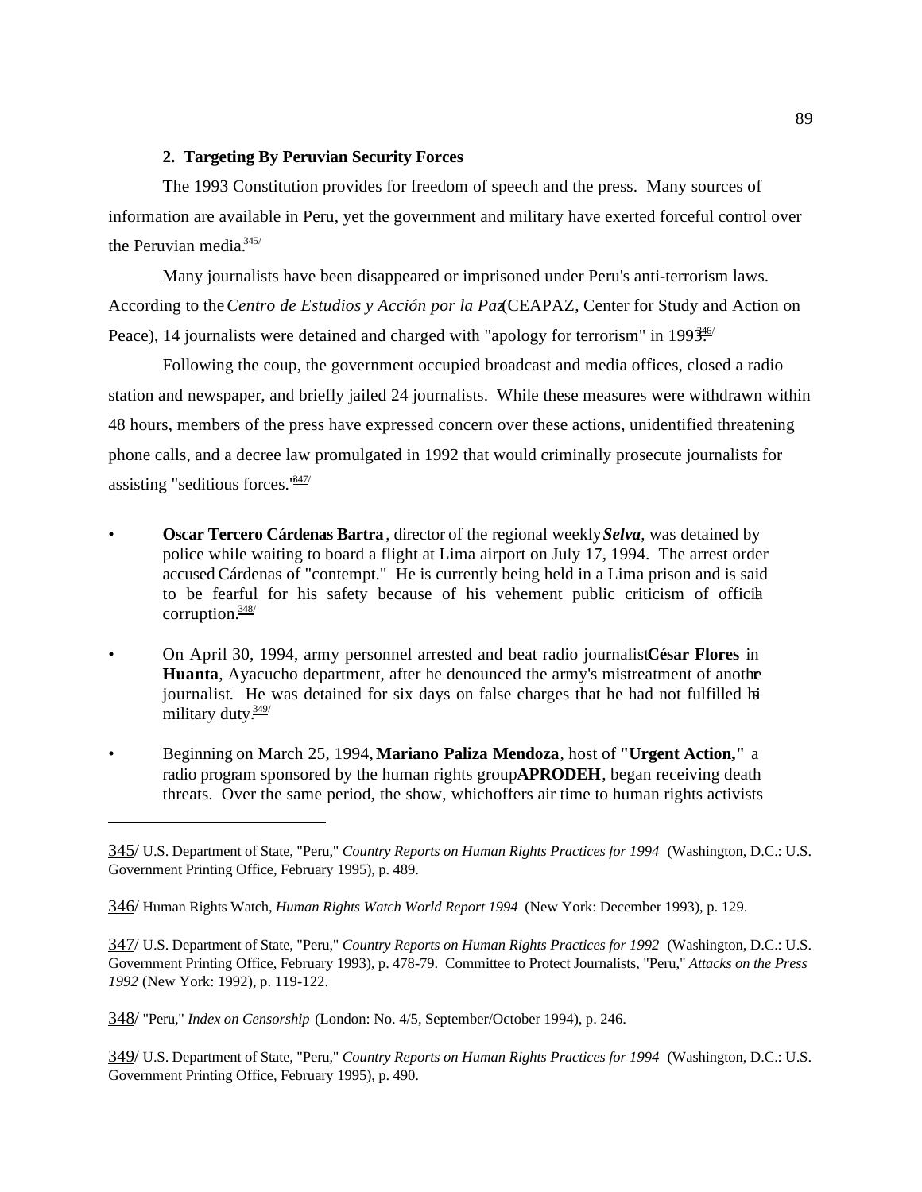### 2. Targeting By Peruvian Security Forces

The 1993 Constitution provides for freedom of speech and the press. Many sources of information are available in Peru, yet the government and military have exerted forceful control over the Peruvian media.[345]

Many journalists have been disappeared or imprisoned under Peru's anti-terrorism laws. According to the *Centro de Estudios y Acción por la Paz* (CEAPAZ, Center for Study and Action on Peace), 14 journalists were detained and charged with "apology for terrorism" in 1993.[346]

Following the coup, the government occupied broadcast and media offices, closed a radio station and newspaper, and briefly jailed 24 journalists. While these measures were withdrawn within 48 hours, members of the press have expressed concern over these actions, unidentified threatening phone calls, and a decree law promulgated in 1992 that would criminally prosecute journalists for assisting "seditious forces."[347]

- **Oscar Tercero Cárdenas Bartra**, director of the regional weekly ***Selva***, was detained by police while waiting to board a flight at Lima airport on July 17, 1994. The arrest order accused Cárdenas of "contempt." He is currently being held in a Lima prison and is said to be fearful for his safety because of his vehement public criticism of official corruption.[348]

- On April 30, 1994, army personnel arrested and beat radio journalist **César Flores** in **Huanta**, Ayacucho department, after he denounced the army's mistreatment of another journalist. He was detained for six days on false charges that he had not fulfilled his military duty.[349]

- Beginning on March 25, 1994, **Mariano Paliza Mendoza**, host of **"Urgent Action,"** a radio program sponsored by the human rights group **APRODEH**, began receiving death threats. Over the same period, the show, which offers air time to human rights activists

---

345/ U.S. Department of State, "Peru," *Country Reports on Human Rights Practices for 1994* (Washington, D.C.: U.S. Government Printing Office, February 1995), p. 489.

346/ Human Rights Watch, *Human Rights Watch World Report 1994* (New York: December 1993), p. 129.

347/ U.S. Department of State, "Peru," *Country Reports on Human Rights Practices for 1992* (Washington, D.C.: U.S. Government Printing Office, February 1993), p. 478-79. Committee to Protect Journalists, "Peru," *Attacks on the Press 1992* (New York: 1992), p. 119-122.

348/ "Peru," *Index on Censorship* (London: No. 4/5, September/October 1994), p. 246.

349/ U.S. Department of State, "Peru," *Country Reports on Human Rights Practices for 1994* (Washington, D.C.: U.S. Government Printing Office, February 1995), p. 490.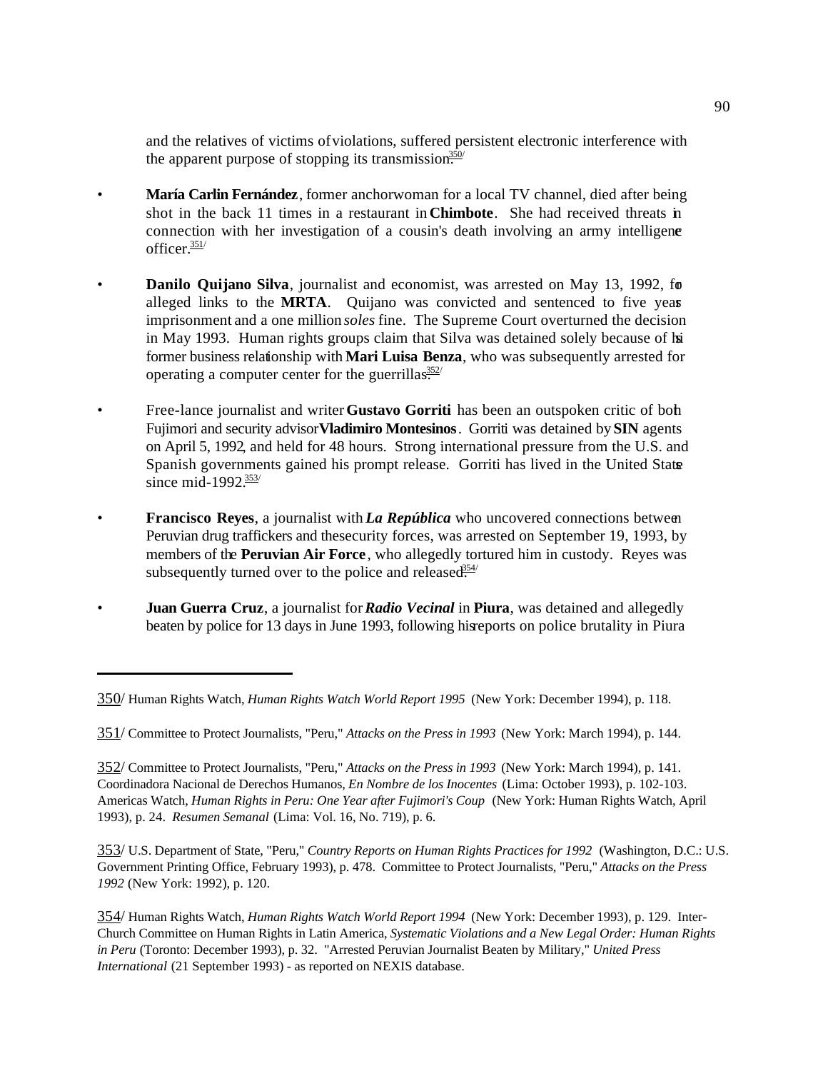and the relatives of victims of violations, suffered persistent electronic interference with the apparent purpose of stopping its transmission.[350]

- **María Carlin Fernández**, former anchorwoman for a local TV channel, died after being shot in the back 11 times in a restaurant in **Chimbote**. She had received threats in connection with her investigation of a cousin's death involving an army intelligence officer.[351]

- **Danilo Quijano Silva**, journalist and economist, was arrested on May 13, 1992, for alleged links to the **MRTA**. Quijano was convicted and sentenced to five years imprisonment and a one million *soles* fine. The Supreme Court overturned the decision in May 1993. Human rights groups claim that Silva was detained solely because of his former business relationship with **Mari Luisa Benza**, who was subsequently arrested for operating a computer center for the guerrillas.[352]

- Free-lance journalist and writer **Gustavo Gorriti** has been an outspoken critic of both Fujimori and security advisor **Vladimiro Montesinos**. Gorriti was detained by **SIN** agents on April 5, 1992, and held for 48 hours. Strong international pressure from the U.S. and Spanish governments gained his prompt release. Gorriti has lived in the United States since mid-1992.[353]

- **Francisco Reyes**, a journalist with ***La República*** who uncovered connections between Peruvian drug traffickers and the security forces, was arrested on September 19, 1993, by members of the **Peruvian Air Force**, who allegedly tortured him in custody. Reyes was subsequently turned over to the police and released.[354]

- **Juan Guerra Cruz**, a journalist for ***Radio Vecinal*** in **Piura**, was detained and allegedly beaten by police for 13 days in June 1993, following his reports on police brutality in Piura

---

350/ Human Rights Watch, *Human Rights Watch World Report 1995* (New York: December 1994), p. 118.

351/ Committee to Protect Journalists, "Peru," *Attacks on the Press in 1993* (New York: March 1994), p. 144.

352/ Committee to Protect Journalists, "Peru," *Attacks on the Press in 1993* (New York: March 1994), p. 141. Coordinadora Nacional de Derechos Humanos, *En Nombre de los Inocentes* (Lima: October 1993), p. 102-103. Americas Watch, *Human Rights in Peru: One Year after Fujimori's Coup* (New York: Human Rights Watch, April 1993), p. 24. *Resumen Semanal* (Lima: Vol. 16, No. 719), p. 6.

353/ U.S. Department of State, "Peru," *Country Reports on Human Rights Practices for 1992* (Washington, D.C.: U.S. Government Printing Office, February 1993), p. 478. Committee to Protect Journalists, "Peru," *Attacks on the Press 1992* (New York: 1992), p. 120.

354/ Human Rights Watch, *Human Rights Watch World Report 1994* (New York: December 1993), p. 129. Inter-Church Committee on Human Rights in Latin America, *Systematic Violations and a New Legal Order: Human Rights in Peru* (Toronto: December 1993), p. 32. "Arrested Peruvian Journalist Beaten by Military," *United Press International* (21 September 1993) - as reported on NEXIS database.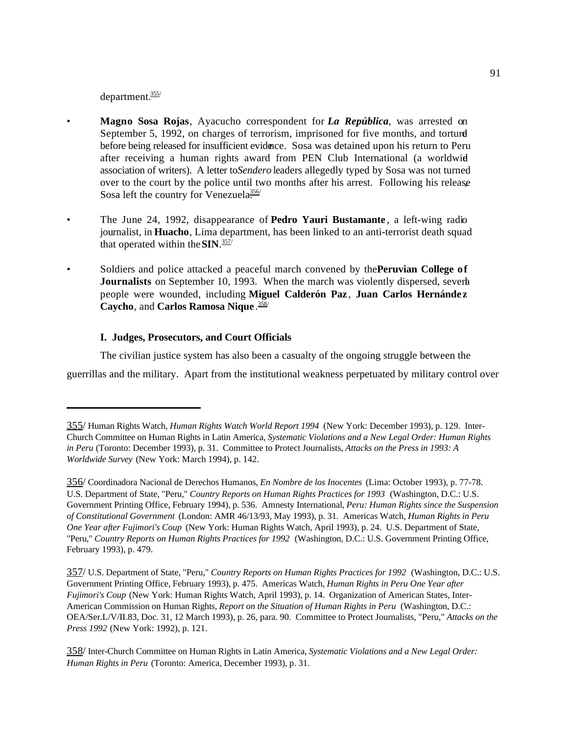department.[355]

- **Magno Sosa Rojas**, Ayacucho correspondent for ***La República***, was arrested on September 5, 1992, on charges of terrorism, imprisoned for five months, and tortured before being released for insufficient evidence. Sosa was detained upon his return to Peru after receiving a human rights award from PEN Club International (a worldwide association of writers). A letter to *Sendero* leaders allegedly typed by Sosa was not turned over to the court by the police until two months after his arrest. Following his release, Sosa left the country for Venezuela.[356]

- The June 24, 1992, disappearance of **Pedro Yauri Bustamante**, a left-wing radio journalist, in **Huacho**, Lima department, has been linked to an anti-terrorist death squad that operated within the **SIN**.[357]

- Soldiers and police attacked a peaceful march convened by the **Peruvian College of Journalists** on September 10, 1993. When the march was violently dispersed, several people were wounded, including **Miguel Calderón Paz**, **Juan Carlos Hernández Caycho**, and **Carlos Ramosa Nique**.[358]

### I. Judges, Prosecutors, and Court Officials

The civilian justice system has also been a casualty of the ongoing struggle between the guerrillas and the military. Apart from the institutional weakness perpetuated by military control over

---

355/ Human Rights Watch, *Human Rights Watch World Report 1994* (New York: December 1993), p. 129. Inter-Church Committee on Human Rights in Latin America, *Systematic Violations and a New Legal Order: Human Rights in Peru* (Toronto: December 1993), p. 31. Committee to Protect Journalists, *Attacks on the Press in 1993: A Worldwide Survey* (New York: March 1994), p. 142.

356/ Coordinadora Nacional de Derechos Humanos, *En Nombre de los Inocentes* (Lima: October 1993), p. 77-78. U.S. Department of State, "Peru," *Country Reports on Human Rights Practices for 1993* (Washington, D.C.: U.S. Government Printing Office, February 1994), p. 536. Amnesty International, *Peru: Human Rights since the Suspension of Constitutional Government* (London: AMR 46/13/93, May 1993), p. 31. Americas Watch, *Human Rights in Peru One Year after Fujimori's Coup* (New York: Human Rights Watch, April 1993), p. 24. U.S. Department of State, "Peru," *Country Reports on Human Rights Practices for 1992* (Washington, D.C.: U.S. Government Printing Office, February 1993), p. 479.

357/ U.S. Department of State, "Peru," *Country Reports on Human Rights Practices for 1992* (Washington, D.C.: U.S. Government Printing Office, February 1993), p. 475. Americas Watch, *Human Rights in Peru One Year after Fujimori's Coup* (New York: Human Rights Watch, April 1993), p. 14. Organization of American States, Inter-American Commission on Human Rights, *Report on the Situation of Human Rights in Peru* (Washington, D.C.: OEA/Ser.L/V/II.83, Doc. 31, 12 March 1993), p. 26, para. 90. Committee to Protect Journalists, "Peru," *Attacks on the Press 1992* (New York: 1992), p. 121.

358/ Inter-Church Committee on Human Rights in Latin America, *Systematic Violations and a New Legal Order: Human Rights in Peru* (Toronto: America, December 1993), p. 31.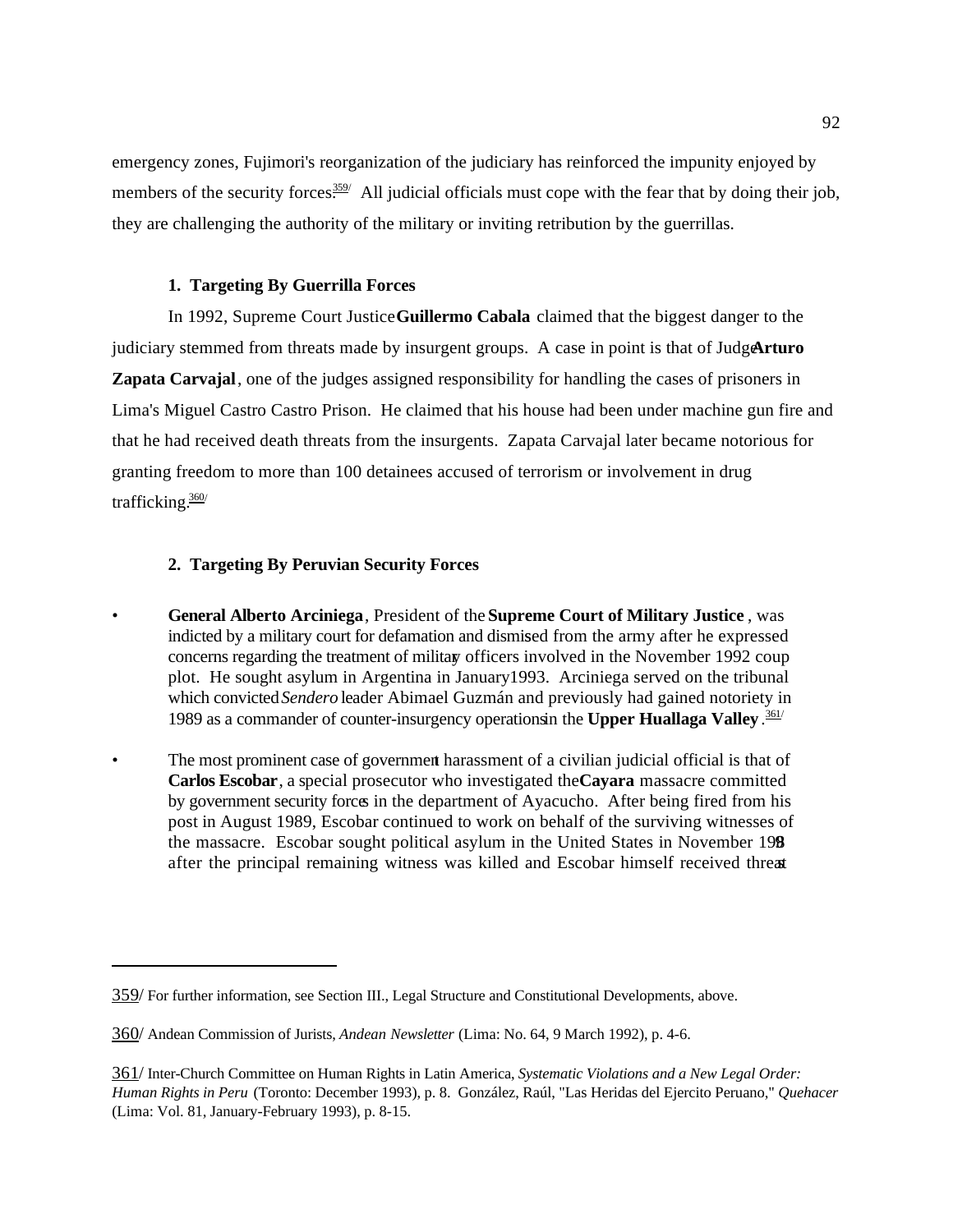emergency zones, Fujimori's reorganization of the judiciary has reinforced the impunity enjoyed by members of the security forces.[359/] All judicial officials must cope with the fear that by doing their job, they are challenging the authority of the military or inviting retribution by the guerrillas.

### 1. Targeting By Guerrilla Forces

In 1992, Supreme Court Justice **Guillermo Cabala** claimed that the biggest danger to the judiciary stemmed from threats made by insurgent groups. A case in point is that of Judge **Arturo Zapata Carvajal**, one of the judges assigned responsibility for handling the cases of prisoners in Lima's Miguel Castro Castro Prison. He claimed that his house had been under machine gun fire and that he had received death threats from the insurgents. Zapata Carvajal later became notorious for granting freedom to more than 100 detainees accused of terrorism or involvement in drug trafficking.[360/]

### 2. Targeting By Peruvian Security Forces

- **General Alberto Arciniega**, President of the **Supreme Court of Military Justice**, was indicted by a military court for defamation and dismissed from the army after he expressed concerns regarding the treatment of military officers involved in the November 1992 coup plot. He sought asylum in Argentina in January 1993. Arciniega served on the tribunal which convicted *Sendero* leader Abimael Guzmán and previously had gained notoriety in 1989 as a commander of counter-insurgency operations in the **Upper Huallaga Valley**.[361/]

- The most prominent case of government harassment of a civilian judicial official is that of **Carlos Escobar**, a special prosecutor who investigated the **Cayara** massacre committed by government security forces in the department of Ayacucho. After being fired from his post in August 1989, Escobar continued to work on behalf of the surviving witnesses of the massacre. Escobar sought political asylum in the United States in November 1989 after the principal remaining witness was killed and Escobar himself received threats

---

359/ For further information, see Section III., Legal Structure and Constitutional Developments, above.

360/ Andean Commission of Jurists, *Andean Newsletter* (Lima: No. 64, 9 March 1992), p. 4-6.

361/ Inter-Church Committee on Human Rights in Latin America, *Systematic Violations and a New Legal Order: Human Rights in Peru* (Toronto: December 1993), p. 8. González, Raúl, "Las Heridas del Ejercito Peruano," *Quehacer* (Lima: Vol. 81, January-February 1993), p. 8-15.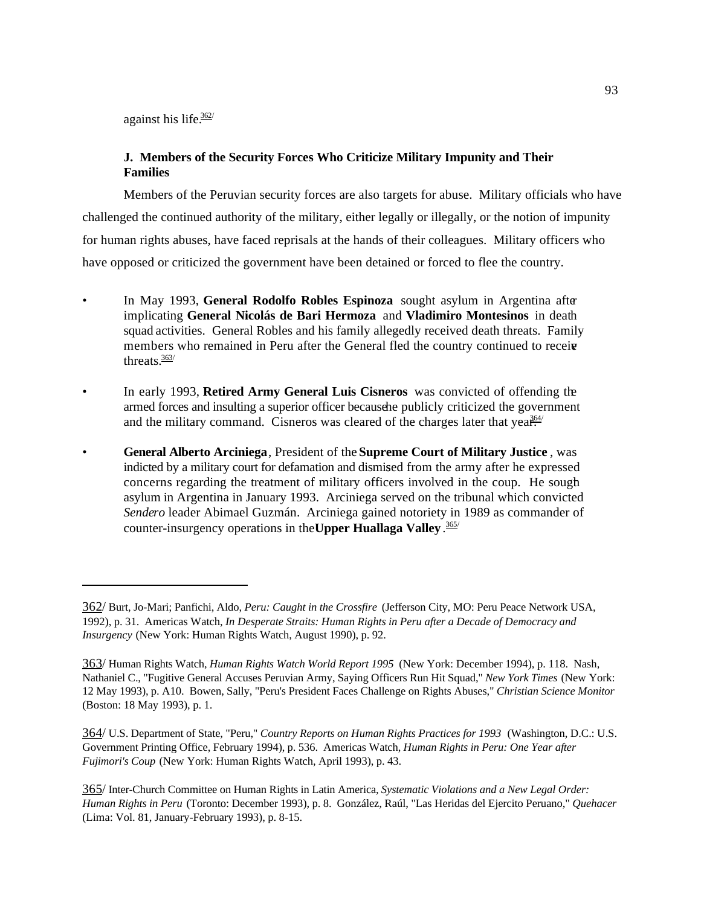against his life.[362]

**J. Members of the Security Forces Who Criticize Military Impunity and Their Families**

Members of the Peruvian security forces are also targets for abuse. Military officials who have challenged the continued authority of the military, either legally or illegally, or the notion of impunity for human rights abuses, have faced reprisals at the hands of their colleagues. Military officers who have opposed or criticized the government have been detained or forced to flee the country.

- In May 1993, **General Rodolfo Robles Espinoza** sought asylum in Argentina after implicating **General Nicolás de Bari Hermoza** and **Vladimiro Montesinos** in death squad activities. General Robles and his family allegedly received death threats. Family members who remained in Peru after the General fled the country continued to receive threats.[363]

- In early 1993, **Retired Army General Luis Cisneros** was convicted of offending the armed forces and insulting a superior officer because he publicly criticized the government and the military command. Cisneros was cleared of the charges later that year.[364]

- **General Alberto Arciniega**, President of the **Supreme Court of Military Justice**, was indicted by a military court for defamation and dismissed from the army after he expressed concerns regarding the treatment of military officers involved in the coup. He sought asylum in Argentina in January 1993. Arciniega served on the tribunal which convicted *Sendero* leader Abimael Guzmán. Arciniega gained notoriety in 1989 as commander of counter-insurgency operations in the **Upper Huallaga Valley**.[365]

---

362/ Burt, Jo-Mari; Panfichi, Aldo, *Peru: Caught in the Crossfire* (Jefferson City, MO: Peru Peace Network USA, 1992), p. 31. Americas Watch, *In Desperate Straits: Human Rights in Peru after a Decade of Democracy and Insurgency* (New York: Human Rights Watch, August 1990), p. 92.

363/ Human Rights Watch, *Human Rights Watch World Report 1995* (New York: December 1994), p. 118. Nash, Nathaniel C., "Fugitive General Accuses Peruvian Army, Saying Officers Run Hit Squad," *New York Times* (New York: 12 May 1993), p. A10. Bowen, Sally, "Peru's President Faces Challenge on Rights Abuses," *Christian Science Monitor* (Boston: 18 May 1993), p. 1.

364/ U.S. Department of State, "Peru," *Country Reports on Human Rights Practices for 1993* (Washington, D.C.: U.S. Government Printing Office, February 1994), p. 536. Americas Watch, *Human Rights in Peru: One Year after Fujimori's Coup* (New York: Human Rights Watch, April 1993), p. 43.

365/ Inter-Church Committee on Human Rights in Latin America, *Systematic Violations and a New Legal Order: Human Rights in Peru* (Toronto: December 1993), p. 8. González, Raúl, "Las Heridas del Ejercito Peruano," *Quehacer* (Lima: Vol. 81, January-February 1993), p. 8-15.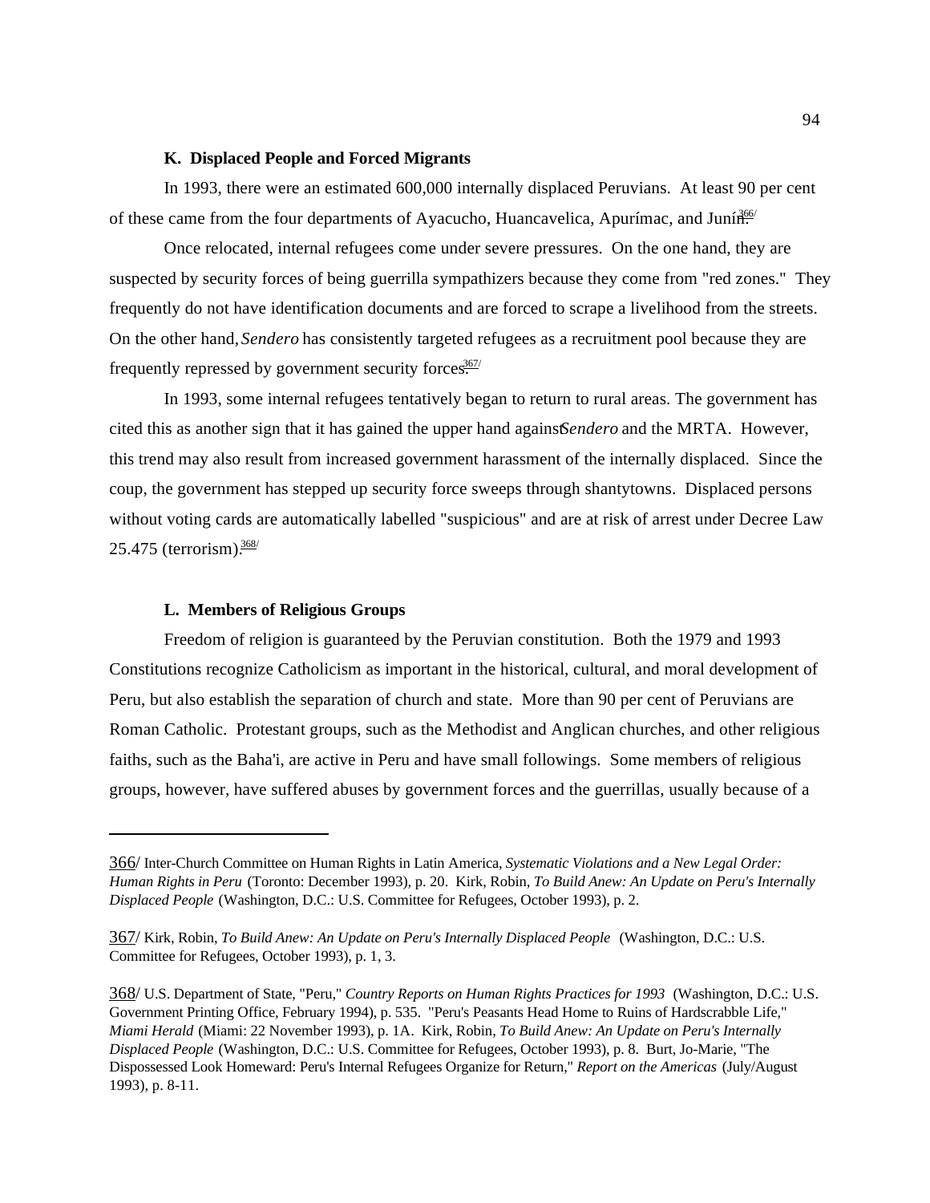### K. Displaced People and Forced Migrants

In 1993, there were an estimated 600,000 internally displaced Peruvians. At least 90 per cent of these came from the four departments of Ayacucho, Huancavelica, Apurímac, and Junín.[366]

Once relocated, internal refugees come under severe pressures. On the one hand, they are suspected by security forces of being guerrilla sympathizers because they come from "red zones." They frequently do not have identification documents and are forced to scrape a livelihood from the streets. On the other hand, *Sendero* has consistently targeted refugees as a recruitment pool because they are frequently repressed by government security forces.[367]

In 1993, some internal refugees tentatively began to return to rural areas. The government has cited this as another sign that it has gained the upper hand against *Sendero* and the MRTA. However, this trend may also result from increased government harassment of the internally displaced. Since the coup, the government has stepped up security force sweeps through shantytowns. Displaced persons without voting cards are automatically labelled "suspicious" and are at risk of arrest under Decree Law 25.475 (terrorism).[368]

### L. Members of Religious Groups

Freedom of religion is guaranteed by the Peruvian constitution. Both the 1979 and 1993 Constitutions recognize Catholicism as important in the historical, cultural, and moral development of Peru, but also establish the separation of church and state. More than 90 per cent of Peruvians are Roman Catholic. Protestant groups, such as the Methodist and Anglican churches, and other religious faiths, such as the Baha'i, are active in Peru and have small followings. Some members of religious groups, however, have suffered abuses by government forces and the guerrillas, usually because of a

---

366/ Inter-Church Committee on Human Rights in Latin America, *Systematic Violations and a New Legal Order: Human Rights in Peru* (Toronto: December 1993), p. 20. Kirk, Robin, *To Build Anew: An Update on Peru's Internally Displaced People* (Washington, D.C.: U.S. Committee for Refugees, October 1993), p. 2.

367/ Kirk, Robin, *To Build Anew: An Update on Peru's Internally Displaced People* (Washington, D.C.: U.S. Committee for Refugees, October 1993), p. 1, 3.

368/ U.S. Department of State, "Peru," *Country Reports on Human Rights Practices for 1993* (Washington, D.C.: U.S. Government Printing Office, February 1994), p. 535. "Peru's Peasants Head Home to Ruins of Hardscrabble Life," *Miami Herald* (Miami: 22 November 1993), p. 1A. Kirk, Robin, *To Build Anew: An Update on Peru's Internally Displaced People* (Washington, D.C.: U.S. Committee for Refugees, October 1993), p. 8. Burt, Jo-Marie, "The Dispossessed Look Homeward: Peru's Internal Refugees Organize for Return," *Report on the Americas* (July/August 1993), p. 8-11.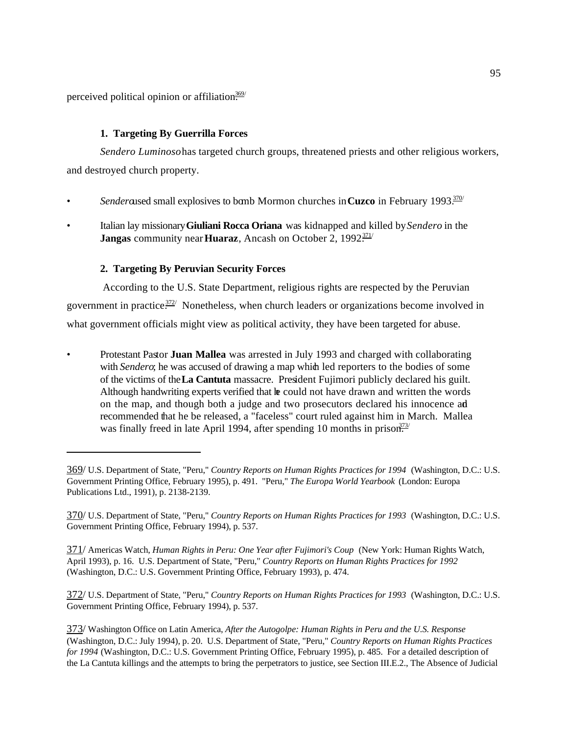perceived political opinion or affiliation.[369]

### 1. Targeting By Guerrilla Forces

*Sendero Luminoso* has targeted church groups, threatened priests and other religious workers, and destroyed church property.

- *Sendero* used small explosives to bomb Mormon churches in **Cuzco** in February 1993.[370]
- Italian lay missionary **Giuliani Rocca Oriana** was kidnapped and killed by *Sendero* in the **Jangas** community near **Huaraz**, Ancash on October 2, 1992.[371]

### 2. Targeting By Peruvian Security Forces

According to the U.S. State Department, religious rights are respected by the Peruvian government in practice.[372] Nonetheless, when church leaders or organizations become involved in what government officials might view as political activity, they have been targeted for abuse.

- Protestant Pastor **Juan Mallea** was arrested in July 1993 and charged with collaborating with *Sendero*; he was accused of drawing a map which led reporters to the bodies of some of the victims of the **La Cantuta** massacre. President Fujimori publicly declared his guilt. Although handwriting experts verified that he could not have drawn and written the words on the map, and though both a judge and two prosecutors declared his innocence and recommended that he be released, a "faceless" court ruled against him in March. Mallea was finally freed in late April 1994, after spending 10 months in prison.[373]

---

369/ U.S. Department of State, "Peru," *Country Reports on Human Rights Practices for 1994* (Washington, D.C.: U.S. Government Printing Office, February 1995), p. 491. "Peru," *The Europa World Yearbook* (London: Europa Publications Ltd., 1991), p. 2138-2139.

370/ U.S. Department of State, "Peru," *Country Reports on Human Rights Practices for 1993* (Washington, D.C.: U.S. Government Printing Office, February 1994), p. 537.

371/ Americas Watch, *Human Rights in Peru: One Year after Fujimori's Coup* (New York: Human Rights Watch, April 1993), p. 16. U.S. Department of State, "Peru," *Country Reports on Human Rights Practices for 1992* (Washington, D.C.: U.S. Government Printing Office, February 1993), p. 474.

372/ U.S. Department of State, "Peru," *Country Reports on Human Rights Practices for 1993* (Washington, D.C.: U.S. Government Printing Office, February 1994), p. 537.

373/ Washington Office on Latin America, *After the Autogolpe: Human Rights in Peru and the U.S. Response* (Washington, D.C.: July 1994), p. 20. U.S. Department of State, "Peru," *Country Reports on Human Rights Practices for 1994* (Washington, D.C.: U.S. Government Printing Office, February 1995), p. 485. For a detailed description of the La Cantuta killings and the attempts to bring the perpetrators to justice, see Section III.E.2., The Absence of Judicial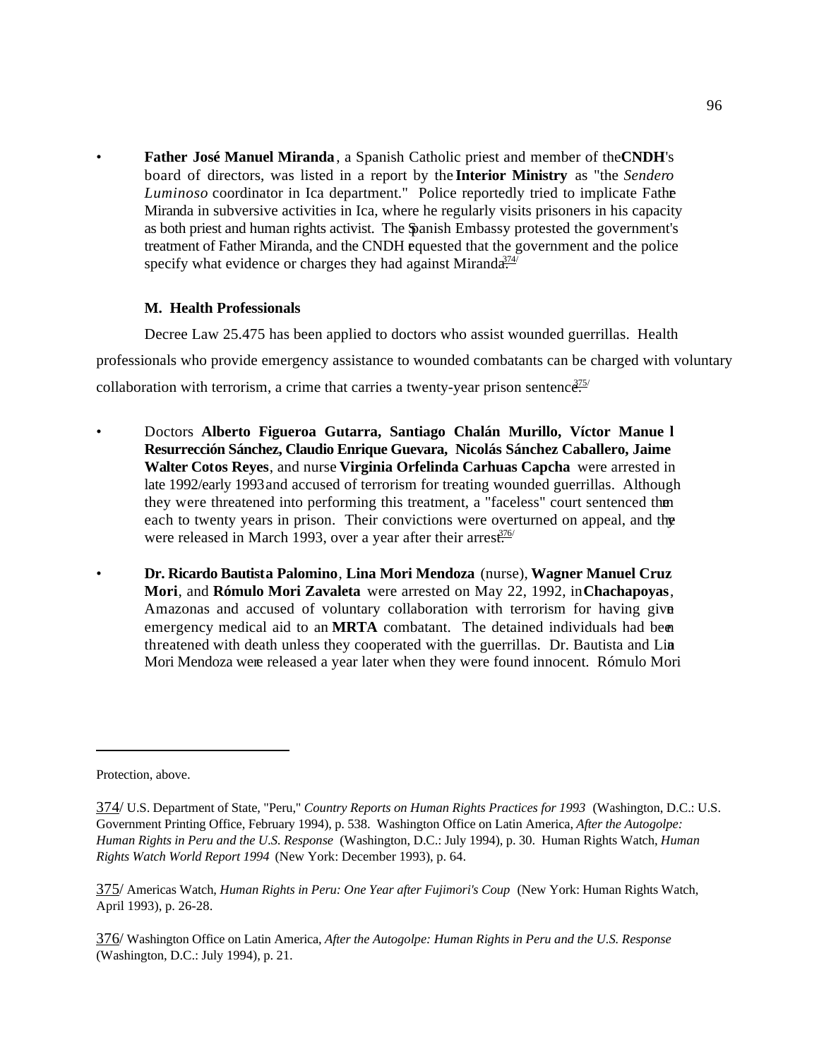- **Father José Manuel Miranda**, a Spanish Catholic priest and member of the **CNDH**'s board of directors, was listed in a report by the **Interior Ministry** as "the *Sendero Luminoso* coordinator in Ica department." Police reportedly tried to implicate Father Miranda in subversive activities in Ica, where he regularly visits prisoners in his capacity as both priest and human rights activist. The Spanish Embassy protested the government's treatment of Father Miranda, and the CNDH requested that the government and the police specify what evidence or charges they had against Miranda.[374/]

### M. Health Professionals

Decree Law 25.475 has been applied to doctors who assist wounded guerrillas. Health professionals who provide emergency assistance to wounded combatants can be charged with voluntary collaboration with terrorism, a crime that carries a twenty-year prison sentence.[375/]

- Doctors **Alberto Figueroa Gutarra, Santiago Chalán Murillo, Víctor Manuel Resurrección Sánchez, Claudio Enrique Guevara, Nicolás Sánchez Caballero, Jaime Walter Cotos Reyes**, and nurse **Virginia Orfelinda Carhuas Capcha** were arrested in late 1992/early 1993 and accused of terrorism for treating wounded guerrillas. Although they were threatened into performing this treatment, a "faceless" court sentenced them each to twenty years in prison. Their convictions were overturned on appeal, and they were released in March 1993, over a year after their arrest.[376/]

- **Dr. Ricardo Bautista Palomino**, **Lina Mori Mendoza** (nurse), **Wagner Manuel Cruz Mori**, and **Rómulo Mori Zavaleta** were arrested on May 22, 1992, in **Chachapoyas**, Amazonas and accused of voluntary collaboration with terrorism for having given emergency medical aid to an **MRTA** combatant. The detained individuals had been threatened with death unless they cooperated with the guerrillas. Dr. Bautista and Lina Mori Mendoza were released a year later when they were found innocent. Rómulo Mori

---

Protection, above.

374/ U.S. Department of State, "Peru," *Country Reports on Human Rights Practices for 1993* (Washington, D.C.: U.S. Government Printing Office, February 1994), p. 538. Washington Office on Latin America, *After the Autogolpe: Human Rights in Peru and the U.S. Response* (Washington, D.C.: July 1994), p. 30. Human Rights Watch, *Human Rights Watch World Report 1994* (New York: December 1993), p. 64.

375/ Americas Watch, *Human Rights in Peru: One Year after Fujimori's Coup* (New York: Human Rights Watch, April 1993), p. 26-28.

376/ Washington Office on Latin America, *After the Autogolpe: Human Rights in Peru and the U.S. Response* (Washington, D.C.: July 1994), p. 21.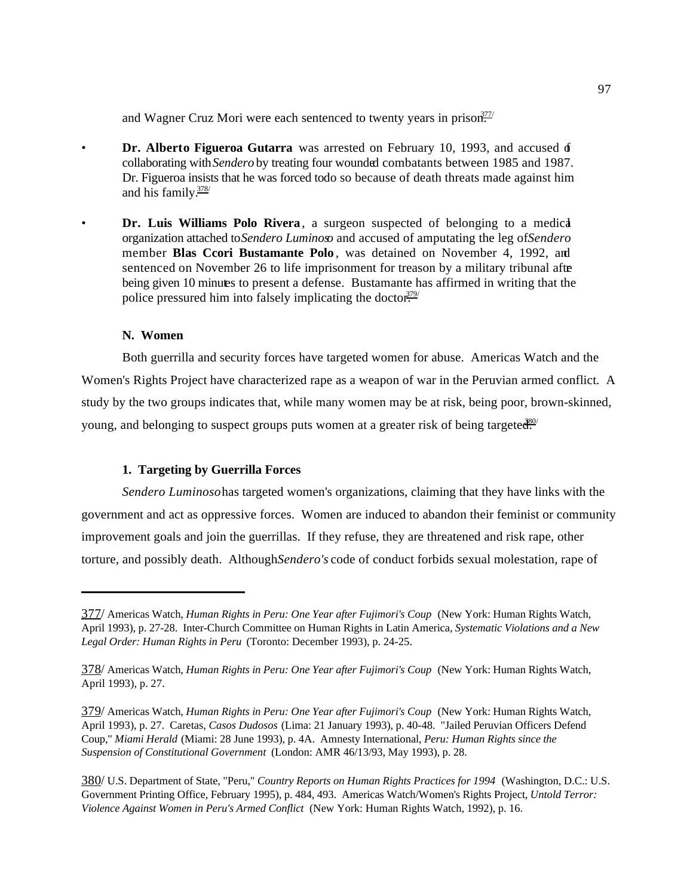and Wagner Cruz Mori were each sentenced to twenty years in prison.[377]

- **Dr. Alberto Figueroa Gutarra** was arrested on February 10, 1993, and accused of collaborating with *Sendero* by treating four wounded combatants between 1985 and 1987. Dr. Figueroa insists that he was forced to do so because of death threats made against him and his family.[378]

- **Dr. Luis Williams Polo Rivera**, a surgeon suspected of belonging to a medical organization attached to *Sendero Luminoso* and accused of amputating the leg of *Sendero* member **Blas Ccori Bustamante Polo**, was detained on November 4, 1992, and sentenced on November 26 to life imprisonment for treason by a military tribunal after being given 10 minutes to present a defense. Bustamante has affirmed in writing that the police pressured him into falsely implicating the doctor.[379]

### N. Women

Both guerrilla and security forces have targeted women for abuse. Americas Watch and the Women's Rights Project have characterized rape as a weapon of war in the Peruvian armed conflict. A study by the two groups indicates that, while many women may be at risk, being poor, brown-skinned, young, and belonging to suspect groups puts women at a greater risk of being targeted.[380]

#### 1. Targeting by Guerrilla Forces

*Sendero Luminoso* has targeted women's organizations, claiming that they have links with the government and act as oppressive forces. Women are induced to abandon their feminist or community improvement goals and join the guerrillas. If they refuse, they are threatened and risk rape, other torture, and possibly death. Although *Sendero's* code of conduct forbids sexual molestation, rape of

---

377/ Americas Watch, *Human Rights in Peru: One Year after Fujimori's Coup* (New York: Human Rights Watch, April 1993), p. 27-28. Inter-Church Committee on Human Rights in Latin America, *Systematic Violations and a New Legal Order: Human Rights in Peru* (Toronto: December 1993), p. 24-25.

378/ Americas Watch, *Human Rights in Peru: One Year after Fujimori's Coup* (New York: Human Rights Watch, April 1993), p. 27.

379/ Americas Watch, *Human Rights in Peru: One Year after Fujimori's Coup* (New York: Human Rights Watch, April 1993), p. 27. Caretas, *Casos Dudosos* (Lima: 21 January 1993), p. 40-48. "Jailed Peruvian Officers Defend Coup," *Miami Herald* (Miami: 28 June 1993), p. 4A. Amnesty International, *Peru: Human Rights since the Suspension of Constitutional Government* (London: AMR 46/13/93, May 1993), p. 28.

380/ U.S. Department of State, "Peru," *Country Reports on Human Rights Practices for 1994* (Washington, D.C.: U.S. Government Printing Office, February 1995), p. 484, 493. Americas Watch/Women's Rights Project, *Untold Terror: Violence Against Women in Peru's Armed Conflict* (New York: Human Rights Watch, 1992), p. 16.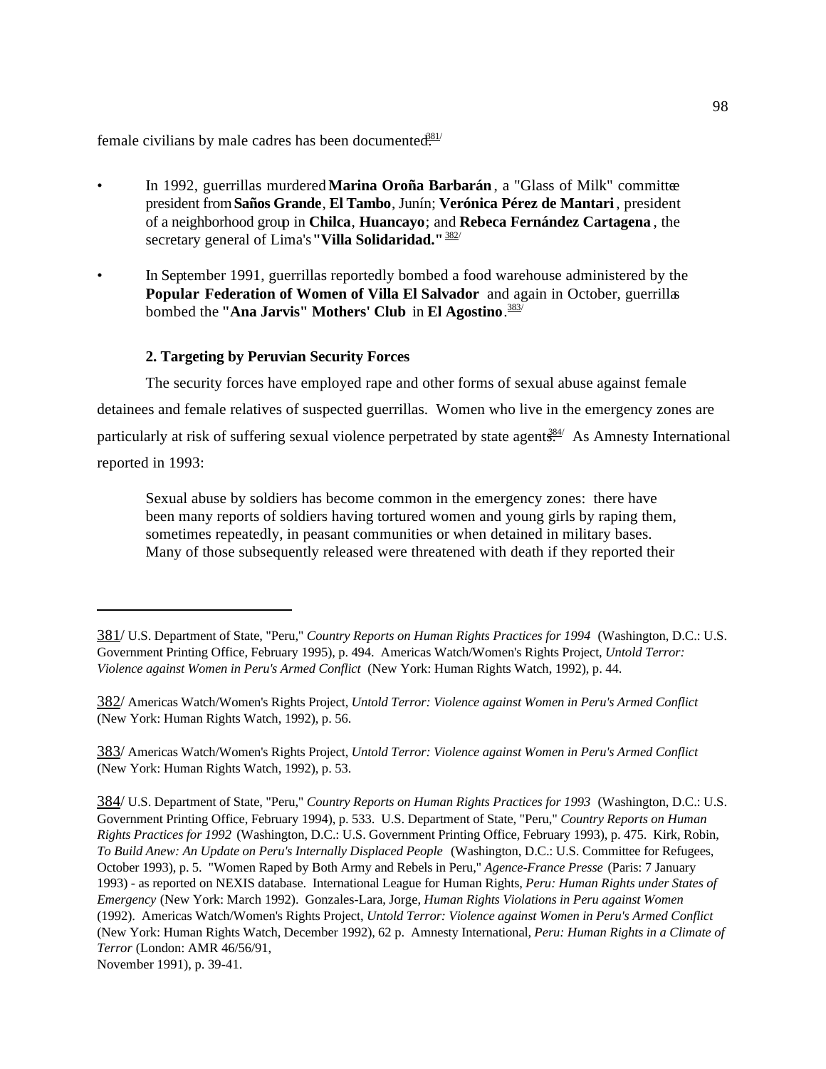female civilians by male cadres has been documented.[381]

- In 1992, guerrillas murdered **Marina Oroña Barbarán**, a "Glass of Milk" committee president from **Saños Grande**, **El Tambo**, Junín; **Verónica Pérez de Mantari**, president of a neighborhood group in **Chilca**, **Huancayo**; and **Rebeca Fernández Cartagena**, the secretary general of Lima's **"Villa Solidaridad."** [382]

- In September 1991, guerrillas reportedly bombed a food warehouse administered by the **Popular Federation of Women of Villa El Salvador** and again in October, guerrillas bombed the **"Ana Jarvis" Mothers' Club** in **El Agostino**.[383]

### 2. Targeting by Peruvian Security Forces

The security forces have employed rape and other forms of sexual abuse against female detainees and female relatives of suspected guerrillas. Women who live in the emergency zones are particularly at risk of suffering sexual violence perpetrated by state agents.[384] As Amnesty International reported in 1993:

> Sexual abuse by soldiers has become common in the emergency zones: there have been many reports of soldiers having tortured women and young girls by raping them, sometimes repeatedly, in peasant communities or when detained in military bases. Many of those subsequently released were threatened with death if they reported their

---

381/ U.S. Department of State, "Peru," *Country Reports on Human Rights Practices for 1994* (Washington, D.C.: U.S. Government Printing Office, February 1995), p. 494. Americas Watch/Women's Rights Project, *Untold Terror: Violence against Women in Peru's Armed Conflict* (New York: Human Rights Watch, 1992), p. 44.

382/ Americas Watch/Women's Rights Project, *Untold Terror: Violence against Women in Peru's Armed Conflict* (New York: Human Rights Watch, 1992), p. 56.

383/ Americas Watch/Women's Rights Project, *Untold Terror: Violence against Women in Peru's Armed Conflict* (New York: Human Rights Watch, 1992), p. 53.

384/ U.S. Department of State, "Peru," *Country Reports on Human Rights Practices for 1993* (Washington, D.C.: U.S. Government Printing Office, February 1994), p. 533. U.S. Department of State, "Peru," *Country Reports on Human Rights Practices for 1992* (Washington, D.C.: U.S. Government Printing Office, February 1993), p. 475. Kirk, Robin, *To Build Anew: An Update on Peru's Internally Displaced People* (Washington, D.C.: U.S. Committee for Refugees, October 1993), p. 5. "Women Raped by Both Army and Rebels in Peru," *Agence-France Presse* (Paris: 7 January 1993) - as reported on NEXIS database. International League for Human Rights, *Peru: Human Rights under States of Emergency* (New York: March 1992). Gonzales-Lara, Jorge, *Human Rights Violations in Peru against Women* (1992). Americas Watch/Women's Rights Project, *Untold Terror: Violence against Women in Peru's Armed Conflict* (New York: Human Rights Watch, December 1992), 62 p. Amnesty International, *Peru: Human Rights in a Climate of Terror* (London: AMR 46/56/91, November 1991), p. 39-41.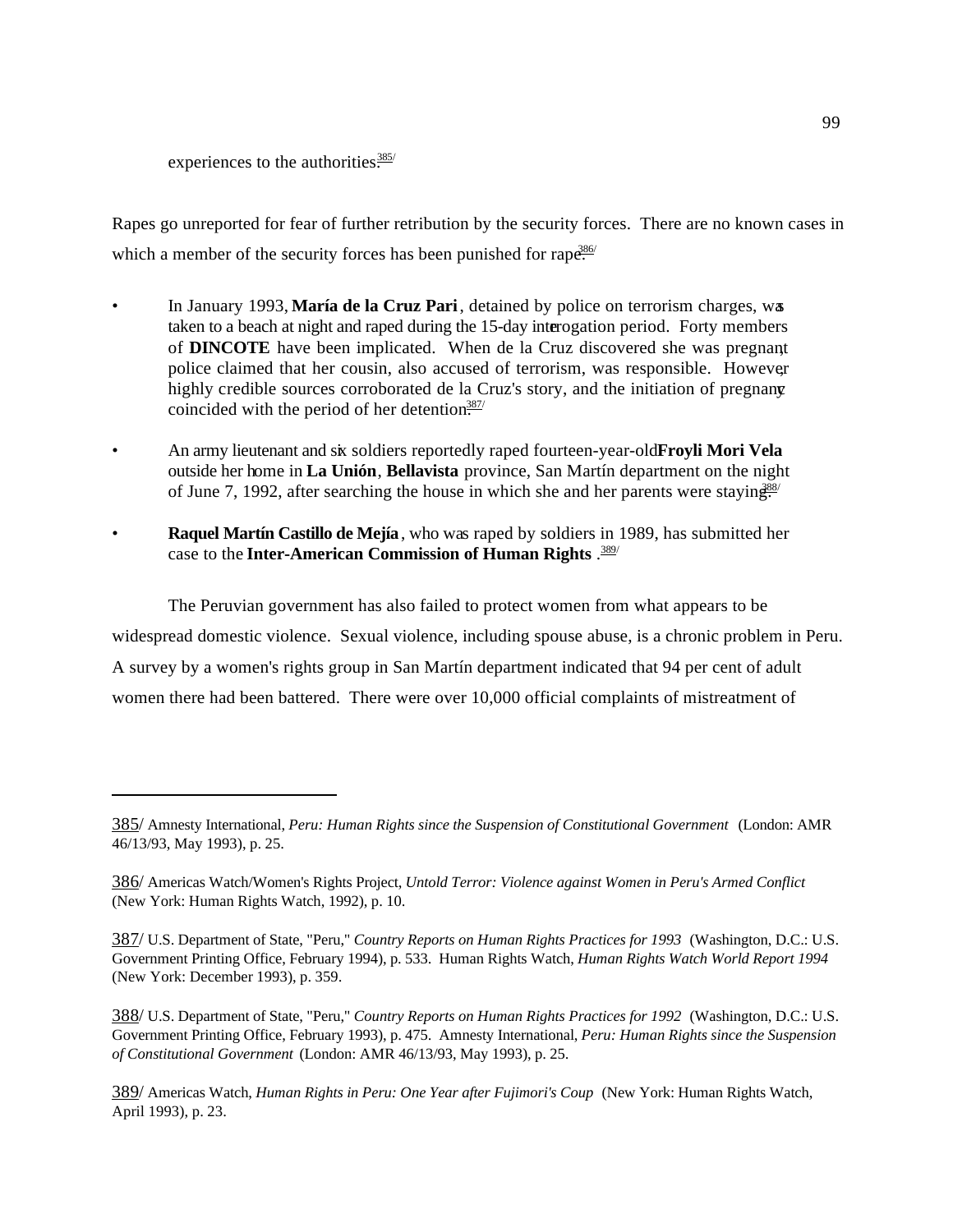experiences to the authorities.[385]

Rapes go unreported for fear of further retribution by the security forces. There are no known cases in which a member of the security forces has been punished for rape.[386]

- In January 1993, **María de la Cruz Pari**, detained by police on terrorism charges, was taken to a beach at night and raped during the 15-day interrogation period. Forty members of **DINCOTE** have been implicated. When de la Cruz discovered she was pregnant, police claimed that her cousin, also accused of terrorism, was responsible. However, highly credible sources corroborated de la Cruz's story, and the initiation of pregnancy coincided with the period of her detention.[387]

- An army lieutenant and six soldiers reportedly raped fourteen-year-old **Froyli Mori Vela** outside her home in **La Unión**, **Bellavista** province, San Martín department on the night of June 7, 1992, after searching the house in which she and her parents were staying.[388]

- **Raquel Martín Castillo de Mejía**, who was raped by soldiers in 1989, has submitted her case to the **Inter-American Commission of Human Rights**.[389]

The Peruvian government has also failed to protect women from what appears to be widespread domestic violence. Sexual violence, including spouse abuse, is a chronic problem in Peru. A survey by a women's rights group in San Martín department indicated that 94 per cent of adult women there had been battered. There were over 10,000 official complaints of mistreatment of

---

385/ Amnesty International, *Peru: Human Rights since the Suspension of Constitutional Government* (London: AMR 46/13/93, May 1993), p. 25.

386/ Americas Watch/Women's Rights Project, *Untold Terror: Violence against Women in Peru's Armed Conflict* (New York: Human Rights Watch, 1992), p. 10.

387/ U.S. Department of State, "Peru," *Country Reports on Human Rights Practices for 1993* (Washington, D.C.: U.S. Government Printing Office, February 1994), p. 533. Human Rights Watch, *Human Rights Watch World Report 1994* (New York: December 1993), p. 359.

388/ U.S. Department of State, "Peru," *Country Reports on Human Rights Practices for 1992* (Washington, D.C.: U.S. Government Printing Office, February 1993), p. 475. Amnesty International, *Peru: Human Rights since the Suspension of Constitutional Government* (London: AMR 46/13/93, May 1993), p. 25.

389/ Americas Watch, *Human Rights in Peru: One Year after Fujimori's Coup* (New York: Human Rights Watch, April 1993), p. 23.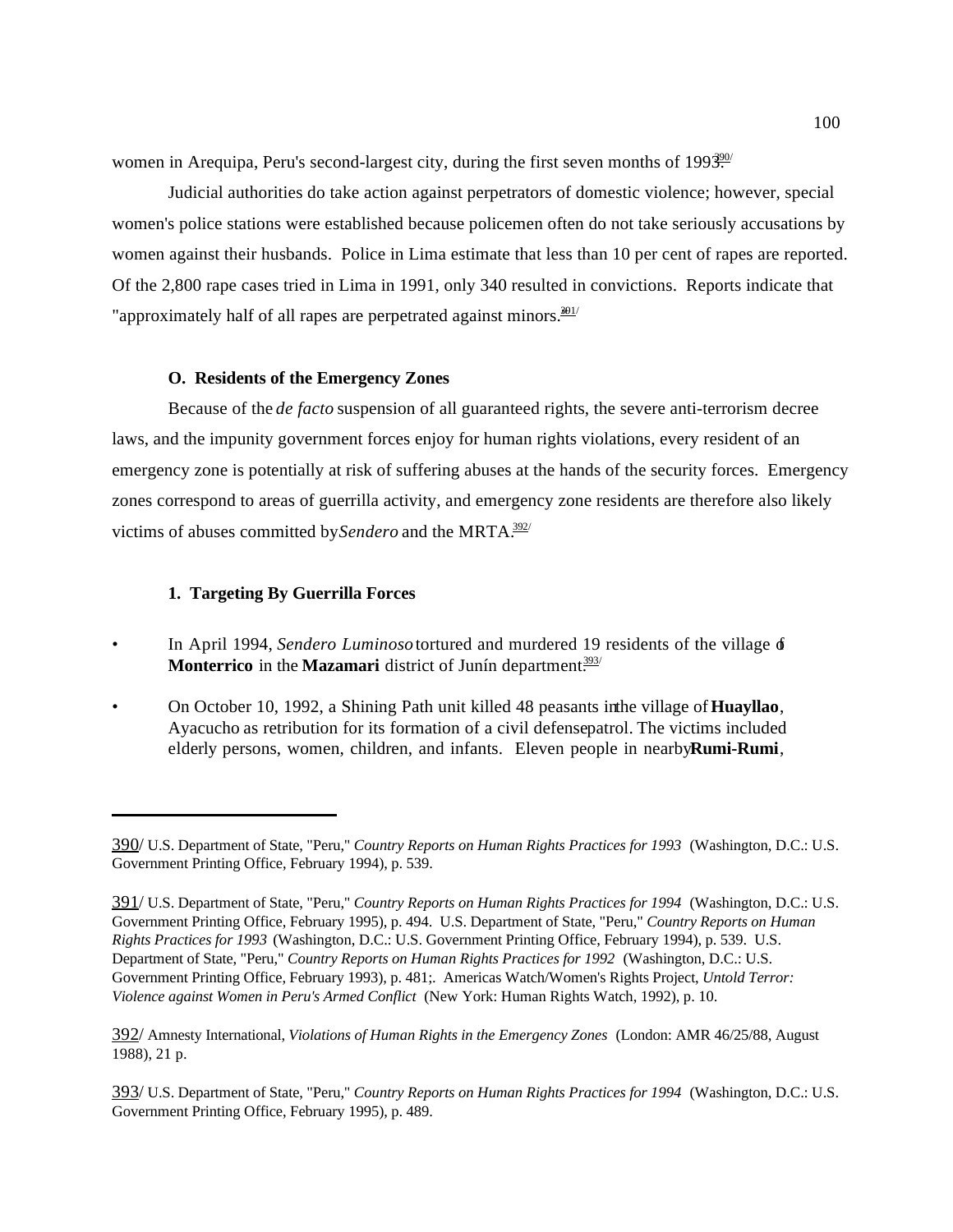women in Arequipa, Peru's second-largest city, during the first seven months of 1993.[390]

Judicial authorities do take action against perpetrators of domestic violence; however, special women's police stations were established because policemen often do not take seriously accusations by women against their husbands. Police in Lima estimate that less than 10 per cent of rapes are reported. Of the 2,800 rape cases tried in Lima in 1991, only 340 resulted in convictions. Reports indicate that "approximately half of all rapes are perpetrated against minors."[391]

### O. Residents of the Emergency Zones

Because of the *de facto* suspension of all guaranteed rights, the severe anti-terrorism decree laws, and the impunity government forces enjoy for human rights violations, every resident of an emergency zone is potentially at risk of suffering abuses at the hands of the security forces. Emergency zones correspond to areas of guerrilla activity, and emergency zone residents are therefore also likely victims of abuses committed by *Sendero* and the MRTA.[392]

#### 1. Targeting By Guerrilla Forces

- In April 1994, *Sendero Luminoso* tortured and murdered 19 residents of the village of **Monterrico** in the **Mazamari** district of Junín department.[393]
- On October 10, 1992, a Shining Path unit killed 48 peasants in the village of **Huayllao**, Ayacucho as retribution for its formation of a civil defense patrol. The victims included elderly persons, women, children, and infants. Eleven people in nearby **Rumi-Rumi**,

---

390/ U.S. Department of State, "Peru," *Country Reports on Human Rights Practices for 1993* (Washington, D.C.: U.S. Government Printing Office, February 1994), p. 539.

391/ U.S. Department of State, "Peru," *Country Reports on Human Rights Practices for 1994* (Washington, D.C.: U.S. Government Printing Office, February 1995), p. 494. U.S. Department of State, "Peru," *Country Reports on Human Rights Practices for 1993* (Washington, D.C.: U.S. Government Printing Office, February 1994), p. 539. U.S. Department of State, "Peru," *Country Reports on Human Rights Practices for 1992* (Washington, D.C.: U.S. Government Printing Office, February 1993), p. 481;. Americas Watch/Women's Rights Project, *Untold Terror: Violence against Women in Peru's Armed Conflict* (New York: Human Rights Watch, 1992), p. 10.

392/ Amnesty International, *Violations of Human Rights in the Emergency Zones* (London: AMR 46/25/88, August 1988), 21 p.

393/ U.S. Department of State, "Peru," *Country Reports on Human Rights Practices for 1994* (Washington, D.C.: U.S. Government Printing Office, February 1995), p. 489.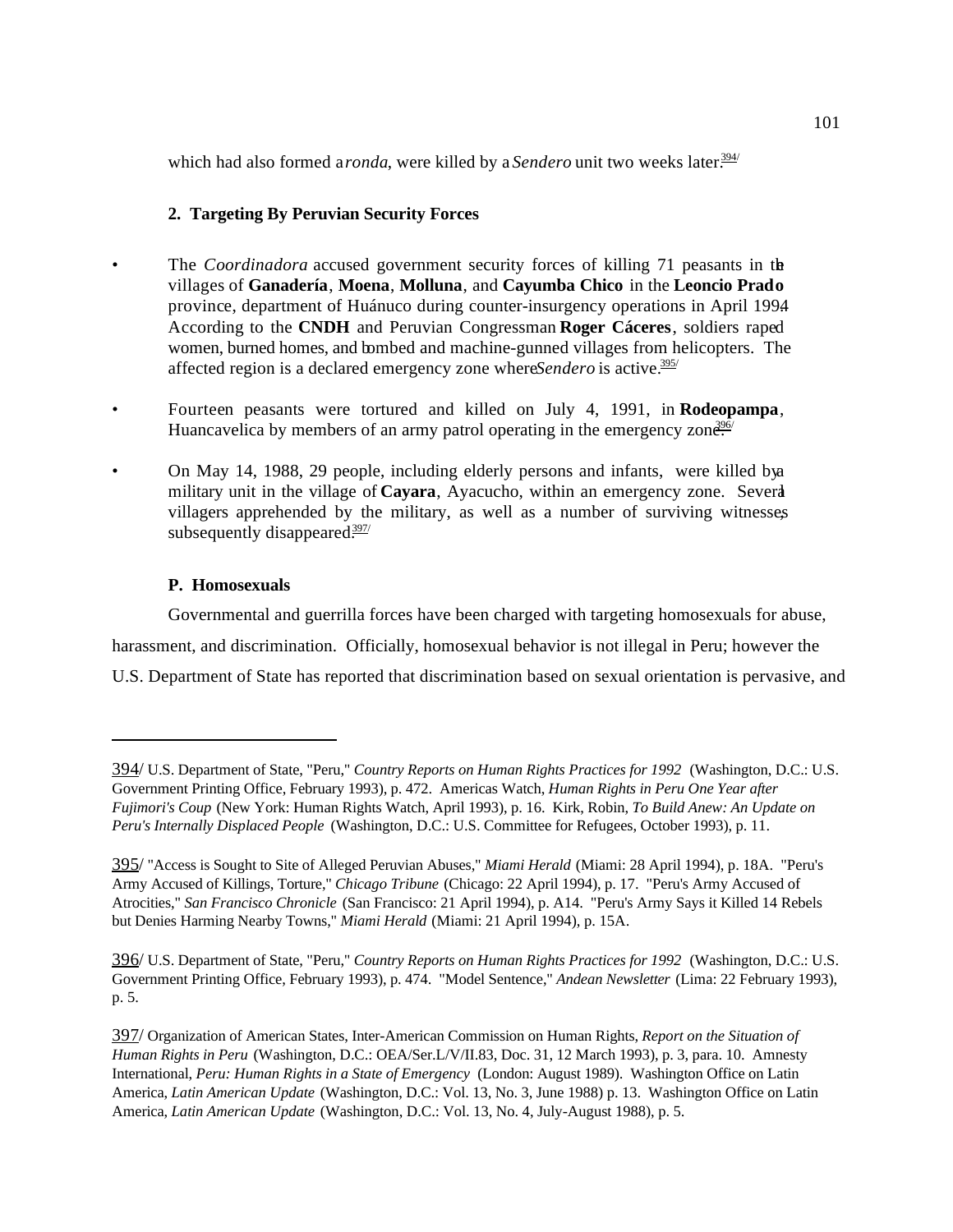which had also formed a *ronda*, were killed by a *Sendero* unit two weeks later.[394]

**2. Targeting By Peruvian Security Forces**

- The *Coordinadora* accused government security forces of killing 71 peasants in the villages of **Ganadería**, **Moena**, **Molluna**, and **Cayumba Chico** in the **Leoncio Prado** province, department of Huánuco during counter-insurgency operations in April 1994. According to the **CNDH** and Peruvian Congressman **Roger Cáceres**, soldiers raped women, burned homes, and bombed and machine-gunned villages from helicopters. The affected region is a declared emergency zone where *Sendero* is active.[395]

- Fourteen peasants were tortured and killed on July 4, 1991, in **Rodeopampa**, Huancavelica by members of an army patrol operating in the emergency zone.[396]

- On May 14, 1988, 29 people, including elderly persons and infants, were killed by a military unit in the village of **Cayara**, Ayacucho, within an emergency zone. Several villagers apprehended by the military, as well as a number of surviving witnesses, subsequently disappeared.[397]

## P. Homosexuals

Governmental and guerrilla forces have been charged with targeting homosexuals for abuse, harassment, and discrimination. Officially, homosexual behavior is not illegal in Peru; however the U.S. Department of State has reported that discrimination based on sexual orientation is pervasive, and

---

394/ U.S. Department of State, "Peru," *Country Reports on Human Rights Practices for 1992* (Washington, D.C.: U.S. Government Printing Office, February 1993), p. 472. Americas Watch, *Human Rights in Peru One Year after Fujimori's Coup* (New York: Human Rights Watch, April 1993), p. 16. Kirk, Robin, *To Build Anew: An Update on Peru's Internally Displaced People* (Washington, D.C.: U.S. Committee for Refugees, October 1993), p. 11.

395/ "Access is Sought to Site of Alleged Peruvian Abuses," *Miami Herald* (Miami: 28 April 1994), p. 18A. "Peru's Army Accused of Killings, Torture," *Chicago Tribune* (Chicago: 22 April 1994), p. 17. "Peru's Army Accused of Atrocities," *San Francisco Chronicle* (San Francisco: 21 April 1994), p. A14. "Peru's Army Says it Killed 14 Rebels but Denies Harming Nearby Towns," *Miami Herald* (Miami: 21 April 1994), p. 15A.

396/ U.S. Department of State, "Peru," *Country Reports on Human Rights Practices for 1992* (Washington, D.C.: U.S. Government Printing Office, February 1993), p. 474. "Model Sentence," *Andean Newsletter* (Lima: 22 February 1993), p. 5.

397/ Organization of American States, Inter-American Commission on Human Rights, *Report on the Situation of Human Rights in Peru* (Washington, D.C.: OEA/Ser.L/V/II.83, Doc. 31, 12 March 1993), p. 3, para. 10. Amnesty International, *Peru: Human Rights in a State of Emergency* (London: August 1989). Washington Office on Latin America, *Latin American Update* (Washington, D.C.: Vol. 13, No. 3, June 1988) p. 13. Washington Office on Latin America, *Latin American Update* (Washington, D.C.: Vol. 13, No. 4, July-August 1988), p. 5.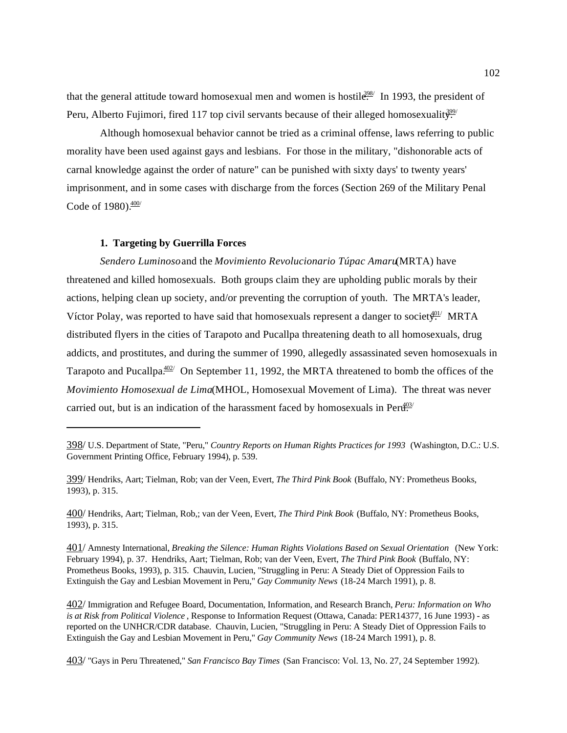that the general attitude toward homosexual men and women is hostile.[398] In 1993, the president of Peru, Alberto Fujimori, fired 117 top civil servants because of their alleged homosexuality.[399]

Although homosexual behavior cannot be tried as a criminal offense, laws referring to public morality have been used against gays and lesbians. For those in the military, "dishonorable acts of carnal knowledge against the order of nature" can be punished with sixty days' to twenty years' imprisonment, and in some cases with discharge from the forces (Section 269 of the Military Penal Code of 1980).[400]

### 1. Targeting by Guerrilla Forces

*Sendero Luminoso* and the *Movimiento Revolucionario Túpac Amaru* (MRTA) have threatened and killed homosexuals. Both groups claim they are upholding public morals by their actions, helping clean up society, and/or preventing the corruption of youth. The MRTA's leader, Víctor Polay, was reported to have said that homosexuals represent a danger to society.[401] MRTA distributed flyers in the cities of Tarapoto and Pucallpa threatening death to all homosexuals, drug addicts, and prostitutes, and during the summer of 1990, allegedly assassinated seven homosexuals in Tarapoto and Pucallpa.[402] On September 11, 1992, the MRTA threatened to bomb the offices of the *Movimiento Homosexual de Lima* (MHOL, Homosexual Movement of Lima). The threat was never carried out, but is an indication of the harassment faced by homosexuals in Peru.[403]

---

398/ U.S. Department of State, "Peru," *Country Reports on Human Rights Practices for 1993* (Washington, D.C.: U.S. Government Printing Office, February 1994), p. 539.

399/ Hendriks, Aart; Tielman, Rob; van der Veen, Evert, *The Third Pink Book* (Buffalo, NY: Prometheus Books, 1993), p. 315.

400/ Hendriks, Aart; Tielman, Rob,; van der Veen, Evert, *The Third Pink Book* (Buffalo, NY: Prometheus Books, 1993), p. 315.

401/ Amnesty International, *Breaking the Silence: Human Rights Violations Based on Sexual Orientation* (New York: February 1994), p. 37. Hendriks, Aart; Tielman, Rob; van der Veen, Evert, *The Third Pink Book* (Buffalo, NY: Prometheus Books, 1993), p. 315. Chauvin, Lucien, "Struggling in Peru: A Steady Diet of Oppression Fails to Extinguish the Gay and Lesbian Movement in Peru," *Gay Community News* (18-24 March 1991), p. 8.

402/ Immigration and Refugee Board, Documentation, Information, and Research Branch, *Peru: Information on Who is at Risk from Political Violence*, Response to Information Request (Ottawa, Canada: PER14377, 16 June 1993) - as reported on the UNHCR/CDR database. Chauvin, Lucien, "Struggling in Peru: A Steady Diet of Oppression Fails to Extinguish the Gay and Lesbian Movement in Peru," *Gay Community News* (18-24 March 1991), p. 8.

403/ "Gays in Peru Threatened," *San Francisco Bay Times* (San Francisco: Vol. 13, No. 27, 24 September 1992).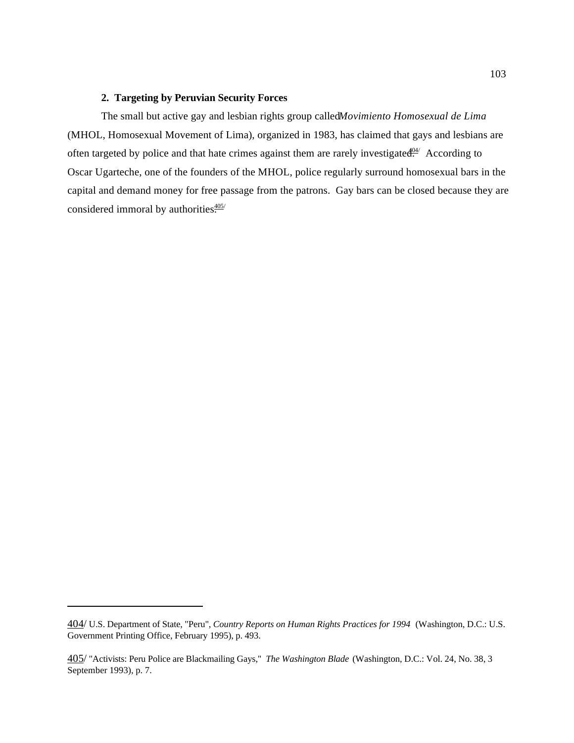### 2. Targeting by Peruvian Security Forces

The small but active gay and lesbian rights group called *Movimiento Homosexual de Lima* (MHOL, Homosexual Movement of Lima), organized in 1983, has claimed that gays and lesbians are often targeted by police and that hate crimes against them are rarely investigated.[404/] According to Oscar Ugarteche, one of the founders of the MHOL, police regularly surround homosexual bars in the capital and demand money for free passage from the patrons. Gay bars can be closed because they are considered immoral by authorities.[405/]

---

404/ U.S. Department of State, "Peru", *Country Reports on Human Rights Practices for 1994* (Washington, D.C.: U.S. Government Printing Office, February 1995), p. 493.

405/ "Activists: Peru Police are Blackmailing Gays," *The Washington Blade* (Washington, D.C.: Vol. 24, No. 38, 3 September 1993), p. 7.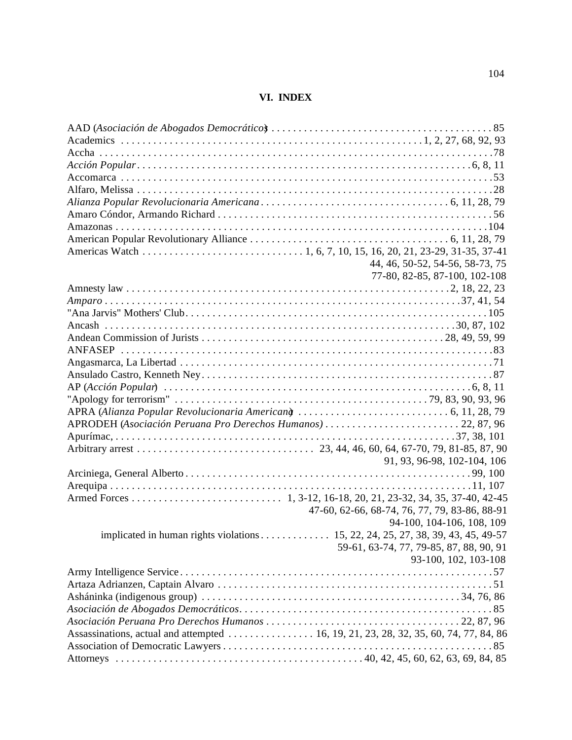# VI. INDEX

AAD (*Asociación de Abogados Democráticos*) . . . 85
Academics . . . 1, 2, 27, 68, 92, 93
Accha . . . 78
*Acción Popular* . . . 6, 8, 11
Accomarca . . . 53
Alfaro, Melissa . . . 28
*Alianza Popular Revolucionaria Americana* . . . 6, 11, 28, 79
Amaro Cóndor, Armando Richard . . . 56
Amazonas . . . 104
American Popular Revolutionary Alliance . . . 6, 11, 28, 79
Americas Watch . . . 1, 6, 7, 10, 15, 16, 20, 21, 23-29, 31-35, 37-41, 44, 46, 50-52, 54-56, 58-73, 75, 77-80, 82-85, 87-100, 102-108
Amnesty law . . . 2, 18, 22, 23
*Amparo* . . . 37, 41, 54
"Ana Jarvis" Mothers' Club . . . 105
Ancash . . . 30, 87, 102
Andean Commission of Jurists . . . 28, 49, 59, 99
ANFASEP . . . 83
Angasmarca, La Libertad . . . 71
Ansulado Castro, Kenneth Ney . . . 87
AP (*Acción Popular*) . . . 6, 8, 11
"Apology for terrorism" . . . 79, 83, 90, 93, 96
APRA (*Alianza Popular Revolucionaria Americana*) . . . 6, 11, 28, 79
APRODEH (*Asociación Peruana Pro Derechos Humanos*) . . . 22, 87, 96
Apurímac, . . . 37, 38, 101
Arbitrary arrest . . . 23, 44, 46, 60, 64, 67-70, 79, 81-85, 87, 90, 91, 93, 96-98, 102-104, 106
Arciniega, General Alberto . . . 99, 100
Arequipa . . . 11, 107
Armed Forces . . . 1, 3-12, 16-18, 20, 21, 23-32, 34, 35, 37-40, 42-45, 47-60, 62-66, 68-74, 76, 77, 79, 83-86, 88-91, 94-100, 104-106, 108, 109
    implicated in human rights violations . . . 15, 22, 24, 25, 27, 38, 39, 43, 45, 49-57, 59-61, 63-74, 77, 79-85, 87, 88, 90, 91, 93-100, 102, 103-108
Army Intelligence Service . . . 57
Artaza Adrianzen, Captain Alvaro . . . 51
Asháninka (indigenous group) . . . 34, 76, 86
*Asociación de Abogados Democráticos* . . . 85
*Asociación Peruana Pro Derechos Humanos* . . . 22, 87, 96
Assassinations, actual and attempted . . . 16, 19, 21, 23, 28, 32, 35, 60, 74, 77, 84, 86
Association of Democratic Lawyers . . . 85
Attorneys . . . 40, 42, 45, 60, 62, 63, 69, 84, 85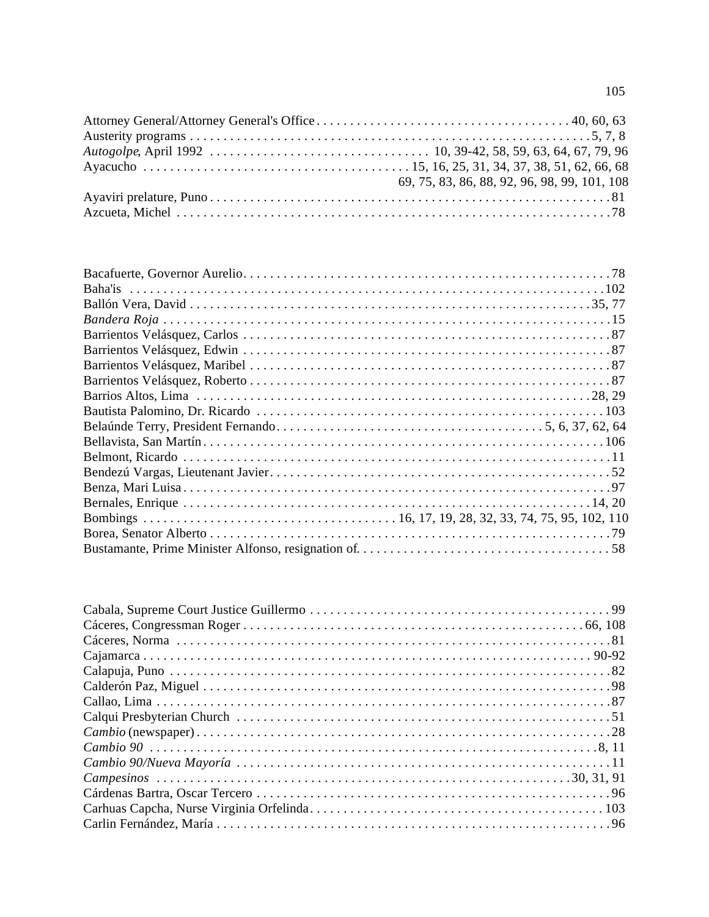Attorney General/Attorney General's Office . . . . . . . . . . . . . . . . . . . . . . . . . . . . . . . . . . . . . 40, 60, 63
Austerity programs . . . . . . . . . . . . . . . . . . . . . . . . . . . . . . . . . . . . . . . . . . . . . . . . . . . 5, 7, 8
*Autogolpe*, April 1992 . . . . . . . . . . . . . . . . . . . . . . . . . . . . . . . . . 10, 39-42, 58, 59, 63, 64, 67, 79, 96
Ayacucho . . . . . . . . . . . . . . . . . . . . . . . . . . . . . . . . . . . . . . 15, 16, 25, 31, 34, 37, 38, 51, 62, 66, 68
69, 75, 83, 86, 88, 92, 96, 98, 99, 101, 108
Ayaviri prelature, Puno . . . . . . . . . . . . . . . . . . . . . . . . . . . . . . . . . . . . . . . . . . . . . . . . . 81
Azcueta, Michel . . . . . . . . . . . . . . . . . . . . . . . . . . . . . . . . . . . . . . . . . . . . . . . . . . . . . . 78

Bacafuerte, Governor Aurelio . . . . . . . . . . . . . . . . . . . . . . . . . . . . . . . . . . . . . . . . . . . . . . 78
Baha'is . . . . . . . . . . . . . . . . . . . . . . . . . . . . . . . . . . . . . . . . . . . . . . . . . . . . . . . . . . . . 102
Ballón Vera, David . . . . . . . . . . . . . . . . . . . . . . . . . . . . . . . . . . . . . . . . . . . . . . . . . . 35, 77
*Bandera Roja* . . . . . . . . . . . . . . . . . . . . . . . . . . . . . . . . . . . . . . . . . . . . . . . . . . . . . . . 15
Barrientos Velásquez, Carlos . . . . . . . . . . . . . . . . . . . . . . . . . . . . . . . . . . . . . . . . . . . . . . 87
Barrientos Velásquez, Edwin . . . . . . . . . . . . . . . . . . . . . . . . . . . . . . . . . . . . . . . . . . . . . . 87
Barrientos Velásquez, Maribel . . . . . . . . . . . . . . . . . . . . . . . . . . . . . . . . . . . . . . . . . . . . . 87
Barrientos Velásquez, Roberto . . . . . . . . . . . . . . . . . . . . . . . . . . . . . . . . . . . . . . . . . . . . . 87
Barrios Altos, Lima . . . . . . . . . . . . . . . . . . . . . . . . . . . . . . . . . . . . . . . . . . . . . . . . . . 28, 29
Bautista Palomino, Dr. Ricardo . . . . . . . . . . . . . . . . . . . . . . . . . . . . . . . . . . . . . . . . . . . . 103
Belaúnde Terry, President Fernando . . . . . . . . . . . . . . . . . . . . . . . . . . . . . . . . . . . . 5, 6, 37, 62, 64
Bellavista, San Martín . . . . . . . . . . . . . . . . . . . . . . . . . . . . . . . . . . . . . . . . . . . . . . . . . . 106
Belmont, Ricardo . . . . . . . . . . . . . . . . . . . . . . . . . . . . . . . . . . . . . . . . . . . . . . . . . . . . . . 11
Bendezú Vargas, Lieutenant Javier . . . . . . . . . . . . . . . . . . . . . . . . . . . . . . . . . . . . . . . . . . . 52
Benza, Mari Luisa . . . . . . . . . . . . . . . . . . . . . . . . . . . . . . . . . . . . . . . . . . . . . . . . . . . . . 97
Bernales, Enrique . . . . . . . . . . . . . . . . . . . . . . . . . . . . . . . . . . . . . . . . . . . . . . . . . . . 14, 20
Bombings . . . . . . . . . . . . . . . . . . . . . . . . . . . . . . . . . . . . . 16, 17, 19, 28, 32, 33, 74, 75, 95, 102, 110
Borea, Senator Alberto . . . . . . . . . . . . . . . . . . . . . . . . . . . . . . . . . . . . . . . . . . . . . . . . . . 79
Bustamante, Prime Minister Alfonso, resignation of. . . . . . . . . . . . . . . . . . . . . . . . . . . . . . . . . . 58

Cabala, Supreme Court Justice Guillermo . . . . . . . . . . . . . . . . . . . . . . . . . . . . . . . . . . . . . . . 99
Cáceres, Congressman Roger . . . . . . . . . . . . . . . . . . . . . . . . . . . . . . . . . . . . . . . . . . . . 66, 108
Cáceres, Norma . . . . . . . . . . . . . . . . . . . . . . . . . . . . . . . . . . . . . . . . . . . . . . . . . . . . . . . 81
Cajamarca . . . . . . . . . . . . . . . . . . . . . . . . . . . . . . . . . . . . . . . . . . . . . . . . . . . . . . . . 90-92
Calapuja, Puno . . . . . . . . . . . . . . . . . . . . . . . . . . . . . . . . . . . . . . . . . . . . . . . . . . . . . . . 82
Calderón Paz, Miguel . . . . . . . . . . . . . . . . . . . . . . . . . . . . . . . . . . . . . . . . . . . . . . . . . . . 98
Callao, Lima . . . . . . . . . . . . . . . . . . . . . . . . . . . . . . . . . . . . . . . . . . . . . . . . . . . . . . . . 87
Calqui Presbyterian Church . . . . . . . . . . . . . . . . . . . . . . . . . . . . . . . . . . . . . . . . . . . . . . . 51
*Cambio* (newspaper) . . . . . . . . . . . . . . . . . . . . . . . . . . . . . . . . . . . . . . . . . . . . . . . . . . . 28
*Cambio 90* . . . . . . . . . . . . . . . . . . . . . . . . . . . . . . . . . . . . . . . . . . . . . . . . . . . . . . . 8, 11
*Cambio 90/Nueva Mayoría* . . . . . . . . . . . . . . . . . . . . . . . . . . . . . . . . . . . . . . . . . . . . . . . 11
*Campesinos* . . . . . . . . . . . . . . . . . . . . . . . . . . . . . . . . . . . . . . . . . . . . . . . . . . . . 30, 31, 91
Cárdenas Bartra, Oscar Tercero . . . . . . . . . . . . . . . . . . . . . . . . . . . . . . . . . . . . . . . . . . . . . 96
Carhuas Capcha, Nurse Virginia Orfelinda . . . . . . . . . . . . . . . . . . . . . . . . . . . . . . . . . . . . . . 103
Carlin Fernández, María . . . . . . . . . . . . . . . . . . . . . . . . . . . . . . . . . . . . . . . . . . . . . . . . . 96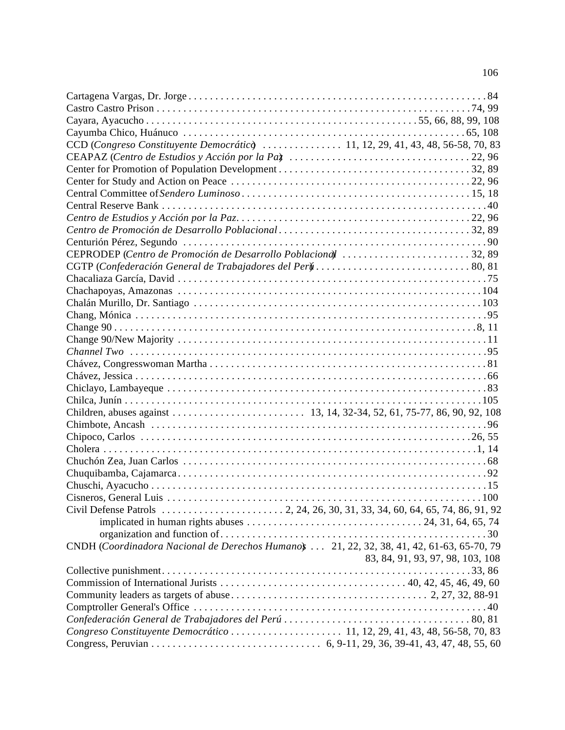Cartagena Vargas, Dr. Jorge . . . . . . . . . . . . . . . . . . . . . . . . . . . . . . . . . . . . . . . . . . . . . . . . . . . . . . 84
Castro Castro Prison . . . . . . . . . . . . . . . . . . . . . . . . . . . . . . . . . . . . . . . . . . . . . . . . . . . . . . . . . . 74, 99
Cayara, Ayacucho . . . . . . . . . . . . . . . . . . . . . . . . . . . . . . . . . . . . . . . . . . . . . . . . . 55, 66, 88, 99, 108
Cayumba Chico, Huánuco . . . . . . . . . . . . . . . . . . . . . . . . . . . . . . . . . . . . . . . . . . . . . . . . . . . . 65, 108
CCD (*Congreso Constituyente Democrático*) . . . . . . . . . . . . . . . 11, 12, 29, 41, 43, 48, 56-58, 70, 83
CEAPAZ (*Centro de Estudios y Acción por la Paz*) . . . . . . . . . . . . . . . . . . . . . . . . . . . . . . . . . . 22, 96
Center for Promotion of Population Development . . . . . . . . . . . . . . . . . . . . . . . . . . . . . . . . . . . . 32, 89
Center for Study and Action on Peace . . . . . . . . . . . . . . . . . . . . . . . . . . . . . . . . . . . . . . . . . . . . 22, 96
Central Committee of *Sendero Luminoso* . . . . . . . . . . . . . . . . . . . . . . . . . . . . . . . . . . . . . . . . . 15, 18
Central Reserve Bank . . . . . . . . . . . . . . . . . . . . . . . . . . . . . . . . . . . . . . . . . . . . . . . . . . . . . . . . . . 40
*Centro de Estudios y Acción por la Paz* . . . . . . . . . . . . . . . . . . . . . . . . . . . . . . . . . . . . . . . . . . . 22, 96
*Centro de Promoción de Desarrollo Poblacional* . . . . . . . . . . . . . . . . . . . . . . . . . . . . . . . . . . . . 32, 89
Centurión Pérez, Segundo . . . . . . . . . . . . . . . . . . . . . . . . . . . . . . . . . . . . . . . . . . . . . . . . . . . . . . 90
CEPRODEP (*Centro de Promoción de Desarrollo Poblacional*) . . . . . . . . . . . . . . . . . . . . . . . . . 32, 89
CGTP (*Confederación General de Trabajadores del Perú*) . . . . . . . . . . . . . . . . . . . . . . . . . . . . . 80, 81
Chacaliaza García, David . . . . . . . . . . . . . . . . . . . . . . . . . . . . . . . . . . . . . . . . . . . . . . . . . . . . . . . 75
Chachapoyas, Amazonas . . . . . . . . . . . . . . . . . . . . . . . . . . . . . . . . . . . . . . . . . . . . . . . . . . . . . . 104
Chalán Murillo, Dr. Santiago . . . . . . . . . . . . . . . . . . . . . . . . . . . . . . . . . . . . . . . . . . . . . . . . . . . 103
Chang, Mónica . . . . . . . . . . . . . . . . . . . . . . . . . . . . . . . . . . . . . . . . . . . . . . . . . . . . . . . . . . . . . . 95
Change 90 . . . . . . . . . . . . . . . . . . . . . . . . . . . . . . . . . . . . . . . . . . . . . . . . . . . . . . . . . . . . . . . . 8, 11
Change 90/New Majority . . . . . . . . . . . . . . . . . . . . . . . . . . . . . . . . . . . . . . . . . . . . . . . . . . . . . . 11
*Channel Two* . . . . . . . . . . . . . . . . . . . . . . . . . . . . . . . . . . . . . . . . . . . . . . . . . . . . . . . . . . . . . . . 95
Chávez, Congresswoman Martha . . . . . . . . . . . . . . . . . . . . . . . . . . . . . . . . . . . . . . . . . . . . . . . . 81
Chávez, Jessica . . . . . . . . . . . . . . . . . . . . . . . . . . . . . . . . . . . . . . . . . . . . . . . . . . . . . . . . . . . . . . 66
Chiclayo, Lambayeque . . . . . . . . . . . . . . . . . . . . . . . . . . . . . . . . . . . . . . . . . . . . . . . . . . . . . . . . 83
Chilca, Junín . . . . . . . . . . . . . . . . . . . . . . . . . . . . . . . . . . . . . . . . . . . . . . . . . . . . . . . . . . . . . . . 105
Children, abuses against . . . . . . . . . . . . . . . . . . . . . . . . . 13, 14, 32-34, 52, 61, 75-77, 86, 90, 92, 108
Chimbote, Ancash . . . . . . . . . . . . . . . . . . . . . . . . . . . . . . . . . . . . . . . . . . . . . . . . . . . . . . . . . . . . 96
Chipoco, Carlos . . . . . . . . . . . . . . . . . . . . . . . . . . . . . . . . . . . . . . . . . . . . . . . . . . . . . . . . . . . 26, 55
Cholera . . . . . . . . . . . . . . . . . . . . . . . . . . . . . . . . . . . . . . . . . . . . . . . . . . . . . . . . . . . . . . . . . . 1, 14
Chuchón Zea, Juan Carlos . . . . . . . . . . . . . . . . . . . . . . . . . . . . . . . . . . . . . . . . . . . . . . . . . . . . . . 68
Chuquibamba, Cajamarca . . . . . . . . . . . . . . . . . . . . . . . . . . . . . . . . . . . . . . . . . . . . . . . . . . . . . . 92
Chuschi, Ayacucho . . . . . . . . . . . . . . . . . . . . . . . . . . . . . . . . . . . . . . . . . . . . . . . . . . . . . . . . . . . 15
Cisneros, General Luis . . . . . . . . . . . . . . . . . . . . . . . . . . . . . . . . . . . . . . . . . . . . . . . . . . . . . . . . 100
Civil Defense Patrols . . . . . . . . . . . . . . . . . . . . . . . 2, 24, 26, 30, 31, 33, 34, 60, 64, 65, 74, 86, 91, 92
    implicated in human rights abuses . . . . . . . . . . . . . . . . . . . . . . . . . . . . . . . . 24, 31, 64, 65, 74
    organization and function of . . . . . . . . . . . . . . . . . . . . . . . . . . . . . . . . . . . . . . . . . . . . . . . . . 30
CNDH (*Coordinadora Nacional de Derechos Humanos*) . . . 21, 22, 32, 38, 41, 42, 61-63, 65-70, 79
    83, 84, 91, 93, 97, 98, 103, 108
Collective punishment . . . . . . . . . . . . . . . . . . . . . . . . . . . . . . . . . . . . . . . . . . . . . . . . . . . . . . . 33, 86
Commission of International Jurists . . . . . . . . . . . . . . . . . . . . . . . . . . . . . . . . . . . 40, 42, 45, 46, 49, 60
Community leaders as targets of abuse . . . . . . . . . . . . . . . . . . . . . . . . . . . . . . . . . . . . . 2, 27, 32, 88-91
Comptroller General's Office . . . . . . . . . . . . . . . . . . . . . . . . . . . . . . . . . . . . . . . . . . . . . . . . . . . . . 40
*Confederación General de Trabajadores del Perú* . . . . . . . . . . . . . . . . . . . . . . . . . . . . . . . . . . . 80, 81
*Congreso Constituyente Democrático* . . . . . . . . . . . . . . . . . . . . . 11, 12, 29, 41, 43, 48, 56-58, 70, 83
Congress, Peruvian . . . . . . . . . . . . . . . . . . . . . . . . . . . . . . . 6, 9-11, 29, 36, 39-41, 43, 47, 48, 55, 60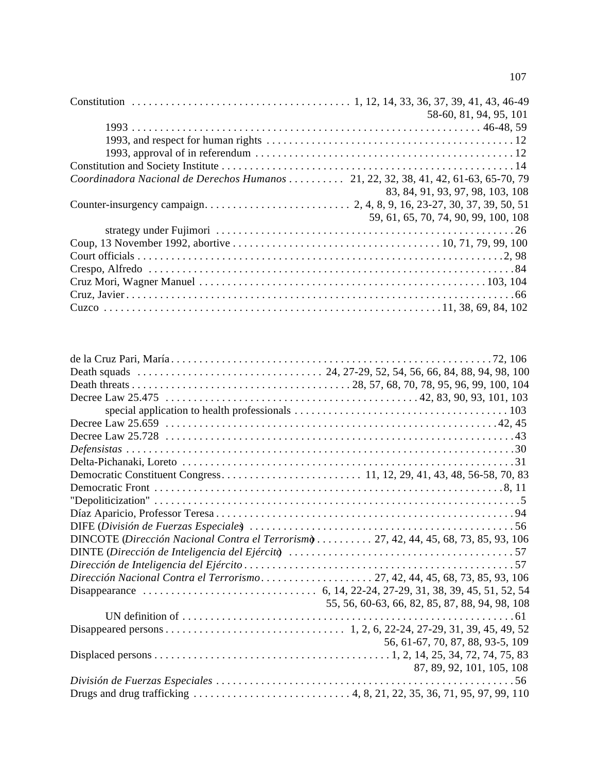Constitution . . . . . . . . . . . . . . . . . . . . . . . . . . . . . . . . . . . . . . 1, 12, 14, 33, 36, 37, 39, 41, 43, 46-49
58-60, 81, 94, 95, 101

1993 . . . . . . . . . . . . . . . . . . . . . . . . . . . . . . . . . . . . . . . . . . . . . . . . . . . . . . . . . . . . 46-48, 59

1993, and respect for human rights . . . . . . . . . . . . . . . . . . . . . . . . . . . . . . . . . . . . . . . . . . . 12

1993, approval of in referendum . . . . . . . . . . . . . . . . . . . . . . . . . . . . . . . . . . . . . . . . . . . . . 12

Constitution and Society Institute . . . . . . . . . . . . . . . . . . . . . . . . . . . . . . . . . . . . . . . . . . . . . . . . . . . 14

*Coordinadora Nacional de Derechos Humanos* . . . . . . . . . . 21, 22, 32, 38, 41, 42, 61-63, 65-70, 79
83, 84, 91, 93, 97, 98, 103, 108

Counter-insurgency campaign. . . . . . . . . . . . . . . . . . . . . . . . . . 2, 4, 8, 9, 16, 23-27, 30, 37, 39, 50, 51
59, 61, 65, 70, 74, 90, 99, 100, 108

strategy under Fujimori . . . . . . . . . . . . . . . . . . . . . . . . . . . . . . . . . . . . . . . . . . . . . . . . . . . . 26

Coup, 13 November 1992, abortive . . . . . . . . . . . . . . . . . . . . . . . . . . . . . . . . . . . . 10, 71, 79, 99, 100

Court officials . . . . . . . . . . . . . . . . . . . . . . . . . . . . . . . . . . . . . . . . . . . . . . . . . . . . . . . . . . . . . . . 2, 98

Crespo, Alfredo . . . . . . . . . . . . . . . . . . . . . . . . . . . . . . . . . . . . . . . . . . . . . . . . . . . . . . . . . . . . . . . . 84

Cruz Mori, Wagner Manuel . . . . . . . . . . . . . . . . . . . . . . . . . . . . . . . . . . . . . . . . . . . . . . . . . . 103, 104

Cruz, Javier . . . . . . . . . . . . . . . . . . . . . . . . . . . . . . . . . . . . . . . . . . . . . . . . . . . . . . . . . . . . . . . . . . . 66

Cuzco . . . . . . . . . . . . . . . . . . . . . . . . . . . . . . . . . . . . . . . . . . . . . . . . . . . . . . . . . 11, 38, 69, 84, 102

de la Cruz Pari, María . . . . . . . . . . . . . . . . . . . . . . . . . . . . . . . . . . . . . . . . . . . . . . . . . . . . . . . . 72, 106

Death squads . . . . . . . . . . . . . . . . . . . . . . . . . . . . . . . . . 24, 27-29, 52, 54, 56, 66, 84, 88, 94, 98, 100

Death threats . . . . . . . . . . . . . . . . . . . . . . . . . . . . . . . . . . . . . . . 28, 57, 68, 70, 78, 95, 96, 99, 100, 104

Decree Law 25.475 . . . . . . . . . . . . . . . . . . . . . . . . . . . . . . . . . . . . . . . . . . . . . 42, 83, 90, 93, 101, 103

special application to health professionals . . . . . . . . . . . . . . . . . . . . . . . . . . . . . . . . . . . . . . 103

Decree Law 25.659 . . . . . . . . . . . . . . . . . . . . . . . . . . . . . . . . . . . . . . . . . . . . . . . . . . . . . . . . . . . 42, 45

Decree Law 25.728 . . . . . . . . . . . . . . . . . . . . . . . . . . . . . . . . . . . . . . . . . . . . . . . . . . . . . . . . . . . . . 43

*Defensistas* . . . . . . . . . . . . . . . . . . . . . . . . . . . . . . . . . . . . . . . . . . . . . . . . . . . . . . . . . . . . . . . . . . . 30

Delta-Pichanaki, Loreto . . . . . . . . . . . . . . . . . . . . . . . . . . . . . . . . . . . . . . . . . . . . . . . . . . . . . . . . . . 31

Democratic Constituent Congress. . . . . . . . . . . . . . . . . . . . . . . . . 11, 12, 29, 41, 43, 48, 56-58, 70, 83

Democratic Front . . . . . . . . . . . . . . . . . . . . . . . . . . . . . . . . . . . . . . . . . . . . . . . . . . . . . . . . . . . . . 8, 11

"Depoliticization" . . . . . . . . . . . . . . . . . . . . . . . . . . . . . . . . . . . . . . . . . . . . . . . . . . . . . . . . . . . . . . . . 5

Díaz Aparicio, Professor Teresa . . . . . . . . . . . . . . . . . . . . . . . . . . . . . . . . . . . . . . . . . . . . . . . . . . . . 94

DIFE (*División de Fuerzas Especiales*) . . . . . . . . . . . . . . . . . . . . . . . . . . . . . . . . . . . . . . . . . . . . . 56

DINCOTE (*Dirección Nacional Contra el Terrorismo*) . . . . . . . . . . 27, 42, 44, 45, 68, 73, 85, 93, 106

DINTE (*Dirección de Inteligencia del Ejército*) . . . . . . . . . . . . . . . . . . . . . . . . . . . . . . . . . . . . . . . 57

*Dirección de Inteligencia del Ejército* . . . . . . . . . . . . . . . . . . . . . . . . . . . . . . . . . . . . . . . . . . . . . . . 57

*Dirección Nacional Contra el Terrorismo*. . . . . . . . . . . . . . . . . . . . 27, 42, 44, 45, 68, 73, 85, 93, 106

Disappearance . . . . . . . . . . . . . . . . . . . . . . . . . . . . . . 6, 14, 22-24, 27-29, 31, 38, 39, 45, 51, 52, 54
55, 56, 60-63, 66, 82, 85, 87, 88, 94, 98, 108

UN definition of . . . . . . . . . . . . . . . . . . . . . . . . . . . . . . . . . . . . . . . . . . . . . . . . . . . . . . . . . . . . . 61

Disappeared persons . . . . . . . . . . . . . . . . . . . . . . . . . . . . . . . 1, 2, 6, 22-24, 27-29, 31, 39, 45, 49, 52
56, 61-67, 70, 87, 88, 93-5, 109

Displaced persons . . . . . . . . . . . . . . . . . . . . . . . . . . . . . . . . . . . . . . . . . 1, 2, 14, 25, 34, 72, 74, 75, 83
87, 89, 92, 101, 105, 108

*División de Fuerzas Especiales* . . . . . . . . . . . . . . . . . . . . . . . . . . . . . . . . . . . . . . . . . . . . . . . . . . . . 56

Drugs and drug trafficking . . . . . . . . . . . . . . . . . . . . . . . . . . . . 4, 8, 21, 22, 35, 36, 71, 95, 97, 99, 110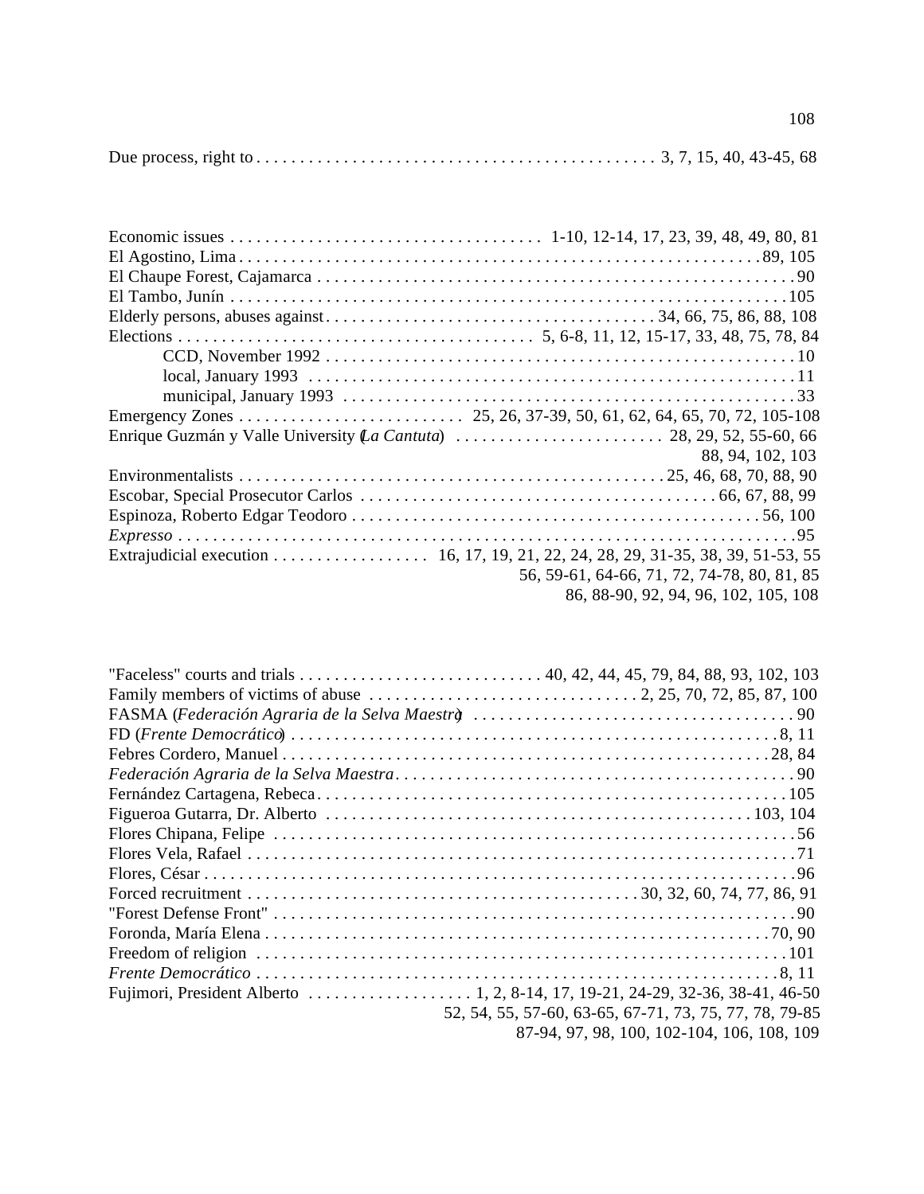Due process, right to . . . . . . . . . . . . . . . . . . . . . . . . . . . . . . . . . . . . . . . . . . . . . 3, 7, 15, 40, 43-45, 68

Economic issues . . . . . . . . . . . . . . . . . . . . . . . . . . . . . . . . . . . 1-10, 12-14, 17, 23, 39, 48, 49, 80, 81
El Agostino, Lima . . . . . . . . . . . . . . . . . . . . . . . . . . . . . . . . . . . . . . . . . . . . . . . . . . . . . . . . . . 89, 105
El Chaupe Forest, Cajamarca . . . . . . . . . . . . . . . . . . . . . . . . . . . . . . . . . . . . . . . . . . . . . . . . . . . . 90
El Tambo, Junín . . . . . . . . . . . . . . . . . . . . . . . . . . . . . . . . . . . . . . . . . . . . . . . . . . . . . . . . . . . . . 105
Elderly persons, abuses against . . . . . . . . . . . . . . . . . . . . . . . . . . . . . . . . . . . . . 34, 66, 75, 86, 88, 108
Elections . . . . . . . . . . . . . . . . . . . . . . . . . . . . . . . . . . . . . . . . 5, 6-8, 11, 12, 15-17, 33, 48, 75, 78, 84
    CCD, November 1992 . . . . . . . . . . . . . . . . . . . . . . . . . . . . . . . . . . . . . . . . . . . . . . . . . . . . . 10
    local, January 1993 . . . . . . . . . . . . . . . . . . . . . . . . . . . . . . . . . . . . . . . . . . . . . . . . . . . . . . . 11
    municipal, January 1993 . . . . . . . . . . . . . . . . . . . . . . . . . . . . . . . . . . . . . . . . . . . . . . . . . . . 33
Emergency Zones . . . . . . . . . . . . . . . . . . . . . . . . . 25, 26, 37-39, 50, 61, 62, 64, 65, 70, 72, 105-108
Enrique Guzmán y Valle University (*La Cantuta*) . . . . . . . . . . . . . . . . . . . . . . . . 28, 29, 52, 55-60, 66
88, 94, 102, 103
Environmentalists . . . . . . . . . . . . . . . . . . . . . . . . . . . . . . . . . . . . . . . . . . . . . . . . 25, 46, 68, 70, 88, 90
Escobar, Special Prosecutor Carlos . . . . . . . . . . . . . . . . . . . . . . . . . . . . . . . . . . . . . . . . . 66, 67, 88, 99
Espinoza, Roberto Edgar Teodoro . . . . . . . . . . . . . . . . . . . . . . . . . . . . . . . . . . . . . . . . . . . . . . 56, 100
*Expresso* . . . . . . . . . . . . . . . . . . . . . . . . . . . . . . . . . . . . . . . . . . . . . . . . . . . . . . . . . . . . . . . . . . 95
Extrajudicial execution . . . . . . . . . . . . . . . . . . 16, 17, 19, 21, 22, 24, 28, 29, 31-35, 38, 39, 51-53, 55
56, 59-61, 64-66, 71, 72, 74-78, 80, 81, 85
86, 88-90, 92, 94, 96, 102, 105, 108

"Faceless" courts and trials . . . . . . . . . . . . . . . . . . . . . . . . . . . . 40, 42, 44, 45, 79, 84, 88, 93, 102, 103
Family members of victims of abuse . . . . . . . . . . . . . . . . . . . . . . . . . . . . . . . 2, 25, 70, 72, 85, 87, 100
FASMA (*Federación Agraria de la Selva Maestra*) . . . . . . . . . . . . . . . . . . . . . . . . . . . . . . . . . . . . 90
FD (*Frente Democrático*) . . . . . . . . . . . . . . . . . . . . . . . . . . . . . . . . . . . . . . . . . . . . . . . . . . . . . 8, 11
Febres Cordero, Manuel . . . . . . . . . . . . . . . . . . . . . . . . . . . . . . . . . . . . . . . . . . . . . . . . . . . . . 28, 84
*Federación Agraria de la Selva Maestra* . . . . . . . . . . . . . . . . . . . . . . . . . . . . . . . . . . . . . . . . . . . . 90
Fernández Cartagena, Rebeca . . . . . . . . . . . . . . . . . . . . . . . . . . . . . . . . . . . . . . . . . . . . . . . . . . 105
Figueroa Gutarra, Dr. Alberto . . . . . . . . . . . . . . . . . . . . . . . . . . . . . . . . . . . . . . . . . . . . . . . 103, 104
Flores Chipana, Felipe . . . . . . . . . . . . . . . . . . . . . . . . . . . . . . . . . . . . . . . . . . . . . . . . . . . . . . . . 56
Flores Vela, Rafael . . . . . . . . . . . . . . . . . . . . . . . . . . . . . . . . . . . . . . . . . . . . . . . . . . . . . . . . . . . 71
Flores, César . . . . . . . . . . . . . . . . . . . . . . . . . . . . . . . . . . . . . . . . . . . . . . . . . . . . . . . . . . . . . . . 96
Forced recruitment . . . . . . . . . . . . . . . . . . . . . . . . . . . . . . . . . . . . . . . . . . . . 30, 32, 60, 74, 77, 86, 91
"Forest Defense Front" . . . . . . . . . . . . . . . . . . . . . . . . . . . . . . . . . . . . . . . . . . . . . . . . . . . . . . . . 90
Foronda, María Elena . . . . . . . . . . . . . . . . . . . . . . . . . . . . . . . . . . . . . . . . . . . . . . . . . . . . . . . 70, 90
Freedom of religion . . . . . . . . . . . . . . . . . . . . . . . . . . . . . . . . . . . . . . . . . . . . . . . . . . . . . . . . . 101
*Frente Democrático* . . . . . . . . . . . . . . . . . . . . . . . . . . . . . . . . . . . . . . . . . . . . . . . . . . . . . . . . 8, 11
Fujimori, President Alberto . . . . . . . . . . . . . . . . . . . 1, 2, 8-14, 17, 19-21, 24-29, 32-36, 38-41, 46-50
52, 54, 55, 57-60, 63-65, 67-71, 73, 75, 77, 78, 79-85
87-94, 97, 98, 100, 102-104, 106, 108, 109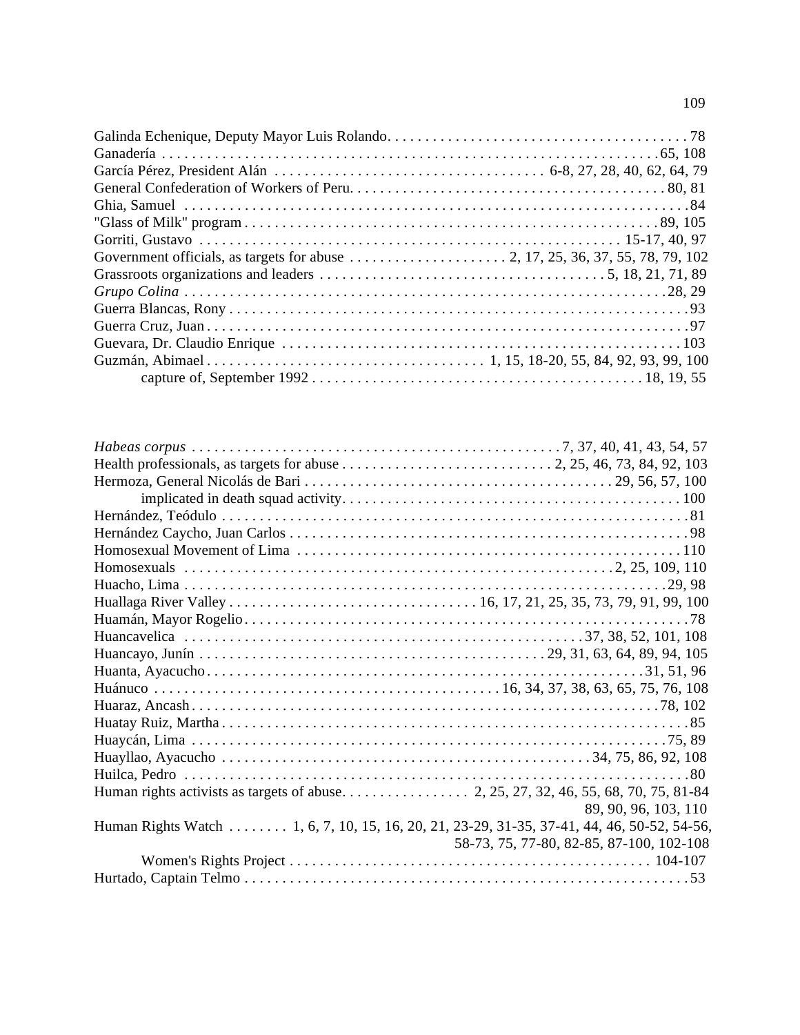Galinda Echenique, Deputy Mayor Luis Rolando. . . . . . . . . . . . . . . . . . . . . . . . . . . . . . . . . . . . . . . . 78
Ganadería . . . . . . . . . . . . . . . . . . . . . . . . . . . . . . . . . . . . . . . . . . . . . . . . . . . . . . . . . . . . . . . 65, 108
García Pérez, President Alán . . . . . . . . . . . . . . . . . . . . . . . . . . . . . . . . . . . . 6-8, 27, 28, 40, 62, 64, 79
General Confederation of Workers of Peru. . . . . . . . . . . . . . . . . . . . . . . . . . . . . . . . . . . . . . . . . . 80, 81
Ghia, Samuel . . . . . . . . . . . . . . . . . . . . . . . . . . . . . . . . . . . . . . . . . . . . . . . . . . . . . . . . . . . . . . . . 84
"Glass of Milk" program . . . . . . . . . . . . . . . . . . . . . . . . . . . . . . . . . . . . . . . . . . . . . . . . . . . . . 89, 105
Gorriti, Gustavo . . . . . . . . . . . . . . . . . . . . . . . . . . . . . . . . . . . . . . . . . . . . . . . . . . . . . 15-17, 40, 97
Government officials, as targets for abuse . . . . . . . . . . . . . . . . . . . . . 2, 17, 25, 36, 37, 55, 78, 79, 102
Grassroots organizations and leaders . . . . . . . . . . . . . . . . . . . . . . . . . . . . . . . . . . . . . . 5, 18, 21, 71, 89
*Grupo Colina* . . . . . . . . . . . . . . . . . . . . . . . . . . . . . . . . . . . . . . . . . . . . . . . . . . . . . . . . . . . . . . . 28, 29
Guerra Blancas, Rony . . . . . . . . . . . . . . . . . . . . . . . . . . . . . . . . . . . . . . . . . . . . . . . . . . . . . . . . . . 93
Guerra Cruz, Juan . . . . . . . . . . . . . . . . . . . . . . . . . . . . . . . . . . . . . . . . . . . . . . . . . . . . . . . . . . . . . 97
Guevara, Dr. Claudio Enrique . . . . . . . . . . . . . . . . . . . . . . . . . . . . . . . . . . . . . . . . . . . . . . . . . . . . 103
Guzmán, Abimael . . . . . . . . . . . . . . . . . . . . . . . . . . . . . . . . . . . . 1, 15, 18-20, 55, 84, 92, 93, 99, 100
    capture of, September 1992 . . . . . . . . . . . . . . . . . . . . . . . . . . . . . . . . . . . . . . . . . . . . 18, 19, 55

*Habeas corpus* . . . . . . . . . . . . . . . . . . . . . . . . . . . . . . . . . . . . . . . . . . . . . . . . 7, 37, 40, 41, 43, 54, 57
Health professionals, as targets for abuse . . . . . . . . . . . . . . . . . . . . . . . . . . . . 2, 25, 46, 73, 84, 92, 103
Hermoza, General Nicolás de Bari . . . . . . . . . . . . . . . . . . . . . . . . . . . . . . . . . . . . . . . . . 29, 56, 57, 100
    implicated in death squad activity. . . . . . . . . . . . . . . . . . . . . . . . . . . . . . . . . . . . . . . . . . . . . . 100
Hernández, Teódulo . . . . . . . . . . . . . . . . . . . . . . . . . . . . . . . . . . . . . . . . . . . . . . . . . . . . . . . . . . . 81
Hernández Caycho, Juan Carlos . . . . . . . . . . . . . . . . . . . . . . . . . . . . . . . . . . . . . . . . . . . . . . . . . . . 98
Homosexual Movement of Lima . . . . . . . . . . . . . . . . . . . . . . . . . . . . . . . . . . . . . . . . . . . . . . . . . . 110
Homosexuals . . . . . . . . . . . . . . . . . . . . . . . . . . . . . . . . . . . . . . . . . . . . . . . . . . . . . . . 2, 25, 109, 110
Huacho, Lima . . . . . . . . . . . . . . . . . . . . . . . . . . . . . . . . . . . . . . . . . . . . . . . . . . . . . . . . . . . . . . 29, 98
Huallaga River Valley . . . . . . . . . . . . . . . . . . . . . . . . . . . . . . . . . 16, 17, 21, 25, 35, 73, 79, 91, 99, 100
Huamán, Mayor Rogelio . . . . . . . . . . . . . . . . . . . . . . . . . . . . . . . . . . . . . . . . . . . . . . . . . . . . . . . . 78
Huancavelica . . . . . . . . . . . . . . . . . . . . . . . . . . . . . . . . . . . . . . . . . . . . . . . . . . . . 37, 38, 52, 101, 108
Huancayo, Junín . . . . . . . . . . . . . . . . . . . . . . . . . . . . . . . . . . . . . . . . . . . . . 29, 31, 63, 64, 89, 94, 105
Huanta, Ayacucho . . . . . . . . . . . . . . . . . . . . . . . . . . . . . . . . . . . . . . . . . . . . . . . . . . . . . . . . . 31, 51, 96
Huánuco . . . . . . . . . . . . . . . . . . . . . . . . . . . . . . . . . . . . . . . . . . . . . 16, 34, 37, 38, 63, 65, 75, 76, 108
Huaraz, Ancash . . . . . . . . . . . . . . . . . . . . . . . . . . . . . . . . . . . . . . . . . . . . . . . . . . . . . . . . . . . . . 78, 102
Huatay Ruiz, Martha . . . . . . . . . . . . . . . . . . . . . . . . . . . . . . . . . . . . . . . . . . . . . . . . . . . . . . . . . . . 85
Huaycán, Lima . . . . . . . . . . . . . . . . . . . . . . . . . . . . . . . . . . . . . . . . . . . . . . . . . . . . . . . . . . . . . 75, 89
Huayllao, Ayacucho . . . . . . . . . . . . . . . . . . . . . . . . . . . . . . . . . . . . . . . . . . . . . . . . . 34, 75, 86, 92, 108
Huilca, Pedro . . . . . . . . . . . . . . . . . . . . . . . . . . . . . . . . . . . . . . . . . . . . . . . . . . . . . . . . . . . . . . . . 80
Human rights activists as targets of abuse. . . . . . . . . . . . . . . . . 2, 25, 27, 32, 46, 55, 68, 70, 75, 81-84
    89, 90, 96, 103, 110
Human Rights Watch . . . . . . . . 1, 6, 7, 10, 15, 16, 20, 21, 23-29, 31-35, 37-41, 44, 46, 50-52, 54-56,
    58-73, 75, 77-80, 82-85, 87-100, 102-108
    Women's Rights Project . . . . . . . . . . . . . . . . . . . . . . . . . . . . . . . . . . . . . . . . . . . . . . . . . 104-107
Hurtado, Captain Telmo . . . . . . . . . . . . . . . . . . . . . . . . . . . . . . . . . . . . . . . . . . . . . . . . . . . . . . . . . 53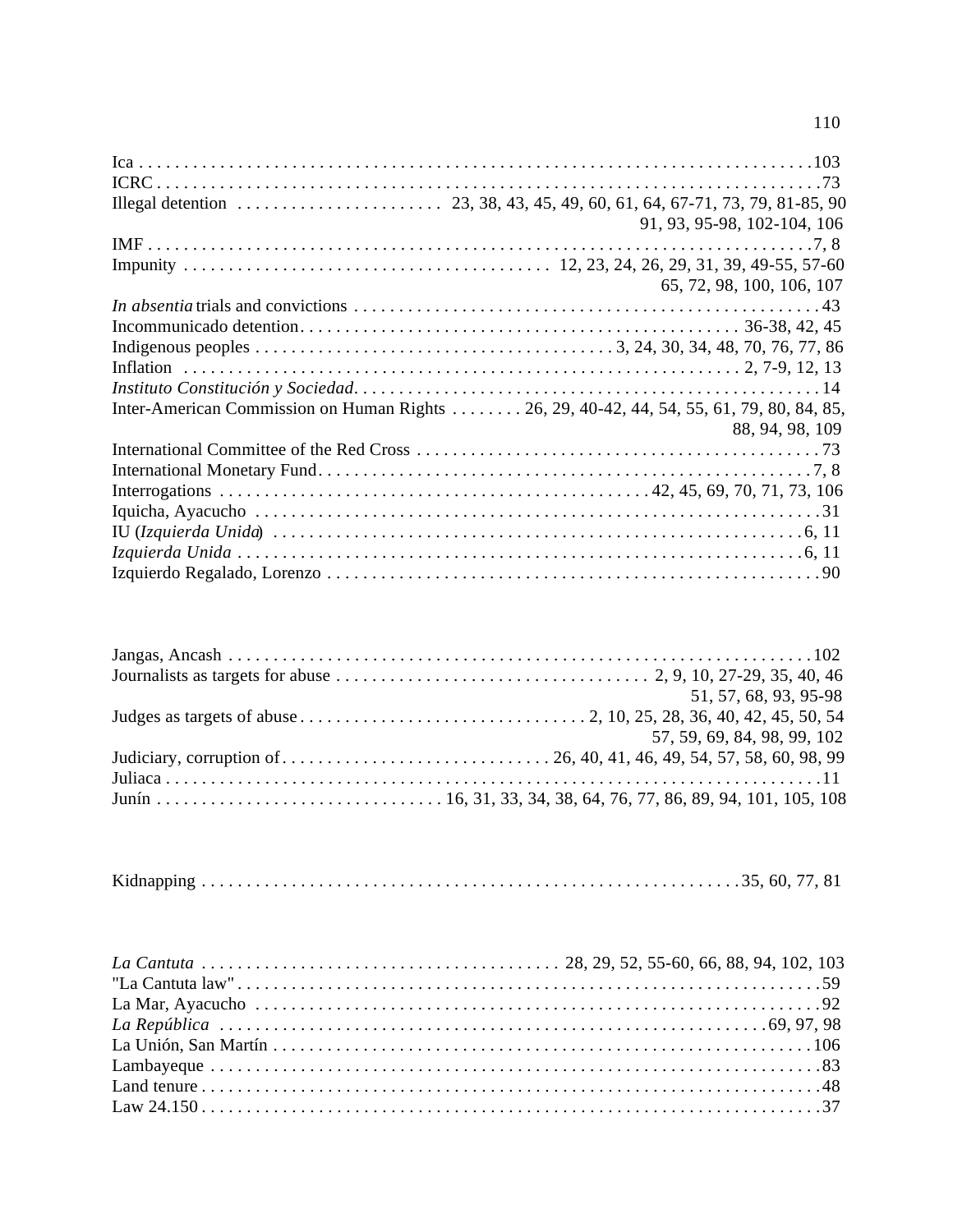Ica . . . . . . . . . . . . . . . . . . . . . . . . . . . . . . . . . . . . . . . . . . . . . . . . . . . . . . . . . . . . . . . . . . . . . . . 103
ICRC . . . . . . . . . . . . . . . . . . . . . . . . . . . . . . . . . . . . . . . . . . . . . . . . . . . . . . . . . . . . . . . . . . . . . . 73
Illegal detention . . . . . . . . . . . . . . . . . . . . . . . 23, 38, 43, 45, 49, 60, 61, 64, 67-71, 73, 79, 81-85, 90
91, 93, 95-98, 102-104, 106
IMF . . . . . . . . . . . . . . . . . . . . . . . . . . . . . . . . . . . . . . . . . . . . . . . . . . . . . . . . . . . . . . . . . . . . . . 7, 8
Impunity . . . . . . . . . . . . . . . . . . . . . . . . . . . . . . . . . . . . . . . . 12, 23, 24, 26, 29, 31, 39, 49-55, 57-60
65, 72, 98, 100, 106, 107
*In absentia* trials and convictions . . . . . . . . . . . . . . . . . . . . . . . . . . . . . . . . . . . . . . . . . . . . . . . . . . . 43
Incommunicado detention. . . . . . . . . . . . . . . . . . . . . . . . . . . . . . . . . . . . . . . . . . . . . . . . . 36-38, 42, 45
Indigenous peoples . . . . . . . . . . . . . . . . . . . . . . . . . . . . . . . . . . . . . . . 3, 24, 30, 34, 48, 70, 76, 77, 86
Inflation . . . . . . . . . . . . . . . . . . . . . . . . . . . . . . . . . . . . . . . . . . . . . . . . . . . . . . . . . . . . . 2, 7-9, 12, 13
*Instituto Constitución y Sociedad*. . . . . . . . . . . . . . . . . . . . . . . . . . . . . . . . . . . . . . . . . . . . . . . . . . . . 14
Inter-American Commission on Human Rights . . . . . . . . 26, 29, 40-42, 44, 54, 55, 61, 79, 80, 84, 85,
88, 94, 98, 109
International Committee of the Red Cross . . . . . . . . . . . . . . . . . . . . . . . . . . . . . . . . . . . . . . . . . . . . . 73
International Monetary Fund. . . . . . . . . . . . . . . . . . . . . . . . . . . . . . . . . . . . . . . . . . . . . . . . . . . . . . 7, 8
Interrogations . . . . . . . . . . . . . . . . . . . . . . . . . . . . . . . . . . . . . . . . . . . . . . . 42, 45, 69, 70, 71, 73, 106
Iquicha, Ayacucho . . . . . . . . . . . . . . . . . . . . . . . . . . . . . . . . . . . . . . . . . . . . . . . . . . . . . . . . . . . . . . 31
IU (*Izquierda Unida*) . . . . . . . . . . . . . . . . . . . . . . . . . . . . . . . . . . . . . . . . . . . . . . . . . . . . . . . . . . . 6, 11
*Izquierda Unida* . . . . . . . . . . . . . . . . . . . . . . . . . . . . . . . . . . . . . . . . . . . . . . . . . . . . . . . . . . . . . . 6, 11
Izquierdo Regalado, Lorenzo . . . . . . . . . . . . . . . . . . . . . . . . . . . . . . . . . . . . . . . . . . . . . . . . . . . . . . 90

Jangas, Ancash . . . . . . . . . . . . . . . . . . . . . . . . . . . . . . . . . . . . . . . . . . . . . . . . . . . . . . . . . . . . . . . . 102
Journalists as targets for abuse . . . . . . . . . . . . . . . . . . . . . . . . . . . . . . . . . . . 2, 9, 10, 27-29, 35, 40, 46
51, 57, 68, 93, 95-98
Judges as targets of abuse . . . . . . . . . . . . . . . . . . . . . . . . . . . . . . . . 2, 10, 25, 28, 36, 40, 42, 45, 50, 54
57, 59, 69, 84, 98, 99, 102
Judiciary, corruption of . . . . . . . . . . . . . . . . . . . . . . . . . . . . . . 26, 40, 41, 46, 49, 54, 57, 58, 60, 98, 99
Juliaca . . . . . . . . . . . . . . . . . . . . . . . . . . . . . . . . . . . . . . . . . . . . . . . . . . . . . . . . . . . . . . . . . . . . . . . 11
Junín . . . . . . . . . . . . . . . . . . . . . . . . . . . . . . . 16, 31, 33, 34, 38, 64, 76, 77, 86, 89, 94, 101, 105, 108

Kidnapping . . . . . . . . . . . . . . . . . . . . . . . . . . . . . . . . . . . . . . . . . . . . . . . . . . . . . . . . . . . 35, 60, 77, 81

*La Cantuta* . . . . . . . . . . . . . . . . . . . . . . . . . . . . . . . . . . . . . . . . 28, 29, 52, 55-60, 66, 88, 94, 102, 103
"La Cantuta law" . . . . . . . . . . . . . . . . . . . . . . . . . . . . . . . . . . . . . . . . . . . . . . . . . . . . . . . . . . . . . . . . 59
La Mar, Ayacucho . . . . . . . . . . . . . . . . . . . . . . . . . . . . . . . . . . . . . . . . . . . . . . . . . . . . . . . . . . . . . . . 92
*La República* . . . . . . . . . . . . . . . . . . . . . . . . . . . . . . . . . . . . . . . . . . . . . . . . . . . . . . . . . . . . 69, 97, 98
La Unión, San Martín . . . . . . . . . . . . . . . . . . . . . . . . . . . . . . . . . . . . . . . . . . . . . . . . . . . . . . . . . . . 106
Lambayeque . . . . . . . . . . . . . . . . . . . . . . . . . . . . . . . . . . . . . . . . . . . . . . . . . . . . . . . . . . . . . . . . . . . 83
Land tenure . . . . . . . . . . . . . . . . . . . . . . . . . . . . . . . . . . . . . . . . . . . . . . . . . . . . . . . . . . . . . . . . . . . 48
Law 24.150 . . . . . . . . . . . . . . . . . . . . . . . . . . . . . . . . . . . . . . . . . . . . . . . . . . . . . . . . . . . . . . . . . . . 37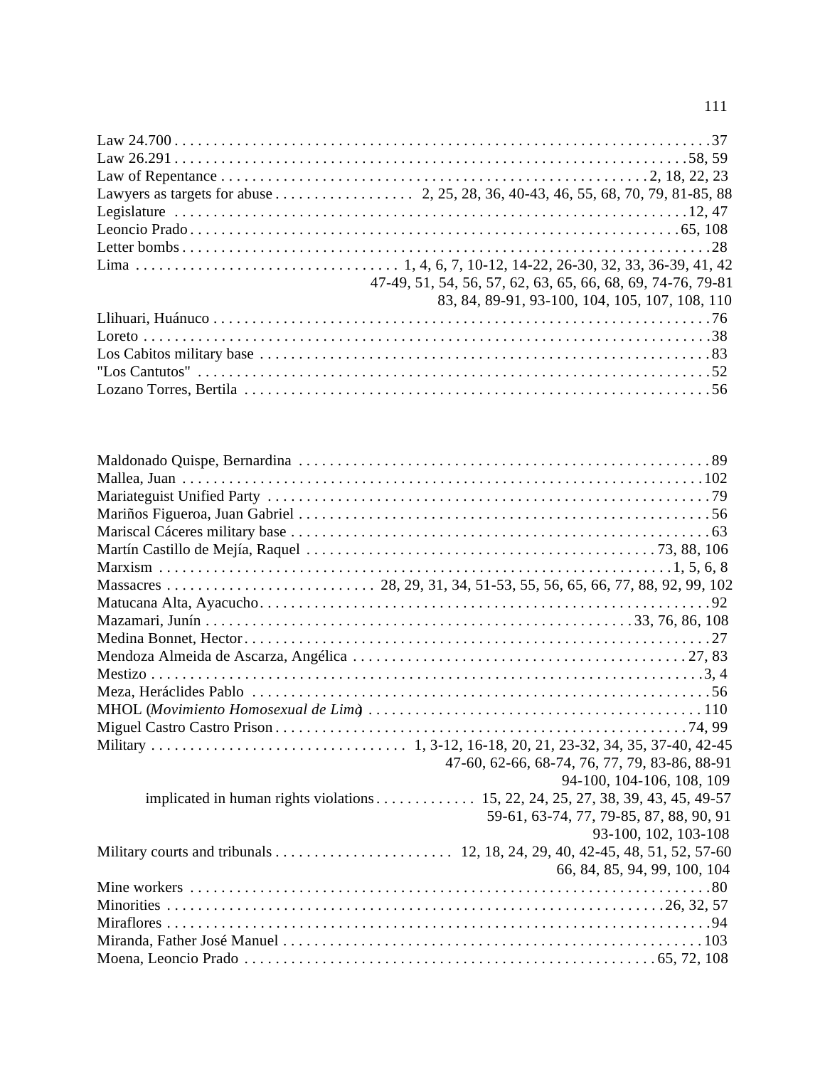Law 24.700 . . . . . . . . . . . . . . . . . . . . . . . . . . . . . . . . . . . . . . . . . . . . . . . . . . . . . . . . . . . . . . . . 37
Law 26.291 . . . . . . . . . . . . . . . . . . . . . . . . . . . . . . . . . . . . . . . . . . . . . . . . . . . . . . . . . . . . . . 58, 59
Law of Repentance . . . . . . . . . . . . . . . . . . . . . . . . . . . . . . . . . . . . . . . . . . . . . . . . . . . . 2, 18, 22, 23
Lawyers as targets for abuse . . . . . . . . . . . . . . . . . . 2, 25, 28, 36, 40-43, 46, 55, 68, 70, 79, 81-85, 88
Legislature . . . . . . . . . . . . . . . . . . . . . . . . . . . . . . . . . . . . . . . . . . . . . . . . . . . . . . . . . . . . . . 12, 47
Leoncio Prado . . . . . . . . . . . . . . . . . . . . . . . . . . . . . . . . . . . . . . . . . . . . . . . . . . . . . . . . . . . 65, 108
Letter bombs . . . . . . . . . . . . . . . . . . . . . . . . . . . . . . . . . . . . . . . . . . . . . . . . . . . . . . . . . . . . . . . 28
Lima . . . . . . . . . . . . . . . . . . . . . . . . . . . . . . . . . . 1, 4, 6, 7, 10-12, 14-22, 26-30, 32, 33, 36-39, 41, 42
47-49, 51, 54, 56, 57, 62, 63, 65, 66, 68, 69, 74-76, 79-81
83, 84, 89-91, 93-100, 104, 105, 107, 108, 110
Llihuari, Huánuco . . . . . . . . . . . . . . . . . . . . . . . . . . . . . . . . . . . . . . . . . . . . . . . . . . . . . . . . . . . . 76
Loreto . . . . . . . . . . . . . . . . . . . . . . . . . . . . . . . . . . . . . . . . . . . . . . . . . . . . . . . . . . . . . . . . . . . . . 38
Los Cabitos military base . . . . . . . . . . . . . . . . . . . . . . . . . . . . . . . . . . . . . . . . . . . . . . . . . . . . . . . 83
"Los Cantutos" . . . . . . . . . . . . . . . . . . . . . . . . . . . . . . . . . . . . . . . . . . . . . . . . . . . . . . . . . . . . . . 52
Lozano Torres, Bertila . . . . . . . . . . . . . . . . . . . . . . . . . . . . . . . . . . . . . . . . . . . . . . . . . . . . . . . . . 56

Maldonado Quispe, Bernardina . . . . . . . . . . . . . . . . . . . . . . . . . . . . . . . . . . . . . . . . . . . . . . . . . . 89
Mallea, Juan . . . . . . . . . . . . . . . . . . . . . . . . . . . . . . . . . . . . . . . . . . . . . . . . . . . . . . . . . . . . . . . . 102
Mariateguist Unified Party . . . . . . . . . . . . . . . . . . . . . . . . . . . . . . . . . . . . . . . . . . . . . . . . . . . . . . 79
Mariños Figueroa, Juan Gabriel . . . . . . . . . . . . . . . . . . . . . . . . . . . . . . . . . . . . . . . . . . . . . . . . . . 56
Mariscal Cáceres military base . . . . . . . . . . . . . . . . . . . . . . . . . . . . . . . . . . . . . . . . . . . . . . . . . . 63
Martín Castillo de Mejía, Raquel . . . . . . . . . . . . . . . . . . . . . . . . . . . . . . . . . . . . . . . . . . . 73, 88, 106
Marxism . . . . . . . . . . . . . . . . . . . . . . . . . . . . . . . . . . . . . . . . . . . . . . . . . . . . . . . . . . . . . . . 1, 5, 6, 8
Massacres . . . . . . . . . . . . . . . . . . . . . . . . . . 28, 29, 31, 34, 51-53, 55, 56, 65, 66, 77, 88, 92, 99, 102
Matucana Alta, Ayacucho . . . . . . . . . . . . . . . . . . . . . . . . . . . . . . . . . . . . . . . . . . . . . . . . . . . . . . . 92
Mazamari, Junín . . . . . . . . . . . . . . . . . . . . . . . . . . . . . . . . . . . . . . . . . . . . . . . . . . . . . 33, 76, 86, 108
Medina Bonnet, Hector . . . . . . . . . . . . . . . . . . . . . . . . . . . . . . . . . . . . . . . . . . . . . . . . . . . . . . . . . 27
Mendoza Almeida de Ascarza, Angélica . . . . . . . . . . . . . . . . . . . . . . . . . . . . . . . . . . . . . . . . . . 27, 83
Mestizo . . . . . . . . . . . . . . . . . . . . . . . . . . . . . . . . . . . . . . . . . . . . . . . . . . . . . . . . . . . . . . . . . . . 3, 4
Meza, Heráclides Pablo . . . . . . . . . . . . . . . . . . . . . . . . . . . . . . . . . . . . . . . . . . . . . . . . . . . . . . . . 56
MHOL (*Movimiento Homosexual de Lima*) . . . . . . . . . . . . . . . . . . . . . . . . . . . . . . . . . . . . . . . . . 110
Miguel Castro Castro Prison . . . . . . . . . . . . . . . . . . . . . . . . . . . . . . . . . . . . . . . . . . . . . . . . . . . 74, 99
Military . . . . . . . . . . . . . . . . . . . . . . . . . . . . . . . . 1, 3-12, 16-18, 20, 21, 23-32, 34, 35, 37-40, 42-45
47-60, 62-66, 68-74, 76, 77, 79, 83-86, 88-91
94-100, 104-106, 108, 109
  implicated in human rights violations . . . . . . . . . . . . . 15, 22, 24, 25, 27, 38, 39, 43, 45, 49-57
  59-61, 63-74, 77, 79-85, 87, 88, 90, 91
  93-100, 102, 103-108
Military courts and tribunals . . . . . . . . . . . . . . . . . . . . . . . 12, 18, 24, 29, 40, 42-45, 48, 51, 52, 57-60
66, 84, 85, 94, 99, 100, 104
Mine workers . . . . . . . . . . . . . . . . . . . . . . . . . . . . . . . . . . . . . . . . . . . . . . . . . . . . . . . . . . . . . . . . 80
Minorities . . . . . . . . . . . . . . . . . . . . . . . . . . . . . . . . . . . . . . . . . . . . . . . . . . . . . . . . . . . . . . 26, 32, 57
Miraflores . . . . . . . . . . . . . . . . . . . . . . . . . . . . . . . . . . . . . . . . . . . . . . . . . . . . . . . . . . . . . . . . . . . 94
Miranda, Father José Manuel . . . . . . . . . . . . . . . . . . . . . . . . . . . . . . . . . . . . . . . . . . . . . . . . . . . 103
Moena, Leoncio Prado . . . . . . . . . . . . . . . . . . . . . . . . . . . . . . . . . . . . . . . . . . . . . . . . . . . . 65, 72, 108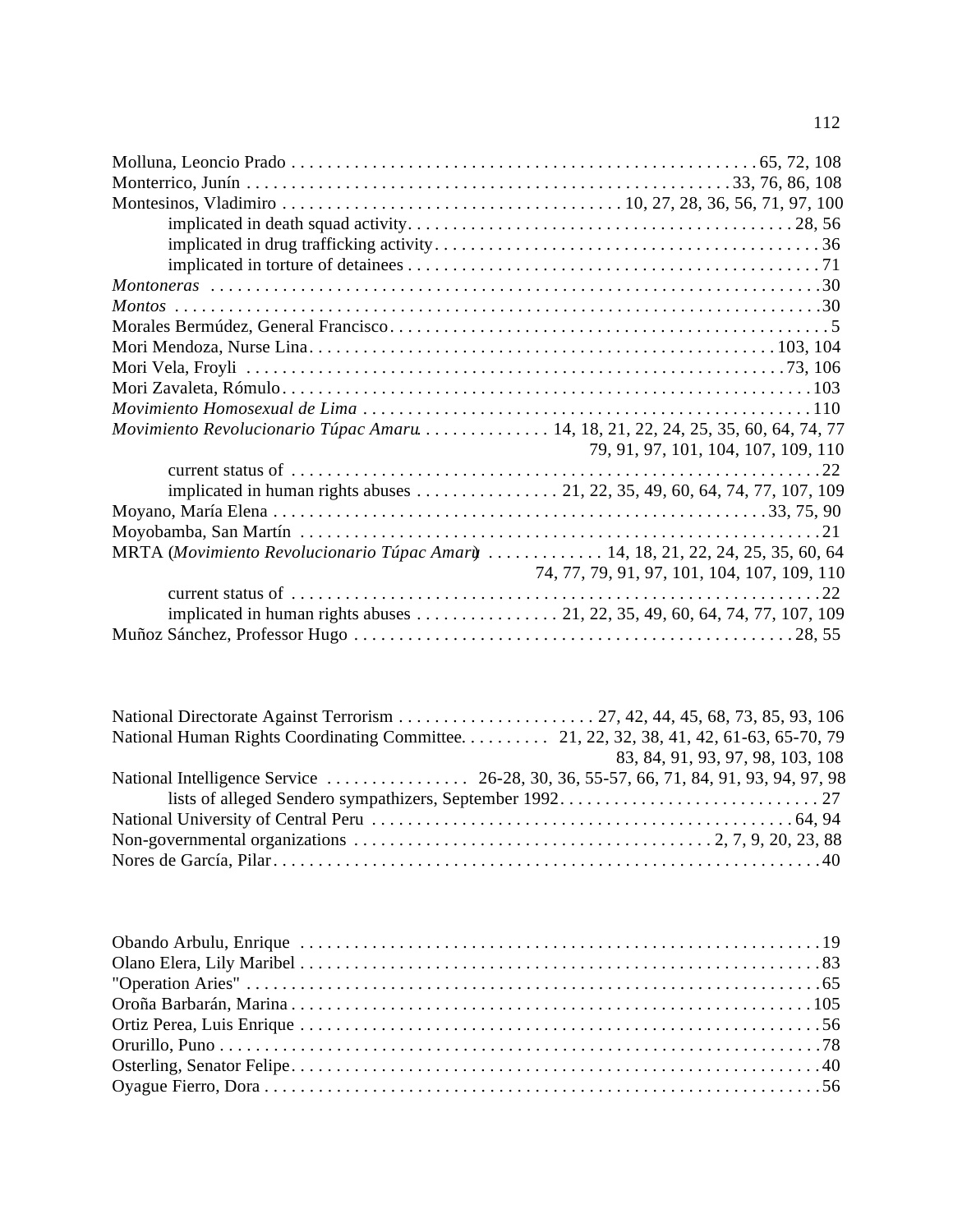Molluna, Leoncio Prado . . . . . . . . . . . . . . . . . . . . . . . . . . . . . . . . . . . . . . . . . . . . . . . . . . 65, 72, 108
Monterrico, Junín . . . . . . . . . . . . . . . . . . . . . . . . . . . . . . . . . . . . . . . . . . . . . . . . . . . . 33, 76, 86, 108
Montesinos, Vladimiro . . . . . . . . . . . . . . . . . . . . . . . . . . . . . . . . . . . . 10, 27, 28, 36, 56, 71, 97, 100
    implicated in death squad activity. . . . . . . . . . . . . . . . . . . . . . . . . . . . . . . . . . . . . . . . . 28, 56
    implicated in drug trafficking activity. . . . . . . . . . . . . . . . . . . . . . . . . . . . . . . . . . . . . . . . . 36
    implicated in torture of detainees . . . . . . . . . . . . . . . . . . . . . . . . . . . . . . . . . . . . . . . . . . . . 71
*Montoneras* . . . . . . . . . . . . . . . . . . . . . . . . . . . . . . . . . . . . . . . . . . . . . . . . . . . . . . . . . . . . . 30
*Montos* . . . . . . . . . . . . . . . . . . . . . . . . . . . . . . . . . . . . . . . . . . . . . . . . . . . . . . . . . . . . . . . . . 30
Morales Bermúdez, General Francisco . . . . . . . . . . . . . . . . . . . . . . . . . . . . . . . . . . . . . . . . . . . . . . 5
Mori Mendoza, Nurse Lina . . . . . . . . . . . . . . . . . . . . . . . . . . . . . . . . . . . . . . . . . . . . . . . . . 103, 104
Mori Vela, Froyli . . . . . . . . . . . . . . . . . . . . . . . . . . . . . . . . . . . . . . . . . . . . . . . . . . . . . . . . 73, 106
Mori Zavaleta, Rómulo . . . . . . . . . . . . . . . . . . . . . . . . . . . . . . . . . . . . . . . . . . . . . . . . . . . . . . . 103
*Movimiento Homosexual de Lima* . . . . . . . . . . . . . . . . . . . . . . . . . . . . . . . . . . . . . . . . . . . . . . . 110
*Movimiento Revolucionario Túpac Amaru* . . . . . . . . . . . . . . 14, 18, 21, 22, 24, 25, 35, 60, 64, 74, 77
    79, 91, 97, 101, 104, 107, 109, 110
    current status of . . . . . . . . . . . . . . . . . . . . . . . . . . . . . . . . . . . . . . . . . . . . . . . . . . . . . . . . . 22
    implicated in human rights abuses . . . . . . . . . . . . . . . . 21, 22, 35, 49, 60, 64, 74, 77, 107, 109
Moyano, María Elena . . . . . . . . . . . . . . . . . . . . . . . . . . . . . . . . . . . . . . . . . . . . . . . . . . . . . 33, 75, 90
Moyobamba, San Martín . . . . . . . . . . . . . . . . . . . . . . . . . . . . . . . . . . . . . . . . . . . . . . . . . . . . . . . . 21
MRTA (*Movimiento Revolucionario Túpac Amaru*) . . . . . . . . . . . . 14, 18, 21, 22, 24, 25, 35, 60, 64
    74, 77, 79, 91, 97, 101, 104, 107, 109, 110
    current status of . . . . . . . . . . . . . . . . . . . . . . . . . . . . . . . . . . . . . . . . . . . . . . . . . . . . . . . . . 22
    implicated in human rights abuses . . . . . . . . . . . . . . . . 21, 22, 35, 49, 60, 64, 74, 77, 107, 109
Muñoz Sánchez, Professor Hugo . . . . . . . . . . . . . . . . . . . . . . . . . . . . . . . . . . . . . . . . . . . . . . . 28, 55

National Directorate Against Terrorism . . . . . . . . . . . . . . . . . . . . . . 27, 42, 44, 45, 68, 73, 85, 93, 106
National Human Rights Coordinating Committee. . . . . . . . . . 21, 22, 32, 38, 41, 42, 61-63, 65-70, 79
    83, 84, 91, 93, 97, 98, 103, 108
National Intelligence Service . . . . . . . . . . . . . . . . 26-28, 30, 36, 55-57, 66, 71, 84, 91, 93, 94, 97, 98
    lists of alleged Sendero sympathizers, September 1992. . . . . . . . . . . . . . . . . . . . . . . . . . . . . 27
National University of Central Peru . . . . . . . . . . . . . . . . . . . . . . . . . . . . . . . . . . . . . . . . . . . . . 64, 94
Non-governmental organizations . . . . . . . . . . . . . . . . . . . . . . . . . . . . . . . . . . . . . . 2, 7, 9, 20, 23, 88
Nores de García, Pilar . . . . . . . . . . . . . . . . . . . . . . . . . . . . . . . . . . . . . . . . . . . . . . . . . . . . . . . . . 40

Obando Arbulu, Enrique . . . . . . . . . . . . . . . . . . . . . . . . . . . . . . . . . . . . . . . . . . . . . . . . . . . . . . . 19
Olano Elera, Lily Maribel . . . . . . . . . . . . . . . . . . . . . . . . . . . . . . . . . . . . . . . . . . . . . . . . . . . . . . 83
"Operation Aries" . . . . . . . . . . . . . . . . . . . . . . . . . . . . . . . . . . . . . . . . . . . . . . . . . . . . . . . . . . . . 65
Oroña Barbarán, Marina . . . . . . . . . . . . . . . . . . . . . . . . . . . . . . . . . . . . . . . . . . . . . . . . . . . . . . 105
Ortiz Perea, Luis Enrique . . . . . . . . . . . . . . . . . . . . . . . . . . . . . . . . . . . . . . . . . . . . . . . . . . . . . . . 56
Orurillo, Puno . . . . . . . . . . . . . . . . . . . . . . . . . . . . . . . . . . . . . . . . . . . . . . . . . . . . . . . . . . . . . . . 78
Osterling, Senator Felipe . . . . . . . . . . . . . . . . . . . . . . . . . . . . . . . . . . . . . . . . . . . . . . . . . . . . . . . 40
Oyague Fierro, Dora . . . . . . . . . . . . . . . . . . . . . . . . . . . . . . . . . . . . . . . . . . . . . . . . . . . . . . . . . . 56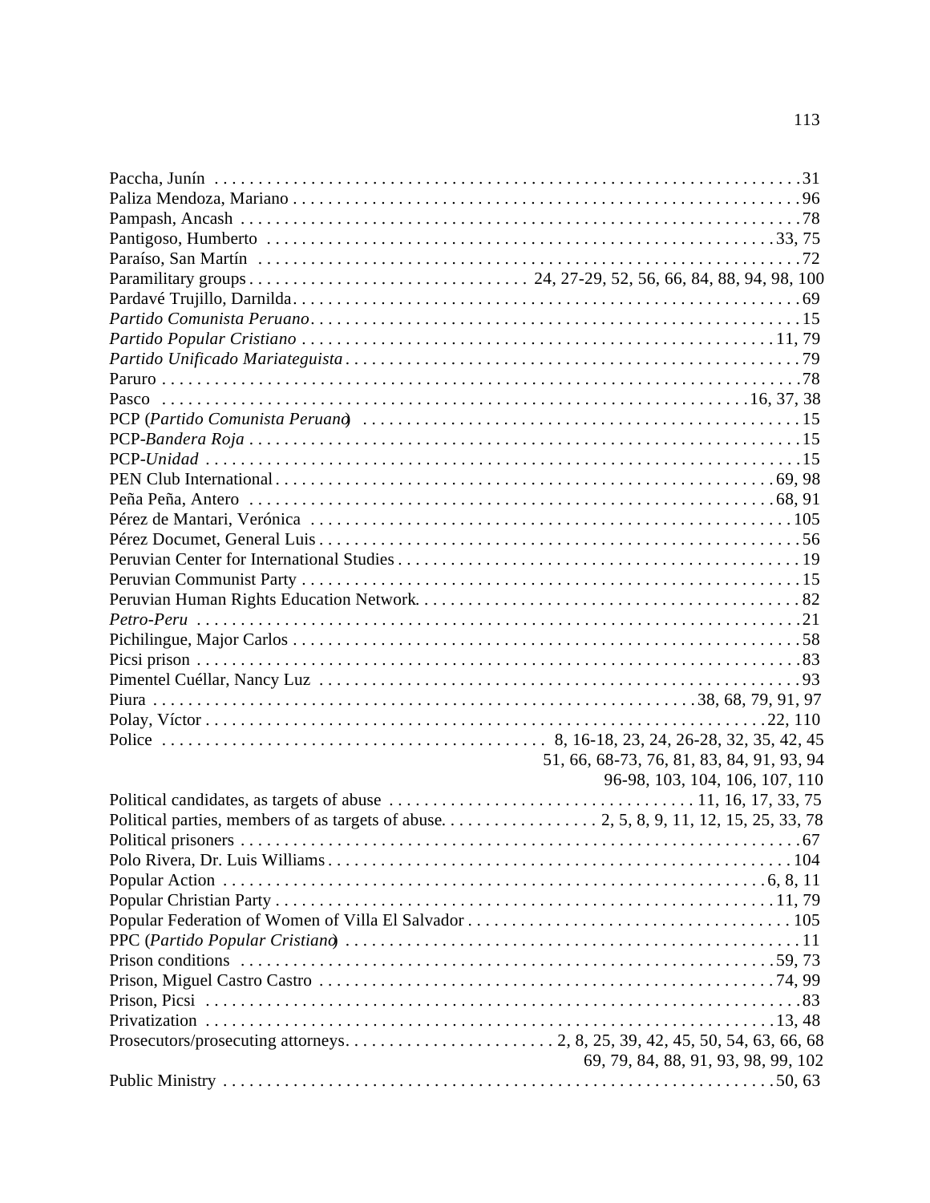Paccha, Junín . . . . . . . . . . . . . . . . . . . . . . . . . . . . . . . . . . . . . . . . . . . . . . . . . . . . . . . . . . . . . . . 31
Paliza Mendoza, Mariano . . . . . . . . . . . . . . . . . . . . . . . . . . . . . . . . . . . . . . . . . . . . . . . . . . . . . . . . . . 96
Pampash, Ancash . . . . . . . . . . . . . . . . . . . . . . . . . . . . . . . . . . . . . . . . . . . . . . . . . . . . . . . . . . . . . . 78
Pantigoso, Humberto . . . . . . . . . . . . . . . . . . . . . . . . . . . . . . . . . . . . . . . . . . . . . . . . . . . . . . . . . 33, 75
Paraíso, San Martín . . . . . . . . . . . . . . . . . . . . . . . . . . . . . . . . . . . . . . . . . . . . . . . . . . . . . . . . . . . . . 72
Paramilitary groups . . . . . . . . . . . . . . . . . . . . . . . . . . . . . . . 24, 27-29, 52, 56, 66, 84, 88, 94, 98, 100
Pardavé Trujillo, Darnilda . . . . . . . . . . . . . . . . . . . . . . . . . . . . . . . . . . . . . . . . . . . . . . . . . . . . . . . . . 69
*Partido Comunista Peruano* . . . . . . . . . . . . . . . . . . . . . . . . . . . . . . . . . . . . . . . . . . . . . . . . . . . . . . . . 15
*Partido Popular Cristiano* . . . . . . . . . . . . . . . . . . . . . . . . . . . . . . . . . . . . . . . . . . . . . . . . . . . . . . 11, 79
*Partido Unificado Mariateguista* . . . . . . . . . . . . . . . . . . . . . . . . . . . . . . . . . . . . . . . . . . . . . . . . . . . . 79
Paruro . . . . . . . . . . . . . . . . . . . . . . . . . . . . . . . . . . . . . . . . . . . . . . . . . . . . . . . . . . . . . . . . . . . . . . . 78
Pasco . . . . . . . . . . . . . . . . . . . . . . . . . . . . . . . . . . . . . . . . . . . . . . . . . . . . . . . . . . . . . . . . . 16, 37, 38
PCP (*Partido Comunista Peruano*) . . . . . . . . . . . . . . . . . . . . . . . . . . . . . . . . . . . . . . . . . . . . . . . . . . . 15
PCP-*Bandera Roja* . . . . . . . . . . . . . . . . . . . . . . . . . . . . . . . . . . . . . . . . . . . . . . . . . . . . . . . . . . . . . . 15
PCP-*Unidad* . . . . . . . . . . . . . . . . . . . . . . . . . . . . . . . . . . . . . . . . . . . . . . . . . . . . . . . . . . . . . . . . . . 15
PEN Club International . . . . . . . . . . . . . . . . . . . . . . . . . . . . . . . . . . . . . . . . . . . . . . . . . . . . . . . . . 69, 98
Peña Peña, Antero . . . . . . . . . . . . . . . . . . . . . . . . . . . . . . . . . . . . . . . . . . . . . . . . . . . . . . . . . . . . 68, 91
Pérez de Mantari, Verónica . . . . . . . . . . . . . . . . . . . . . . . . . . . . . . . . . . . . . . . . . . . . . . . . . . . . . . . 105
Pérez Documet, General Luis . . . . . . . . . . . . . . . . . . . . . . . . . . . . . . . . . . . . . . . . . . . . . . . . . . . . . . . 56
Peruvian Center for International Studies . . . . . . . . . . . . . . . . . . . . . . . . . . . . . . . . . . . . . . . . . . . . . . 19
Peruvian Communist Party . . . . . . . . . . . . . . . . . . . . . . . . . . . . . . . . . . . . . . . . . . . . . . . . . . . . . . . . . 15
Peruvian Human Rights Education Network . . . . . . . . . . . . . . . . . . . . . . . . . . . . . . . . . . . . . . . . . . . . 82
*Petro-Peru* . . . . . . . . . . . . . . . . . . . . . . . . . . . . . . . . . . . . . . . . . . . . . . . . . . . . . . . . . . . . . . . . . . . 21
Pichilingue, Major Carlos . . . . . . . . . . . . . . . . . . . . . . . . . . . . . . . . . . . . . . . . . . . . . . . . . . . . . . . . . . 58
Picsi prison . . . . . . . . . . . . . . . . . . . . . . . . . . . . . . . . . . . . . . . . . . . . . . . . . . . . . . . . . . . . . . . . . . . 83
Pimentel Cuéllar, Nancy Luz . . . . . . . . . . . . . . . . . . . . . . . . . . . . . . . . . . . . . . . . . . . . . . . . . . . . . . . 93
Piura . . . . . . . . . . . . . . . . . . . . . . . . . . . . . . . . . . . . . . . . . . . . . . . . . . . . . . . . . . . . . 38, 68, 79, 91, 97
Polay, Víctor . . . . . . . . . . . . . . . . . . . . . . . . . . . . . . . . . . . . . . . . . . . . . . . . . . . . . . . . . . . . . . . 22, 110
Police . . . . . . . . . . . . . . . . . . . . . . . . . . . . . . . . . . . . . . . . . . 8, 16-18, 23, 24, 26-28, 32, 35, 42, 45
51, 66, 68-73, 76, 81, 83, 84, 91, 93, 94
96-98, 103, 104, 106, 107, 110
Political candidates, as targets of abuse . . . . . . . . . . . . . . . . . . . . . . . . . . . . . . . . . . 11, 16, 17, 33, 75
Political parties, members of as targets of abuse . . . . . . . . . . . . . . . . . . 2, 5, 8, 9, 11, 12, 15, 25, 33, 78
Political prisoners . . . . . . . . . . . . . . . . . . . . . . . . . . . . . . . . . . . . . . . . . . . . . . . . . . . . . . . . . . . . . . . 67
Polo Rivera, Dr. Luis Williams . . . . . . . . . . . . . . . . . . . . . . . . . . . . . . . . . . . . . . . . . . . . . . . . . . . . . 104
Popular Action . . . . . . . . . . . . . . . . . . . . . . . . . . . . . . . . . . . . . . . . . . . . . . . . . . . . . . . . . . . . . 6, 8, 11
Popular Christian Party . . . . . . . . . . . . . . . . . . . . . . . . . . . . . . . . . . . . . . . . . . . . . . . . . . . . . . . . . 11, 79
Popular Federation of Women of Villa El Salvador . . . . . . . . . . . . . . . . . . . . . . . . . . . . . . . . . . . . . . 105
PPC (*Partido Popular Cristiano*) . . . . . . . . . . . . . . . . . . . . . . . . . . . . . . . . . . . . . . . . . . . . . . . . . . . . 11
Prison conditions . . . . . . . . . . . . . . . . . . . . . . . . . . . . . . . . . . . . . . . . . . . . . . . . . . . . . . . . . . . . 59, 73
Prison, Miguel Castro Castro . . . . . . . . . . . . . . . . . . . . . . . . . . . . . . . . . . . . . . . . . . . . . . . . . . . . 74, 99
Prison, Picsi . . . . . . . . . . . . . . . . . . . . . . . . . . . . . . . . . . . . . . . . . . . . . . . . . . . . . . . . . . . . . . . . . . . 83
Privatization . . . . . . . . . . . . . . . . . . . . . . . . . . . . . . . . . . . . . . . . . . . . . . . . . . . . . . . . . . . . . . . . 13, 48
Prosecutors/prosecuting attorneys . . . . . . . . . . . . . . . . . . . . . . . . 2, 8, 25, 39, 42, 45, 50, 54, 63, 66, 68
69, 79, 84, 88, 91, 93, 98, 99, 102
Public Ministry . . . . . . . . . . . . . . . . . . . . . . . . . . . . . . . . . . . . . . . . . . . . . . . . . . . . . . . . . . . . . . . 50, 63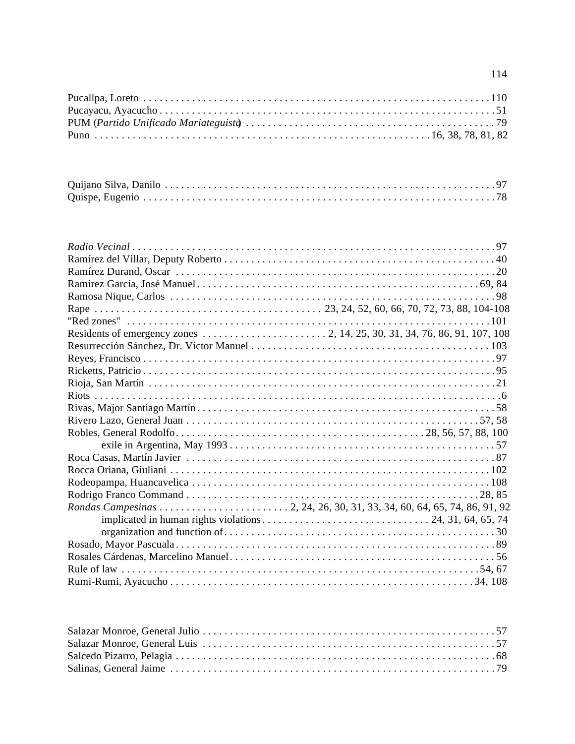Pucallpa, Loreto . . . . . . . . . . . . . . . . . . . . . . . . . . . . . . . . . . . . . . . . . . . . . . . . . . . . . . . . . . . . . . . 110
Pucayacu, Ayacucho . . . . . . . . . . . . . . . . . . . . . . . . . . . . . . . . . . . . . . . . . . . . . . . . . . . . . . . . . . . . . . 51
PUM (*Partido Unificado Mariateguista*) . . . . . . . . . . . . . . . . . . . . . . . . . . . . . . . . . . . . . . . . . . . . . . . 79
Puno . . . . . . . . . . . . . . . . . . . . . . . . . . . . . . . . . . . . . . . . . . . . . . . . . . . . . . . . . . . 16, 38, 78, 81, 82

Quijano Silva, Danilo . . . . . . . . . . . . . . . . . . . . . . . . . . . . . . . . . . . . . . . . . . . . . . . . . . . . . . . . . . . . . 97
Quispe, Eugenio . . . . . . . . . . . . . . . . . . . . . . . . . . . . . . . . . . . . . . . . . . . . . . . . . . . . . . . . . . . . . . . . . 78

*Radio Vecinal* . . . . . . . . . . . . . . . . . . . . . . . . . . . . . . . . . . . . . . . . . . . . . . . . . . . . . . . . . . . . . . . . . . 97
Ramírez del Villar, Deputy Roberto . . . . . . . . . . . . . . . . . . . . . . . . . . . . . . . . . . . . . . . . . . . . . . . . . . . 40
Ramírez Durand, Oscar . . . . . . . . . . . . . . . . . . . . . . . . . . . . . . . . . . . . . . . . . . . . . . . . . . . . . . . . . . . . 20
Ramírez García, José Manuel . . . . . . . . . . . . . . . . . . . . . . . . . . . . . . . . . . . . . . . . . . . . . . . . . . . . 69, 84
Ramosa Nique, Carlos . . . . . . . . . . . . . . . . . . . . . . . . . . . . . . . . . . . . . . . . . . . . . . . . . . . . . . . . . . . . 98
Rape . . . . . . . . . . . . . . . . . . . . . . . . . . . . . . . . . . . . . . . . . 23, 24, 52, 60, 66, 70, 72, 73, 88, 104-108
"Red zones" . . . . . . . . . . . . . . . . . . . . . . . . . . . . . . . . . . . . . . . . . . . . . . . . . . . . . . . . . . . . . . . . . . . 101
Residents of emergency zones . . . . . . . . . . . . . . . . . . . . . . . 2, 14, 25, 30, 31, 34, 76, 86, 91, 107, 108
Resurrección Sánchez, Dr. Víctor Manuel . . . . . . . . . . . . . . . . . . . . . . . . . . . . . . . . . . . . . . . . . . . . . 103
Reyes, Francisco . . . . . . . . . . . . . . . . . . . . . . . . . . . . . . . . . . . . . . . . . . . . . . . . . . . . . . . . . . . . . . . . . 97
Ricketts, Patricio . . . . . . . . . . . . . . . . . . . . . . . . . . . . . . . . . . . . . . . . . . . . . . . . . . . . . . . . . . . . . . . . . 95
Rioja, San Martín . . . . . . . . . . . . . . . . . . . . . . . . . . . . . . . . . . . . . . . . . . . . . . . . . . . . . . . . . . . . . . . . 21
Riots . . . . . . . . . . . . . . . . . . . . . . . . . . . . . . . . . . . . . . . . . . . . . . . . . . . . . . . . . . . . . . . . . . . . . . . . . . . 6
Rivas, Major Santiago Martín . . . . . . . . . . . . . . . . . . . . . . . . . . . . . . . . . . . . . . . . . . . . . . . . . . . . . . . . 58
Rivero Lazo, General Juan . . . . . . . . . . . . . . . . . . . . . . . . . . . . . . . . . . . . . . . . . . . . . . . . . . . . . . 57, 58
Robles, General Rodolfo . . . . . . . . . . . . . . . . . . . . . . . . . . . . . . . . . . . . . . . . . . . . . 28, 56, 57, 88, 100
    exile in Argentina, May 1993 . . . . . . . . . . . . . . . . . . . . . . . . . . . . . . . . . . . . . . . . . . . . . . . . . . . 57
Roca Casas, Martín Javier . . . . . . . . . . . . . . . . . . . . . . . . . . . . . . . . . . . . . . . . . . . . . . . . . . . . . . . . . 87
Rocca Oriana, Giuliani . . . . . . . . . . . . . . . . . . . . . . . . . . . . . . . . . . . . . . . . . . . . . . . . . . . . . . . . . . . 102
Rodeopampa, Huancavelica . . . . . . . . . . . . . . . . . . . . . . . . . . . . . . . . . . . . . . . . . . . . . . . . . . . . . . . 108
Rodrigo Franco Command . . . . . . . . . . . . . . . . . . . . . . . . . . . . . . . . . . . . . . . . . . . . . . . . . . . . . . 28, 85
*Rondas Campesinas* . . . . . . . . . . . . . . . . . . . . . . . . 2, 24, 26, 30, 31, 33, 34, 60, 64, 65, 74, 86, 91, 92
    implicated in human rights violations . . . . . . . . . . . . . . . . . . . . . . . . . . . . . . . 24, 31, 64, 65, 74
    organization and function of . . . . . . . . . . . . . . . . . . . . . . . . . . . . . . . . . . . . . . . . . . . . . . . . . . . 30
Rosado, Mayor Pascuala . . . . . . . . . . . . . . . . . . . . . . . . . . . . . . . . . . . . . . . . . . . . . . . . . . . . . . . . . . 89
Rosales Cárdenas, Marcelino Manuel . . . . . . . . . . . . . . . . . . . . . . . . . . . . . . . . . . . . . . . . . . . . . . . . 56
Rule of law . . . . . . . . . . . . . . . . . . . . . . . . . . . . . . . . . . . . . . . . . . . . . . . . . . . . . . . . . . . . . . . . . 54, 67
Rumi-Rumi, Ayacucho . . . . . . . . . . . . . . . . . . . . . . . . . . . . . . . . . . . . . . . . . . . . . . . . . . . . . . . 34, 108

Salazar Monroe, General Julio . . . . . . . . . . . . . . . . . . . . . . . . . . . . . . . . . . . . . . . . . . . . . . . . . . . . . 57
Salazar Monroe, General Luis . . . . . . . . . . . . . . . . . . . . . . . . . . . . . . . . . . . . . . . . . . . . . . . . . . . . . 57
Salcedo Pizarro, Pelagia . . . . . . . . . . . . . . . . . . . . . . . . . . . . . . . . . . . . . . . . . . . . . . . . . . . . . . . . . . 68
Salinas, General Jaime . . . . . . . . . . . . . . . . . . . . . . . . . . . . . . . . . . . . . . . . . . . . . . . . . . . . . . . . . . . 79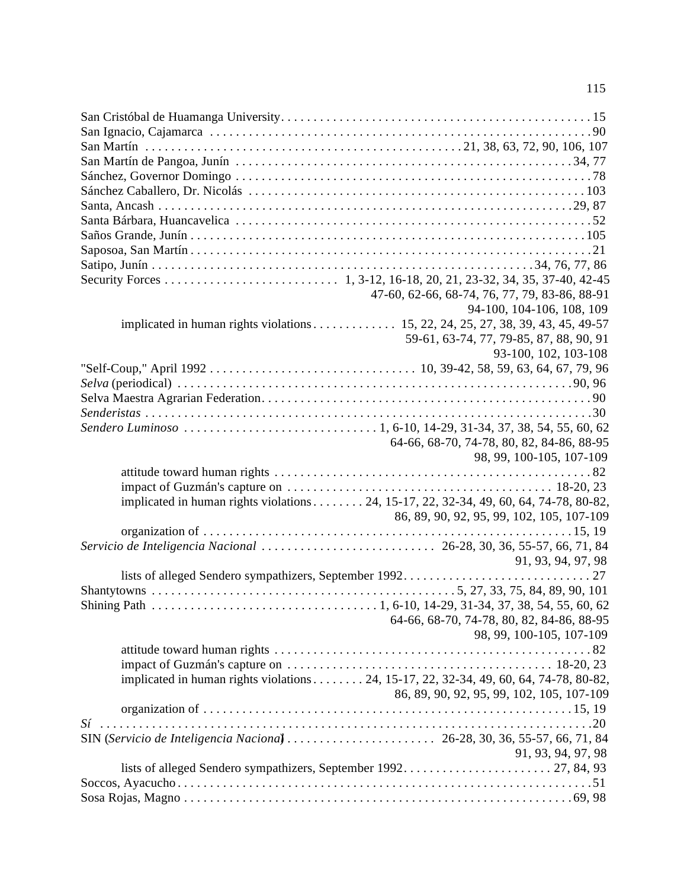San Cristóbal de Huamanga University . . . . . . . . . . . . . . . . . . . . . . . . . . . . . . . . . . . . . . . . . . . . . . . . 15
San Ignacio, Cajamarca . . . . . . . . . . . . . . . . . . . . . . . . . . . . . . . . . . . . . . . . . . . . . . . . . . . . . . . . . 90
San Martín . . . . . . . . . . . . . . . . . . . . . . . . . . . . . . . . . . . . . . . . . . . . . 21, 38, 63, 72, 90, 106, 107
San Martín de Pangoa, Junín . . . . . . . . . . . . . . . . . . . . . . . . . . . . . . . . . . . . . . . . . . . . . . . . . . 34, 77
Sánchez, Governor Domingo . . . . . . . . . . . . . . . . . . . . . . . . . . . . . . . . . . . . . . . . . . . . . . . . . . . . . 78
Sánchez Caballero, Dr. Nicolás . . . . . . . . . . . . . . . . . . . . . . . . . . . . . . . . . . . . . . . . . . . . . . . . . . 103
Santa, Ancash . . . . . . . . . . . . . . . . . . . . . . . . . . . . . . . . . . . . . . . . . . . . . . . . . . . . . . . . . . . . . . 29, 87
Santa Bárbara, Huancavelica . . . . . . . . . . . . . . . . . . . . . . . . . . . . . . . . . . . . . . . . . . . . . . . . . . . . . 52
Saños Grande, Junín . . . . . . . . . . . . . . . . . . . . . . . . . . . . . . . . . . . . . . . . . . . . . . . . . . . . . . . . . . 105
Saposoa, San Martín . . . . . . . . . . . . . . . . . . . . . . . . . . . . . . . . . . . . . . . . . . . . . . . . . . . . . . . . . . . 21
Satipo, Junín . . . . . . . . . . . . . . . . . . . . . . . . . . . . . . . . . . . . . . . . . . . . . . . . . . . . . . . 34, 76, 77, 86
Security Forces . . . . . . . . . . . . . . . . . . . . . . . . . . . 1, 3-12, 16-18, 20, 21, 23-32, 34, 35, 37-40, 42-45
47-60, 62-66, 68-74, 76, 77, 79, 83-86, 88-91
94-100, 104-106, 108, 109
    implicated in human rights violations . . . . . . . . . . . . . 15, 22, 24, 25, 27, 38, 39, 43, 45, 49-57
59-61, 63-74, 77, 79-85, 87, 88, 90, 91
93-100, 102, 103-108
"Self-Coup," April 1992 . . . . . . . . . . . . . . . . . . . . . . . . . . . . . . . . 10, 39-42, 58, 59, 63, 64, 67, 79, 96
*Selva* (periodical) . . . . . . . . . . . . . . . . . . . . . . . . . . . . . . . . . . . . . . . . . . . . . . . . . . . . . . . . . 90, 96
Selva Maestra Agrarian Federation . . . . . . . . . . . . . . . . . . . . . . . . . . . . . . . . . . . . . . . . . . . . . . . . . 90
*Senderistas* . . . . . . . . . . . . . . . . . . . . . . . . . . . . . . . . . . . . . . . . . . . . . . . . . . . . . . . . . . . . . . . . 30
*Sendero Luminoso* . . . . . . . . . . . . . . . . . . . . . . . . . . . . . . 1, 6-10, 14-29, 31-34, 37, 38, 54, 55, 60, 62
64-66, 68-70, 74-78, 80, 82, 84-86, 88-95
98, 99, 100-105, 107-109
    attitude toward human rights . . . . . . . . . . . . . . . . . . . . . . . . . . . . . . . . . . . . . . . . . . . . . . . . . 82
    impact of Guzmán's capture on . . . . . . . . . . . . . . . . . . . . . . . . . . . . . . . . . . . . . . . . 18-20, 23
    implicated in human rights violations . . . . . . . . 24, 15-17, 22, 32-34, 49, 60, 64, 74-78, 80-82,
86, 89, 90, 92, 95, 99, 102, 105, 107-109
    organization of . . . . . . . . . . . . . . . . . . . . . . . . . . . . . . . . . . . . . . . . . . . . . . . . . . . . . . . . 15, 19
*Servicio de Inteligencia Nacional* . . . . . . . . . . . . . . . . . . . . . . . . . . . 26-28, 30, 36, 55-57, 66, 71, 84
91, 93, 94, 97, 98
    lists of alleged Sendero sympathizers, September 1992 . . . . . . . . . . . . . . . . . . . . . . . . . . . . . 27
Shantytowns . . . . . . . . . . . . . . . . . . . . . . . . . . . . . . . . . . . . . . . . . . . . . . 5, 27, 33, 75, 84, 89, 90, 101
Shining Path . . . . . . . . . . . . . . . . . . . . . . . . . . . . . . . . . . . 1, 6-10, 14-29, 31-34, 37, 38, 54, 55, 60, 62
64-66, 68-70, 74-78, 80, 82, 84-86, 88-95
98, 99, 100-105, 107-109
    attitude toward human rights . . . . . . . . . . . . . . . . . . . . . . . . . . . . . . . . . . . . . . . . . . . . . . . . . 82
    impact of Guzmán's capture on . . . . . . . . . . . . . . . . . . . . . . . . . . . . . . . . . . . . . . . . 18-20, 23
    implicated in human rights violations . . . . . . . . 24, 15-17, 22, 32-34, 49, 60, 64, 74-78, 80-82,
86, 89, 90, 92, 95, 99, 102, 105, 107-109
    organization of . . . . . . . . . . . . . . . . . . . . . . . . . . . . . . . . . . . . . . . . . . . . . . . . . . . . . . . . 15, 19
*Sí* . . . . . . . . . . . . . . . . . . . . . . . . . . . . . . . . . . . . . . . . . . . . . . . . . . . . . . . . . . . . . . . . . . . . . . . 20
SIN (*Servicio de Inteligencia Nacional*) . . . . . . . . . . . . . . . . . . . . . . . 26-28, 30, 36, 55-57, 66, 71, 84
91, 93, 94, 97, 98
    lists of alleged Sendero sympathizers, September 1992 . . . . . . . . . . . . . . . . . . . . . . . 27, 84, 93
Soccos, Ayacucho . . . . . . . . . . . . . . . . . . . . . . . . . . . . . . . . . . . . . . . . . . . . . . . . . . . . . . . . . . . . . 51
Sosa Rojas, Magno . . . . . . . . . . . . . . . . . . . . . . . . . . . . . . . . . . . . . . . . . . . . . . . . . . . . . . . . . 69, 98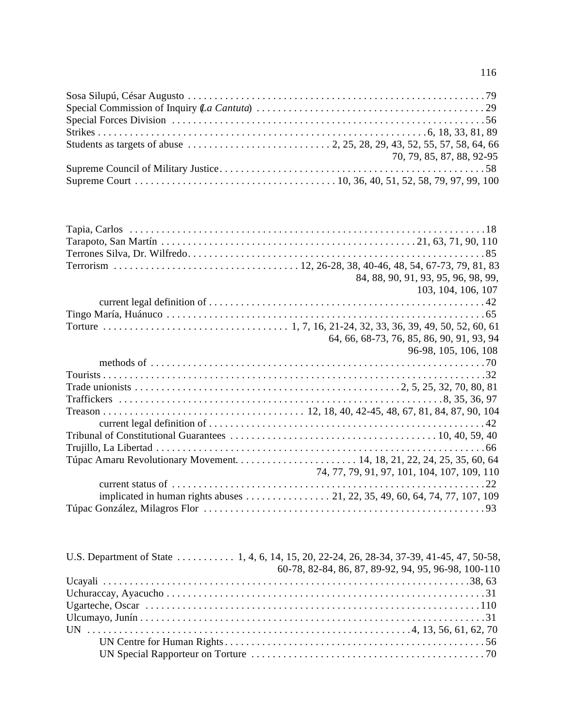Sosa Silupú, César Augusto . . . . . . . . . . . . . . . . . . . . . . . . . . . . . . . . . . . . . . . . . . . . . . . . . . . . 79
Special Commission of Inquiry (*La Cantuta*) . . . . . . . . . . . . . . . . . . . . . . . . . . . . . . . . . . . . . . . . . . 29
Special Forces Division . . . . . . . . . . . . . . . . . . . . . . . . . . . . . . . . . . . . . . . . . . . . . . . . . . . . . . . . 56
Strikes . . . . . . . . . . . . . . . . . . . . . . . . . . . . . . . . . . . . . . . . . . . . . . . . . . . . . . . . . . . 6, 18, 33, 81, 89
Students as targets of abuse . . . . . . . . . . . . . . . . . . . . . . . . . . 2, 25, 28, 29, 43, 52, 55, 57, 58, 64, 66
70, 79, 85, 87, 88, 92-95
Supreme Council of Military Justice . . . . . . . . . . . . . . . . . . . . . . . . . . . . . . . . . . . . . . . . . . . . . . . . . 58
Supreme Court . . . . . . . . . . . . . . . . . . . . . . . . . . . . . . . . . . . . . 10, 36, 40, 51, 52, 58, 79, 97, 99, 100

Tapia, Carlos . . . . . . . . . . . . . . . . . . . . . . . . . . . . . . . . . . . . . . . . . . . . . . . . . . . . . . . . . . . . . . . . . 18
Tarapoto, San Martín . . . . . . . . . . . . . . . . . . . . . . . . . . . . . . . . . . . . . . . . . . . . . . . 21, 63, 71, 90, 110
Terrones Silva, Dr. Wilfredo . . . . . . . . . . . . . . . . . . . . . . . . . . . . . . . . . . . . . . . . . . . . . . . . . . . . . . 85
Terrorism . . . . . . . . . . . . . . . . . . . . . . . . . . . . . . . . . . 12, 26-28, 38, 40-46, 48, 54, 67-73, 79, 81, 83
84, 88, 90, 91, 93, 95, 96, 98, 99,
103, 104, 106, 107
    current legal definition of . . . . . . . . . . . . . . . . . . . . . . . . . . . . . . . . . . . . . . . . . . . . . . . . . . . 42
Tingo María, Huánuco . . . . . . . . . . . . . . . . . . . . . . . . . . . . . . . . . . . . . . . . . . . . . . . . . . . . . . . . . . 65
Torture . . . . . . . . . . . . . . . . . . . . . . . . . . . . . . . . . . 1, 7, 16, 21-24, 32, 33, 36, 39, 49, 50, 52, 60, 61
64, 66, 68-73, 76, 85, 86, 90, 91, 93, 94
96-98, 105, 106, 108
    methods of . . . . . . . . . . . . . . . . . . . . . . . . . . . . . . . . . . . . . . . . . . . . . . . . . . . . . . . . . . . . . . . 70
Tourists . . . . . . . . . . . . . . . . . . . . . . . . . . . . . . . . . . . . . . . . . . . . . . . . . . . . . . . . . . . . . . . . . . . . . . 32
Trade unionists . . . . . . . . . . . . . . . . . . . . . . . . . . . . . . . . . . . . . . . . . . . . . . . . . . 2, 5, 25, 32, 70, 80, 81
Traffickers . . . . . . . . . . . . . . . . . . . . . . . . . . . . . . . . . . . . . . . . . . . . . . . . . . . . . . . . . . . 8, 35, 36, 97
Treason . . . . . . . . . . . . . . . . . . . . . . . . . . . . . . . . . . . . . 12, 18, 40, 42-45, 48, 67, 81, 84, 87, 90, 104
    current legal definition of . . . . . . . . . . . . . . . . . . . . . . . . . . . . . . . . . . . . . . . . . . . . . . . . . . . 42
Tribunal of Constitutional Guarantees . . . . . . . . . . . . . . . . . . . . . . . . . . . . . . . . . . . . . . . . 10, 40, 59, 40
Trujillo, La Libertad . . . . . . . . . . . . . . . . . . . . . . . . . . . . . . . . . . . . . . . . . . . . . . . . . . . . . . . . . . . . 66
Túpac Amaru Revolutionary Movement . . . . . . . . . . . . . . . . . . . . . . . 14, 18, 21, 22, 24, 25, 35, 60, 64
74, 77, 79, 91, 97, 101, 104, 107, 109, 110
    current status of . . . . . . . . . . . . . . . . . . . . . . . . . . . . . . . . . . . . . . . . . . . . . . . . . . . . . . . . . . . 22
    implicated in human rights abuses . . . . . . . . . . . . . . . . 21, 22, 35, 49, 60, 64, 74, 77, 107, 109
Túpac González, Milagros Flor . . . . . . . . . . . . . . . . . . . . . . . . . . . . . . . . . . . . . . . . . . . . . . . . . . . 93

U.S. Department of State . . . . . . . . . . . 1, 4, 6, 14, 15, 20, 22-24, 26, 28-34, 37-39, 41-45, 47, 50-58,
60-78, 82-84, 86, 87, 89-92, 94, 95, 96-98, 100-110
Ucayali . . . . . . . . . . . . . . . . . . . . . . . . . . . . . . . . . . . . . . . . . . . . . . . . . . . . . . . . . . . . . . . . . . . 38, 63
Uchuraccay, Ayacucho . . . . . . . . . . . . . . . . . . . . . . . . . . . . . . . . . . . . . . . . . . . . . . . . . . . . . . . . . . 31
Ugarteche, Oscar . . . . . . . . . . . . . . . . . . . . . . . . . . . . . . . . . . . . . . . . . . . . . . . . . . . . . . . . . . . . 110
Ulcumayo, Junín . . . . . . . . . . . . . . . . . . . . . . . . . . . . . . . . . . . . . . . . . . . . . . . . . . . . . . . . . . . . . . 31
UN . . . . . . . . . . . . . . . . . . . . . . . . . . . . . . . . . . . . . . . . . . . . . . . . . . . . . . . . . . 4, 13, 56, 61, 62, 70
    UN Centre for Human Rights . . . . . . . . . . . . . . . . . . . . . . . . . . . . . . . . . . . . . . . . . . . . . . . . . 56
    UN Special Rapporteur on Torture . . . . . . . . . . . . . . . . . . . . . . . . . . . . . . . . . . . . . . . . . . . . 70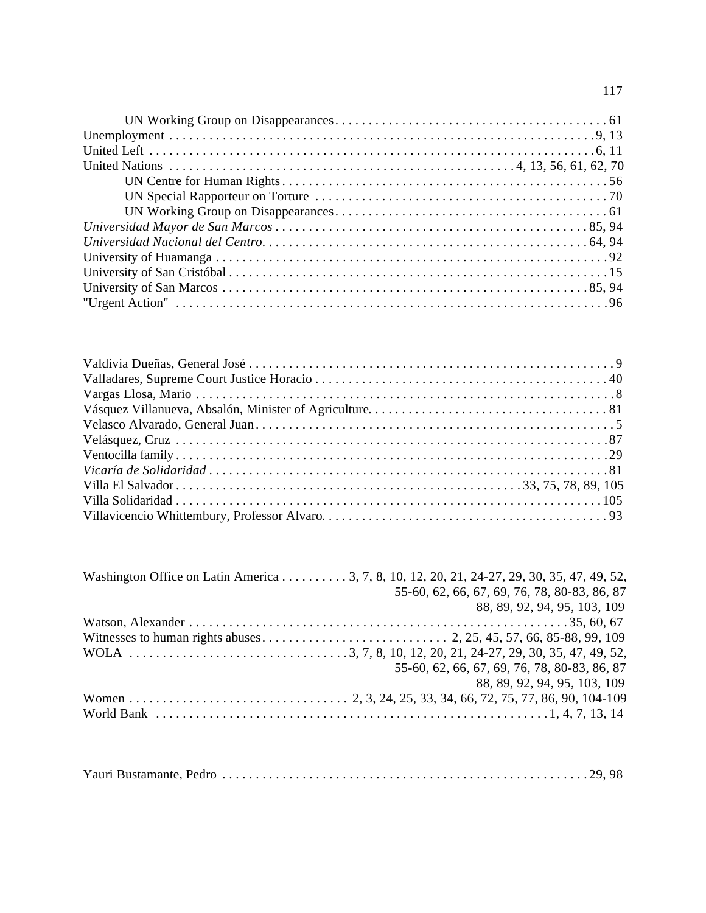UN Working Group on Disappearances . . . 61

Unemployment . . . 9, 13

United Left . . . 6, 11

United Nations . . . 4, 13, 56, 61, 62, 70

UN Centre for Human Rights . . . 56

UN Special Rapporteur on Torture . . . 70

UN Working Group on Disappearances . . . 61

*Universidad Mayor de San Marcos* . . . 85, 94

*Universidad Nacional del Centro* . . . 64, 94

University of Huamanga . . . 92

University of San Cristóbal . . . 15

University of San Marcos . . . 85, 94

"Urgent Action" . . . 96

Valdivia Dueñas, General José . . . 9

Valladares, Supreme Court Justice Horacio . . . 40

Vargas Llosa, Mario . . . 8

Vásquez Villanueva, Absalón, Minister of Agriculture . . . 81

Velasco Alvarado, General Juan . . . 5

Velásquez, Cruz . . . 87

Ventocilla family . . . 29

*Vicaría de Solidaridad* . . . 81

Villa El Salvador . . . 33, 75, 78, 89, 105

Villa Solidaridad . . . 105

Villavicencio Whittembury, Professor Alvaro . . . 93

Washington Office on Latin America . . . 3, 7, 8, 10, 12, 20, 21, 24-27, 29, 30, 35, 47, 49, 52, 55-60, 62, 66, 67, 69, 76, 78, 80-83, 86, 87 88, 89, 92, 94, 95, 103, 109

Watson, Alexander . . . 35, 60, 67

Witnesses to human rights abuses . . . 2, 25, 45, 57, 66, 85-88, 99, 109

WOLA . . . 3, 7, 8, 10, 12, 20, 21, 24-27, 29, 30, 35, 47, 49, 52, 55-60, 62, 66, 67, 69, 76, 78, 80-83, 86, 87 88, 89, 92, 94, 95, 103, 109

Women . . . 2, 3, 24, 25, 33, 34, 66, 72, 75, 77, 86, 90, 104-109

World Bank . . . 1, 4, 7, 13, 14

Yauri Bustamante, Pedro . . . 29, 98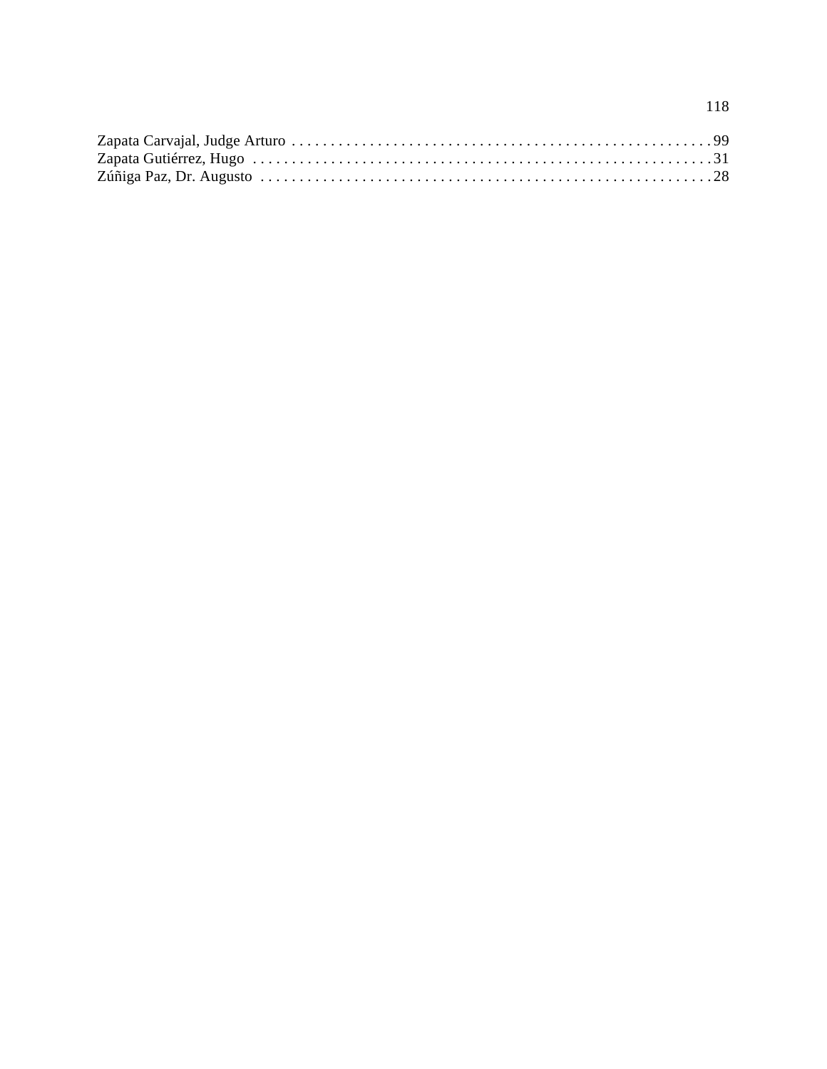Zapata Carvajal, Judge Arturo . . . . . . . . . . . . . . . . . . . . . . . . . . . . . . . . . . . . . . . . . . . . . . . . . . . . . 99
Zapata Gutiérrez, Hugo . . . . . . . . . . . . . . . . . . . . . . . . . . . . . . . . . . . . . . . . . . . . . . . . . . . . . . . . . . . 31
Zúñiga Paz, Dr. Augusto . . . . . . . . . . . . . . . . . . . . . . . . . . . . . . . . . . . . . . . . . . . . . . . . . . . . . . . . . . 28